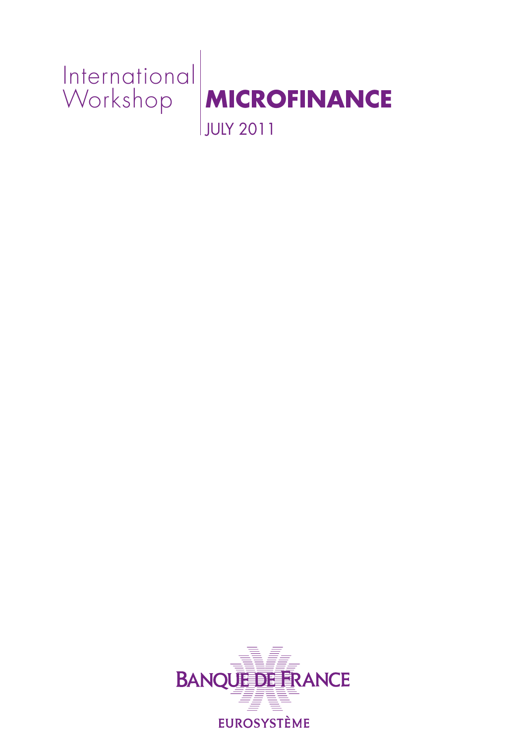International Workshop

# MICROFINANCE

JULY 2011

BANQUE DE FRANCE

EUROSYSTÈME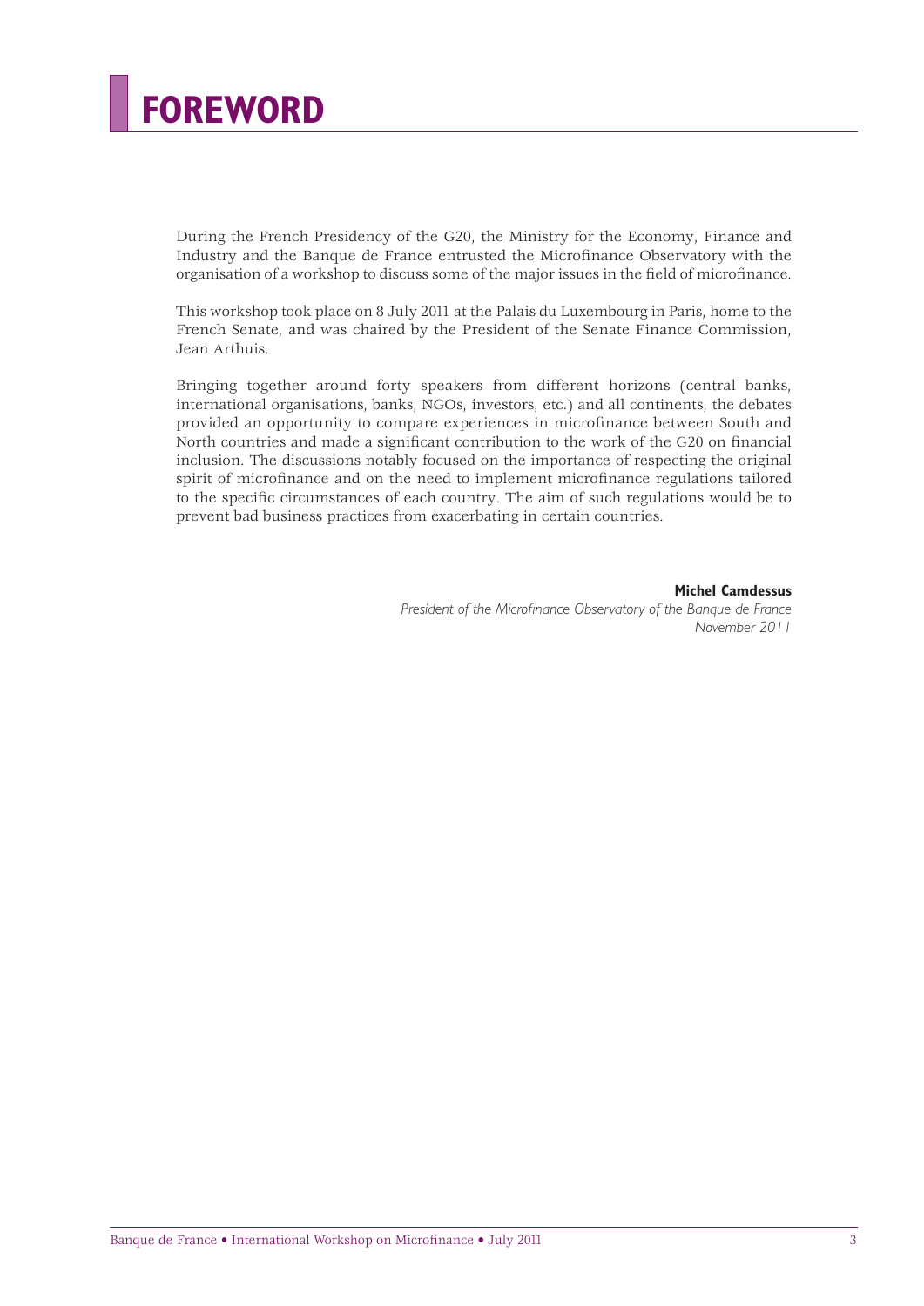# FOREWORD

During the French Presidency of the G20, the Ministry for the Economy, Finance and Industry and the Banque de France entrusted the Microfinance Observatory with the organisation of a workshop to discuss some of the major issues in the field of microfinance.

This workshop took place on 8 July 2011 at the Palais du Luxembourg in Paris, home to the French Senate, and was chaired by the President of the Senate Finance Commission, Jean Arthuis.

Bringing together around forty speakers from different horizons (central banks, international organisations, banks, NGOs, investors, etc.) and all continents, the debates provided an opportunity to compare experiences in microfinance between South and North countries and made a significant contribution to the work of the G20 on financial inclusion. The discussions notably focused on the importance of respecting the original spirit of microfinance and on the need to implement microfinance regulations tailored to the specific circumstances of each country. The aim of such regulations would be to prevent bad business practices from exacerbating in certain countries.

**Michel Camdessus**
*President of the Microfinance Observatory of the Banque de France*
*November 2011*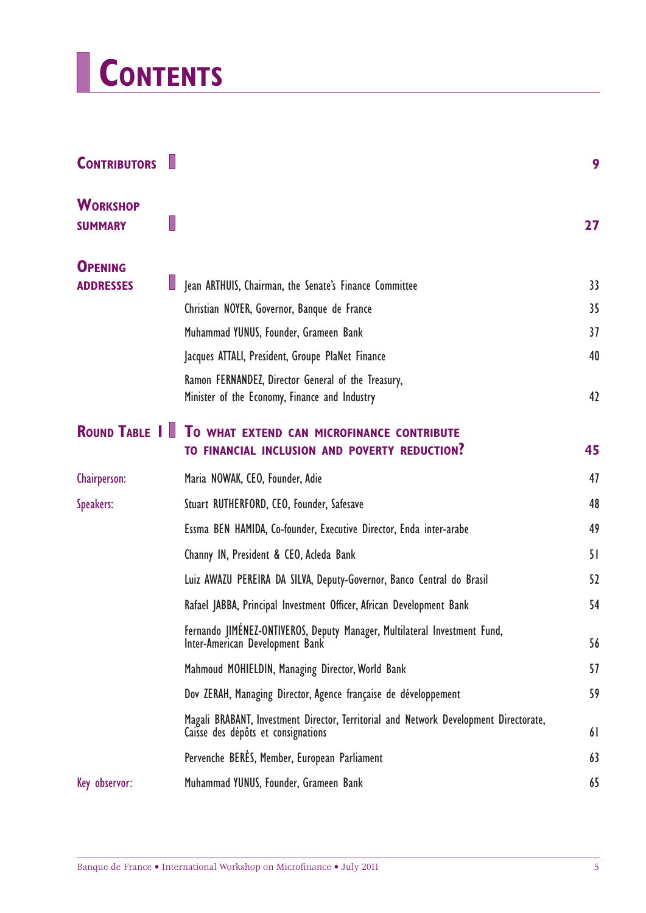# CONTENTS

| | | |
|---|---|---|
| **CONTRIBUTORS** | | **9** |
| **WORKSHOP SUMMARY** | | **27** |
| **OPENING ADDRESSES** | Jean ARTHUIS, Chairman, the Senate's Finance Committee | 33 |
| | Christian NOYER, Governor, Banque de France | 35 |
| | Muhammad YUNUS, Founder, Grameen Bank | 37 |
| | Jacques ATTALI, President, Groupe PlaNet Finance | 40 |
| | Ramon FERNANDEZ, Director General of the Treasury, Minister of the Economy, Finance and Industry | 42 |
| **ROUND TABLE I** | **TO WHAT EXTEND CAN MICROFINANCE CONTRIBUTE TO FINANCIAL INCLUSION AND POVERTY REDUCTION?** | **45** |
| Chairperson: | Maria NOWAK, CEO, Founder, Adie | 47 |
| Speakers: | Stuart RUTHERFORD, CEO, Founder, Safesave | 48 |
| | Essma BEN HAMIDA, Co-founder, Executive Director, Enda inter-arabe | 49 |
| | Channy IN, President & CEO, Acleda Bank | 51 |
| | Luiz AWAZU PEREIRA DA SILVA, Deputy-Governor, Banco Central do Brasil | 52 |
| | Rafael JABBA, Principal Investment Officer, African Development Bank | 54 |
| | Fernando JIMÉNEZ-ONTIVEROS, Deputy Manager, Multilateral Investment Fund, Inter-American Development Bank | 56 |
| | Mahmoud MOHIELDIN, Managing Director, World Bank | 57 |
| | Dov ZERAH, Managing Director, Agence française de développement | 59 |
| | Magali BRABANT, Investment Director, Territorial and Network Development Directorate, Caisse des dépôts et consignations | 61 |
| | Pervenche BERÈS, Member, European Parliament | 63 |
| Key observor: | Muhammad YUNUS, Founder, Grameen Bank | 65 |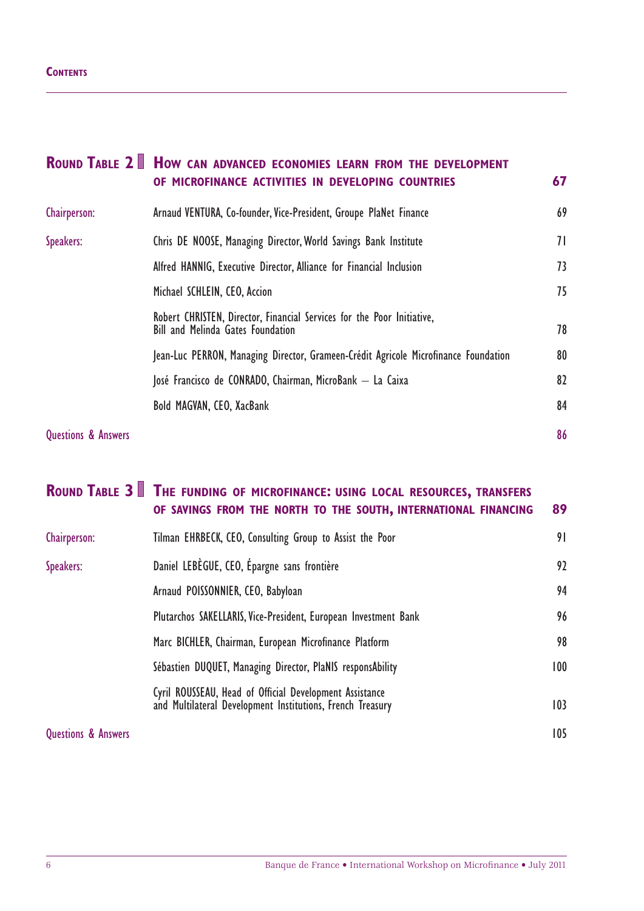## Round Table 2 | How can advanced economies learn from the development of microfinance activities in developing countries — 67

| | | |
|---|---|---|
| Chairperson: | Arnaud VENTURA, Co-founder, Vice-President, Groupe PlaNet Finance | 69 |
| Speakers: | Chris DE NOOSE, Managing Director, World Savings Bank Institute | 71 |
| | Alfred HANNIG, Executive Director, Alliance for Financial Inclusion | 73 |
| | Michael SCHLEIN, CEO, Accion | 75 |
| | Robert CHRISTEN, Director, Financial Services for the Poor Initiative, Bill and Melinda Gates Foundation | 78 |
| | Jean-Luc PERRON, Managing Director, Grameen-Crédit Agricole Microfinance Foundation | 80 |
| | José Francisco de CONRADO, Chairman, MicroBank – La Caixa | 82 |
| | Bold MAGVAN, CEO, XacBank | 84 |
| Questions & Answers | | 86 |

## Round Table 3 | The funding of microfinance: using local resources, transfers of savings from the North to the South, international financing — 89

| | | |
|---|---|---|
| Chairperson: | Tilman EHRBECK, CEO, Consulting Group to Assist the Poor | 91 |
| Speakers: | Daniel LEBÈGUE, CEO, Épargne sans frontière | 92 |
| | Arnaud POISSONNIER, CEO, Babyloan | 94 |
| | Plutarchos SAKELLARIS, Vice-President, European Investment Bank | 96 |
| | Marc BICHLER, Chairman, European Microfinance Platform | 98 |
| | Sébastien DUQUET, Managing Director, PlaNIS responsAbility | 100 |
| | Cyril ROUSSEAU, Head of Official Development Assistance and Multilateral Development Institutions, French Treasury | 103 |
| Questions & Answers | | 105 |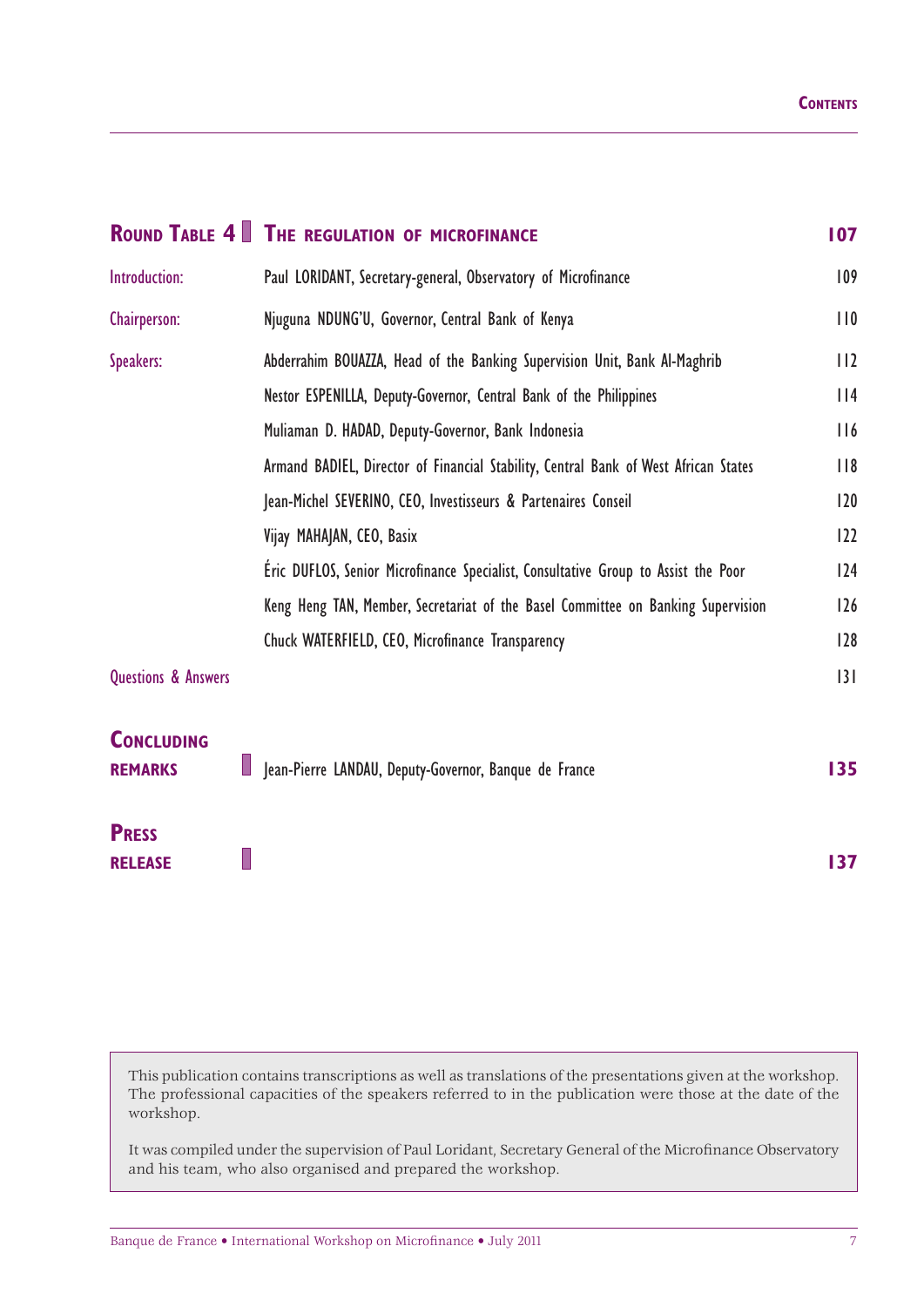| **ROUND TABLE 4** | **THE REGULATION OF MICROFINANCE** | **107** |
|---|---|---|
| Introduction: | Paul LORIDANT, Secretary-general, Observatory of Microfinance | 109 |
| Chairperson: | Njuguna NDUNG'U, Governor, Central Bank of Kenya | 110 |
| Speakers: | Abderrahim BOUAZZA, Head of the Banking Supervision Unit, Bank Al-Maghrib | 112 |
| | Nestor ESPENILLA, Deputy-Governor, Central Bank of the Philippines | 114 |
| | Muliaman D. HADAD, Deputy-Governor, Bank Indonesia | 116 |
| | Armand BADIEL, Director of Financial Stability, Central Bank of West African States | 118 |
| | Jean-Michel SEVERINO, CEO, Investisseurs & Partenaires Conseil | 120 |
| | Vijay MAHAJAN, CEO, Basix | 122 |
| | Éric DUFLOS, Senior Microfinance Specialist, Consultative Group to Assist the Poor | 124 |
| | Keng Heng TAN, Member, Secretariat of the Basel Committee on Banking Supervision | 126 |
| | Chuck WATERFIELD, CEO, Microfinance Transparency | 128 |
| Questions & Answers | | 131 |
| **CONCLUDING REMARKS** | Jean-Pierre LANDAU, Deputy-Governor, Banque de France | **135** |
| **PRESS RELEASE** | | **137** |

This publication contains transcriptions as well as translations of the presentations given at the workshop. The professional capacities of the speakers referred to in the publication were those at the date of the workshop.

It was compiled under the supervision of Paul Loridant, Secretary General of the Microfinance Observatory and his team, who also organised and prepared the workshop.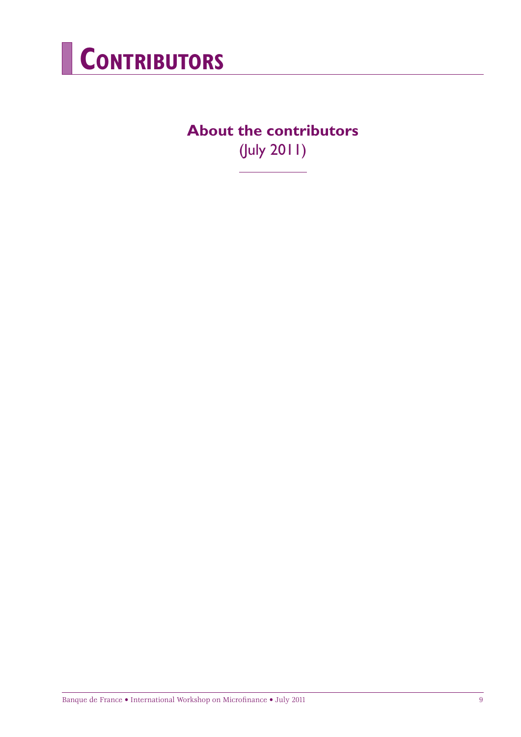# CONTRIBUTORS

## About the contributors
(July 2011)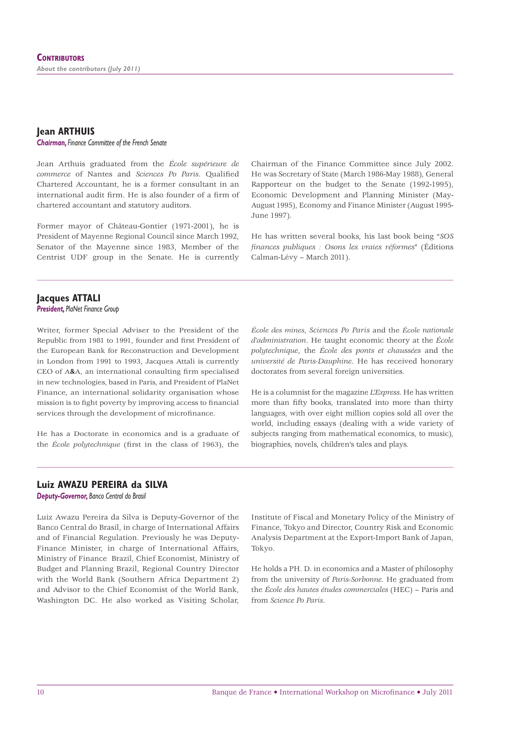# Contributors

*About the contributors (July 2011)*

## Jean ARTHUIS

***Chairman,** Finance Committee of the French Senate*

Jean Arthuis graduated from the *École supérieure de commerce* of Nantes and *Sciences Po Paris*. Qualified Chartered Accountant, he is a former consultant in an international audit firm. He is also founder of a firm of chartered accountant and statutory auditors.

Former mayor of Château-Gontier (1971-2001), he is President of Mayenne Regional Council since March 1992, Senator of the Mayenne since 1983, Member of the Centrist UDF group in the Senate. He is currently Chairman of the Finance Committee since July 2002. He was Secretary of State (March 1986-May 1988), General Rapporteur on the budget to the Senate (1992-1995), Economic Development and Planning Minister (May-August 1995), Economy and Finance Minister (August 1995-June 1997).

He has written several books, his last book being "*SOS finances publiques : Osons les vraies réformes*" (Éditions Calman-Lévy – March 2011).

## Jacques ATTALI

***President,** PlaNet Finance Group*

Writer, former Special Adviser to the President of the Republic from 1981 to 1991, founder and first President of the European Bank for Reconstruction and Development in London from 1991 to 1993, Jacques Attali is currently CEO of A&A, an international consulting firm specialised in new technologies, based in Paris, and President of PlaNet Finance, an international solidarity organisation whose mission is to fight poverty by improving access to financial services through the development of microfinance.

He has a Doctorate in economics and is a graduate of the *École polytechnique* (first in the class of 1963), the *École des mines*, *Sciences Po Paris* and the *École nationale d'administration*. He taught economic theory at the *École polytechnique*, the *École des ponts et chaussées* and the *université de Paris-Dauphine*. He has received honorary doctorates from several foreign universities.

He is a columnist for the magazine *L'Express*. He has written more than fifty books, translated into more than thirty languages, with over eight million copies sold all over the world, including essays (dealing with a wide variety of subjects ranging from mathematical economics, to music), biographies, novels, children's tales and plays.

## Luiz AWAZU PEREIRA da SILVA

***Deputy-Governor,** Banco Central do Brasil*

Luiz Awazu Pereira da Silva is Deputy-Governor of the Banco Central do Brasil, in charge of International Affairs and of Financial Regulation. Previously he was Deputy-Finance Minister, in charge of International Affairs, Ministry of Finance Brazil, Chief Economist, Ministry of Budget and Planning Brazil, Regional Country Director with the World Bank (Southern Africa Department 2) and Advisor to the Chief Economist of the World Bank, Washington DC. He also worked as Visiting Scholar, Institute of Fiscal and Monetary Policy of the Ministry of Finance, Tokyo and Director, Country Risk and Economic Analysis Department at the Export-Import Bank of Japan, Tokyo.

He holds a PH. D. in economics and a Master of philosophy from the university of *Paris-Sorbonne*. He graduated from the *École des hautes études commerciales* (HEC) – Paris and from *Science Po Paris*.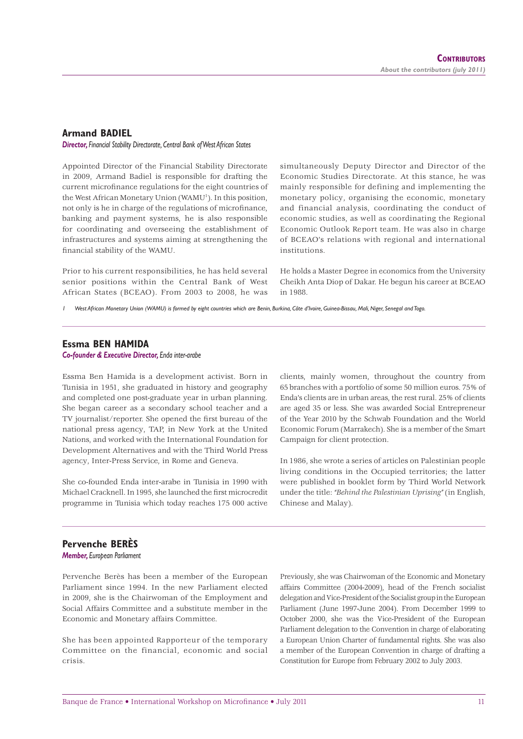## Armand BADIEL

***Director,*** *Financial Stability Directorate, Central Bank of West African States*

Appointed Director of the Financial Stability Directorate in 2009, Armand Badiel is responsible for drafting the current microfinance regulations for the eight countries of the West African Monetary Union (WAMU[1]). In this position, not only is he in charge of the regulations of microfinance, banking and payment systems, he is also responsible for coordinating and overseeing the establishment of infrastructures and systems aiming at strengthening the financial stability of the WAMU.

Prior to his current responsibilities, he has held several senior positions within the Central Bank of West African States (BCEAO). From 2003 to 2008, he was simultaneously Deputy Director and Director of the Economic Studies Directorate. At this stance, he was mainly responsible for defining and implementing the monetary policy, organising the economic, monetary and financial analysis, coordinating the conduct of economic studies, as well as coordinating the Regional Economic Outlook Report team. He was also in charge of BCEAO's relations with regional and international institutions.

He holds a Master Degree in economics from the University Cheikh Anta Diop of Dakar. He begun his career at BCEAO in 1988.

1 West African Monetary Union (WAMU) is formed by eight countries which are Benin, Burkina, Côte d'Ivoire, Guinea-Bissau, Mali, Niger, Senegal and Togo.

## Essma BEN HAMIDA

***Co-founder & Executive Director,*** *Enda inter-arabe*

Essma Ben Hamida is a development activist. Born in Tunisia in 1951, she graduated in history and geography and completed one post-graduate year in urban planning. She began career as a secondary school teacher and a TV journalist/reporter. She opened the first bureau of the national press agency, TAP, in New York at the United Nations, and worked with the International Foundation for Development Alternatives and with the Third World Press agency, Inter-Press Service, in Rome and Geneva.

She co-founded Enda inter-arabe in Tunisia in 1990 with Michael Cracknell. In 1995, she launched the first microcredit programme in Tunisia which today reaches 175 000 active clients, mainly women, throughout the country from 65 branches with a portfolio of some 50 million euros. 75% of Enda's clients are in urban areas, the rest rural. 25% of clients are aged 35 or less. She was awarded Social Entrepreneur of the Year 2010 by the Schwab Foundation and the World Economic Forum (Marrakech). She is a member of the Smart Campaign for client protection.

In 1986, she wrote a series of articles on Palestinian people living conditions in the Occupied territories; the latter were published in booklet form by Third World Network under the title: *"Behind the Palestinian Uprising"* (in English, Chinese and Malay).

## Pervenche BERÈS

***Member,*** *European Parliament*

Pervenche Berès has been a member of the European Parliament since 1994. In the new Parliament elected in 2009, she is the Chairwoman of the Employment and Social Affairs Committee and a substitute member in the Economic and Monetary affairs Committee.

She has been appointed Rapporteur of the temporary Committee on the financial, economic and social crisis.

Previously, she was Chairwoman of the Economic and Monetary affairs Committee (2004-2009), head of the French socialist delegation and Vice-President of the Socialist group in the European Parliament (June 1997-June 2004). From December 1999 to October 2000, she was the Vice-President of the European Parliament delegation to the Convention in charge of elaborating a European Union Charter of fundamental rights. She was also a member of the European Convention in charge of drafting a Constitution for Europe from February 2002 to July 2003.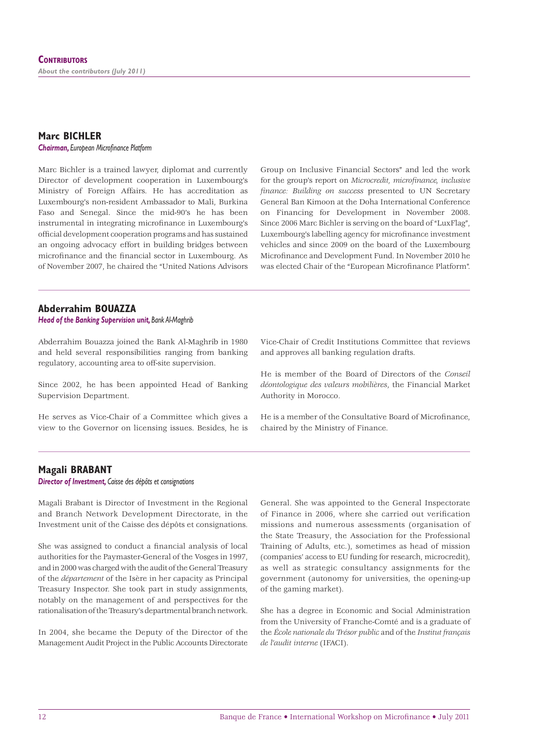## Contributors

*About the contributors (July 2011)*

### Marc BICHLER

***Chairman,** European Microfinance Platform*

Marc Bichler is a trained lawyer, diplomat and currently Director of development cooperation in Luxembourg's Ministry of Foreign Affairs. He has accreditation as Luxembourg's non-resident Ambassador to Mali, Burkina Faso and Senegal. Since the mid-90's he has been instrumental in integrating microfinance in Luxembourg's official development cooperation programs and has sustained an ongoing advocacy effort in building bridges between microfinance and the financial sector in Luxembourg. As of November 2007, he chaired the "United Nations Advisors Group on Inclusive Financial Sectors" and led the work for the group's report on *Microcredit, microfinance, inclusive finance: Building on success* presented to UN Secretary General Ban Kimoon at the Doha International Conference on Financing for Development in November 2008. Since 2006 Marc Bichler is serving on the board of "LuxFlag", Luxembourg's labelling agency for microfinance investment vehicles and since 2009 on the board of the Luxembourg Microfinance and Development Fund. In November 2010 he was elected Chair of the "European Microfinance Platform".

### Abderrahim BOUAZZA

***Head of the Banking Supervision unit,** Bank Al-Maghrib*

Abderrahim Bouazza joined the Bank Al-Maghrib in 1980 and held several responsibilities ranging from banking regulatory, accounting area to off-site supervision.

Since 2002, he has been appointed Head of Banking Supervision Department.

He serves as Vice-Chair of a Committee which gives a view to the Governor on licensing issues. Besides, he is Vice-Chair of Credit Institutions Committee that reviews and approves all banking regulation drafts.

He is member of the Board of Directors of the *Conseil déontologique des valeurs mobilières*, the Financial Market Authority in Morocco.

He is a member of the Consultative Board of Microfinance, chaired by the Ministry of Finance.

### Magali BRABANT

***Director of Investment,** Caisse des dépôts et consignations*

Magali Brabant is Director of Investment in the Regional and Branch Network Development Directorate, in the Investment unit of the Caisse des dépôts et consignations.

She was assigned to conduct a financial analysis of local authorities for the Paymaster-General of the Vosges in 1997, and in 2000 was charged with the audit of the General Treasury of the *département* of the Isère in her capacity as Principal Treasury Inspector. She took part in study assignments, notably on the management of and perspectives for the rationalisation of the Treasury's departmental branch network.

In 2004, she became the Deputy of the Director of the Management Audit Project in the Public Accounts Directorate General. She was appointed to the General Inspectorate of Finance in 2006, where she carried out verification missions and numerous assessments (organisation of the State Treasury, the Association for the Professional Training of Adults, etc.), sometimes as head of mission (companies' access to EU funding for research, microcredit), as well as strategic consultancy assignments for the government (autonomy for universities, the opening-up of the gaming market).

She has a degree in Economic and Social Administration from the University of Franche-Comté and is a graduate of the *École nationale du Trésor public* and of the *Institut français de l'audit interne* (IFACI).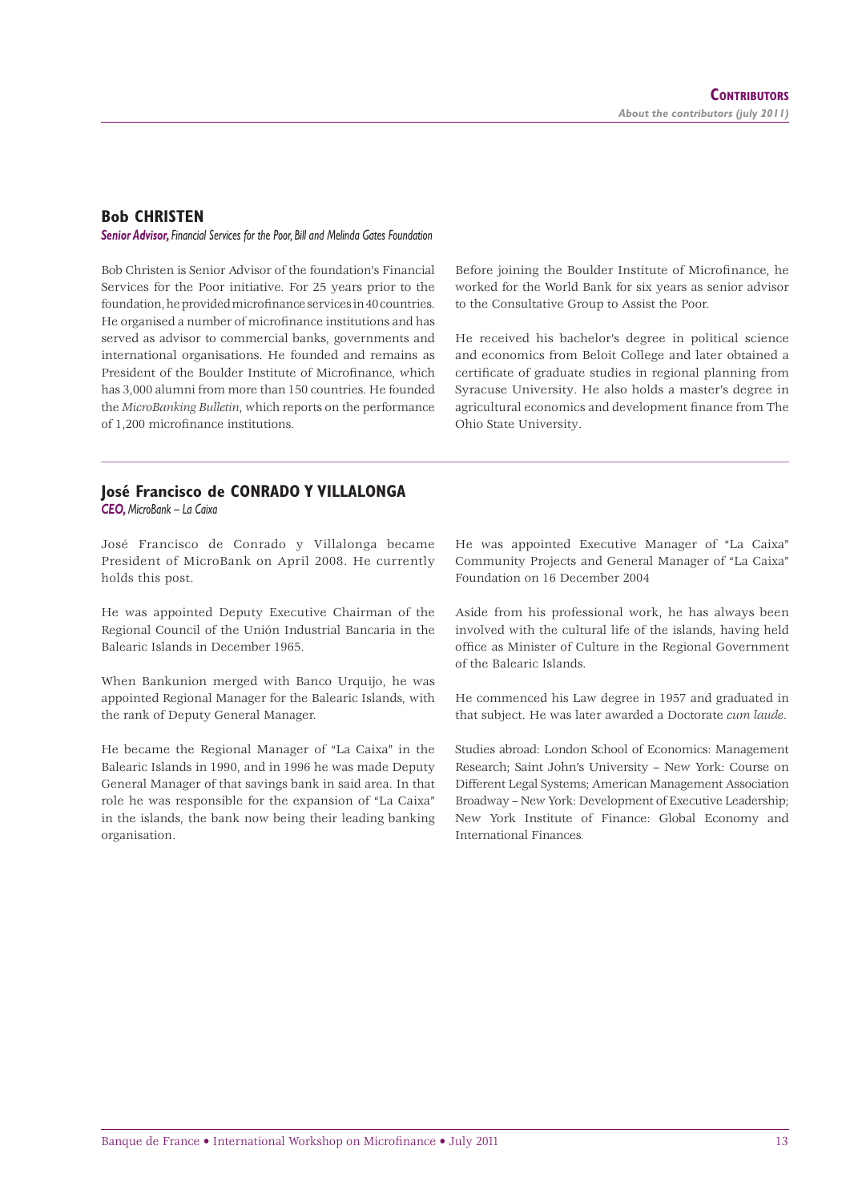## Bob CHRISTEN

***Senior Advisor,*** *Financial Services for the Poor, Bill and Melinda Gates Foundation*

Bob Christen is Senior Advisor of the foundation's Financial Services for the Poor initiative. For 25 years prior to the foundation, he provided microfinance services in 40 countries. He organised a number of microfinance institutions and has served as advisor to commercial banks, governments and international organisations. He founded and remains as President of the Boulder Institute of Microfinance, which has 3,000 alumni from more than 150 countries. He founded the *MicroBanking Bulletin*, which reports on the performance of 1,200 microfinance institutions.

Before joining the Boulder Institute of Microfinance, he worked for the World Bank for six years as senior advisor to the Consultative Group to Assist the Poor.

He received his bachelor's degree in political science and economics from Beloit College and later obtained a certificate of graduate studies in regional planning from Syracuse University. He also holds a master's degree in agricultural economics and development finance from The Ohio State University.

## José Francisco de CONRADO Y VILLALONGA

***CEO,*** *MicroBank – La Caixa*

José Francisco de Conrado y Villalonga became President of MicroBank on April 2008. He currently holds this post.

He was appointed Deputy Executive Chairman of the Regional Council of the Unión Industrial Bancaria in the Balearic Islands in December 1965.

When Bankunion merged with Banco Urquijo, he was appointed Regional Manager for the Balearic Islands, with the rank of Deputy General Manager.

He became the Regional Manager of "La Caixa" in the Balearic Islands in 1990, and in 1996 he was made Deputy General Manager of that savings bank in said area. In that role he was responsible for the expansion of "La Caixa" in the islands, the bank now being their leading banking organisation.

He was appointed Executive Manager of "La Caixa" Community Projects and General Manager of "La Caixa" Foundation on 16 December 2004

Aside from his professional work, he has always been involved with the cultural life of the islands, having held office as Minister of Culture in the Regional Government of the Balearic Islands.

He commenced his Law degree in 1957 and graduated in that subject. He was later awarded a Doctorate *cum laude*.

Studies abroad: London School of Economics: Management Research; Saint John's University – New York: Course on Different Legal Systems; American Management Association Broadway – New York: Development of Executive Leadership; New York Institute of Finance: Global Economy and International Finances.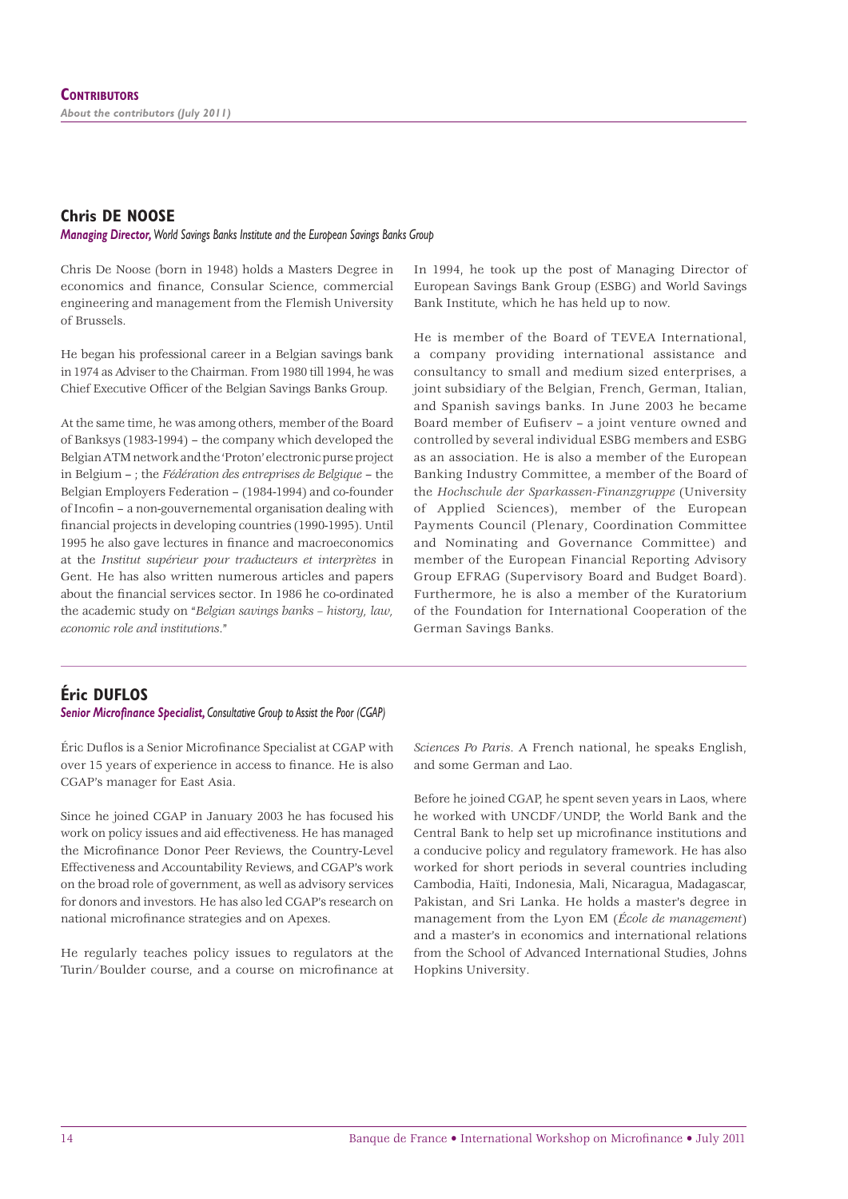## Chris DE NOOSE

***Managing Director,** World Savings Banks Institute and the European Savings Banks Group*

Chris De Noose (born in 1948) holds a Masters Degree in economics and finance, Consular Science, commercial engineering and management from the Flemish University of Brussels.

He began his professional career in a Belgian savings bank in 1974 as Adviser to the Chairman. From 1980 till 1994, he was Chief Executive Officer of the Belgian Savings Banks Group.

At the same time, he was among others, member of the Board of Banksys (1983-1994) – the company which developed the Belgian ATM network and the 'Proton' electronic purse project in Belgium – ; the *Fédération des entreprises de Belgique* – the Belgian Employers Federation – (1984-1994) and co-founder of Incofin – a non-gouvernemental organisation dealing with financial projects in developing countries (1990-1995). Until 1995 he also gave lectures in finance and macroeconomics at the *Institut supérieur pour traducteurs et interprètes* in Gent. He has also written numerous articles and papers about the financial services sector. In 1986 he co-ordinated the academic study on "*Belgian savings banks – history, law, economic role and institutions*."

In 1994, he took up the post of Managing Director of European Savings Bank Group (ESBG) and World Savings Bank Institute, which he has held up to now.

He is member of the Board of TEVEA International, a company providing international assistance and consultancy to small and medium sized enterprises, a joint subsidiary of the Belgian, French, German, Italian, and Spanish savings banks. In June 2003 he became Board member of Eufiserv – a joint venture owned and controlled by several individual ESBG members and ESBG as an association. He is also a member of the European Banking Industry Committee, a member of the Board of the *Hochschule der Sparkassen-Finanzgruppe* (University of Applied Sciences), member of the European Payments Council (Plenary, Coordination Committee and Nominating and Governance Committee) and member of the European Financial Reporting Advisory Group EFRAG (Supervisory Board and Budget Board). Furthermore, he is also a member of the Kuratorium of the Foundation for International Cooperation of the German Savings Banks.

## Éric DUFLOS

***Senior Microfinance Specialist,** Consultative Group to Assist the Poor (CGAP)*

Éric Duflos is a Senior Microfinance Specialist at CGAP with over 15 years of experience in access to finance. He is also CGAP's manager for East Asia.

Since he joined CGAP in January 2003 he has focused his work on policy issues and aid effectiveness. He has managed the Microfinance Donor Peer Reviews, the Country-Level Effectiveness and Accountability Reviews, and CGAP's work on the broad role of government, as well as advisory services for donors and investors. He has also led CGAP's research on national microfinance strategies and on Apexes.

He regularly teaches policy issues to regulators at the Turin/Boulder course, and a course on microfinance at *Sciences Po Paris*. A French national, he speaks English, and some German and Lao.

Before he joined CGAP, he spent seven years in Laos, where he worked with UNCDF/UNDP, the World Bank and the Central Bank to help set up microfinance institutions and a conducive policy and regulatory framework. He has also worked for short periods in several countries including Cambodia, Haïti, Indonesia, Mali, Nicaragua, Madagascar, Pakistan, and Sri Lanka. He holds a master's degree in management from the Lyon EM (*École de management*) and a master's in economics and international relations from the School of Advanced International Studies, Johns Hopkins University.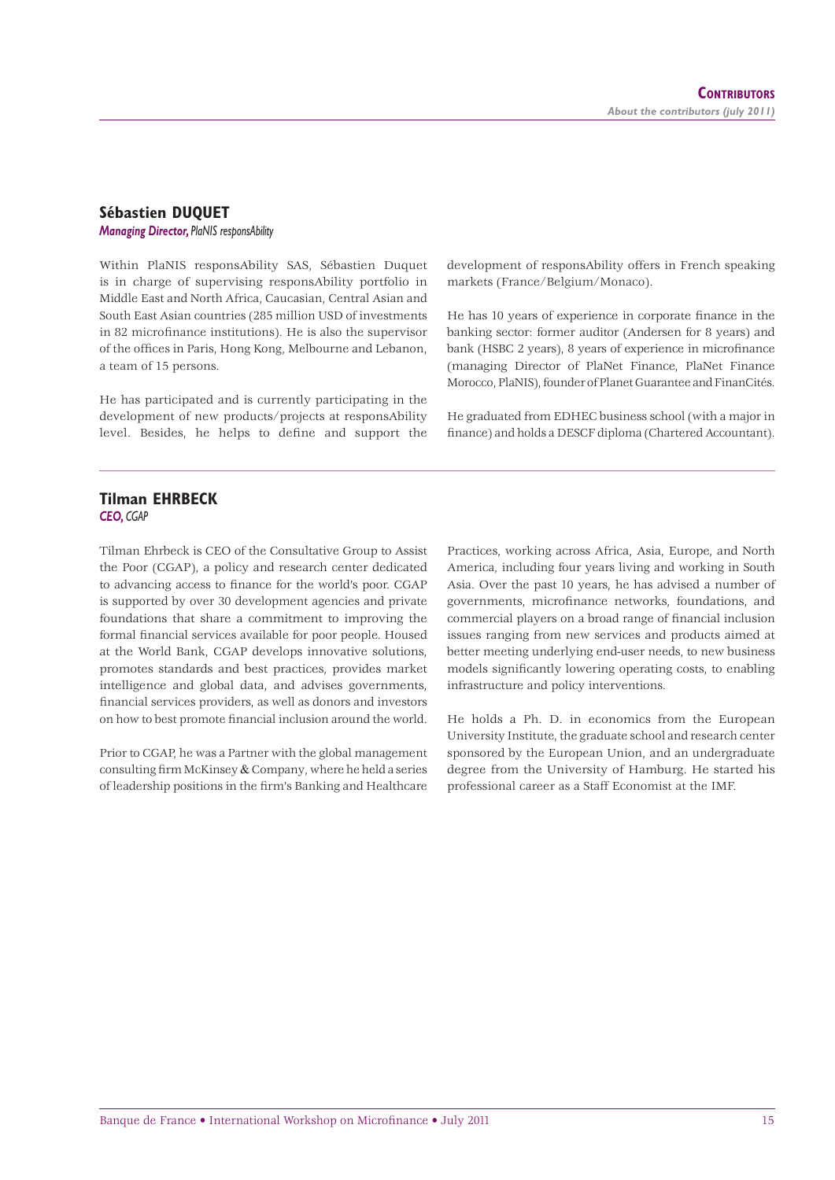## Sébastien DUQUET

***Managing Director,*** *PlaNIS responsAbility*

Within PlaNIS responsAbility SAS, Sébastien Duquet is in charge of supervising responsAbility portfolio in Middle East and North Africa, Caucasian, Central Asian and South East Asian countries (285 million USD of investments in 82 microfinance institutions). He is also the supervisor of the offices in Paris, Hong Kong, Melbourne and Lebanon, a team of 15 persons.

He has participated and is currently participating in the development of new products/projects at responsAbility level. Besides, he helps to define and support the development of responsAbility offers in French speaking markets (France/Belgium/Monaco).

He has 10 years of experience in corporate finance in the banking sector: former auditor (Andersen for 8 years) and bank (HSBC 2 years), 8 years of experience in microfinance (managing Director of PlaNet Finance, PlaNet Finance Morocco, PlaNIS), founder of Planet Guarantee and FinanCités.

He graduated from EDHEC business school (with a major in finance) and holds a DESCF diploma (Chartered Accountant).

## Tilman EHRBECK

***CEO,*** *CGAP*

Tilman Ehrbeck is CEO of the Consultative Group to Assist the Poor (CGAP), a policy and research center dedicated to advancing access to finance for the world's poor. CGAP is supported by over 30 development agencies and private foundations that share a commitment to improving the formal financial services available for poor people. Housed at the World Bank, CGAP develops innovative solutions, promotes standards and best practices, provides market intelligence and global data, and advises governments, financial services providers, as well as donors and investors on how to best promote financial inclusion around the world.

Prior to CGAP, he was a Partner with the global management consulting firm McKinsey & Company, where he held a series of leadership positions in the firm's Banking and Healthcare Practices, working across Africa, Asia, Europe, and North America, including four years living and working in South Asia. Over the past 10 years, he has advised a number of governments, microfinance networks, foundations, and commercial players on a broad range of financial inclusion issues ranging from new services and products aimed at better meeting underlying end-user needs, to new business models significantly lowering operating costs, to enabling infrastructure and policy interventions.

He holds a Ph. D. in economics from the European University Institute, the graduate school and research center sponsored by the European Union, and an undergraduate degree from the University of Hamburg. He started his professional career as a Staff Economist at the IMF.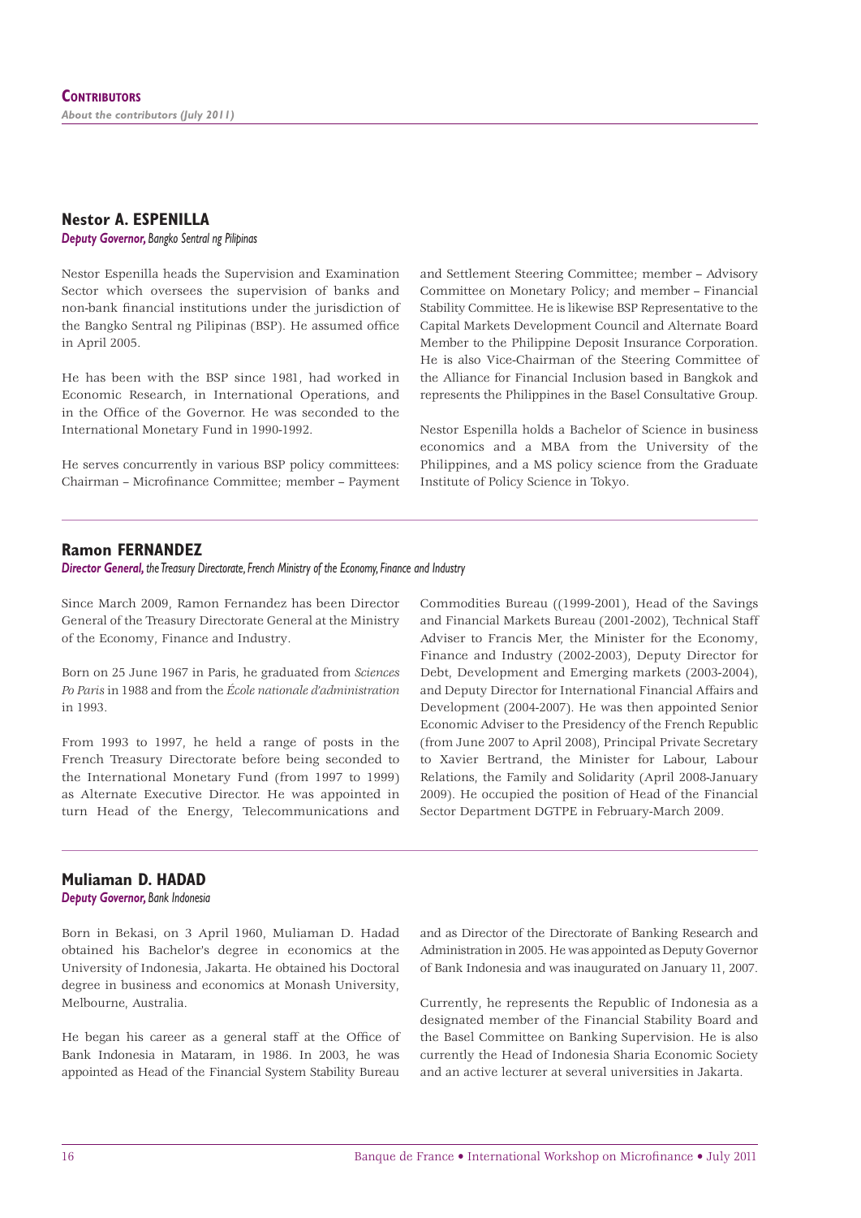## Contributors

*About the contributors (July 2011)*

### Nestor A. ESPENILLA

***Deputy Governor,*** *Bangko Sentral ng Pilipinas*

Nestor Espenilla heads the Supervision and Examination Sector which oversees the supervision of banks and non-bank financial institutions under the jurisdiction of the Bangko Sentral ng Pilipinas (BSP). He assumed office in April 2005.

He has been with the BSP since 1981, had worked in Economic Research, in International Operations, and in the Office of the Governor. He was seconded to the International Monetary Fund in 1990-1992.

He serves concurrently in various BSP policy committees: Chairman – Microfinance Committee; member – Payment and Settlement Steering Committee; member – Advisory Committee on Monetary Policy; and member – Financial Stability Committee. He is likewise BSP Representative to the Capital Markets Development Council and Alternate Board Member to the Philippine Deposit Insurance Corporation. He is also Vice-Chairman of the Steering Committee of the Alliance for Financial Inclusion based in Bangkok and represents the Philippines in the Basel Consultative Group.

Nestor Espenilla holds a Bachelor of Science in business economics and a MBA from the University of the Philippines, and a MS policy science from the Graduate Institute of Policy Science in Tokyo.

### Ramon FERNANDEZ

***Director General,*** *the Treasury Directorate, French Ministry of the Economy, Finance and Industry*

Since March 2009, Ramon Fernandez has been Director General of the Treasury Directorate General at the Ministry of the Economy, Finance and Industry.

Born on 25 June 1967 in Paris, he graduated from *Sciences Po Paris* in 1988 and from the *École nationale d'administration* in 1993.

From 1993 to 1997, he held a range of posts in the French Treasury Directorate before being seconded to the International Monetary Fund (from 1997 to 1999) as Alternate Executive Director. He was appointed in turn Head of the Energy, Telecommunications and Commodities Bureau ((1999-2001), Head of the Savings and Financial Markets Bureau (2001-2002), Technical Staff Adviser to Francis Mer, the Minister for the Economy, Finance and Industry (2002-2003), Deputy Director for Debt, Development and Emerging markets (2003-2004), and Deputy Director for International Financial Affairs and Development (2004-2007). He was then appointed Senior Economic Adviser to the Presidency of the French Republic (from June 2007 to April 2008), Principal Private Secretary to Xavier Bertrand, the Minister for Labour, Labour Relations, the Family and Solidarity (April 2008-January 2009). He occupied the position of Head of the Financial Sector Department DGTPE in February-March 2009.

### Muliaman D. HADAD

***Deputy Governor,*** *Bank Indonesia*

Born in Bekasi, on 3 April 1960, Muliaman D. Hadad obtained his Bachelor's degree in economics at the University of Indonesia, Jakarta. He obtained his Doctoral degree in business and economics at Monash University, Melbourne, Australia.

He began his career as a general staff at the Office of Bank Indonesia in Mataram, in 1986. In 2003, he was appointed as Head of the Financial System Stability Bureau and as Director of the Directorate of Banking Research and Administration in 2005. He was appointed as Deputy Governor of Bank Indonesia and was inaugurated on January 11, 2007.

Currently, he represents the Republic of Indonesia as a designated member of the Financial Stability Board and the Basel Committee on Banking Supervision. He is also currently the Head of Indonesia Sharia Economic Society and an active lecturer at several universities in Jakarta.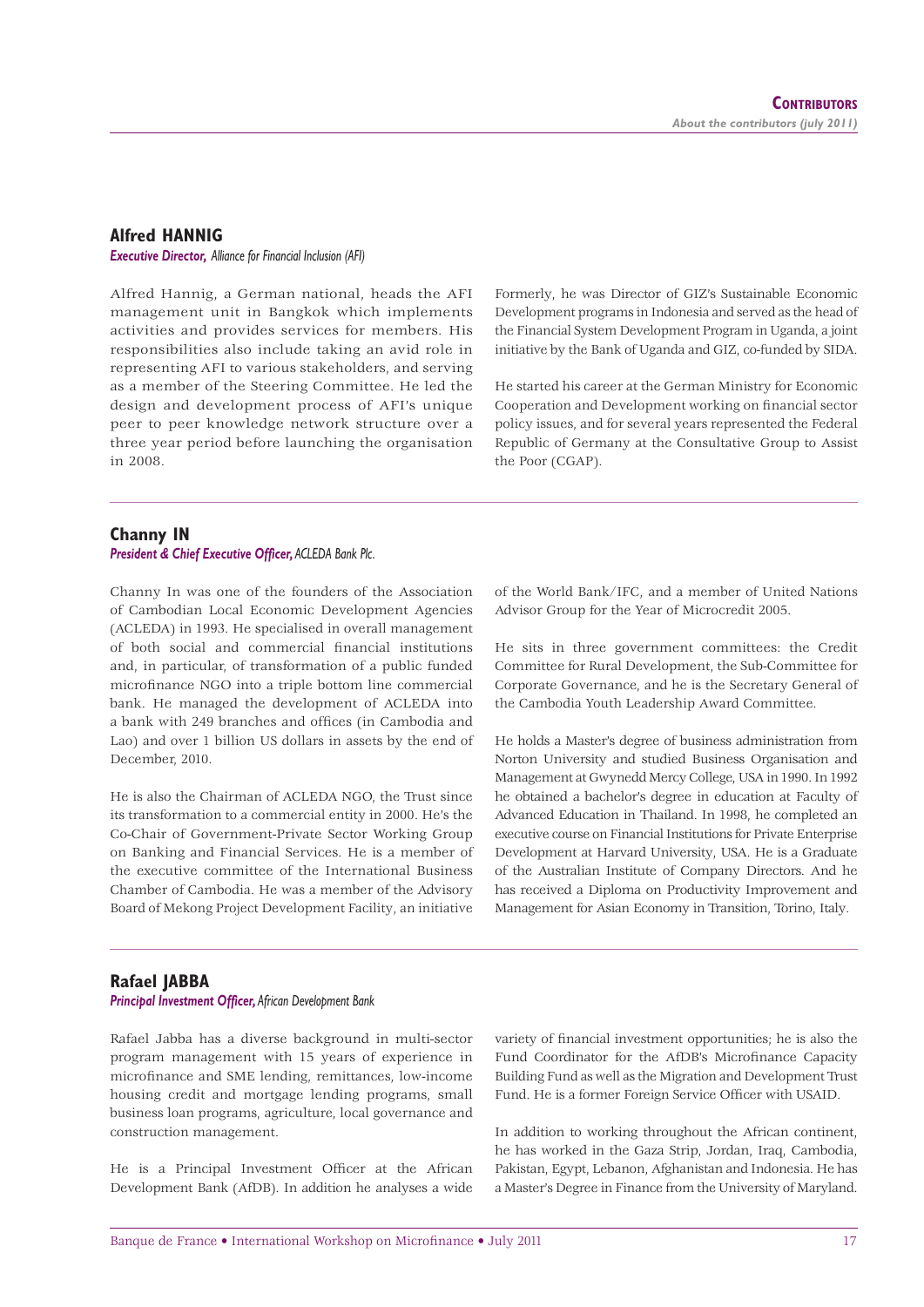## Alfred HANNIG

***Executive Director,*** *Alliance for Financial Inclusion (AFI)*

Alfred Hannig, a German national, heads the AFI management unit in Bangkok which implements activities and provides services for members. His responsibilities also include taking an avid role in representing AFI to various stakeholders, and serving as a member of the Steering Committee. He led the design and development process of AFI's unique peer to peer knowledge network structure over a three year period before launching the organisation in 2008.

Formerly, he was Director of GIZ's Sustainable Economic Development programs in Indonesia and served as the head of the Financial System Development Program in Uganda, a joint initiative by the Bank of Uganda and GIZ, co-funded by SIDA.

He started his career at the German Ministry for Economic Cooperation and Development working on financial sector policy issues, and for several years represented the Federal Republic of Germany at the Consultative Group to Assist the Poor (CGAP).

## Channy IN

***President & Chief Executive Officer,*** *ACLEDA Bank Plc.*

Channy In was one of the founders of the Association of Cambodian Local Economic Development Agencies (ACLEDA) in 1993. He specialised in overall management of both social and commercial financial institutions and, in particular, of transformation of a public funded microfinance NGO into a triple bottom line commercial bank. He managed the development of ACLEDA into a bank with 249 branches and offices (in Cambodia and Lao) and over 1 billion US dollars in assets by the end of December, 2010.

He is also the Chairman of ACLEDA NGO, the Trust since its transformation to a commercial entity in 2000. He's the Co-Chair of Government-Private Sector Working Group on Banking and Financial Services. He is a member of the executive committee of the International Business Chamber of Cambodia. He was a member of the Advisory Board of Mekong Project Development Facility, an initiative of the World Bank/IFC, and a member of United Nations Advisor Group for the Year of Microcredit 2005.

He sits in three government committees: the Credit Committee for Rural Development, the Sub-Committee for Corporate Governance, and he is the Secretary General of the Cambodia Youth Leadership Award Committee.

He holds a Master's degree of business administration from Norton University and studied Business Organisation and Management at Gwynedd Mercy College, USA in 1990. In 1992 he obtained a bachelor's degree in education at Faculty of Advanced Education in Thailand. In 1998, he completed an executive course on Financial Institutions for Private Enterprise Development at Harvard University, USA. He is a Graduate of the Australian Institute of Company Directors. And he has received a Diploma on Productivity Improvement and Management for Asian Economy in Transition, Torino, Italy.

## Rafael JABBA

***Principal Investment Officer,*** *African Development Bank*

Rafael Jabba has a diverse background in multi-sector program management with 15 years of experience in microfinance and SME lending, remittances, low-income housing credit and mortgage lending programs, small business loan programs, agriculture, local governance and construction management.

He is a Principal Investment Officer at the African Development Bank (AfDB). In addition he analyses a wide variety of financial investment opportunities; he is also the Fund Coordinator for the AfDB's Microfinance Capacity Building Fund as well as the Migration and Development Trust Fund. He is a former Foreign Service Officer with USAID.

In addition to working throughout the African continent, he has worked in the Gaza Strip, Jordan, Iraq, Cambodia, Pakistan, Egypt, Lebanon, Afghanistan and Indonesia. He has a Master's Degree in Finance from the University of Maryland.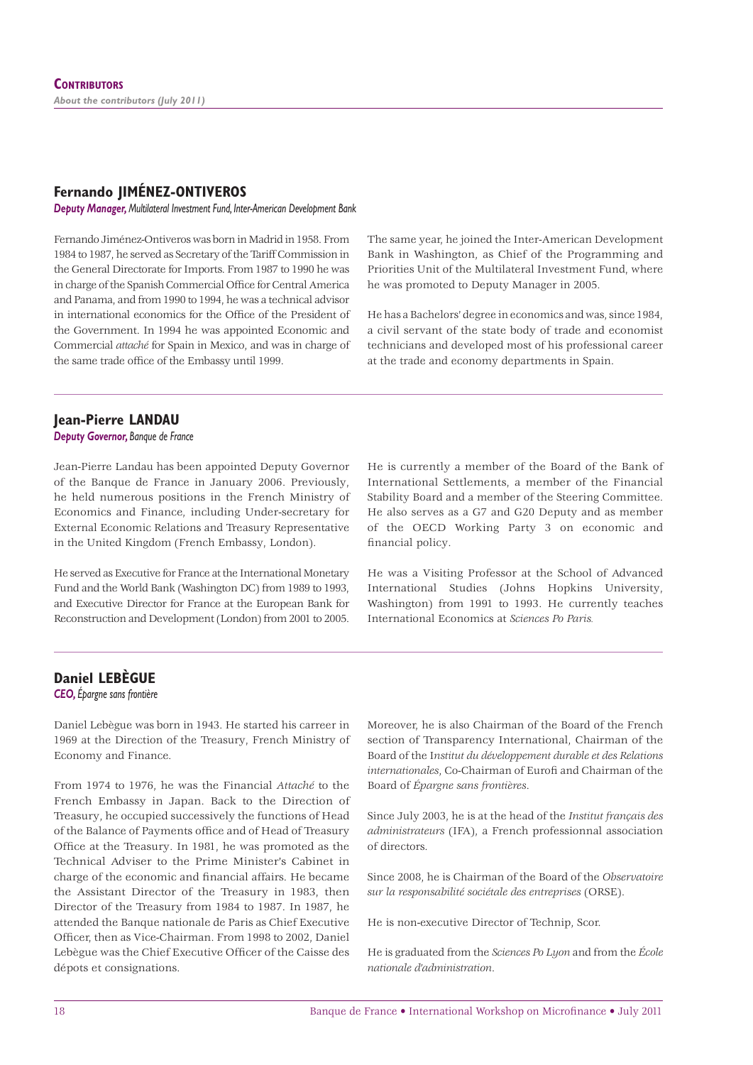# Contributors

*About the contributors (July 2011)*

## Fernando JIMÉNEZ-ONTIVEROS

***Deputy Manager,*** *Multilateral Investment Fund, Inter-American Development Bank*

Fernando Jiménez-Ontiveros was born in Madrid in 1958. From 1984 to 1987, he served as Secretary of the Tariff Commission in the General Directorate for Imports. From 1987 to 1990 he was in charge of the Spanish Commercial Office for Central America and Panama, and from 1990 to 1994, he was a technical advisor in international economics for the Office of the President of the Government. In 1994 he was appointed Economic and Commercial *attaché* for Spain in Mexico, and was in charge of the same trade office of the Embassy until 1999.

The same year, he joined the Inter-American Development Bank in Washington, as Chief of the Programming and Priorities Unit of the Multilateral Investment Fund, where he was promoted to Deputy Manager in 2005.

He has a Bachelors' degree in economics and was, since 1984, a civil servant of the state body of trade and economist technicians and developed most of his professional career at the trade and economy departments in Spain.

## Jean-Pierre LANDAU

***Deputy Governor,*** *Banque de France*

Jean-Pierre Landau has been appointed Deputy Governor of the Banque de France in January 2006. Previously, he held numerous positions in the French Ministry of Economics and Finance, including Under-secretary for External Economic Relations and Treasury Representative in the United Kingdom (French Embassy, London).

He served as Executive for France at the International Monetary Fund and the World Bank (Washington DC) from 1989 to 1993, and Executive Director for France at the European Bank for Reconstruction and Development (London) from 2001 to 2005.

He is currently a member of the Board of the Bank of International Settlements, a member of the Financial Stability Board and a member of the Steering Committee. He also serves as a G7 and G20 Deputy and as member of the OECD Working Party 3 on economic and financial policy.

He was a Visiting Professor at the School of Advanced International Studies (Johns Hopkins University, Washington) from 1991 to 1993. He currently teaches International Economics at *Sciences Po Paris.*

## Daniel LEBÈGUE

***CEO,*** *Épargne sans frontière*

Daniel Lebègue was born in 1943. He started his carreer in 1969 at the Direction of the Treasury, French Ministry of Economy and Finance.

From 1974 to 1976, he was the Financial *Attaché* to the French Embassy in Japan. Back to the Direction of Treasury, he occupied successively the functions of Head of the Balance of Payments office and of Head of Treasury Office at the Treasury. In 1981, he was promoted as the Technical Adviser to the Prime Minister's Cabinet in charge of the economic and financial affairs. He became the Assistant Director of the Treasury in 1983, then Director of the Treasury from 1984 to 1987. In 1987, he attended the Banque nationale de Paris as Chief Executive Officer, then as Vice-Chairman. From 1998 to 2002, Daniel Lebègue was the Chief Executive Officer of the Caisse des dépots et consignations.

Moreover, he is also Chairman of the Board of the French section of Transparency International, Chairman of the Board of the I*nstitut du développement durable et des Relations internationales*, Co-Chairman of Eurofi and Chairman of the Board of *Épargne sans frontières*.

Since July 2003, he is at the head of the *Institut français des administrateurs* (IFA), a French professionnal association of directors.

Since 2008, he is Chairman of the Board of the *Observatoire sur la responsabilité sociétale des entreprises* (ORSE).

He is non-executive Director of Technip, Scor.

He is graduated from the *Sciences Po Lyon* and from the *École nationale d'administration*.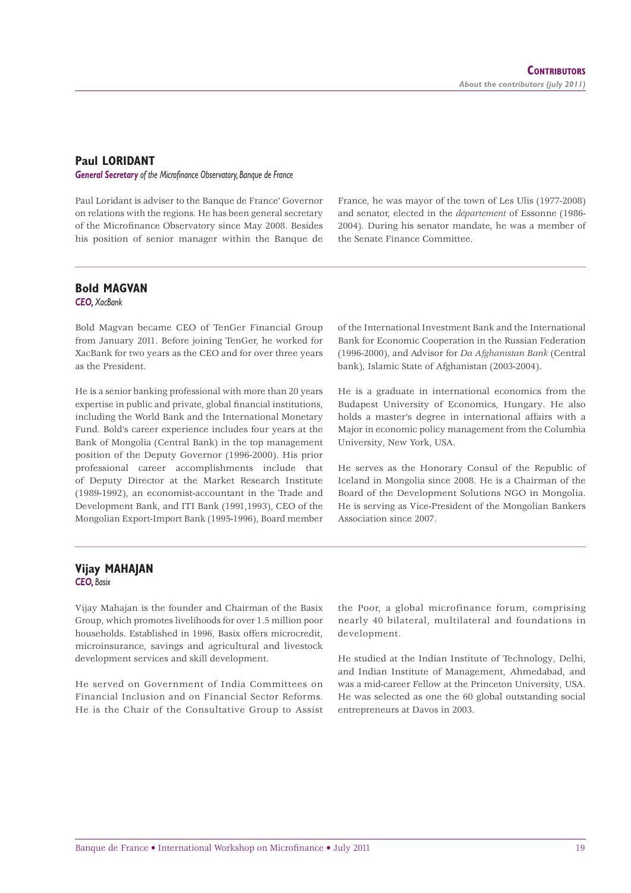## Paul LORIDANT

***General Secretary** of the Microfinance Observatory, Banque de France*

Paul Loridant is adviser to the Banque de France' Governor on relations with the regions. He has been general secretary of the Microfinance Observatory since May 2008. Besides his position of senior manager within the Banque de France, he was mayor of the town of Les Ulis (1977-2008) and senator, elected in the *département* of Essonne (1986-2004). During his senator mandate, he was a member of the Senate Finance Committee.

## Bold MAGVAN

***CEO,** XacBank*

Bold Magvan became CEO of TenGer Financial Group from January 2011. Before joining TenGer, he worked for XacBank for two years as the CEO and for over three years as the President.

He is a senior banking professional with more than 20 years expertise in public and private, global financial institutions, including the World Bank and the International Monetary Fund. Bold's career experience includes four years at the Bank of Mongolia (Central Bank) in the top management position of the Deputy Governor (1996-2000). His prior professional career accomplishments include that of Deputy Director at the Market Research Institute (1989-1992), an economist-accountant in the Trade and Development Bank, and ITI Bank (1991,1993), CEO of the Mongolian Export-Import Bank (1995-1996), Board member of the International Investment Bank and the International Bank for Economic Cooperation in the Russian Federation (1996-2000), and Advisor for *Da Afghanistan Bank* (Central bank), Islamic State of Afghanistan (2003-2004).

He is a graduate in international economics from the Budapest University of Economics, Hungary. He also holds a master's degree in international affairs with a Major in economic policy management from the Columbia University, New York, USA.

He serves as the Honorary Consul of the Republic of Iceland in Mongolia since 2008. He is a Chairman of the Board of the Development Solutions NGO in Mongolia. He is serving as Vice-President of the Mongolian Bankers Association since 2007.

## Vijay MAHAJAN

***CEO,** Basix*

Vijay Mahajan is the founder and Chairman of the Basix Group, which promotes livelihoods for over 1.5 million poor households. Established in 1996, Basix offers microcredit, microinsurance, savings and agricultural and livestock development services and skill development.

He served on Government of India Committees on Financial Inclusion and on Financial Sector Reforms. He is the Chair of the Consultative Group to Assist the Poor, a global microfinance forum, comprising nearly 40 bilateral, multilateral and foundations in development.

He studied at the Indian Institute of Technology, Delhi, and Indian Institute of Management, Ahmedabad, and was a mid-career Fellow at the Princeton University, USA. He was selected as one the 60 global outstanding social entrepreneurs at Davos in 2003.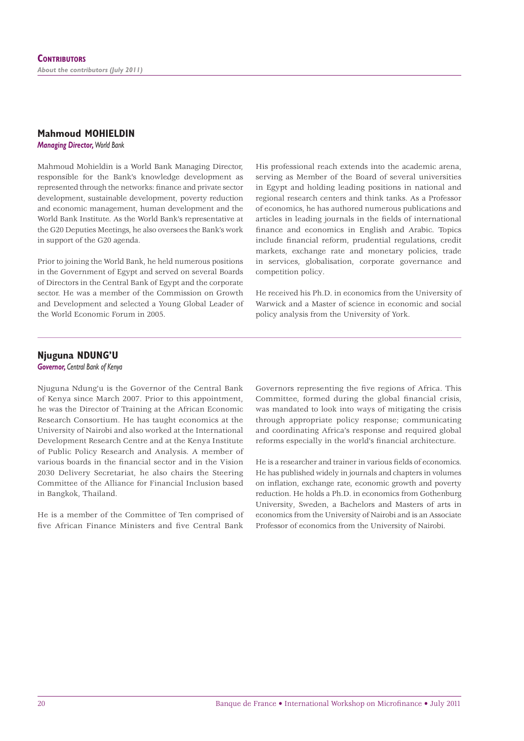# Contributors

*About the contributors (July 2011)*

## Mahmoud MOHIELDIN

***Managing Director,** World Bank*

Mahmoud Mohieldin is a World Bank Managing Director, responsible for the Bank's knowledge development as represented through the networks: finance and private sector development, sustainable development, poverty reduction and economic management, human development and the World Bank Institute. As the World Bank's representative at the G20 Deputies Meetings, he also oversees the Bank's work in support of the G20 agenda.

Prior to joining the World Bank, he held numerous positions in the Government of Egypt and served on several Boards of Directors in the Central Bank of Egypt and the corporate sector. He was a member of the Commission on Growth and Development and selected a Young Global Leader of the World Economic Forum in 2005.

His professional reach extends into the academic arena, serving as Member of the Board of several universities in Egypt and holding leading positions in national and regional research centers and think tanks. As a Professor of economics, he has authored numerous publications and articles in leading journals in the fields of international finance and economics in English and Arabic. Topics include financial reform, prudential regulations, credit markets, exchange rate and monetary policies, trade in services, globalisation, corporate governance and competition policy.

He received his Ph.D. in economics from the University of Warwick and a Master of science in economic and social policy analysis from the University of York.

## Njuguna NDUNG'U

***Governor,** Central Bank of Kenya*

Njuguna Ndung'u is the Governor of the Central Bank of Kenya since March 2007. Prior to this appointment, he was the Director of Training at the African Economic Research Consortium. He has taught economics at the University of Nairobi and also worked at the International Development Research Centre and at the Kenya Institute of Public Policy Research and Analysis. A member of various boards in the financial sector and in the Vision 2030 Delivery Secretariat, he also chairs the Steering Committee of the Alliance for Financial Inclusion based in Bangkok, Thailand.

He is a member of the Committee of Ten comprised of five African Finance Ministers and five Central Bank Governors representing the five regions of Africa. This Committee, formed during the global financial crisis, was mandated to look into ways of mitigating the crisis through appropriate policy response; communicating and coordinating Africa's response and required global reforms especially in the world's financial architecture.

He is a researcher and trainer in various fields of economics. He has published widely in journals and chapters in volumes on inflation, exchange rate, economic growth and poverty reduction. He holds a Ph.D. in economics from Gothenburg University, Sweden, a Bachelors and Masters of arts in economics from the University of Nairobi and is an Associate Professor of economics from the University of Nairobi.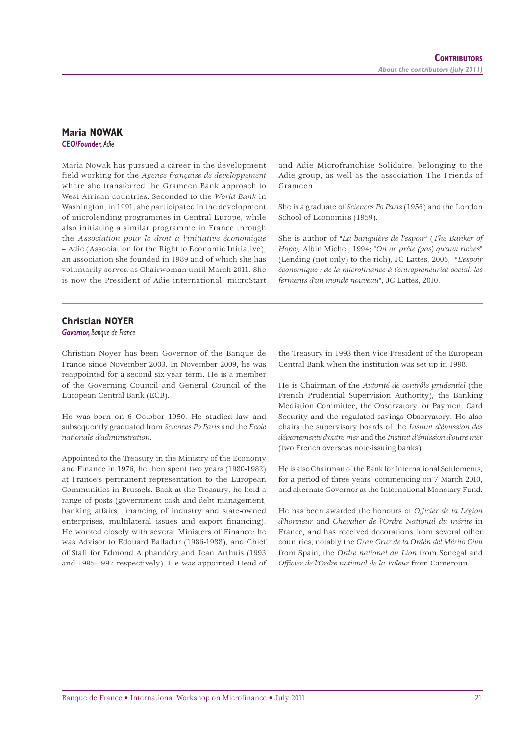## Maria NOWAK

***CEO/Founder,*** *Adie*

Maria Nowak has pursued a career in the development field working for the *Agence française de développement* where she transferred the Grameen Bank approach to West African countries. Seconded to the *World Bank* in Washington, in 1991, she participated in the development of microlending programmes in Central Europe, while also initiating a similar programme in France through the *Association pour le droit à l'initiative économique* – Adie (Association for the Right to Economic Initiative), an association she founded in 1989 and of which she has voluntarily served as Chairwoman until March 2011. She is now the President of Adie international, microStart and Adie Microfranchise Solidaire, belonging to the Adie group, as well as the association The Friends of Grameen.

She is a graduate of *Sciences Po Paris* (1956) and the London School of Economics (1959).

She is author of "*La banquière de l'espoir*" (*The Banker of Hope),* Albin Michel, 1994; "*On ne prête (pas) qu'aux riches*" (Lending (not only) to the rich), JC Lattès, 2005; "*L'espoir économique : de la microfinance à l'entrepreneuriat social, les ferments d'un monde nouveau*", JC Lattès, 2010.

---

## Christian NOYER

***Governor,*** *Banque de France*

Christian Noyer has been Governor of the Banque de France since November 2003. In November 2009, he was reappointed for a second six-year term. He is a member of the Governing Council and General Council of the European Central Bank (ECB).

He was born on 6 October 1950. He studied law and subsequently graduated from *Sciences Po Paris* and the *École nationale d'administration*.

Appointed to the Treasury in the Ministry of the Economy and Finance in 1976, he then spent two years (1980-1982) at France's permanent representation to the European Communities in Brussels. Back at the Treasury, he held a range of posts (government cash and debt management, banking affairs, financing of industry and state-owned enterprises, multilateral issues and export financing). He worked closely with several Ministers of Finance: he was Advisor to Edouard Balladur (1986-1988), and Chief of Staff for Edmond Alphandéry and Jean Arthuis (1993 and 1995-1997 respectively). He was appointed Head of the Treasury in 1993 then Vice-President of the European Central Bank when the institution was set up in 1998.

He is Chairman of the *Autorité de contrôle prudentiel* (the French Prudential Supervision Authority), the Banking Mediation Committee, the Observatory for Payment Card Security and the regulated savings Observatory. He also chairs the supervisory boards of the *Institut d'émission des départements d'outre-mer* and the *Institut d'émission d'outre-mer* (two French overseas note-issuing banks).

He is also Chairman of the Bank for International Settlements, for a period of three years, commencing on 7 March 2010, and alternate Governor at the International Monetary Fund.

He has been awarded the honours of *Officier de la Légion d'honneur* and *Chevalier de l'Ordre National du mérite* in France, and has received decorations from several other countries, notably the *Gran Cruz de la Ordén del Mérito Civil* from Spain, the *Ordre national du Lion* from Senegal and *Officier de l'Ordre national de la Valeur* from Cameroun.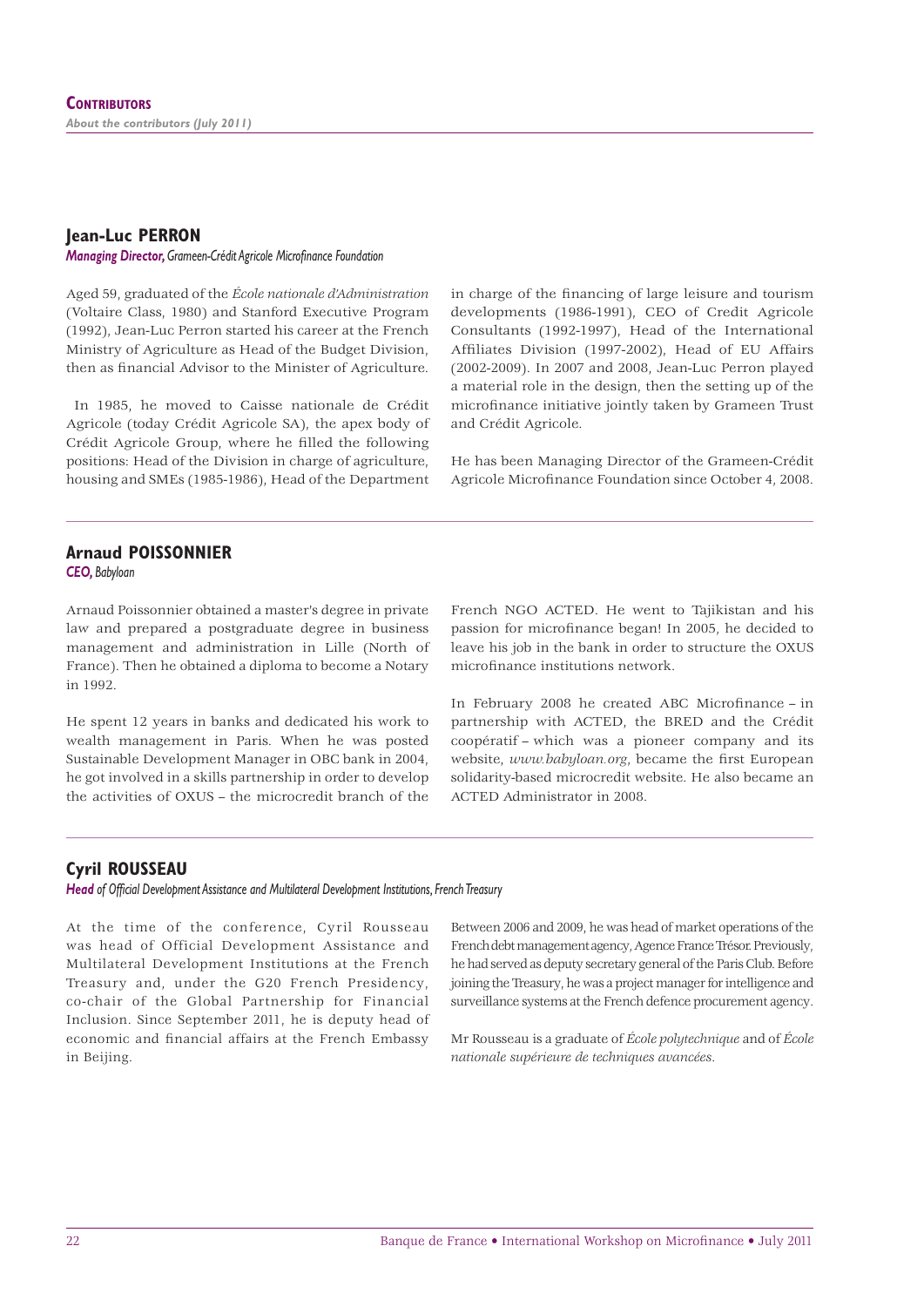# Contributors

*About the contributors (July 2011)*

## Jean-Luc PERRON

***Managing Director,** Grameen-Crédit Agricole Microfinance Foundation*

Aged 59, graduated of the *École nationale d'Administration* (Voltaire Class, 1980) and Stanford Executive Program (1992), Jean-Luc Perron started his career at the French Ministry of Agriculture as Head of the Budget Division, then as financial Advisor to the Minister of Agriculture.

In 1985, he moved to Caisse nationale de Crédit Agricole (today Crédit Agricole SA), the apex body of Crédit Agricole Group, where he filled the following positions: Head of the Division in charge of agriculture, housing and SMEs (1985-1986), Head of the Department in charge of the financing of large leisure and tourism developments (1986-1991), CEO of Credit Agricole Consultants (1992-1997), Head of the International Affiliates Division (1997-2002), Head of EU Affairs (2002-2009). In 2007 and 2008, Jean-Luc Perron played a material role in the design, then the setting up of the microfinance initiative jointly taken by Grameen Trust and Crédit Agricole.

He has been Managing Director of the Grameen-Crédit Agricole Microfinance Foundation since October 4, 2008.

## Arnaud POISSONNIER

***CEO,** Babyloan*

Arnaud Poissonnier obtained a master's degree in private law and prepared a postgraduate degree in business management and administration in Lille (North of France). Then he obtained a diploma to become a Notary in 1992.

He spent 12 years in banks and dedicated his work to wealth management in Paris. When he was posted Sustainable Development Manager in OBC bank in 2004, he got involved in a skills partnership in order to develop the activities of OXUS – the microcredit branch of the French NGO ACTED. He went to Tajikistan and his passion for microfinance began! In 2005, he decided to leave his job in the bank in order to structure the OXUS microfinance institutions network.

In February 2008 he created ABC Microfinance – in partnership with ACTED, the BRED and the Crédit coopératif – which was a pioneer company and its website, *www.babyloan.org*, became the first European solidarity-based microcredit website. He also became an ACTED Administrator in 2008.

## Cyril ROUSSEAU

***Head** of Official Development Assistance and Multilateral Development Institutions, French Treasury*

At the time of the conference, Cyril Rousseau was head of Official Development Assistance and Multilateral Development Institutions at the French Treasury and, under the G20 French Presidency, co-chair of the Global Partnership for Financial Inclusion. Since September 2011, he is deputy head of economic and financial affairs at the French Embassy in Beijing.

Between 2006 and 2009, he was head of market operations of the French debt management agency, Agence France Trésor. Previously, he had served as deputy secretary general of the Paris Club. Before joining the Treasury, he was a project manager for intelligence and surveillance systems at the French defence procurement agency.

Mr Rousseau is a graduate of *École polytechnique* and of *École nationale supérieure de techniques avancées*.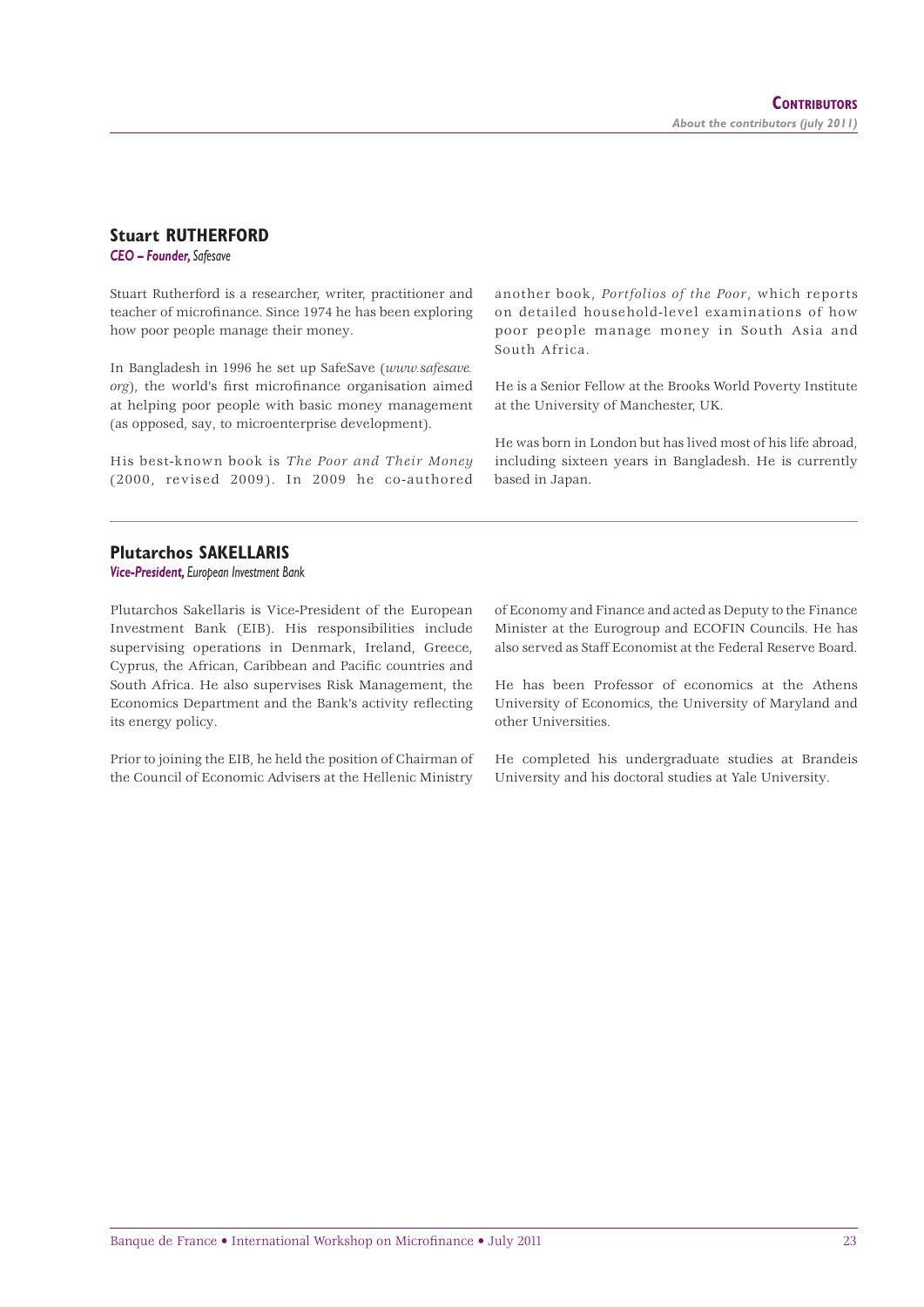## Stuart RUTHERFORD

***CEO – Founder,** Safesave*

Stuart Rutherford is a researcher, writer, practitioner and teacher of microfinance. Since 1974 he has been exploring how poor people manage their money.

In Bangladesh in 1996 he set up SafeSave (*www.safesave.org*), the world's first microfinance organisation aimed at helping poor people with basic money management (as opposed, say, to microenterprise development).

His best-known book is *The Poor and Their Money* (2000, revised 2009). In 2009 he co-authored another book, *Portfolios of the Poor*, which reports on detailed household-level examinations of how poor people manage money in South Asia and South Africa.

He is a Senior Fellow at the Brooks World Poverty Institute at the University of Manchester, UK.

He was born in London but has lived most of his life abroad, including sixteen years in Bangladesh. He is currently based in Japan.

## Plutarchos SAKELLARIS

***Vice-President,** European Investment Bank*

Plutarchos Sakellaris is Vice-President of the European Investment Bank (EIB). His responsibilities include supervising operations in Denmark, Ireland, Greece, Cyprus, the African, Caribbean and Pacific countries and South Africa. He also supervises Risk Management, the Economics Department and the Bank's activity reflecting its energy policy.

Prior to joining the EIB, he held the position of Chairman of the Council of Economic Advisers at the Hellenic Ministry of Economy and Finance and acted as Deputy to the Finance Minister at the Eurogroup and ECOFIN Councils. He has also served as Staff Economist at the Federal Reserve Board.

He has been Professor of economics at the Athens University of Economics, the University of Maryland and other Universities.

He completed his undergraduate studies at Brandeis University and his doctoral studies at Yale University.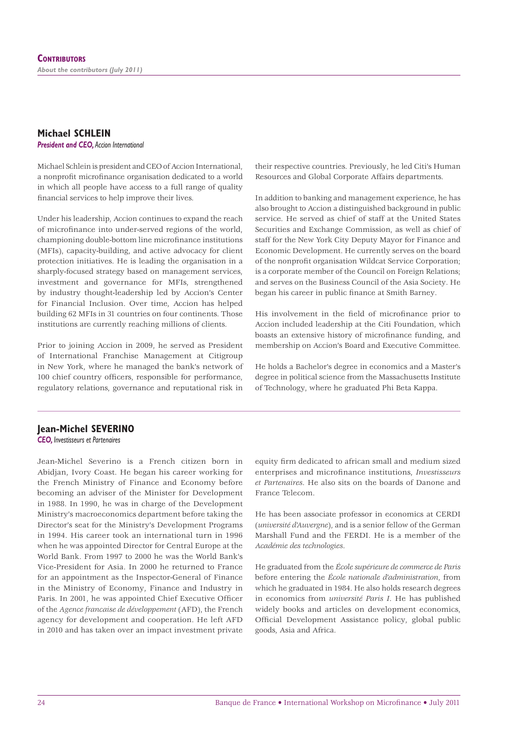## Michael SCHLEIN

***President and CEO,** Accion International*

Michael Schlein is president and CEO of Accion International, a nonprofit microfinance organisation dedicated to a world in which all people have access to a full range of quality financial services to help improve their lives.

Under his leadership, Accion continues to expand the reach of microfinance into under-served regions of the world, championing double-bottom line microfinance institutions (MFIs), capacity-building, and active advocacy for client protection initiatives. He is leading the organisation in a sharply-focused strategy based on management services, investment and governance for MFIs, strengthened by industry thought-leadership led by Accion's Center for Financial Inclusion. Over time, Accion has helped building 62 MFIs in 31 countries on four continents. Those institutions are currently reaching millions of clients.

Prior to joining Accion in 2009, he served as President of International Franchise Management at Citigroup in New York, where he managed the bank's network of 100 chief country officers, responsible for performance, regulatory relations, governance and reputational risk in their respective countries. Previously, he led Citi's Human Resources and Global Corporate Affairs departments.

In addition to banking and management experience, he has also brought to Accion a distinguished background in public service. He served as chief of staff at the United States Securities and Exchange Commission, as well as chief of staff for the New York City Deputy Mayor for Finance and Economic Development. He currently serves on the board of the nonprofit organisation Wildcat Service Corporation; is a corporate member of the Council on Foreign Relations; and serves on the Business Council of the Asia Society. He began his career in public finance at Smith Barney.

His involvement in the field of microfinance prior to Accion included leadership at the Citi Foundation, which boasts an extensive history of microfinance funding, and membership on Accion's Board and Executive Committee.

He holds a Bachelor's degree in economics and a Master's degree in political science from the Massachusetts Institute of Technology, where he graduated Phi Beta Kappa.

## Jean-Michel SEVERINO

***CEO,** Investisseurs et Partenaires*

Jean-Michel Severino is a French citizen born in Abidjan, Ivory Coast. He began his career working for the French Ministry of Finance and Economy before becoming an adviser of the Minister for Development in 1988. In 1990, he was in charge of the Development Ministry's macroeconomics department before taking the Director's seat for the Ministry's Development Programs in 1994. His career took an international turn in 1996 when he was appointed Director for Central Europe at the World Bank. From 1997 to 2000 he was the World Bank's Vice-President for Asia. In 2000 he returned to France for an appointment as the Inspector-General of Finance in the Ministry of Economy, Finance and Industry in Paris. In 2001, he was appointed Chief Executive Officer of the *Agence francaise de développement* (AFD), the French agency for development and cooperation. He left AFD in 2010 and has taken over an impact investment private equity firm dedicated to african small and medium sized enterprises and microfinance institutions, *Investisseurs et Partenaires*. He also sits on the boards of Danone and France Telecom.

He has been associate professor in economics at CERDI (*université d'Auvergne*), and is a senior fellow of the German Marshall Fund and the FERDI. He is a member of the *Académie des technologies*.

He graduated from the *École supérieure de commerce de Paris* before entering the *École nationale d'administration*, from which he graduated in 1984. He also holds research degrees in economics from *université Paris I*. He has published widely books and articles on development economics, Official Development Assistance policy, global public goods, Asia and Africa.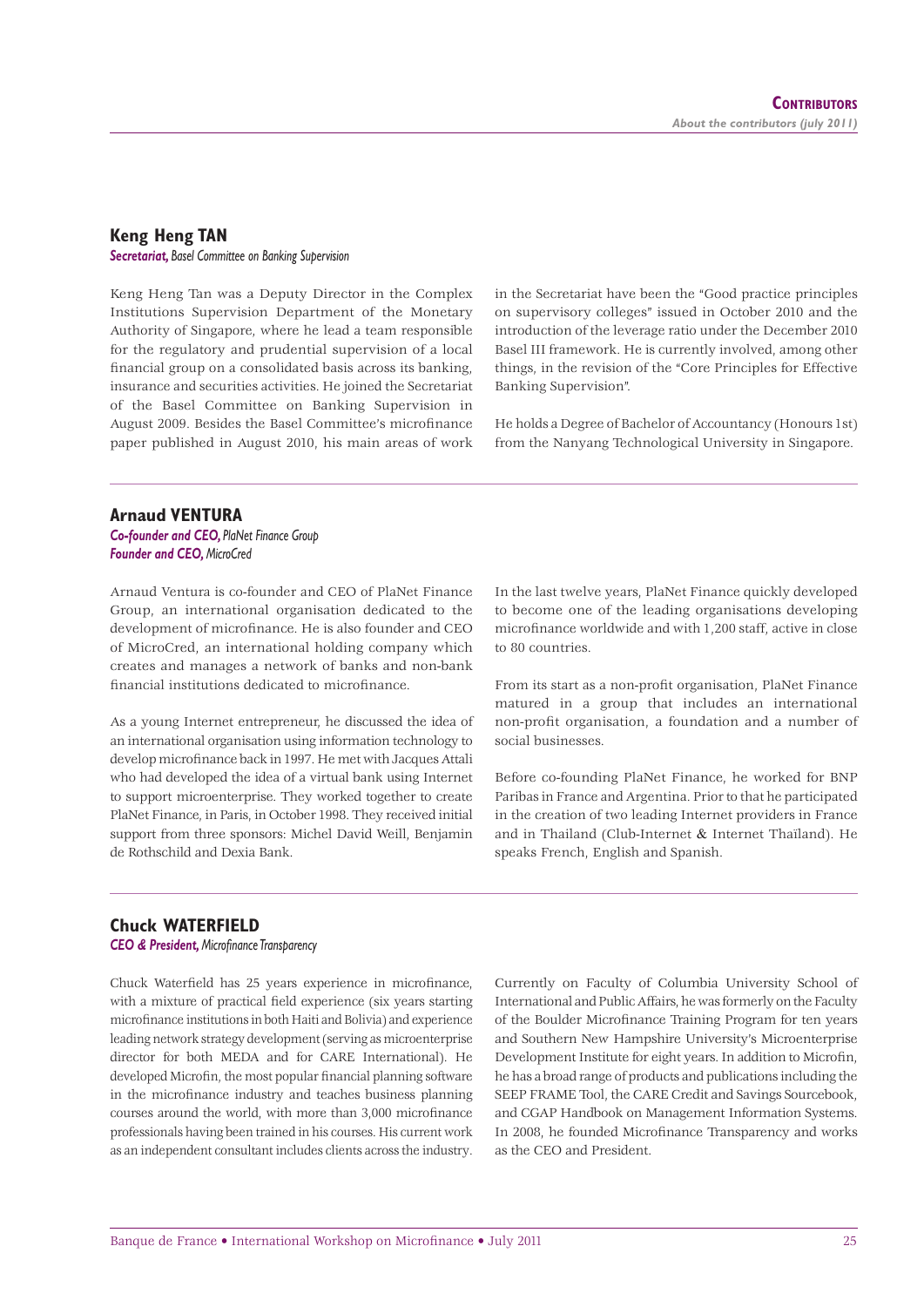## Keng Heng TAN

***Secretariat,** Basel Committee on Banking Supervision*

Keng Heng Tan was a Deputy Director in the Complex Institutions Supervision Department of the Monetary Authority of Singapore, where he lead a team responsible for the regulatory and prudential supervision of a local financial group on a consolidated basis across its banking, insurance and securities activities. He joined the Secretariat of the Basel Committee on Banking Supervision in August 2009. Besides the Basel Committee's microfinance paper published in August 2010, his main areas of work in the Secretariat have been the "Good practice principles on supervisory colleges" issued in October 2010 and the introduction of the leverage ratio under the December 2010 Basel III framework. He is currently involved, among other things, in the revision of the "Core Principles for Effective Banking Supervision".

He holds a Degree of Bachelor of Accountancy (Honours 1st) from the Nanyang Technological University in Singapore.

## Arnaud VENTURA

***Co-founder and CEO,** PlaNet Finance Group*
***Founder and CEO,** MicroCred*

Arnaud Ventura is co-founder and CEO of PlaNet Finance Group, an international organisation dedicated to the development of microfinance. He is also founder and CEO of MicroCred, an international holding company which creates and manages a network of banks and non-bank financial institutions dedicated to microfinance.

As a young Internet entrepreneur, he discussed the idea of an international organisation using information technology to develop microfinance back in 1997. He met with Jacques Attali who had developed the idea of a virtual bank using Internet to support microenterprise. They worked together to create PlaNet Finance, in Paris, in October 1998. They received initial support from three sponsors: Michel David Weill, Benjamin de Rothschild and Dexia Bank.

In the last twelve years, PlaNet Finance quickly developed to become one of the leading organisations developing microfinance worldwide and with 1,200 staff, active in close to 80 countries.

From its start as a non-profit organisation, PlaNet Finance matured in a group that includes an international non-profit organisation, a foundation and a number of social businesses.

Before co-founding PlaNet Finance, he worked for BNP Paribas in France and Argentina. Prior to that he participated in the creation of two leading Internet providers in France and in Thailand (Club-Internet & Internet Thaïland). He speaks French, English and Spanish.

## Chuck WATERFIELD

***CEO & President,** Microfinance Transparency*

Chuck Waterfield has 25 years experience in microfinance, with a mixture of practical field experience (six years starting microfinance institutions in both Haiti and Bolivia) and experience leading network strategy development (serving as microenterprise director for both MEDA and for CARE International). He developed Microfin, the most popular financial planning software in the microfinance industry and teaches business planning courses around the world, with more than 3,000 microfinance professionals having been trained in his courses. His current work as an independent consultant includes clients across the industry. Currently on Faculty of Columbia University School of International and Public Affairs, he was formerly on the Faculty of the Boulder Microfinance Training Program for ten years and Southern New Hampshire University's Microenterprise Development Institute for eight years. In addition to Microfin, he has a broad range of products and publications including the SEEP FRAME Tool, the CARE Credit and Savings Sourcebook, and CGAP Handbook on Management Information Systems. In 2008, he founded Microfinance Transparency and works as the CEO and President.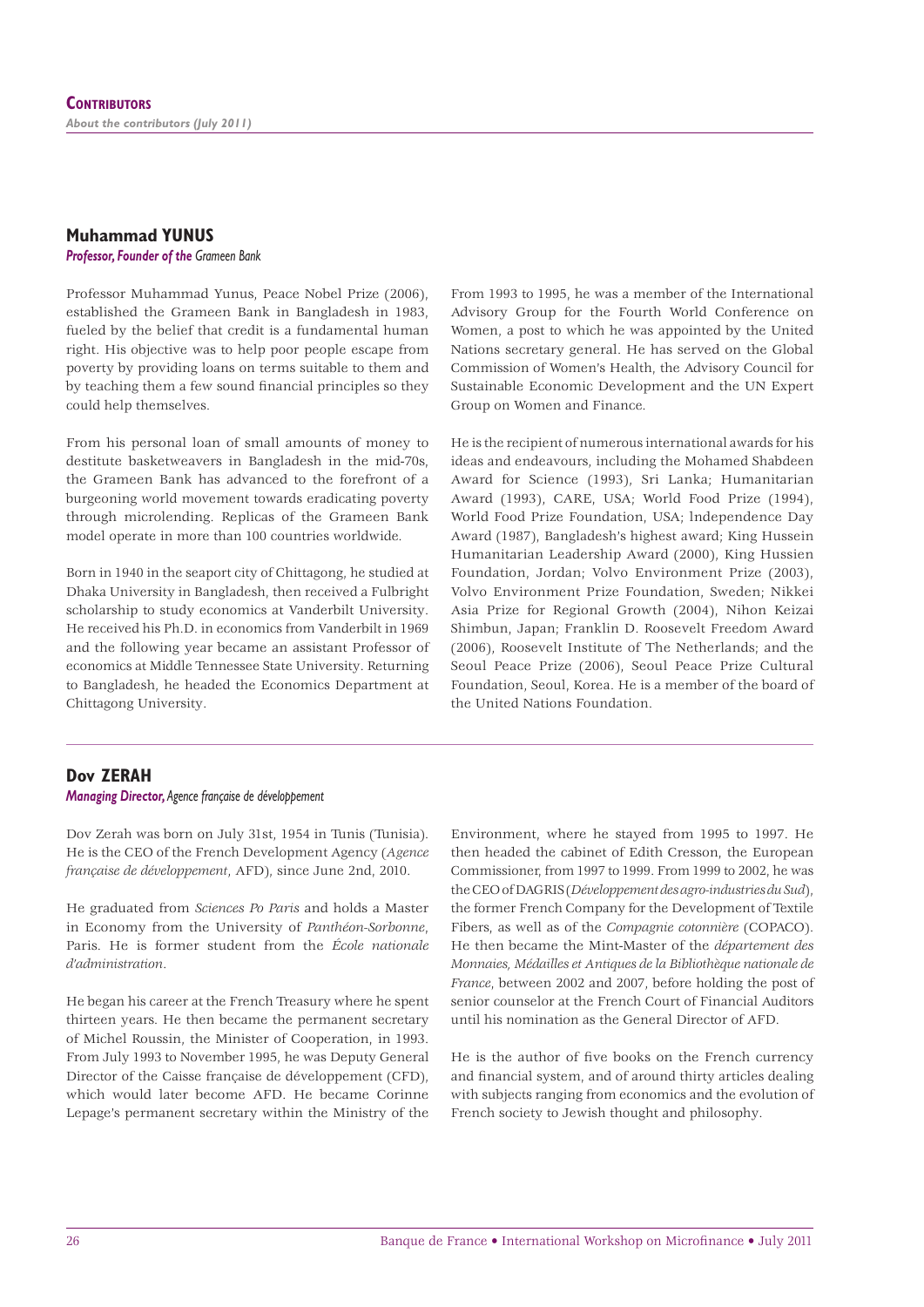## Muhammad YUNUS

***Professor, Founder of the** Grameen Bank*

Professor Muhammad Yunus, Peace Nobel Prize (2006), established the Grameen Bank in Bangladesh in 1983, fueled by the belief that credit is a fundamental human right. His objective was to help poor people escape from poverty by providing loans on terms suitable to them and by teaching them a few sound financial principles so they could help themselves.

From his personal loan of small amounts of money to destitute basketweavers in Bangladesh in the mid-70s, the Grameen Bank has advanced to the forefront of a burgeoning world movement towards eradicating poverty through microlending. Replicas of the Grameen Bank model operate in more than 100 countries worldwide.

Born in 1940 in the seaport city of Chittagong, he studied at Dhaka University in Bangladesh, then received a Fulbright scholarship to study economics at Vanderbilt University. He received his Ph.D. in economics from Vanderbilt in 1969 and the following year became an assistant Professor of economics at Middle Tennessee State University. Returning to Bangladesh, he headed the Economics Department at Chittagong University.

From 1993 to 1995, he was a member of the International Advisory Group for the Fourth World Conference on Women, a post to which he was appointed by the United Nations secretary general. He has served on the Global Commission of Women's Health, the Advisory Council for Sustainable Economic Development and the UN Expert Group on Women and Finance.

He is the recipient of numerous international awards for his ideas and endeavours, including the Mohamed Shabdeen Award for Science (1993), Sri Lanka; Humanitarian Award (1993), CARE, USA; World Food Prize (1994), World Food Prize Foundation, USA; Independence Day Award (1987), Bangladesh's highest award; King Hussein Humanitarian Leadership Award (2000), King Hussien Foundation, Jordan; Volvo Environment Prize (2003), Volvo Environment Prize Foundation, Sweden; Nikkei Asia Prize for Regional Growth (2004), Nihon Keizai Shimbun, Japan; Franklin D. Roosevelt Freedom Award (2006), Roosevelt Institute of The Netherlands; and the Seoul Peace Prize (2006), Seoul Peace Prize Cultural Foundation, Seoul, Korea. He is a member of the board of the United Nations Foundation.

## Dov ZERAH

***Managing Director,** Agence française de développement*

Dov Zerah was born on July 31st, 1954 in Tunis (Tunisia). He is the CEO of the French Development Agency (*Agence française de développement*, AFD), since June 2nd, 2010.

He graduated from *Sciences Po Paris* and holds a Master in Economy from the University of *Panthéon-Sorbonne*, Paris. He is former student from the *École nationale d'administration*.

He began his career at the French Treasury where he spent thirteen years. He then became the permanent secretary of Michel Roussin, the Minister of Cooperation, in 1993. From July 1993 to November 1995, he was Deputy General Director of the Caisse française de développement (CFD), which would later become AFD. He became Corinne Lepage's permanent secretary within the Ministry of the Environment, where he stayed from 1995 to 1997. He then headed the cabinet of Edith Cresson, the European Commissioner, from 1997 to 1999. From 1999 to 2002, he was the CEO of DAGRIS (*Développement des agro-industries du Sud*), the former French Company for the Development of Textile Fibers, as well as of the *Compagnie cotonnière* (COPACO). He then became the Mint-Master of the *département des Monnaies, Médailles et Antiques de la Bibliothèque nationale de France*, between 2002 and 2007, before holding the post of senior counselor at the French Court of Financial Auditors until his nomination as the General Director of AFD.

He is the author of five books on the French currency and financial system, and of around thirty articles dealing with subjects ranging from economics and the evolution of French society to Jewish thought and philosophy.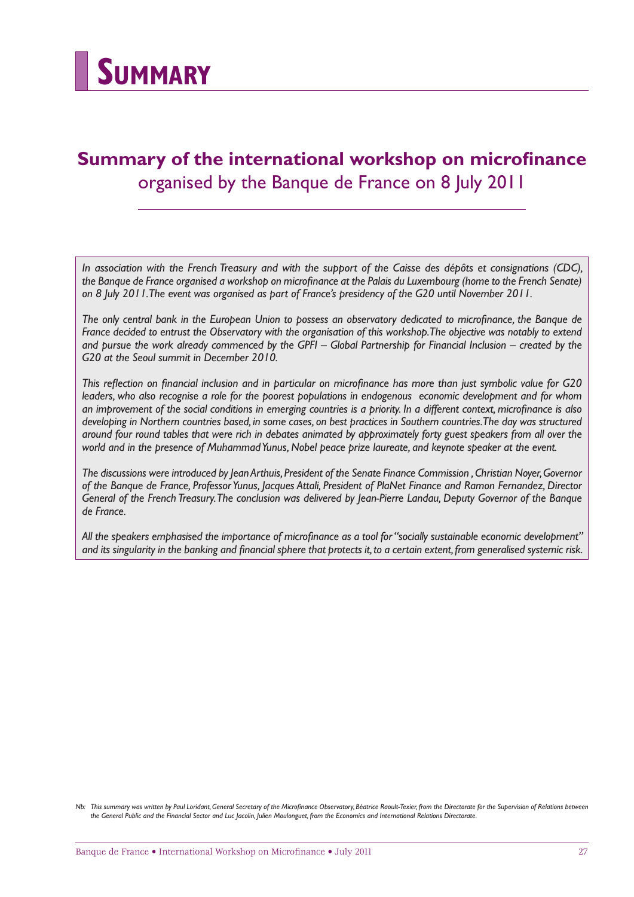# Summary

## Summary of the international workshop on microfinance organised by the Banque de France on 8 July 2011

*In association with the French Treasury and with the support of the Caisse des dépôts et consignations (CDC), the Banque de France organised a workshop on microfinance at the Palais du Luxembourg (home to the French Senate) on 8 July 2011. The event was organised as part of France's presidency of the G20 until November 2011.*

*The only central bank in the European Union to possess an observatory dedicated to microfinance, the Banque de France decided to entrust the Observatory with the organisation of this workshop. The objective was notably to extend and pursue the work already commenced by the GPFI – Global Partnership for Financial Inclusion – created by the G20 at the Seoul summit in December 2010.*

*This reflection on financial inclusion and in particular on microfinance has more than just symbolic value for G20 leaders, who also recognise a role for the poorest populations in endogenous economic development and for whom an improvement of the social conditions in emerging countries is a priority. In a different context, microfinance is also developing in Northern countries based, in some cases, on best practices in Southern countries. The day was structured around four round tables that were rich in debates animated by approximately forty guest speakers from all over the world and in the presence of Muhammad Yunus, Nobel peace prize laureate, and keynote speaker at the event.*

*The discussions were introduced by Jean Arthuis, President of the Senate Finance Commission , Christian Noyer, Governor of the Banque de France, Professor Yunus, Jacques Attali, President of PlaNet Finance and Ramon Fernandez, Director General of the French Treasury. The conclusion was delivered by Jean-Pierre Landau, Deputy Governor of the Banque de France.*

*All the speakers emphasised the importance of microfinance as a tool for "socially sustainable economic development" and its singularity in the banking and financial sphere that protects it, to a certain extent, from generalised systemic risk.*

*Nb: This summary was written by Paul Loridant, General Secretary of the Microfinance Observatory, Béatrice Raoult-Texier, from the Directorate for the Supervision of Relations between the General Public and the Financial Sector and Luc Jacolin, Julien Moulonguet, from the Economics and International Relations Directorate.*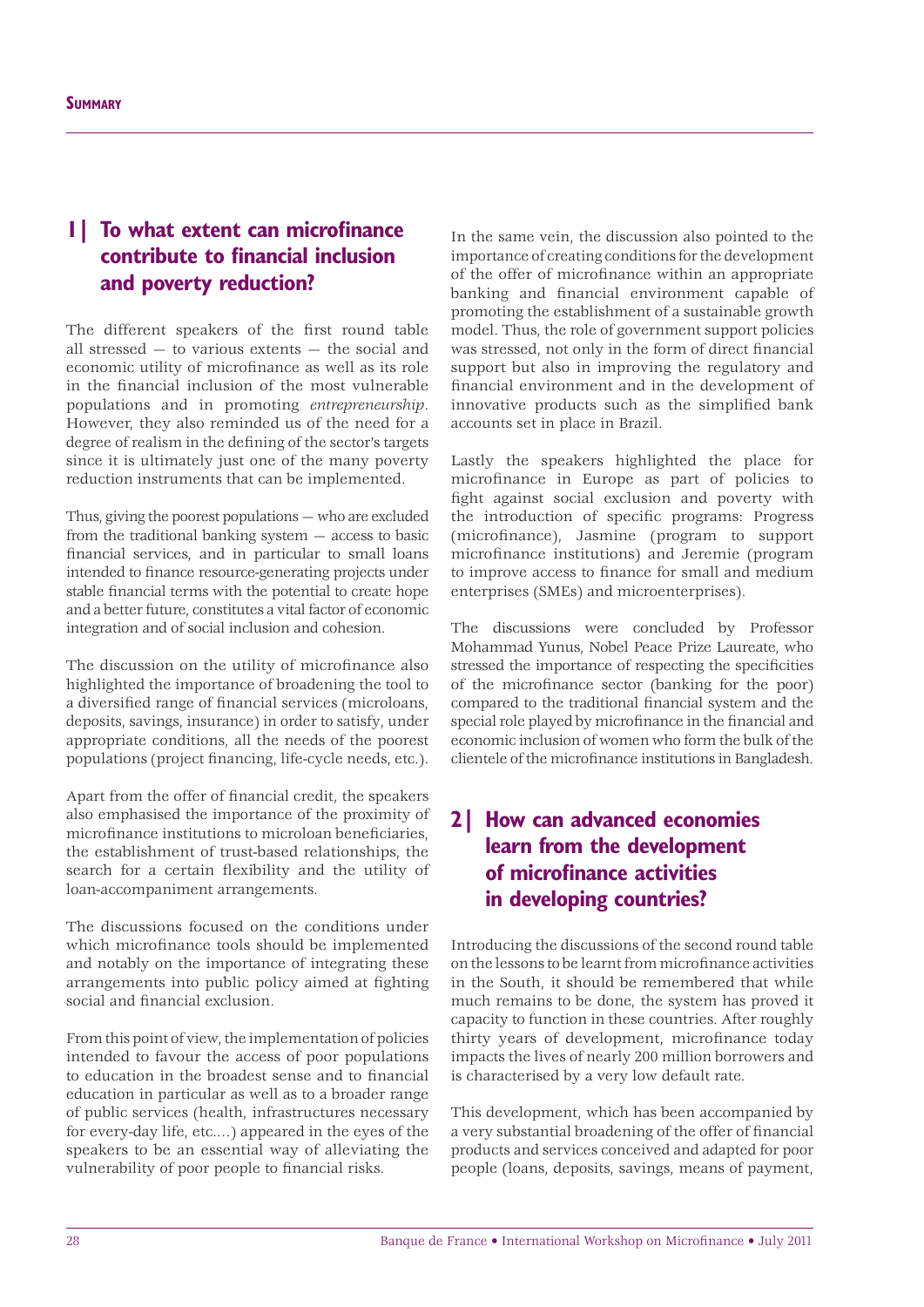## 1| To what extent can microfinance contribute to financial inclusion and poverty reduction?

The different speakers of the first round table all stressed — to various extents — the social and economic utility of microfinance as well as its role in the financial inclusion of the most vulnerable populations and in promoting *entrepreneurship*. However, they also reminded us of the need for a degree of realism in the defining of the sector's targets since it is ultimately just one of the many poverty reduction instruments that can be implemented.

Thus, giving the poorest populations — who are excluded from the traditional banking system — access to basic financial services, and in particular to small loans intended to finance resource-generating projects under stable financial terms with the potential to create hope and a better future, constitutes a vital factor of economic integration and of social inclusion and cohesion.

The discussion on the utility of microfinance also highlighted the importance of broadening the tool to a diversified range of financial services (microloans, deposits, savings, insurance) in order to satisfy, under appropriate conditions, all the needs of the poorest populations (project financing, life-cycle needs, etc.).

Apart from the offer of financial credit, the speakers also emphasised the importance of the proximity of microfinance institutions to microloan beneficiaries, the establishment of trust-based relationships, the search for a certain flexibility and the utility of loan-accompaniment arrangements.

The discussions focused on the conditions under which microfinance tools should be implemented and notably on the importance of integrating these arrangements into public policy aimed at fighting social and financial exclusion.

From this point of view, the implementation of policies intended to favour the access of poor populations to education in the broadest sense and to financial education in particular as well as to a broader range of public services (health, infrastructures necessary for every-day life, etc.…) appeared in the eyes of the speakers to be an essential way of alleviating the vulnerability of poor people to financial risks.

In the same vein, the discussion also pointed to the importance of creating conditions for the development of the offer of microfinance within an appropriate banking and financial environment capable of promoting the establishment of a sustainable growth model. Thus, the role of government support policies was stressed, not only in the form of direct financial support but also in improving the regulatory and financial environment and in the development of innovative products such as the simplified bank accounts set in place in Brazil.

Lastly the speakers highlighted the place for microfinance in Europe as part of policies to fight against social exclusion and poverty with the introduction of specific programs: Progress (microfinance), Jasmine (program to support microfinance institutions) and Jeremie (program to improve access to finance for small and medium enterprises (SMEs) and microenterprises).

The discussions were concluded by Professor Mohammad Yunus, Nobel Peace Prize Laureate, who stressed the importance of respecting the specificities of the microfinance sector (banking for the poor) compared to the traditional financial system and the special role played by microfinance in the financial and economic inclusion of women who form the bulk of the clientele of the microfinance institutions in Bangladesh.

## 2| How can advanced economies learn from the development of microfinance activities in developing countries?

Introducing the discussions of the second round table on the lessons to be learnt from microfinance activities in the South, it should be remembered that while much remains to be done, the system has proved it capacity to function in these countries. After roughly thirty years of development, microfinance today impacts the lives of nearly 200 million borrowers and is characterised by a very low default rate.

This development, which has been accompanied by a very substantial broadening of the offer of financial products and services conceived and adapted for poor people (loans, deposits, savings, means of payment,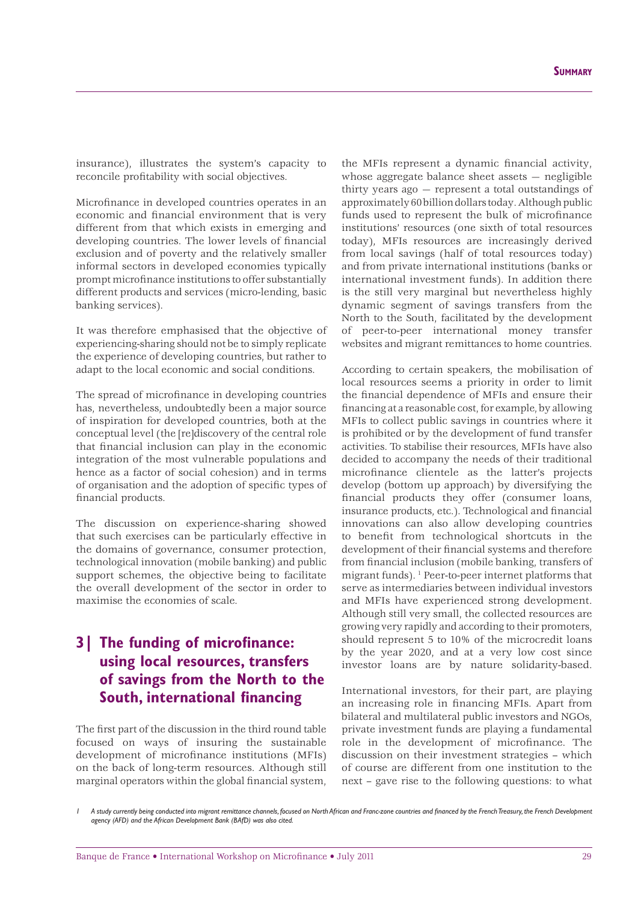insurance), illustrates the system's capacity to reconcile profitability with social objectives.

Microfinance in developed countries operates in an economic and financial environment that is very different from that which exists in emerging and developing countries. The lower levels of financial exclusion and of poverty and the relatively smaller informal sectors in developed economies typically prompt microfinance institutions to offer substantially different products and services (micro-lending, basic banking services).

It was therefore emphasised that the objective of experiencing-sharing should not be to simply replicate the experience of developing countries, but rather to adapt to the local economic and social conditions.

The spread of microfinance in developing countries has, nevertheless, undoubtedly been a major source of inspiration for developed countries, both at the conceptual level (the [re]discovery of the central role that financial inclusion can play in the economic integration of the most vulnerable populations and hence as a factor of social cohesion) and in terms of organisation and the adoption of specific types of financial products.

The discussion on experience-sharing showed that such exercises can be particularly effective in the domains of governance, consumer protection, technological innovation (mobile banking) and public support schemes, the objective being to facilitate the overall development of the sector in order to maximise the economies of scale.

## 3| The funding of microfinance: using local resources, transfers of savings from the North to the South, international financing

The first part of the discussion in the third round table focused on ways of insuring the sustainable development of microfinance institutions (MFIs) on the back of long-term resources. Although still marginal operators within the global financial system, the MFIs represent a dynamic financial activity, whose aggregate balance sheet assets — negligible thirty years ago — represent a total outstandings of approximately 60 billion dollars today. Although public funds used to represent the bulk of microfinance institutions' resources (one sixth of total resources today), MFIs resources are increasingly derived from local savings (half of total resources today) and from private international institutions (banks or international investment funds). In addition there is the still very marginal but nevertheless highly dynamic segment of savings transfers from the North to the South, facilitated by the development of peer-to-peer international money transfer websites and migrant remittances to home countries.

According to certain speakers, the mobilisation of local resources seems a priority in order to limit the financial dependence of MFIs and ensure their financing at a reasonable cost, for example, by allowing MFIs to collect public savings in countries where it is prohibited or by the development of fund transfer activities. To stabilise their resources, MFIs have also decided to accompany the needs of their traditional microfinance clientele as the latter's projects develop (bottom up approach) by diversifying the financial products they offer (consumer loans, insurance products, etc.). Technological and financial innovations can also allow developing countries to benefit from technological shortcuts in the development of their financial systems and therefore from financial inclusion (mobile banking, transfers of migrant funds).[1] Peer-to-peer internet platforms that serve as intermediaries between individual investors and MFIs have experienced strong development. Although still very small, the collected resources are growing very rapidly and according to their promoters, should represent 5 to 10% of the microcredit loans by the year 2020, and at a very low cost since investor loans are by nature solidarity-based.

International investors, for their part, are playing an increasing role in financing MFIs. Apart from bilateral and multilateral public investors and NGOs, private investment funds are playing a fundamental role in the development of microfinance. The discussion on their investment strategies – which of course are different from one institution to the next – gave rise to the following questions: to what

*1 A study currently being conducted into migrant remittance channels, focused on North African and Franc-zone countries and financed by the French Treasury, the French Development agency (AFD) and the African Development Bank (BAfD) was also cited.*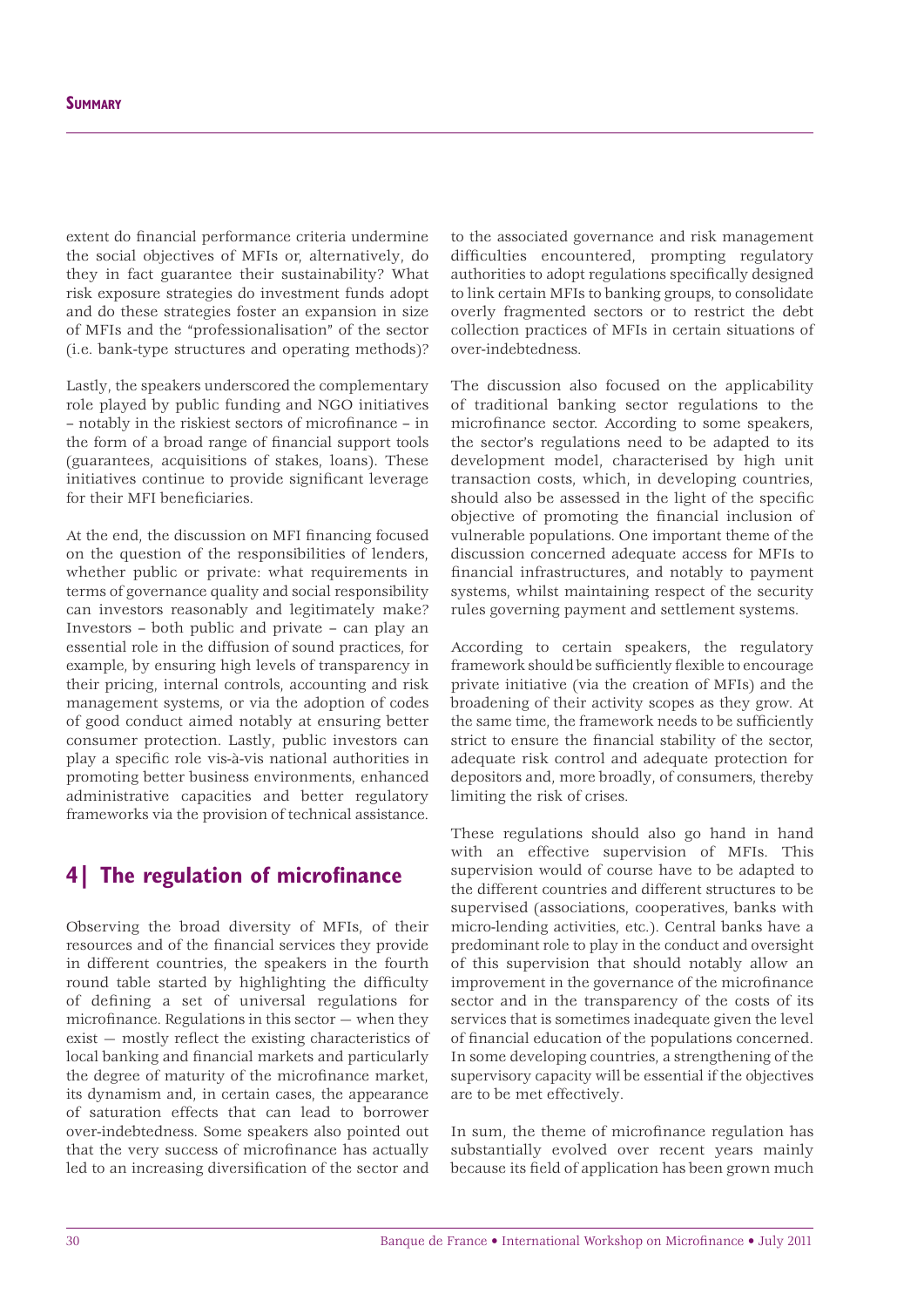extent do financial performance criteria undermine the social objectives of MFIs or, alternatively, do they in fact guarantee their sustainability? What risk exposure strategies do investment funds adopt and do these strategies foster an expansion in size of MFIs and the "professionalisation" of the sector (i.e. bank-type structures and operating methods)?

Lastly, the speakers underscored the complementary role played by public funding and NGO initiatives – notably in the riskiest sectors of microfinance – in the form of a broad range of financial support tools (guarantees, acquisitions of stakes, loans). These initiatives continue to provide significant leverage for their MFI beneficiaries.

At the end, the discussion on MFI financing focused on the question of the responsibilities of lenders, whether public or private: what requirements in terms of governance quality and social responsibility can investors reasonably and legitimately make? Investors – both public and private – can play an essential role in the diffusion of sound practices, for example, by ensuring high levels of transparency in their pricing, internal controls, accounting and risk management systems, or via the adoption of codes of good conduct aimed notably at ensuring better consumer protection. Lastly, public investors can play a specific role vis-à-vis national authorities in promoting better business environments, enhanced administrative capacities and better regulatory frameworks via the provision of technical assistance.

## 4| The regulation of microfinance

Observing the broad diversity of MFIs, of their resources and of the financial services they provide in different countries, the speakers in the fourth round table started by highlighting the difficulty of defining a set of universal regulations for microfinance. Regulations in this sector — when they exist — mostly reflect the existing characteristics of local banking and financial markets and particularly the degree of maturity of the microfinance market, its dynamism and, in certain cases, the appearance of saturation effects that can lead to borrower over-indebtedness. Some speakers also pointed out that the very success of microfinance has actually led to an increasing diversification of the sector and to the associated governance and risk management difficulties encountered, prompting regulatory authorities to adopt regulations specifically designed to link certain MFIs to banking groups, to consolidate overly fragmented sectors or to restrict the debt collection practices of MFIs in certain situations of over-indebtedness.

The discussion also focused on the applicability of traditional banking sector regulations to the microfinance sector. According to some speakers, the sector's regulations need to be adapted to its development model, characterised by high unit transaction costs, which, in developing countries, should also be assessed in the light of the specific objective of promoting the financial inclusion of vulnerable populations. One important theme of the discussion concerned adequate access for MFIs to financial infrastructures, and notably to payment systems, whilst maintaining respect of the security rules governing payment and settlement systems.

According to certain speakers, the regulatory framework should be sufficiently flexible to encourage private initiative (via the creation of MFIs) and the broadening of their activity scopes as they grow. At the same time, the framework needs to be sufficiently strict to ensure the financial stability of the sector, adequate risk control and adequate protection for depositors and, more broadly, of consumers, thereby limiting the risk of crises.

These regulations should also go hand in hand with an effective supervision of MFIs. This supervision would of course have to be adapted to the different countries and different structures to be supervised (associations, cooperatives, banks with micro-lending activities, etc.). Central banks have a predominant role to play in the conduct and oversight of this supervision that should notably allow an improvement in the governance of the microfinance sector and in the transparency of the costs of its services that is sometimes inadequate given the level of financial education of the populations concerned. In some developing countries, a strengthening of the supervisory capacity will be essential if the objectives are to be met effectively.

In sum, the theme of microfinance regulation has substantially evolved over recent years mainly because its field of application has been grown much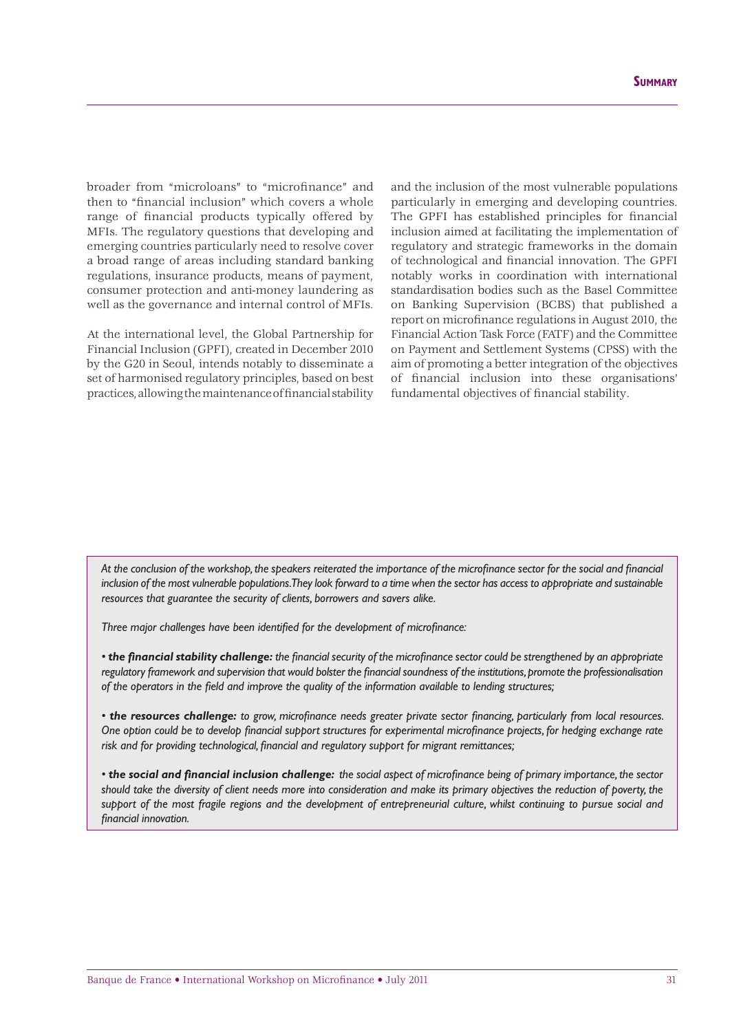broader from "microloans" to "microfinance" and then to "financial inclusion" which covers a whole range of financial products typically offered by MFIs. The regulatory questions that developing and emerging countries particularly need to resolve cover a broad range of areas including standard banking regulations, insurance products, means of payment, consumer protection and anti-money laundering as well as the governance and internal control of MFIs.

At the international level, the Global Partnership for Financial Inclusion (GPFI), created in December 2010 by the G20 in Seoul, intends notably to disseminate a set of harmonised regulatory principles, based on best practices, allowing the maintenance of financial stability and the inclusion of the most vulnerable populations particularly in emerging and developing countries. The GPFI has established principles for financial inclusion aimed at facilitating the implementation of regulatory and strategic frameworks in the domain of technological and financial innovation. The GPFI notably works in coordination with international standardisation bodies such as the Basel Committee on Banking Supervision (BCBS) that published a report on microfinance regulations in August 2010, the Financial Action Task Force (FATF) and the Committee on Payment and Settlement Systems (CPSS) with the aim of promoting a better integration of the objectives of financial inclusion into these organisations' fundamental objectives of financial stability.

*At the conclusion of the workshop, the speakers reiterated the importance of the microfinance sector for the social and financial inclusion of the most vulnerable populations. They look forward to a time when the sector has access to appropriate and sustainable resources that guarantee the security of clients, borrowers and savers alike.*

*Three major challenges have been identified for the development of microfinance:*

- ***the financial stability challenge:*** *the financial security of the microfinance sector could be strengthened by an appropriate regulatory framework and supervision that would bolster the financial soundness of the institutions, promote the professionalisation of the operators in the field and improve the quality of the information available to lending structures;*

- ***the resources challenge:*** *to grow, microfinance needs greater private sector financing, particularly from local resources. One option could be to develop financial support structures for experimental microfinance projects, for hedging exchange rate risk and for providing technological, financial and regulatory support for migrant remittances;*

- ***the social and financial inclusion challenge:*** *the social aspect of microfinance being of primary importance, the sector should take the diversity of client needs more into consideration and make its primary objectives the reduction of poverty, the support of the most fragile regions and the development of entrepreneurial culture, whilst continuing to pursue social and financial innovation.*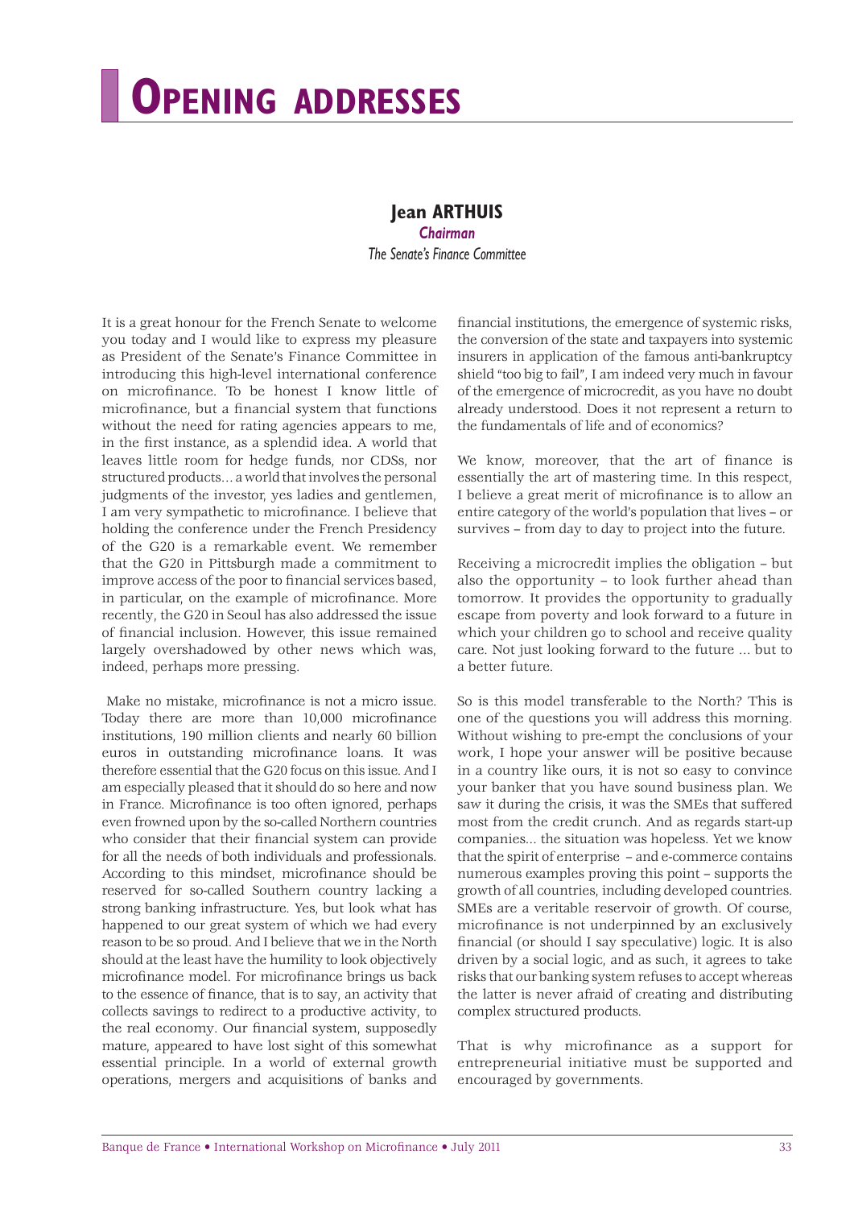# Opening addresses

**Jean ARTHUIS**
*Chairman*
*The Senate's Finance Committee*

It is a great honour for the French Senate to welcome you today and I would like to express my pleasure as President of the Senate's Finance Committee in introducing this high-level international conference on microfinance. To be honest I know little of microfinance, but a financial system that functions without the need for rating agencies appears to me, in the first instance, as a splendid idea. A world that leaves little room for hedge funds, nor CDSs, nor structured products… a world that involves the personal judgments of the investor, yes ladies and gentlemen, I am very sympathetic to microfinance. I believe that holding the conference under the French Presidency of the G20 is a remarkable event. We remember that the G20 in Pittsburgh made a commitment to improve access of the poor to financial services based, in particular, on the example of microfinance. More recently, the G20 in Seoul has also addressed the issue of financial inclusion. However, this issue remained largely overshadowed by other news which was, indeed, perhaps more pressing.

Make no mistake, microfinance is not a micro issue. Today there are more than 10,000 microfinance institutions, 190 million clients and nearly 60 billion euros in outstanding microfinance loans. It was therefore essential that the G20 focus on this issue. And I am especially pleased that it should do so here and now in France. Microfinance is too often ignored, perhaps even frowned upon by the so-called Northern countries who consider that their financial system can provide for all the needs of both individuals and professionals. According to this mindset, microfinance should be reserved for so-called Southern country lacking a strong banking infrastructure. Yes, but look what has happened to our great system of which we had every reason to be so proud. And I believe that we in the North should at the least have the humility to look objectively microfinance model. For microfinance brings us back to the essence of finance, that is to say, an activity that collects savings to redirect to a productive activity, to the real economy. Our financial system, supposedly mature, appeared to have lost sight of this somewhat essential principle. In a world of external growth operations, mergers and acquisitions of banks and financial institutions, the emergence of systemic risks, the conversion of the state and taxpayers into systemic insurers in application of the famous anti-bankruptcy shield "too big to fail", I am indeed very much in favour of the emergence of microcredit, as you have no doubt already understood. Does it not represent a return to the fundamentals of life and of economics?

We know, moreover, that the art of finance is essentially the art of mastering time. In this respect, I believe a great merit of microfinance is to allow an entire category of the world's population that lives – or survives – from day to day to project into the future.

Receiving a microcredit implies the obligation – but also the opportunity – to look further ahead than tomorrow. It provides the opportunity to gradually escape from poverty and look forward to a future in which your children go to school and receive quality care. Not just looking forward to the future … but to a better future.

So is this model transferable to the North? This is one of the questions you will address this morning. Without wishing to pre-empt the conclusions of your work, I hope your answer will be positive because in a country like ours, it is not so easy to convince your banker that you have sound business plan. We saw it during the crisis, it was the SMEs that suffered most from the credit crunch. And as regards start-up companies… the situation was hopeless. Yet we know that the spirit of enterprise – and e-commerce contains numerous examples proving this point – supports the growth of all countries, including developed countries. SMEs are a veritable reservoir of growth. Of course, microfinance is not underpinned by an exclusively financial (or should I say speculative) logic. It is also driven by a social logic, and as such, it agrees to take risks that our banking system refuses to accept whereas the latter is never afraid of creating and distributing complex structured products.

That is why microfinance as a support for entrepreneurial initiative must be supported and encouraged by governments.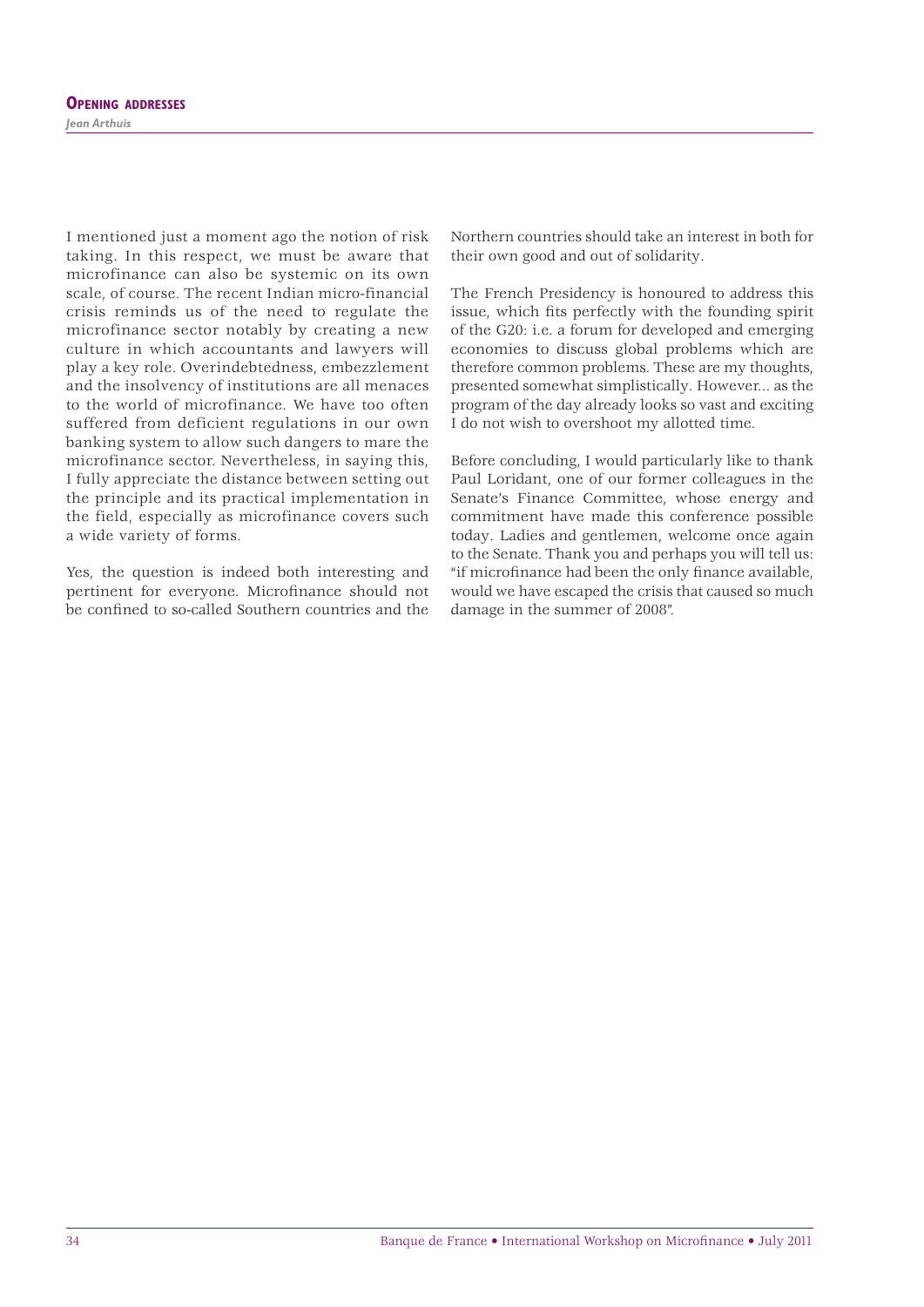I mentioned just a moment ago the notion of risk taking. In this respect, we must be aware that microfinance can also be systemic on its own scale, of course. The recent Indian micro-financial crisis reminds us of the need to regulate the microfinance sector notably by creating a new culture in which accountants and lawyers will play a key role. Overindebtedness, embezzlement and the insolvency of institutions are all menaces to the world of microfinance. We have too often suffered from deficient regulations in our own banking system to allow such dangers to mare the microfinance sector. Nevertheless, in saying this, I fully appreciate the distance between setting out the principle and its practical implementation in the field, especially as microfinance covers such a wide variety of forms.

Yes, the question is indeed both interesting and pertinent for everyone. Microfinance should not be confined to so-called Southern countries and the Northern countries should take an interest in both for their own good and out of solidarity.

The French Presidency is honoured to address this issue, which fits perfectly with the founding spirit of the G20: i.e. a forum for developed and emerging economies to discuss global problems which are therefore common problems. These are my thoughts, presented somewhat simplistically. However… as the program of the day already looks so vast and exciting I do not wish to overshoot my allotted time.

Before concluding, I would particularly like to thank Paul Loridant, one of our former colleagues in the Senate's Finance Committee, whose energy and commitment have made this conference possible today. Ladies and gentlemen, welcome once again to the Senate. Thank you and perhaps you will tell us: "if microfinance had been the only finance available, would we have escaped the crisis that caused so much damage in the summer of 2008".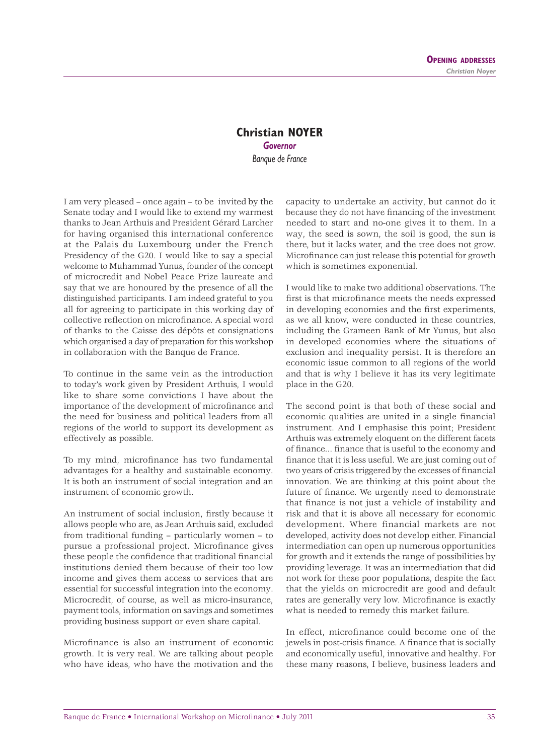## Christian NOYER

*Governor*

*Banque de France*

I am very pleased – once again – to be invited by the Senate today and I would like to extend my warmest thanks to Jean Arthuis and President Gérard Larcher for having organised this international conference at the Palais du Luxembourg under the French Presidency of the G20. I would like to say a special welcome to Muhammad Yunus, founder of the concept of microcredit and Nobel Peace Prize laureate and say that we are honoured by the presence of all the distinguished participants. I am indeed grateful to you all for agreeing to participate in this working day of collective reflection on microfinance. A special word of thanks to the Caisse des dépôts et consignations which organised a day of preparation for this workshop in collaboration with the Banque de France.

To continue in the same vein as the introduction to today's work given by President Arthuis, I would like to share some convictions I have about the importance of the development of microfinance and the need for business and political leaders from all regions of the world to support its development as effectively as possible.

To my mind, microfinance has two fundamental advantages for a healthy and sustainable economy. It is both an instrument of social integration and an instrument of economic growth.

An instrument of social inclusion, firstly because it allows people who are, as Jean Arthuis said, excluded from traditional funding – particularly women – to pursue a professional project. Microfinance gives these people the confidence that traditional financial institutions denied them because of their too low income and gives them access to services that are essential for successful integration into the economy. Microcredit, of course, as well as micro-insurance, payment tools, information on savings and sometimes providing business support or even share capital.

Microfinance is also an instrument of economic growth. It is very real. We are talking about people who have ideas, who have the motivation and the capacity to undertake an activity, but cannot do it because they do not have financing of the investment needed to start and no-one gives it to them. In a way, the seed is sown, the soil is good, the sun is there, but it lacks water, and the tree does not grow. Microfinance can just release this potential for growth which is sometimes exponential.

I would like to make two additional observations. The first is that microfinance meets the needs expressed in developing economies and the first experiments, as we all know, were conducted in these countries, including the Grameen Bank of Mr Yunus, but also in developed economies where the situations of exclusion and inequality persist. It is therefore an economic issue common to all regions of the world and that is why I believe it has its very legitimate place in the G20.

The second point is that both of these social and economic qualities are united in a single financial instrument. And I emphasise this point; President Arthuis was extremely eloquent on the different facets of finance... finance that is useful to the economy and finance that it is less useful. We are just coming out of two years of crisis triggered by the excesses of financial innovation. We are thinking at this point about the future of finance. We urgently need to demonstrate that finance is not just a vehicle of instability and risk and that it is above all necessary for economic development. Where financial markets are not developed, activity does not develop either. Financial intermediation can open up numerous opportunities for growth and it extends the range of possibilities by providing leverage. It was an intermediation that did not work for these poor populations, despite the fact that the yields on microcredit are good and default rates are generally very low. Microfinance is exactly what is needed to remedy this market failure.

In effect, microfinance could become one of the jewels in post-crisis finance. A finance that is socially and economically useful, innovative and healthy. For these many reasons, I believe, business leaders and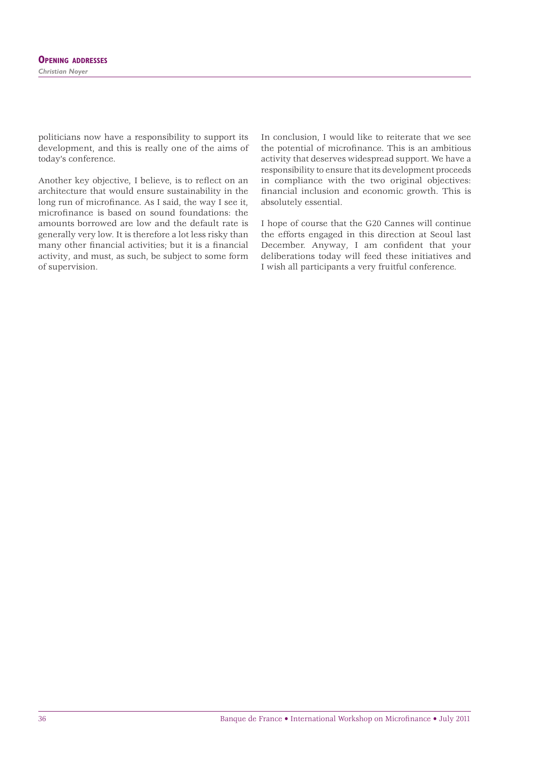politicians now have a responsibility to support its development, and this is really one of the aims of today's conference.

Another key objective, I believe, is to reflect on an architecture that would ensure sustainability in the long run of microfinance. As I said, the way I see it, microfinance is based on sound foundations: the amounts borrowed are low and the default rate is generally very low. It is therefore a lot less risky than many other financial activities; but it is a financial activity, and must, as such, be subject to some form of supervision.

In conclusion, I would like to reiterate that we see the potential of microfinance. This is an ambitious activity that deserves widespread support. We have a responsibility to ensure that its development proceeds in compliance with the two original objectives: financial inclusion and economic growth. This is absolutely essential.

I hope of course that the G20 Cannes will continue the efforts engaged in this direction at Seoul last December. Anyway, I am confident that your deliberations today will feed these initiatives and I wish all participants a very fruitful conference.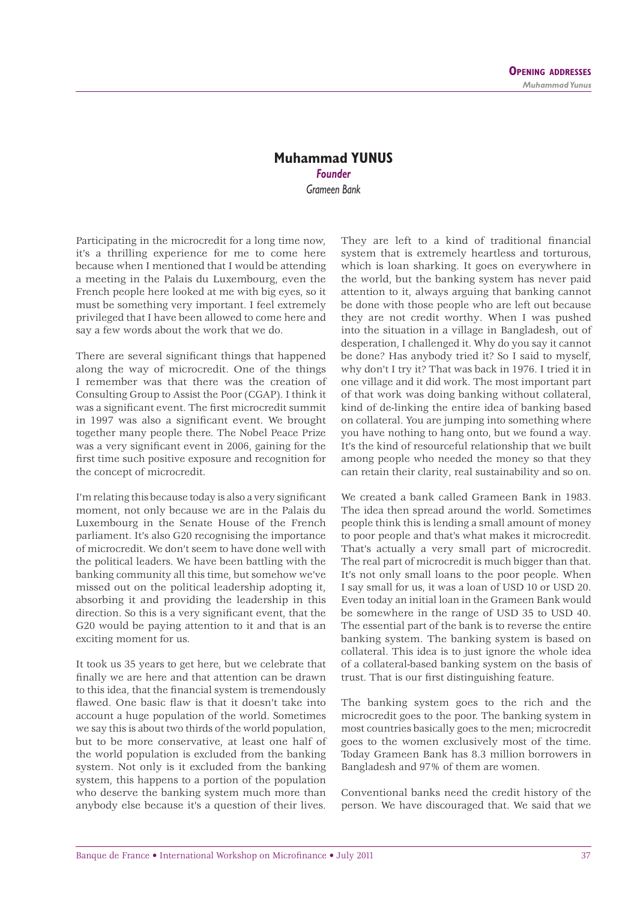## Muhammad YUNUS

*Founder*

Grameen Bank

Participating in the microcredit for a long time now, it's a thrilling experience for me to come here because when I mentioned that I would be attending a meeting in the Palais du Luxembourg, even the French people here looked at me with big eyes, so it must be something very important. I feel extremely privileged that I have been allowed to come here and say a few words about the work that we do.

There are several significant things that happened along the way of microcredit. One of the things I remember was that there was the creation of Consulting Group to Assist the Poor (CGAP). I think it was a significant event. The first microcredit summit in 1997 was also a significant event. We brought together many people there. The Nobel Peace Prize was a very significant event in 2006, gaining for the first time such positive exposure and recognition for the concept of microcredit.

I'm relating this because today is also a very significant moment, not only because we are in the Palais du Luxembourg in the Senate House of the French parliament. It's also G20 recognising the importance of microcredit. We don't seem to have done well with the political leaders. We have been battling with the banking community all this time, but somehow we've missed out on the political leadership adopting it, absorbing it and providing the leadership in this direction. So this is a very significant event, that the G20 would be paying attention to it and that is an exciting moment for us.

It took us 35 years to get here, but we celebrate that finally we are here and that attention can be drawn to this idea, that the financial system is tremendously flawed. One basic flaw is that it doesn't take into account a huge population of the world. Sometimes we say this is about two thirds of the world population, but to be more conservative, at least one half of the world population is excluded from the banking system. Not only is it excluded from the banking system, this happens to a portion of the population who deserve the banking system much more than anybody else because it's a question of their lives. They are left to a kind of traditional financial system that is extremely heartless and torturous, which is loan sharking. It goes on everywhere in the world, but the banking system has never paid attention to it, always arguing that banking cannot be done with those people who are left out because they are not credit worthy. When I was pushed into the situation in a village in Bangladesh, out of desperation, I challenged it. Why do you say it cannot be done? Has anybody tried it? So I said to myself, why don't I try it? That was back in 1976. I tried it in one village and it did work. The most important part of that work was doing banking without collateral, kind of de-linking the entire idea of banking based on collateral. You are jumping into something where you have nothing to hang onto, but we found a way. It's the kind of resourceful relationship that we built among people who needed the money so that they can retain their clarity, real sustainability and so on.

We created a bank called Grameen Bank in 1983. The idea then spread around the world. Sometimes people think this is lending a small amount of money to poor people and that's what makes it microcredit. That's actually a very small part of microcredit. The real part of microcredit is much bigger than that. It's not only small loans to the poor people. When I say small for us, it was a loan of USD 10 or USD 20. Even today an initial loan in the Grameen Bank would be somewhere in the range of USD 35 to USD 40. The essential part of the bank is to reverse the entire banking system. The banking system is based on collateral. This idea is to just ignore the whole idea of a collateral-based banking system on the basis of trust. That is our first distinguishing feature.

The banking system goes to the rich and the microcredit goes to the poor. The banking system in most countries basically goes to the men; microcredit goes to the women exclusively most of the time. Today Grameen Bank has 8.3 million borrowers in Bangladesh and 97% of them are women.

Conventional banks need the credit history of the person. We have discouraged that. We said that we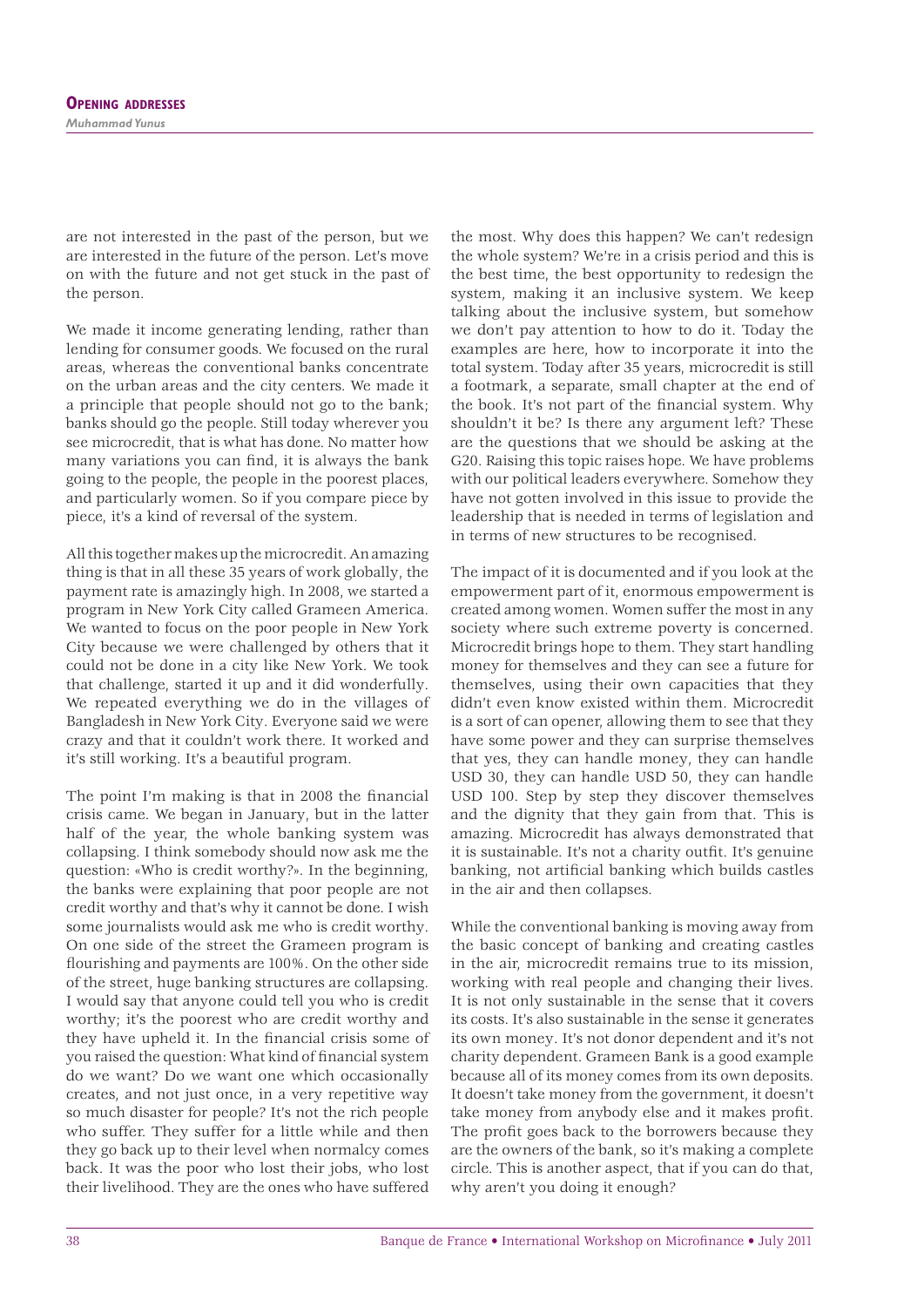are not interested in the past of the person, but we are interested in the future of the person. Let's move on with the future and not get stuck in the past of the person.

We made it income generating lending, rather than lending for consumer goods. We focused on the rural areas, whereas the conventional banks concentrate on the urban areas and the city centers. We made it a principle that people should not go to the bank; banks should go the people. Still today wherever you see microcredit, that is what has done. No matter how many variations you can find, it is always the bank going to the people, the people in the poorest places, and particularly women. So if you compare piece by piece, it's a kind of reversal of the system.

All this together makes up the microcredit. An amazing thing is that in all these 35 years of work globally, the payment rate is amazingly high. In 2008, we started a program in New York City called Grameen America. We wanted to focus on the poor people in New York City because we were challenged by others that it could not be done in a city like New York. We took that challenge, started it up and it did wonderfully. We repeated everything we do in the villages of Bangladesh in New York City. Everyone said we were crazy and that it couldn't work there. It worked and it's still working. It's a beautiful program.

The point I'm making is that in 2008 the financial crisis came. We began in January, but in the latter half of the year, the whole banking system was collapsing. I think somebody should now ask me the question: «Who is credit worthy?». In the beginning, the banks were explaining that poor people are not credit worthy and that's why it cannot be done. I wish some journalists would ask me who is credit worthy. On one side of the street the Grameen program is flourishing and payments are 100%. On the other side of the street, huge banking structures are collapsing. I would say that anyone could tell you who is credit worthy; it's the poorest who are credit worthy and they have upheld it. In the financial crisis some of you raised the question: What kind of financial system do we want? Do we want one which occasionally creates, and not just once, in a very repetitive way so much disaster for people? It's not the rich people who suffer. They suffer for a little while and then they go back up to their level when normalcy comes back. It was the poor who lost their jobs, who lost their livelihood. They are the ones who have suffered the most. Why does this happen? We can't redesign the whole system? We're in a crisis period and this is the best time, the best opportunity to redesign the system, making it an inclusive system. We keep talking about the inclusive system, but somehow we don't pay attention to how to do it. Today the examples are here, how to incorporate it into the total system. Today after 35 years, microcredit is still a footmark, a separate, small chapter at the end of the book. It's not part of the financial system. Why shouldn't it be? Is there any argument left? These are the questions that we should be asking at the G20. Raising this topic raises hope. We have problems with our political leaders everywhere. Somehow they have not gotten involved in this issue to provide the leadership that is needed in terms of legislation and in terms of new structures to be recognised.

The impact of it is documented and if you look at the empowerment part of it, enormous empowerment is created among women. Women suffer the most in any society where such extreme poverty is concerned. Microcredit brings hope to them. They start handling money for themselves and they can see a future for themselves, using their own capacities that they didn't even know existed within them. Microcredit is a sort of can opener, allowing them to see that they have some power and they can surprise themselves that yes, they can handle money, they can handle USD 30, they can handle USD 50, they can handle USD 100. Step by step they discover themselves and the dignity that they gain from that. This is amazing. Microcredit has always demonstrated that it is sustainable. It's not a charity outfit. It's genuine banking, not artificial banking which builds castles in the air and then collapses.

While the conventional banking is moving away from the basic concept of banking and creating castles in the air, microcredit remains true to its mission, working with real people and changing their lives. It is not only sustainable in the sense that it covers its costs. It's also sustainable in the sense it generates its own money. It's not donor dependent and it's not charity dependent. Grameen Bank is a good example because all of its money comes from its own deposits. It doesn't take money from the government, it doesn't take money from anybody else and it makes profit. The profit goes back to the borrowers because they are the owners of the bank, so it's making a complete circle. This is another aspect, that if you can do that, why aren't you doing it enough?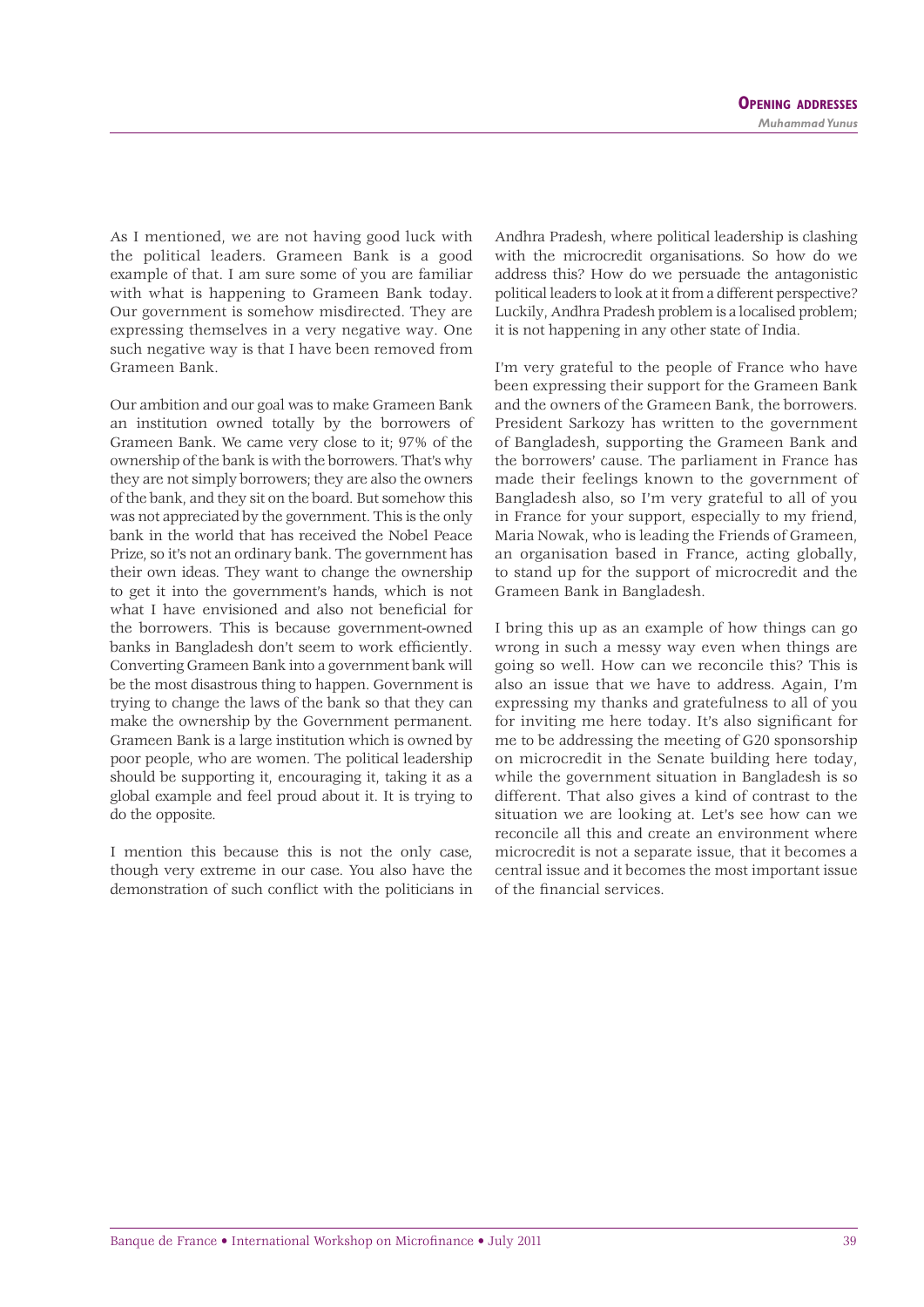As I mentioned, we are not having good luck with the political leaders. Grameen Bank is a good example of that. I am sure some of you are familiar with what is happening to Grameen Bank today. Our government is somehow misdirected. They are expressing themselves in a very negative way. One such negative way is that I have been removed from Grameen Bank.

Our ambition and our goal was to make Grameen Bank an institution owned totally by the borrowers of Grameen Bank. We came very close to it; 97% of the ownership of the bank is with the borrowers. That's why they are not simply borrowers; they are also the owners of the bank, and they sit on the board. But somehow this was not appreciated by the government. This is the only bank in the world that has received the Nobel Peace Prize, so it's not an ordinary bank. The government has their own ideas. They want to change the ownership to get it into the government's hands, which is not what I have envisioned and also not beneficial for the borrowers. This is because government-owned banks in Bangladesh don't seem to work efficiently. Converting Grameen Bank into a government bank will be the most disastrous thing to happen. Government is trying to change the laws of the bank so that they can make the ownership by the Government permanent. Grameen Bank is a large institution which is owned by poor people, who are women. The political leadership should be supporting it, encouraging it, taking it as a global example and feel proud about it. It is trying to do the opposite.

I mention this because this is not the only case, though very extreme in our case. You also have the demonstration of such conflict with the politicians in Andhra Pradesh, where political leadership is clashing with the microcredit organisations. So how do we address this? How do we persuade the antagonistic political leaders to look at it from a different perspective? Luckily, Andhra Pradesh problem is a localised problem; it is not happening in any other state of India.

I'm very grateful to the people of France who have been expressing their support for the Grameen Bank and the owners of the Grameen Bank, the borrowers. President Sarkozy has written to the government of Bangladesh, supporting the Grameen Bank and the borrowers' cause. The parliament in France has made their feelings known to the government of Bangladesh also, so I'm very grateful to all of you in France for your support, especially to my friend, Maria Nowak, who is leading the Friends of Grameen, an organisation based in France, acting globally, to stand up for the support of microcredit and the Grameen Bank in Bangladesh.

I bring this up as an example of how things can go wrong in such a messy way even when things are going so well. How can we reconcile this? This is also an issue that we have to address. Again, I'm expressing my thanks and gratefulness to all of you for inviting me here today. It's also significant for me to be addressing the meeting of G20 sponsorship on microcredit in the Senate building here today, while the government situation in Bangladesh is so different. That also gives a kind of contrast to the situation we are looking at. Let's see how can we reconcile all this and create an environment where microcredit is not a separate issue, that it becomes a central issue and it becomes the most important issue of the financial services.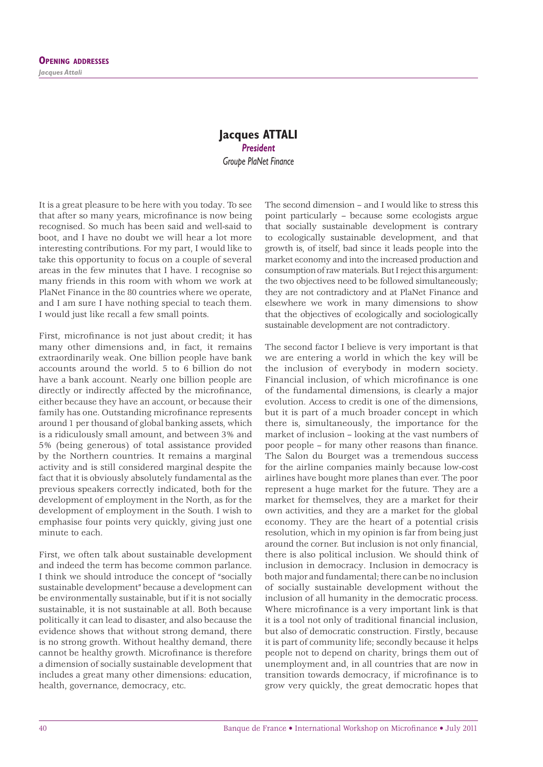## Jacques ATTALI

***President***

*Groupe PlaNet Finance*

It is a great pleasure to be here with you today. To see that after so many years, microfinance is now being recognised. So much has been said and well-said to boot, and I have no doubt we will hear a lot more interesting contributions. For my part, I would like to take this opportunity to focus on a couple of several areas in the few minutes that I have. I recognise so many friends in this room with whom we work at PlaNet Finance in the 80 countries where we operate, and I am sure I have nothing special to teach them. I would just like recall a few small points.

First, microfinance is not just about credit; it has many other dimensions and, in fact, it remains extraordinarily weak. One billion people have bank accounts around the world. 5 to 6 billion do not have a bank account. Nearly one billion people are directly or indirectly affected by the microfinance, either because they have an account, or because their family has one. Outstanding microfinance represents around 1 per thousand of global banking assets, which is a ridiculously small amount, and between 3% and 5% (being generous) of total assistance provided by the Northern countries. It remains a marginal activity and is still considered marginal despite the fact that it is obviously absolutely fundamental as the previous speakers correctly indicated, both for the development of employment in the North, as for the development of employment in the South. I wish to emphasise four points very quickly, giving just one minute to each.

First, we often talk about sustainable development and indeed the term has become common parlance. I think we should introduce the concept of "socially sustainable development" because a development can be environmentally sustainable, but if it is not socially sustainable, it is not sustainable at all. Both because politically it can lead to disaster, and also because the evidence shows that without strong demand, there is no strong growth. Without healthy demand, there cannot be healthy growth. Microfinance is therefore a dimension of socially sustainable development that includes a great many other dimensions: education, health, governance, democracy, etc.

The second dimension – and I would like to stress this point particularly – because some ecologists argue that socially sustainable development is contrary to ecologically sustainable development, and that growth is, of itself, bad since it leads people into the market economy and into the increased production and consumption of raw materials. But I reject this argument: the two objectives need to be followed simultaneously; they are not contradictory and at PlaNet Finance and elsewhere we work in many dimensions to show that the objectives of ecologically and sociologically sustainable development are not contradictory.

The second factor I believe is very important is that we are entering a world in which the key will be the inclusion of everybody in modern society. Financial inclusion, of which microfinance is one of the fundamental dimensions, is clearly a major evolution. Access to credit is one of the dimensions, but it is part of a much broader concept in which there is, simultaneously, the importance for the market of inclusion – looking at the vast numbers of poor people – for many other reasons than finance. The Salon du Bourget was a tremendous success for the airline companies mainly because low-cost airlines have bought more planes than ever. The poor represent a huge market for the future. They are a market for themselves, they are a market for their own activities, and they are a market for the global economy. They are the heart of a potential crisis resolution, which in my opinion is far from being just around the corner. But inclusion is not only financial, there is also political inclusion. We should think of inclusion in democracy. Inclusion in democracy is both major and fundamental; there can be no inclusion of socially sustainable development without the inclusion of all humanity in the democratic process. Where microfinance is a very important link is that it is a tool not only of traditional financial inclusion, but also of democratic construction. Firstly, because it is part of community life; secondly because it helps people not to depend on charity, brings them out of unemployment and, in all countries that are now in transition towards democracy, if microfinance is to grow very quickly, the great democratic hopes that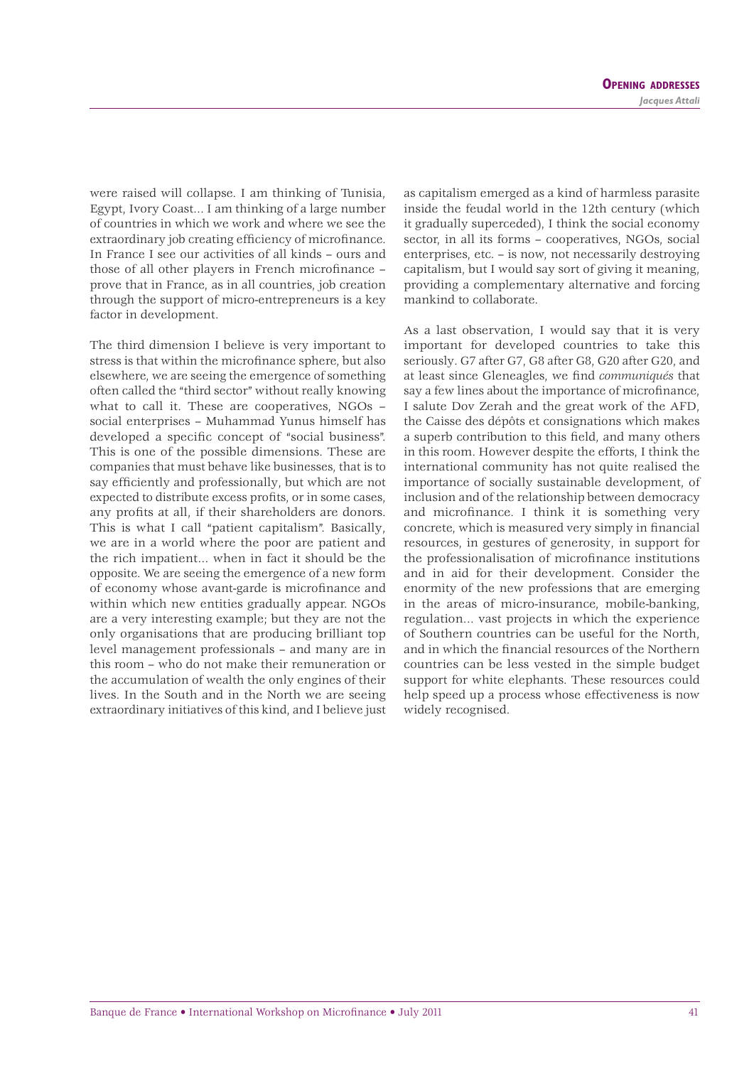were raised will collapse. I am thinking of Tunisia, Egypt, Ivory Coast... I am thinking of a large number of countries in which we work and where we see the extraordinary job creating efficiency of microfinance. In France I see our activities of all kinds – ours and those of all other players in French microfinance – prove that in France, as in all countries, job creation through the support of micro-entrepreneurs is a key factor in development.

The third dimension I believe is very important to stress is that within the microfinance sphere, but also elsewhere, we are seeing the emergence of something often called the "third sector" without really knowing what to call it. These are cooperatives, NGOs – social enterprises – Muhammad Yunus himself has developed a specific concept of "social business". This is one of the possible dimensions. These are companies that must behave like businesses, that is to say efficiently and professionally, but which are not expected to distribute excess profits, or in some cases, any profits at all, if their shareholders are donors. This is what I call "patient capitalism". Basically, we are in a world where the poor are patient and the rich impatient... when in fact it should be the opposite. We are seeing the emergence of a new form of economy whose avant-garde is microfinance and within which new entities gradually appear. NGOs are a very interesting example; but they are not the only organisations that are producing brilliant top level management professionals – and many are in this room – who do not make their remuneration or the accumulation of wealth the only engines of their lives. In the South and in the North we are seeing extraordinary initiatives of this kind, and I believe just as capitalism emerged as a kind of harmless parasite inside the feudal world in the 12th century (which it gradually superceded), I think the social economy sector, in all its forms – cooperatives, NGOs, social enterprises, etc. – is now, not necessarily destroying capitalism, but I would say sort of giving it meaning, providing a complementary alternative and forcing mankind to collaborate.

As a last observation, I would say that it is very important for developed countries to take this seriously. G7 after G7, G8 after G8, G20 after G20, and at least since Gleneagles, we find *communiqués* that say a few lines about the importance of microfinance, I salute Dov Zerah and the great work of the AFD, the Caisse des dépôts et consignations which makes a superb contribution to this field, and many others in this room. However despite the efforts, I think the international community has not quite realised the importance of socially sustainable development, of inclusion and of the relationship between democracy and microfinance. I think it is something very concrete, which is measured very simply in financial resources, in gestures of generosity, in support for the professionalisation of microfinance institutions and in aid for their development. Consider the enormity of the new professions that are emerging in the areas of micro-insurance, mobile-banking, regulation... vast projects in which the experience of Southern countries can be useful for the North, and in which the financial resources of the Northern countries can be less vested in the simple budget support for white elephants. These resources could help speed up a process whose effectiveness is now widely recognised.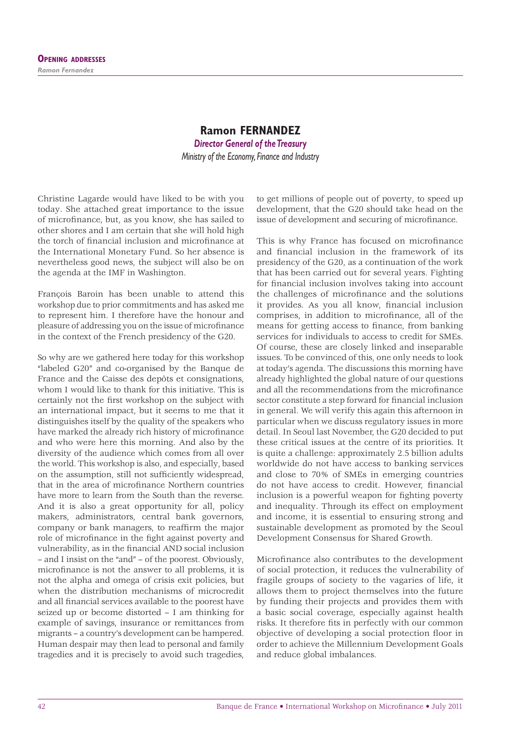## Ramon FERNANDEZ

***Director General of the Treasury***

*Ministry of the Economy, Finance and Industry*

Christine Lagarde would have liked to be with you today. She attached great importance to the issue of microfinance, but, as you know, she has sailed to other shores and I am certain that she will hold high the torch of financial inclusion and microfinance at the International Monetary Fund. So her absence is nevertheless good news, the subject will also be on the agenda at the IMF in Washington.

François Baroin has been unable to attend this workshop due to prior commitments and has asked me to represent him. I therefore have the honour and pleasure of addressing you on the issue of microfinance in the context of the French presidency of the G20.

So why are we gathered here today for this workshop "labeled G20" and co-organised by the Banque de France and the Caisse des depôts et consignations, whom I would like to thank for this initiative. This is certainly not the first workshop on the subject with an international impact, but it seems to me that it distinguishes itself by the quality of the speakers who have marked the already rich history of microfinance and who were here this morning. And also by the diversity of the audience which comes from all over the world. This workshop is also, and especially, based on the assumption, still not sufficiently widespread, that in the area of microfinance Northern countries have more to learn from the South than the reverse. And it is also a great opportunity for all, policy makers, administrators, central bank governors, company or bank managers, to reaffirm the major role of microfinance in the fight against poverty and vulnerability, as in the financial AND social inclusion – and I insist on the "and" – of the poorest. Obviously, microfinance is not the answer to all problems, it is not the alpha and omega of crisis exit policies, but when the distribution mechanisms of microcredit and all financial services available to the poorest have seized up or become distorted – I am thinking for example of savings, insurance or remittances from migrants – a country's development can be hampered. Human despair may then lead to personal and family tragedies and it is precisely to avoid such tragedies, to get millions of people out of poverty, to speed up development, that the G20 should take head on the issue of development and securing of microfinance.

This is why France has focused on microfinance and financial inclusion in the framework of its presidency of the G20, as a continuation of the work that has been carried out for several years. Fighting for financial inclusion involves taking into account the challenges of microfinance and the solutions it provides. As you all know, financial inclusion comprises, in addition to microfinance, all of the means for getting access to finance, from banking services for individuals to access to credit for SMEs. Of course, these are closely linked and inseparable issues. To be convinced of this, one only needs to look at today's agenda. The discussions this morning have already highlighted the global nature of our questions and all the recommendations from the microfinance sector constitute a step forward for financial inclusion in general. We will verify this again this afternoon in particular when we discuss regulatory issues in more detail. In Seoul last November, the G20 decided to put these critical issues at the centre of its priorities. It is quite a challenge: approximately 2.5 billion adults worldwide do not have access to banking services and close to 70% of SMEs in emerging countries do not have access to credit. However, financial inclusion is a powerful weapon for fighting poverty and inequality. Through its effect on employment and income, it is essential to ensuring strong and sustainable development as promoted by the Seoul Development Consensus for Shared Growth.

Microfinance also contributes to the development of social protection, it reduces the vulnerability of fragile groups of society to the vagaries of life, it allows them to project themselves into the future by funding their projects and provides them with a basic social coverage, especially against health risks. It therefore fits in perfectly with our common objective of developing a social protection floor in order to achieve the Millennium Development Goals and reduce global imbalances.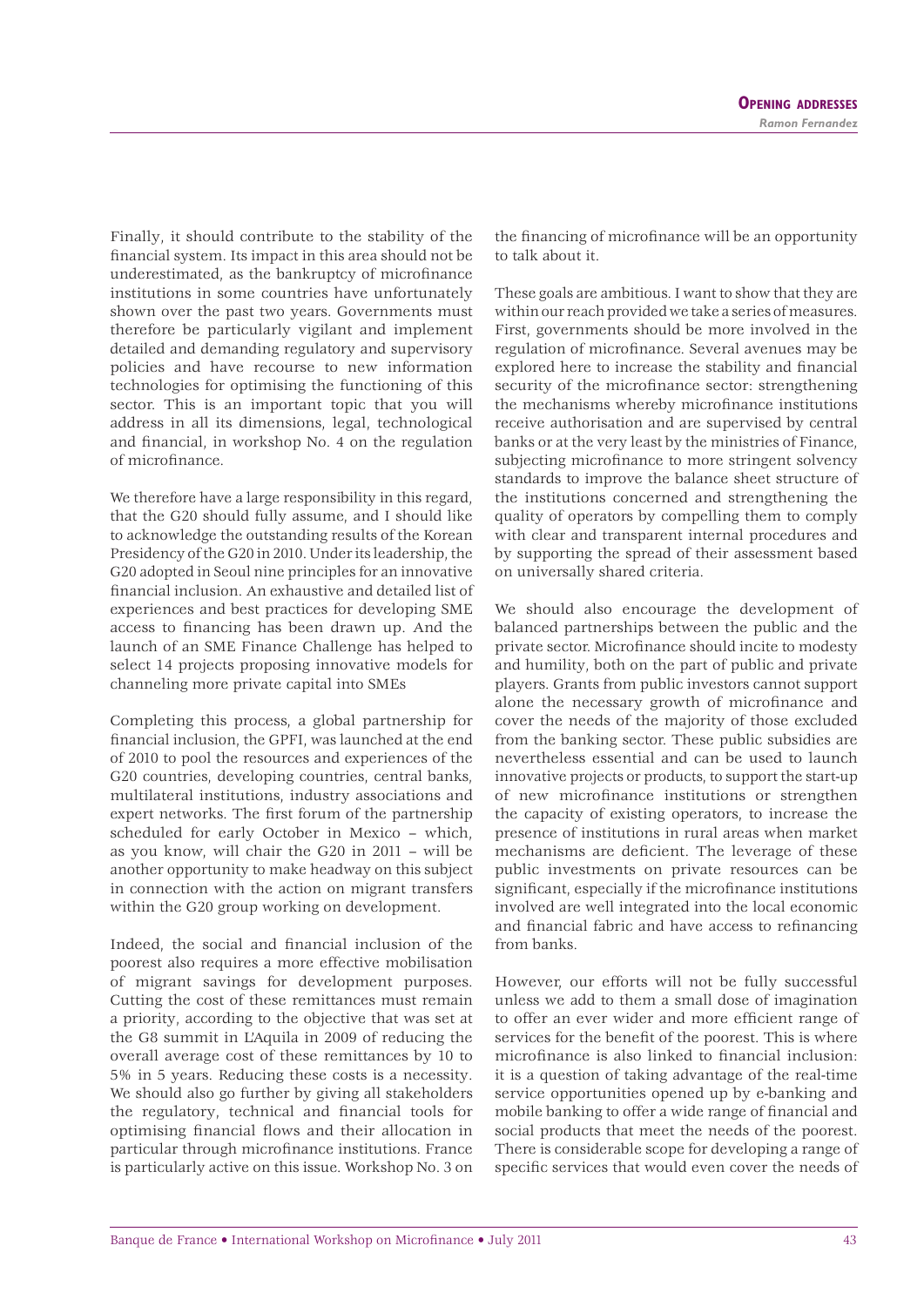Finally, it should contribute to the stability of the financial system. Its impact in this area should not be underestimated, as the bankruptcy of microfinance institutions in some countries have unfortunately shown over the past two years. Governments must therefore be particularly vigilant and implement detailed and demanding regulatory and supervisory policies and have recourse to new information technologies for optimising the functioning of this sector. This is an important topic that you will address in all its dimensions, legal, technological and financial, in workshop No. 4 on the regulation of microfinance.

We therefore have a large responsibility in this regard, that the G20 should fully assume, and I should like to acknowledge the outstanding results of the Korean Presidency of the G20 in 2010. Under its leadership, the G20 adopted in Seoul nine principles for an innovative financial inclusion. An exhaustive and detailed list of experiences and best practices for developing SME access to financing has been drawn up. And the launch of an SME Finance Challenge has helped to select 14 projects proposing innovative models for channeling more private capital into SMEs

Completing this process, a global partnership for financial inclusion, the GPFI, was launched at the end of 2010 to pool the resources and experiences of the G20 countries, developing countries, central banks, multilateral institutions, industry associations and expert networks. The first forum of the partnership scheduled for early October in Mexico – which, as you know, will chair the G20 in 2011 – will be another opportunity to make headway on this subject in connection with the action on migrant transfers within the G20 group working on development.

Indeed, the social and financial inclusion of the poorest also requires a more effective mobilisation of migrant savings for development purposes. Cutting the cost of these remittances must remain a priority, according to the objective that was set at the G8 summit in L'Aquila in 2009 of reducing the overall average cost of these remittances by 10 to 5% in 5 years. Reducing these costs is a necessity. We should also go further by giving all stakeholders the regulatory, technical and financial tools for optimising financial flows and their allocation in particular through microfinance institutions. France is particularly active on this issue. Workshop No. 3 on the financing of microfinance will be an opportunity to talk about it.

These goals are ambitious. I want to show that they are within our reach provided we take a series of measures. First, governments should be more involved in the regulation of microfinance. Several avenues may be explored here to increase the stability and financial security of the microfinance sector: strengthening the mechanisms whereby microfinance institutions receive authorisation and are supervised by central banks or at the very least by the ministries of Finance, subjecting microfinance to more stringent solvency standards to improve the balance sheet structure of the institutions concerned and strengthening the quality of operators by compelling them to comply with clear and transparent internal procedures and by supporting the spread of their assessment based on universally shared criteria.

We should also encourage the development of balanced partnerships between the public and the private sector. Microfinance should incite to modesty and humility, both on the part of public and private players. Grants from public investors cannot support alone the necessary growth of microfinance and cover the needs of the majority of those excluded from the banking sector. These public subsidies are nevertheless essential and can be used to launch innovative projects or products, to support the start-up of new microfinance institutions or strengthen the capacity of existing operators, to increase the presence of institutions in rural areas when market mechanisms are deficient. The leverage of these public investments on private resources can be significant, especially if the microfinance institutions involved are well integrated into the local economic and financial fabric and have access to refinancing from banks.

However, our efforts will not be fully successful unless we add to them a small dose of imagination to offer an ever wider and more efficient range of services for the benefit of the poorest. This is where microfinance is also linked to financial inclusion: it is a question of taking advantage of the real-time service opportunities opened up by e-banking and mobile banking to offer a wide range of financial and social products that meet the needs of the poorest. There is considerable scope for developing a range of specific services that would even cover the needs of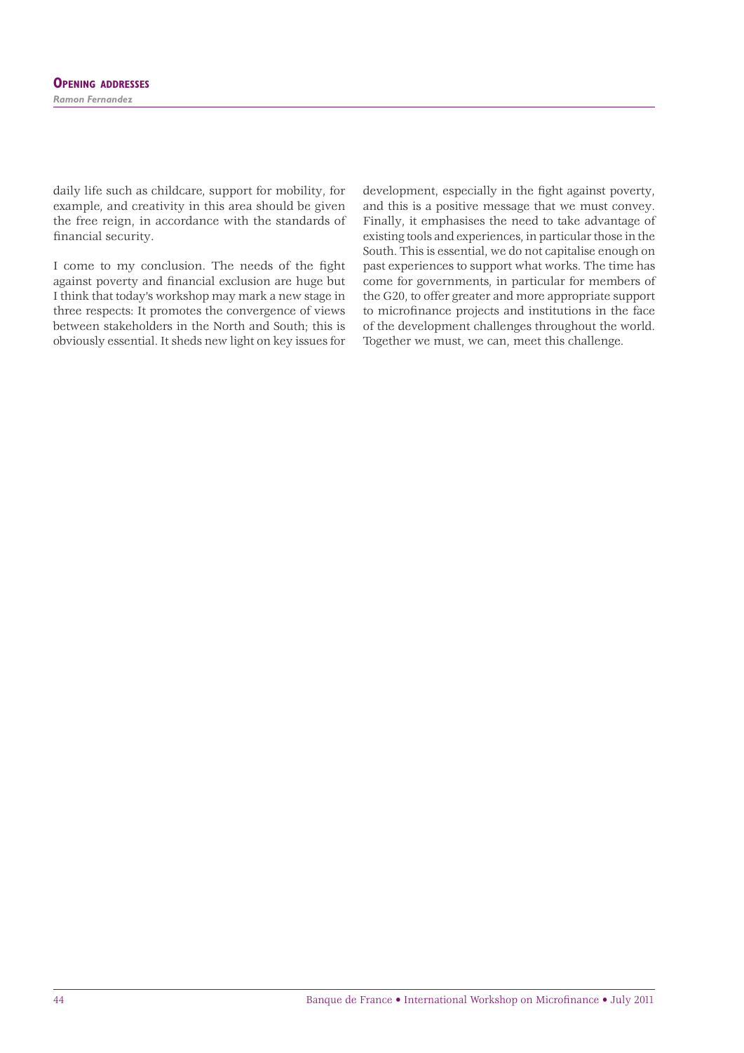daily life such as childcare, support for mobility, for example, and creativity in this area should be given the free reign, in accordance with the standards of financial security.

I come to my conclusion. The needs of the fight against poverty and financial exclusion are huge but I think that today's workshop may mark a new stage in three respects: It promotes the convergence of views between stakeholders in the North and South; this is obviously essential. It sheds new light on key issues for development, especially in the fight against poverty, and this is a positive message that we must convey. Finally, it emphasises the need to take advantage of existing tools and experiences, in particular those in the South. This is essential, we do not capitalise enough on past experiences to support what works. The time has come for governments, in particular for members of the G20, to offer greater and more appropriate support to microfinance projects and institutions in the face of the development challenges throughout the world. Together we must, we can, meet this challenge.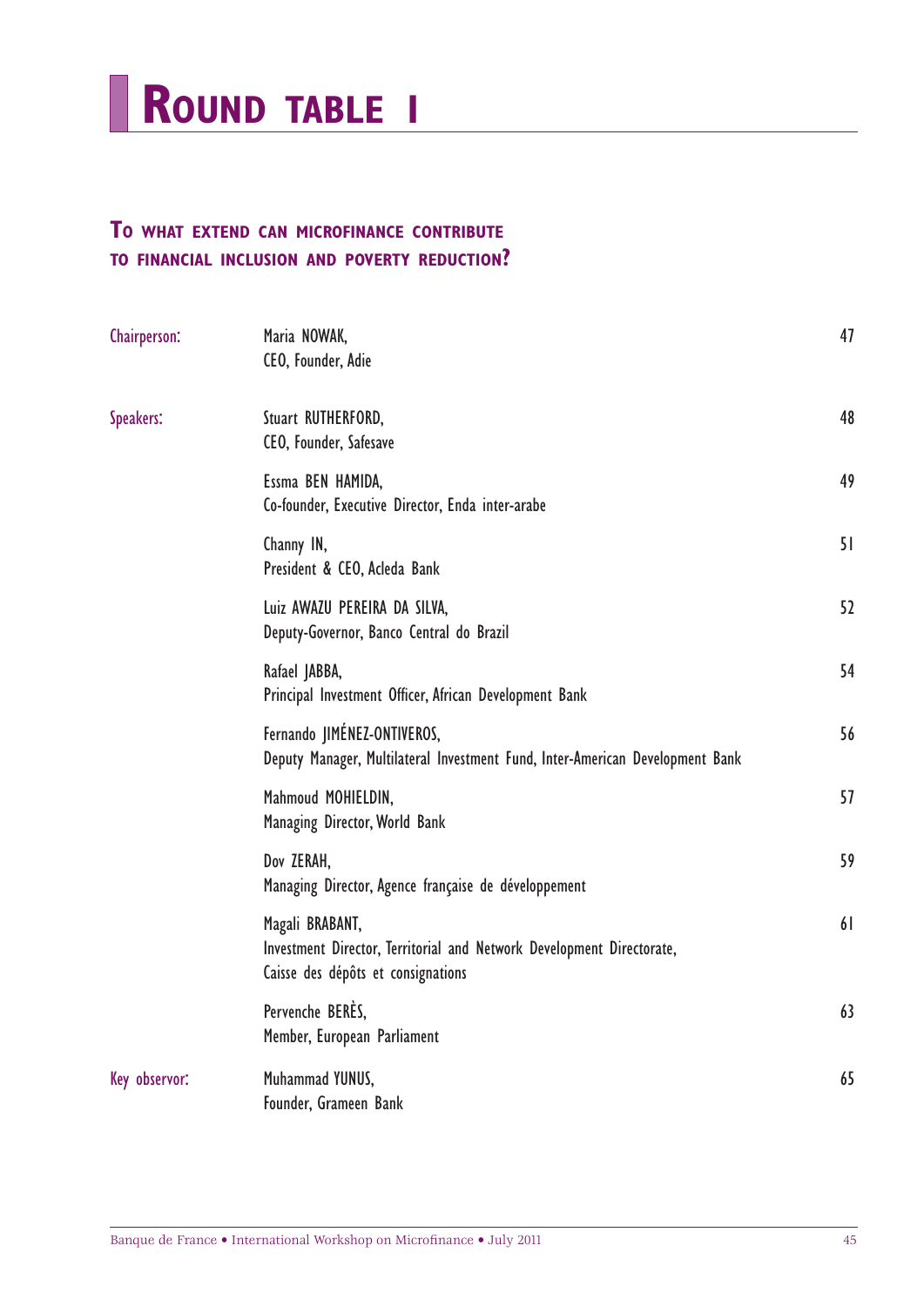# ROUND TABLE I

## TO WHAT EXTEND CAN MICROFINANCE CONTRIBUTE TO FINANCIAL INCLUSION AND POVERTY REDUCTION?

| | | |
|---|---|---|
| Chairperson: | Maria NOWAK,<br>CEO, Founder, Adie | 47 |
| Speakers: | Stuart RUTHERFORD,<br>CEO, Founder, Safesave | 48 |
| | Essma BEN HAMIDA,<br>Co-founder, Executive Director, Enda inter-arabe | 49 |
| | Channy IN,<br>President & CEO, Acleda Bank | 51 |
| | Luiz AWAZU PEREIRA DA SILVA,<br>Deputy-Governor, Banco Central do Brazil | 52 |
| | Rafael JABBA,<br>Principal Investment Officer, African Development Bank | 54 |
| | Fernando JIMÉNEZ-ONTIVEROS,<br>Deputy Manager, Multilateral Investment Fund, Inter-American Development Bank | 56 |
| | Mahmoud MOHIELDIN,<br>Managing Director, World Bank | 57 |
| | Dov ZERAH,<br>Managing Director, Agence française de développement | 59 |
| | Magali BRABANT,<br>Investment Director, Territorial and Network Development Directorate,<br>Caisse des dépôts et consignations | 61 |
| | Pervenche BERÈS,<br>Member, European Parliament | 63 |
| Key observor: | Muhammad YUNUS,<br>Founder, Grameen Bank | 65 |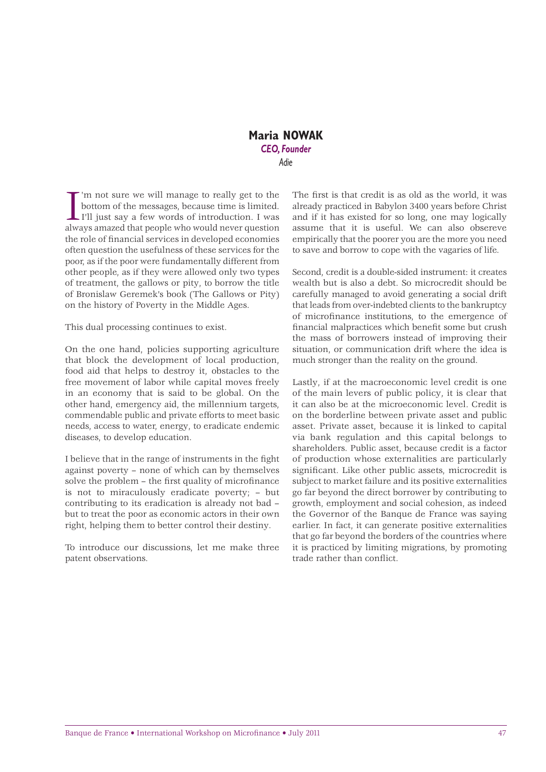## Maria NOWAK

***CEO, Founder***

*Adie*

I'm not sure we will manage to really get to the bottom of the messages, because time is limited. I'll just say a few words of introduction. I was always amazed that people who would never question the role of financial services in developed economies often question the usefulness of these services for the poor, as if the poor were fundamentally different from other people, as if they were allowed only two types of treatment, the gallows or pity, to borrow the title of Bronislaw Geremek's book (The Gallows or Pity) on the history of Poverty in the Middle Ages.

This dual processing continues to exist.

On the one hand, policies supporting agriculture that block the development of local production, food aid that helps to destroy it, obstacles to the free movement of labor while capital moves freely in an economy that is said to be global. On the other hand, emergency aid, the millennium targets, commendable public and private efforts to meet basic needs, access to water, energy, to eradicate endemic diseases, to develop education.

I believe that in the range of instruments in the fight against poverty – none of which can by themselves solve the problem – the first quality of microfinance is not to miraculously eradicate poverty; – but contributing to its eradication is already not bad – but to treat the poor as economic actors in their own right, helping them to better control their destiny.

To introduce our discussions, let me make three patent observations.

The first is that credit is as old as the world, it was already practiced in Babylon 3400 years before Christ and if it has existed for so long, one may logically assume that it is useful. We can also obsereve empirically that the poorer you are the more you need to save and borrow to cope with the vagaries of life.

Second, credit is a double-sided instrument: it creates wealth but is also a debt. So microcredit should be carefully managed to avoid generating a social drift that leads from over-indebted clients to the bankruptcy of microfinance institutions, to the emergence of financial malpractices which benefit some but crush the mass of borrowers instead of improving their situation, or communication drift where the idea is much stronger than the reality on the ground.

Lastly, if at the macroeconomic level credit is one of the main levers of public policy, it is clear that it can also be at the microeconomic level. Credit is on the borderline between private asset and public asset. Private asset, because it is linked to capital via bank regulation and this capital belongs to shareholders. Public asset, because credit is a factor of production whose externalities are particularly significant. Like other public assets, microcredit is subject to market failure and its positive externalities go far beyond the direct borrower by contributing to growth, employment and social cohesion, as indeed the Governor of the Banque de France was saying earlier. In fact, it can generate positive externalities that go far beyond the borders of the countries where it is practiced by limiting migrations, by promoting trade rather than conflict.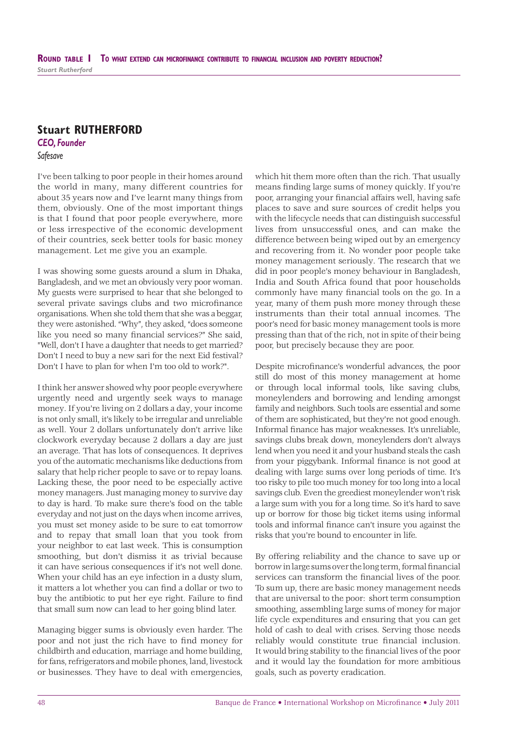## Stuart RUTHERFORD

***CEO, Founder***

*Safesave*

I've been talking to poor people in their homes around the world in many, many different countries for about 35 years now and I've learnt many things from them, obviously. One of the most important things is that I found that poor people everywhere, more or less irrespective of the economic development of their countries, seek better tools for basic money management. Let me give you an example.

I was showing some guests around a slum in Dhaka, Bangladesh, and we met an obviously very poor woman. My guests were surprised to hear that she belonged to several private savings clubs and two microfinance organisations. When she told them that she was a beggar, they were astonished. "Why", they asked, "does someone like you need so many financial services?" She said, "Well, don't I have a daughter that needs to get married? Don't I need to buy a new sari for the next Eid festival? Don't I have to plan for when I'm too old to work?".

I think her answer showed why poor people everywhere urgently need and urgently seek ways to manage money. If you're living on 2 dollars a day, your income is not only small, it's likely to be irregular and unreliable as well. Your 2 dollars unfortunately don't arrive like clockwork everyday because 2 dollars a day are just an average. That has lots of consequences. It deprives you of the automatic mechanisms like deductions from salary that help richer people to save or to repay loans. Lacking these, the poor need to be especially active money managers. Just managing money to survive day to day is hard. To make sure there's food on the table everyday and not just on the days when income arrives, you must set money aside to be sure to eat tomorrow and to repay that small loan that you took from your neighbor to eat last week. This is consumption smoothing, but don't dismiss it as trivial because it can have serious consequences if it's not well done. When your child has an eye infection in a dusty slum, it matters a lot whether you can find a dollar or two to buy the antibiotic to put her eye right. Failure to find that small sum now can lead to her going blind later.

Managing bigger sums is obviously even harder. The poor and not just the rich have to find money for childbirth and education, marriage and home building, for fans, refrigerators and mobile phones, land, livestock or businesses. They have to deal with emergencies, which hit them more often than the rich. That usually means finding large sums of money quickly. If you're poor, arranging your financial affairs well, having safe places to save and sure sources of credit helps you with the lifecycle needs that can distinguish successful lives from unsuccessful ones, and can make the difference between being wiped out by an emergency and recovering from it. No wonder poor people take money management seriously. The research that we did in poor people's money behaviour in Bangladesh, India and South Africa found that poor households commonly have many financial tools on the go. In a year, many of them push more money through these instruments than their total annual incomes. The poor's need for basic money management tools is more pressing than that of the rich, not in spite of their being poor, but precisely because they are poor.

Despite microfinance's wonderful advances, the poor still do most of this money management at home or through local informal tools, like saving clubs, moneylenders and borrowing and lending amongst family and neighbors. Such tools are essential and some of them are sophisticated, but they're not good enough. Informal finance has major weaknesses. It's unreliable, savings clubs break down, moneylenders don't always lend when you need it and your husband steals the cash from your piggybank. Informal finance is not good at dealing with large sums over long periods of time. It's too risky to pile too much money for too long into a local savings club. Even the greediest moneylender won't risk a large sum with you for a long time. So it's hard to save up or borrow for those big ticket items using informal tools and informal finance can't insure you against the risks that you're bound to encounter in life.

By offering reliability and the chance to save up or borrow in large sums over the long term, formal financial services can transform the financial lives of the poor. To sum up, there are basic money management needs that are universal to the poor: short term consumption smoothing, assembling large sums of money for major life cycle expenditures and ensuring that you can get hold of cash to deal with crises. Serving those needs reliably would constitute true financial inclusion. It would bring stability to the financial lives of the poor and it would lay the foundation for more ambitious goals, such as poverty eradication.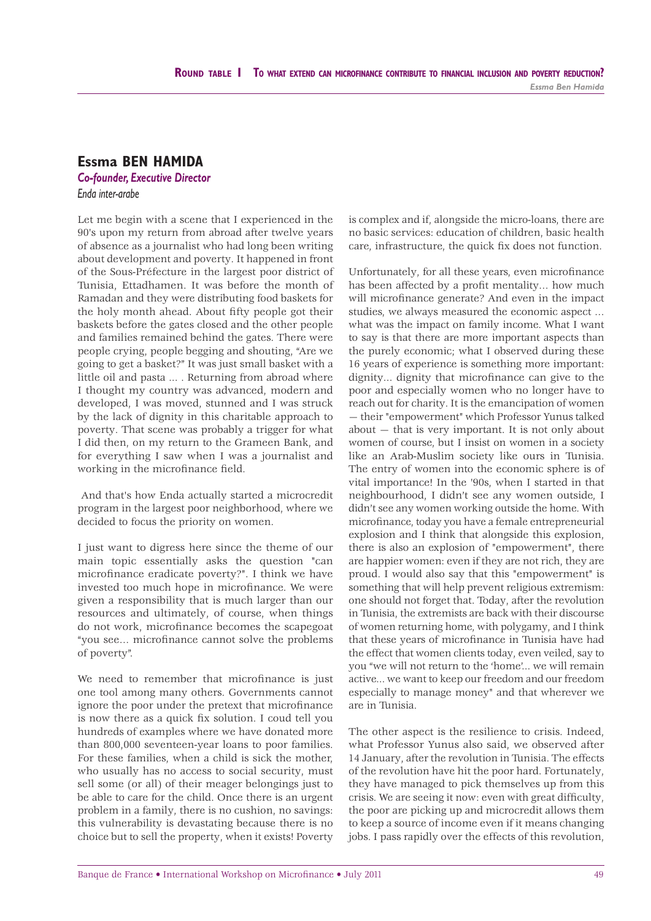## Essma BEN HAMIDA

***Co-founder, Executive Director***

*Enda inter-arabe*

Let me begin with a scene that I experienced in the 90's upon my return from abroad after twelve years of absence as a journalist who had long been writing about development and poverty. It happened in front of the Sous-Préfecture in the largest poor district of Tunisia, Ettadhamen. It was before the month of Ramadan and they were distributing food baskets for the holy month ahead. About fifty people got their baskets before the gates closed and the other people and families remained behind the gates. There were people crying, people begging and shouting, "Are we going to get a basket?" It was just small basket with a little oil and pasta ... . Returning from abroad where I thought my country was advanced, modern and developed, I was moved, stunned and I was struck by the lack of dignity in this charitable approach to poverty. That scene was probably a trigger for what I did then, on my return to the Grameen Bank, and for everything I saw when I was a journalist and working in the microfinance field.

And that's how Enda actually started a microcredit program in the largest poor neighborhood, where we decided to focus the priority on women.

I just want to digress here since the theme of our main topic essentially asks the question "can microfinance eradicate poverty?". I think we have invested too much hope in microfinance. We were given a responsibility that is much larger than our resources and ultimately, of course, when things do not work, microfinance becomes the scapegoat "you see… microfinance cannot solve the problems of poverty".

We need to remember that microfinance is just one tool among many others. Governments cannot ignore the poor under the pretext that microfinance is now there as a quick fix solution. I coud tell you hundreds of examples where we have donated more than 800,000 seventeen-year loans to poor families. For these families, when a child is sick the mother, who usually has no access to social security, must sell some (or all) of their meager belongings just to be able to care for the child. Once there is an urgent problem in a family, there is no cushion, no savings: this vulnerability is devastating because there is no choice but to sell the property, when it exists! Poverty is complex and if, alongside the micro-loans, there are no basic services: education of children, basic health care, infrastructure, the quick fix does not function.

Unfortunately, for all these years, even microfinance has been affected by a profit mentality… how much will microfinance generate? And even in the impact studies, we always measured the economic aspect … what was the impact on family income. What I want to say is that there are more important aspects than the purely economic; what I observed during these 16 years of experience is something more important: dignity… dignity that microfinance can give to the poor and especially women who no longer have to reach out for charity. It is the emancipation of women — their "empowerment" which Professor Yunus talked about — that is very important. It is not only about women of course, but I insist on women in a society like an Arab-Muslim society like ours in Tunisia. The entry of women into the economic sphere is of vital importance! In the '90s, when I started in that neighbourhood, I didn't see any women outside, I didn't see any women working outside the home. With microfinance, today you have a female entrepreneurial explosion and I think that alongside this explosion, there is also an explosion of "empowerment", there are happier women: even if they are not rich, they are proud. I would also say that this "empowerment" is something that will help prevent religious extremism: one should not forget that. Today, after the revolution in Tunisia, the extremists are back with their discourse of women returning home, with polygamy, and I think that these years of microfinance in Tunisia have had the effect that women clients today, even veiled, say to you "we will not return to the 'home'... we will remain active... we want to keep our freedom and our freedom especially to manage money" and that wherever we are in Tunisia.

The other aspect is the resilience to crisis. Indeed, what Professor Yunus also said, we observed after 14 January, after the revolution in Tunisia. The effects of the revolution have hit the poor hard. Fortunately, they have managed to pick themselves up from this crisis. We are seeing it now: even with great difficulty, the poor are picking up and microcredit allows them to keep a source of income even if it means changing jobs. I pass rapidly over the effects of this revolution,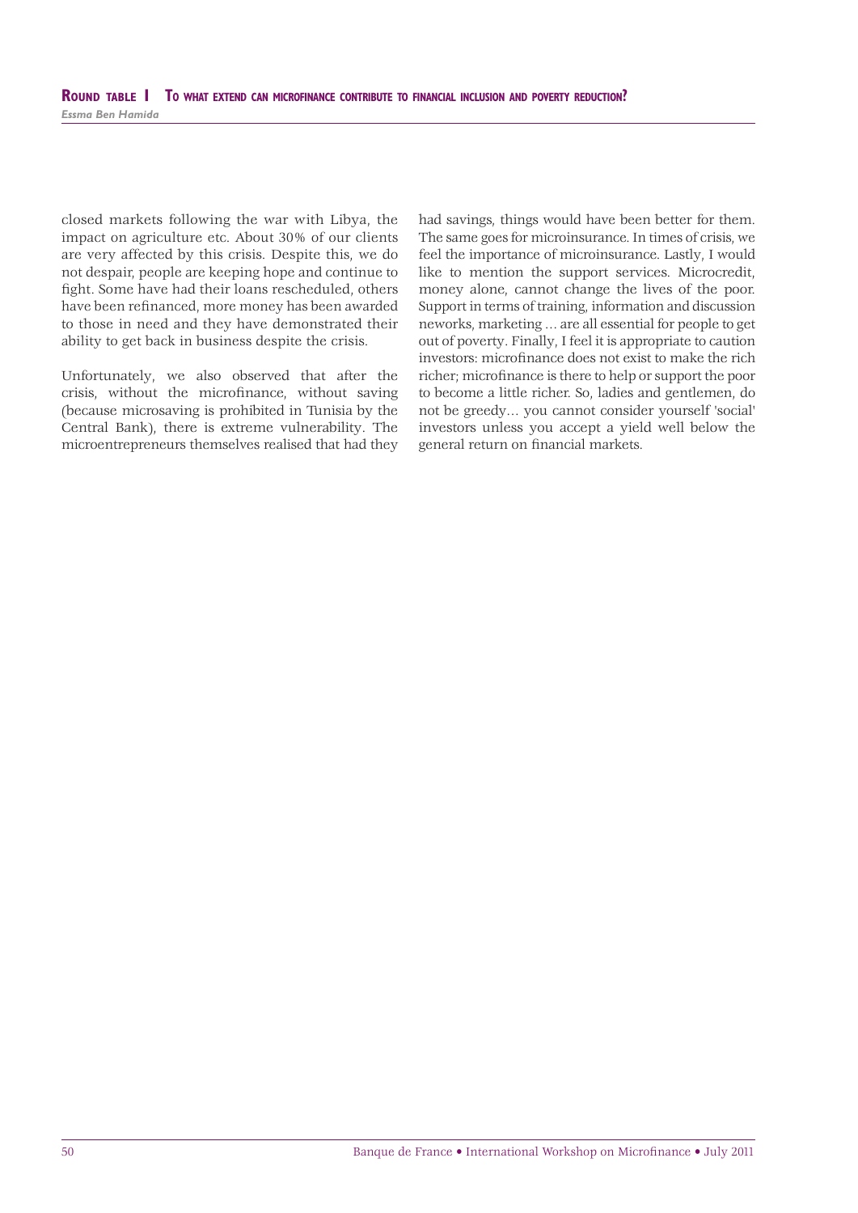closed markets following the war with Libya, the impact on agriculture etc. About 30% of our clients are very affected by this crisis. Despite this, we do not despair, people are keeping hope and continue to fight. Some have had their loans rescheduled, others have been refinanced, more money has been awarded to those in need and they have demonstrated their ability to get back in business despite the crisis.

Unfortunately, we also observed that after the crisis, without the microfinance, without saving (because microsaving is prohibited in Tunisia by the Central Bank), there is extreme vulnerability. The microentrepreneurs themselves realised that had they had savings, things would have been better for them. The same goes for microinsurance. In times of crisis, we feel the importance of microinsurance. Lastly, I would like to mention the support services. Microcredit, money alone, cannot change the lives of the poor. Support in terms of training, information and discussion neworks, marketing … are all essential for people to get out of poverty. Finally, I feel it is appropriate to caution investors: microfinance does not exist to make the rich richer; microfinance is there to help or support the poor to become a little richer. So, ladies and gentlemen, do not be greedy… you cannot consider yourself 'social' investors unless you accept a yield well below the general return on financial markets.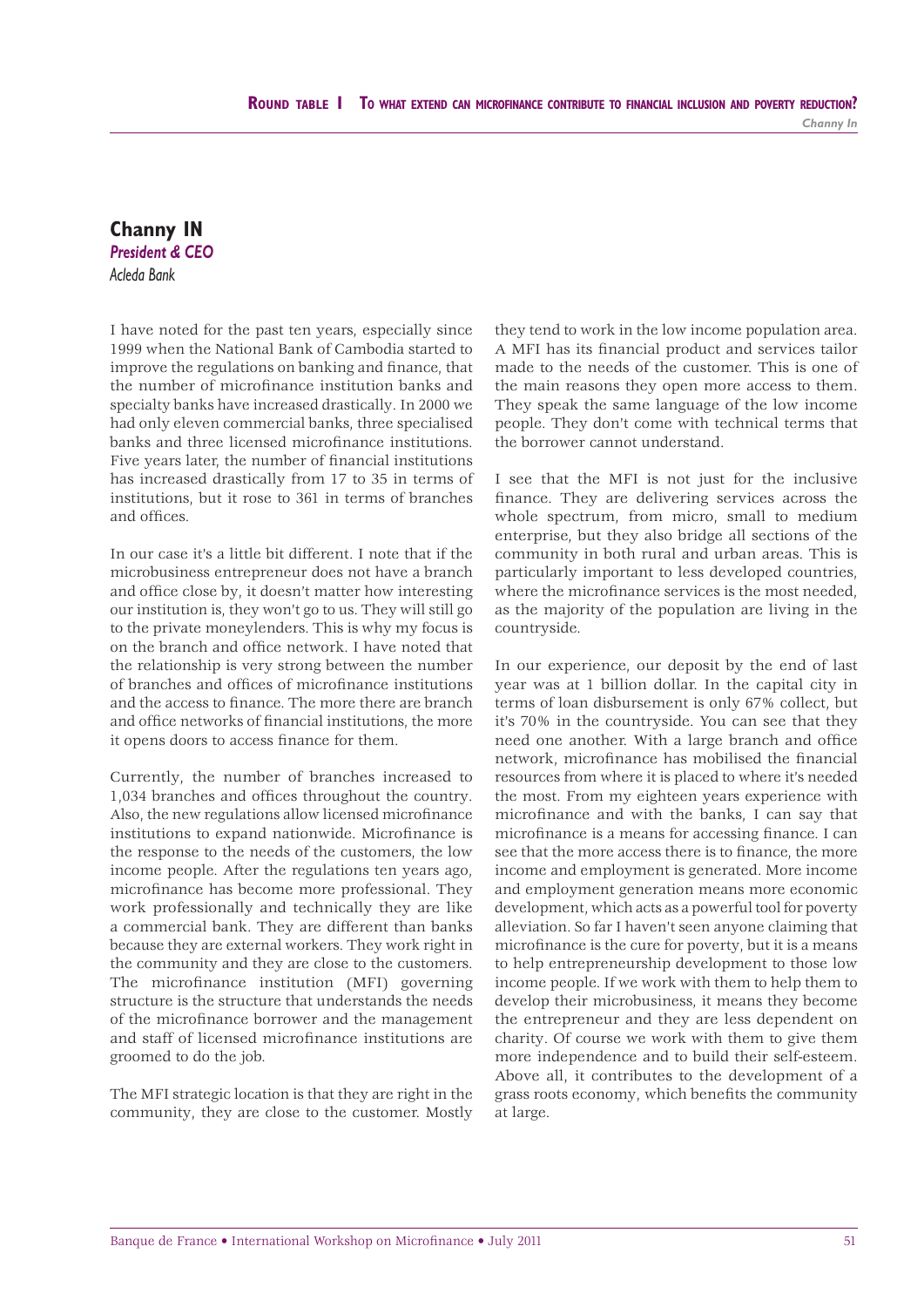## Channy IN

***President & CEO***

*Acleda Bank*

I have noted for the past ten years, especially since 1999 when the National Bank of Cambodia started to improve the regulations on banking and finance, that the number of microfinance institution banks and specialty banks have increased drastically. In 2000 we had only eleven commercial banks, three specialised banks and three licensed microfinance institutions. Five years later, the number of financial institutions has increased drastically from 17 to 35 in terms of institutions, but it rose to 361 in terms of branches and offices.

In our case it's a little bit different. I note that if the microbusiness entrepreneur does not have a branch and office close by, it doesn't matter how interesting our institution is, they won't go to us. They will still go to the private moneylenders. This is why my focus is on the branch and office network. I have noted that the relationship is very strong between the number of branches and offices of microfinance institutions and the access to finance. The more there are branch and office networks of financial institutions, the more it opens doors to access finance for them.

Currently, the number of branches increased to 1,034 branches and offices throughout the country. Also, the new regulations allow licensed microfinance institutions to expand nationwide. Microfinance is the response to the needs of the customers, the low income people. After the regulations ten years ago, microfinance has become more professional. They work professionally and technically they are like a commercial bank. They are different than banks because they are external workers. They work right in the community and they are close to the customers. The microfinance institution (MFI) governing structure is the structure that understands the needs of the microfinance borrower and the management and staff of licensed microfinance institutions are groomed to do the job.

The MFI strategic location is that they are right in the community, they are close to the customer. Mostly they tend to work in the low income population area. A MFI has its financial product and services tailor made to the needs of the customer. This is one of the main reasons they open more access to them. They speak the same language of the low income people. They don't come with technical terms that the borrower cannot understand.

I see that the MFI is not just for the inclusive finance. They are delivering services across the whole spectrum, from micro, small to medium enterprise, but they also bridge all sections of the community in both rural and urban areas. This is particularly important to less developed countries, where the microfinance services is the most needed, as the majority of the population are living in the countryside.

In our experience, our deposit by the end of last year was at 1 billion dollar. In the capital city in terms of loan disbursement is only 67% collect, but it's 70% in the countryside. You can see that they need one another. With a large branch and office network, microfinance has mobilised the financial resources from where it is placed to where it's needed the most. From my eighteen years experience with microfinance and with the banks, I can say that microfinance is a means for accessing finance. I can see that the more access there is to finance, the more income and employment is generated. More income and employment generation means more economic development, which acts as a powerful tool for poverty alleviation. So far I haven't seen anyone claiming that microfinance is the cure for poverty, but it is a means to help entrepreneurship development to those low income people. If we work with them to help them to develop their microbusiness, it means they become the entrepreneur and they are less dependent on charity. Of course we work with them to give them more independence and to build their self-esteem. Above all, it contributes to the development of a grass roots economy, which benefits the community at large.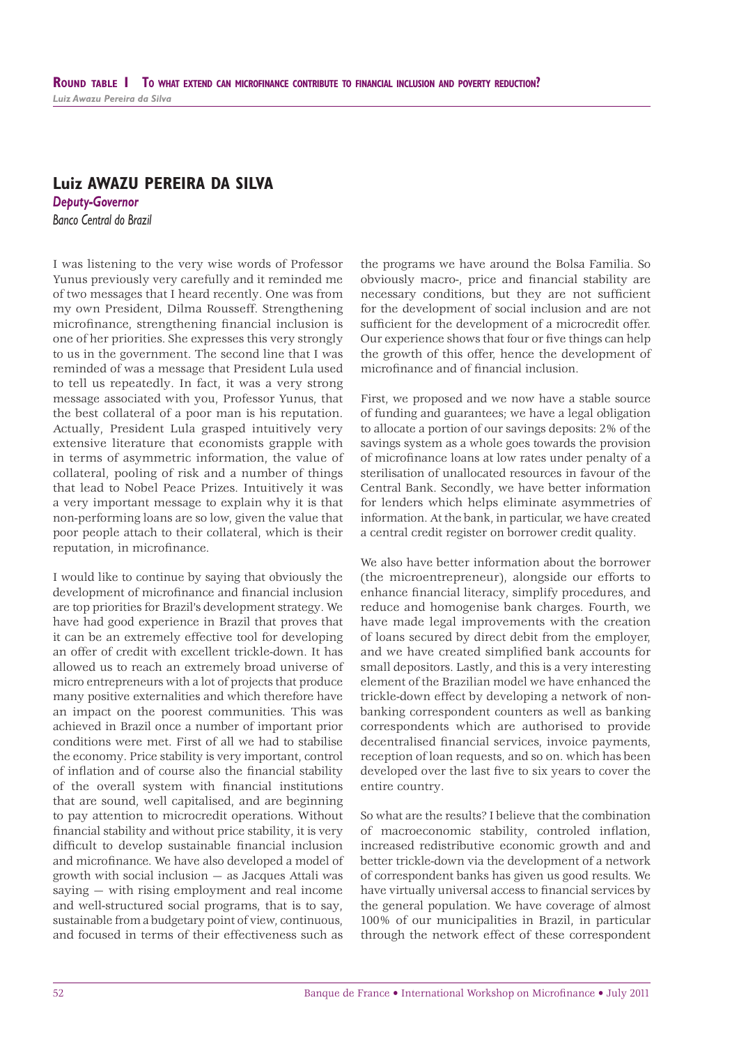## Luiz AWAZU PEREIRA DA SILVA

***Deputy-Governor***

*Banco Central do Brazil*

I was listening to the very wise words of Professor Yunus previously very carefully and it reminded me of two messages that I heard recently. One was from my own President, Dilma Rousseff. Strengthening microfinance, strengthening financial inclusion is one of her priorities. She expresses this very strongly to us in the government. The second line that I was reminded of was a message that President Lula used to tell us repeatedly. In fact, it was a very strong message associated with you, Professor Yunus, that the best collateral of a poor man is his reputation. Actually, President Lula grasped intuitively very extensive literature that economists grapple with in terms of asymmetric information, the value of collateral, pooling of risk and a number of things that lead to Nobel Peace Prizes. Intuitively it was a very important message to explain why it is that non-performing loans are so low, given the value that poor people attach to their collateral, which is their reputation, in microfinance.

I would like to continue by saying that obviously the development of microfinance and financial inclusion are top priorities for Brazil's development strategy. We have had good experience in Brazil that proves that it can be an extremely effective tool for developing an offer of credit with excellent trickle-down. It has allowed us to reach an extremely broad universe of micro entrepreneurs with a lot of projects that produce many positive externalities and which therefore have an impact on the poorest communities. This was achieved in Brazil once a number of important prior conditions were met. First of all we had to stabilise the economy. Price stability is very important, control of inflation and of course also the financial stability of the overall system with financial institutions that are sound, well capitalised, and are beginning to pay attention to microcredit operations. Without financial stability and without price stability, it is very difficult to develop sustainable financial inclusion and microfinance. We have also developed a model of growth with social inclusion — as Jacques Attali was saying — with rising employment and real income and well-structured social programs, that is to say, sustainable from a budgetary point of view, continuous, and focused in terms of their effectiveness such as the programs we have around the Bolsa Familia. So obviously macro-, price and financial stability are necessary conditions, but they are not sufficient for the development of social inclusion and are not sufficient for the development of a microcredit offer. Our experience shows that four or five things can help the growth of this offer, hence the development of microfinance and of financial inclusion.

First, we proposed and we now have a stable source of funding and guarantees; we have a legal obligation to allocate a portion of our savings deposits: 2% of the savings system as a whole goes towards the provision of microfinance loans at low rates under penalty of a sterilisation of unallocated resources in favour of the Central Bank. Secondly, we have better information for lenders which helps eliminate asymmetries of information. At the bank, in particular, we have created a central credit register on borrower credit quality.

We also have better information about the borrower (the microentrepreneur), alongside our efforts to enhance financial literacy, simplify procedures, and reduce and homogenise bank charges. Fourth, we have made legal improvements with the creation of loans secured by direct debit from the employer, and we have created simplified bank accounts for small depositors. Lastly, and this is a very interesting element of the Brazilian model we have enhanced the trickle-down effect by developing a network of non-banking correspondent counters as well as banking correspondents which are authorised to provide decentralised financial services, invoice payments, reception of loan requests, and so on. which has been developed over the last five to six years to cover the entire country.

So what are the results? I believe that the combination of macroeconomic stability, controled inflation, increased redistributive economic growth and and better trickle-down via the development of a network of correspondent banks has given us good results. We have virtually universal access to financial services by the general population. We have coverage of almost 100% of our municipalities in Brazil, in particular through the network effect of these correspondent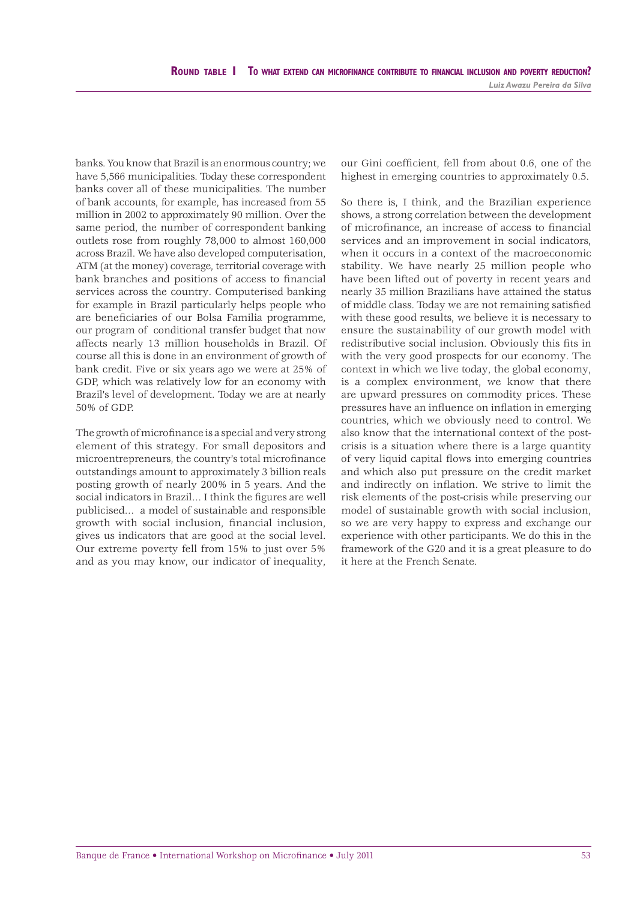banks. You know that Brazil is an enormous country; we have 5,566 municipalities. Today these correspondent banks cover all of these municipalities. The number of bank accounts, for example, has increased from 55 million in 2002 to approximately 90 million. Over the same period, the number of correspondent banking outlets rose from roughly 78,000 to almost 160,000 across Brazil. We have also developed computerisation, ATM (at the money) coverage, territorial coverage with bank branches and positions of access to financial services across the country. Computerised banking for example in Brazil particularly helps people who are beneficiaries of our Bolsa Familia programme, our program of conditional transfer budget that now affects nearly 13 million households in Brazil. Of course all this is done in an environment of growth of bank credit. Five or six years ago we were at 25% of GDP, which was relatively low for an economy with Brazil's level of development. Today we are at nearly 50% of GDP.

The growth of microfinance is a special and very strong element of this strategy. For small depositors and microentrepreneurs, the country's total microfinance outstandings amount to approximately 3 billion reals posting growth of nearly 200% in 5 years. And the social indicators in Brazil... I think the figures are well publicised... a model of sustainable and responsible growth with social inclusion, financial inclusion, gives us indicators that are good at the social level. Our extreme poverty fell from 15% to just over 5% and as you may know, our indicator of inequality, our Gini coefficient, fell from about 0.6, one of the highest in emerging countries to approximately 0.5.

So there is, I think, and the Brazilian experience shows, a strong correlation between the development of microfinance, an increase of access to financial services and an improvement in social indicators, when it occurs in a context of the macroeconomic stability. We have nearly 25 million people who have been lifted out of poverty in recent years and nearly 35 million Brazilians have attained the status of middle class. Today we are not remaining satisfied with these good results, we believe it is necessary to ensure the sustainability of our growth model with redistributive social inclusion. Obviously this fits in with the very good prospects for our economy. The context in which we live today, the global economy, is a complex environment, we know that there are upward pressures on commodity prices. These pressures have an influence on inflation in emerging countries, which we obviously need to control. We also know that the international context of the post-crisis is a situation where there is a large quantity of very liquid capital flows into emerging countries and which also put pressure on the credit market and indirectly on inflation. We strive to limit the risk elements of the post-crisis while preserving our model of sustainable growth with social inclusion, so we are very happy to express and exchange our experience with other participants. We do this in the framework of the G20 and it is a great pleasure to do it here at the French Senate.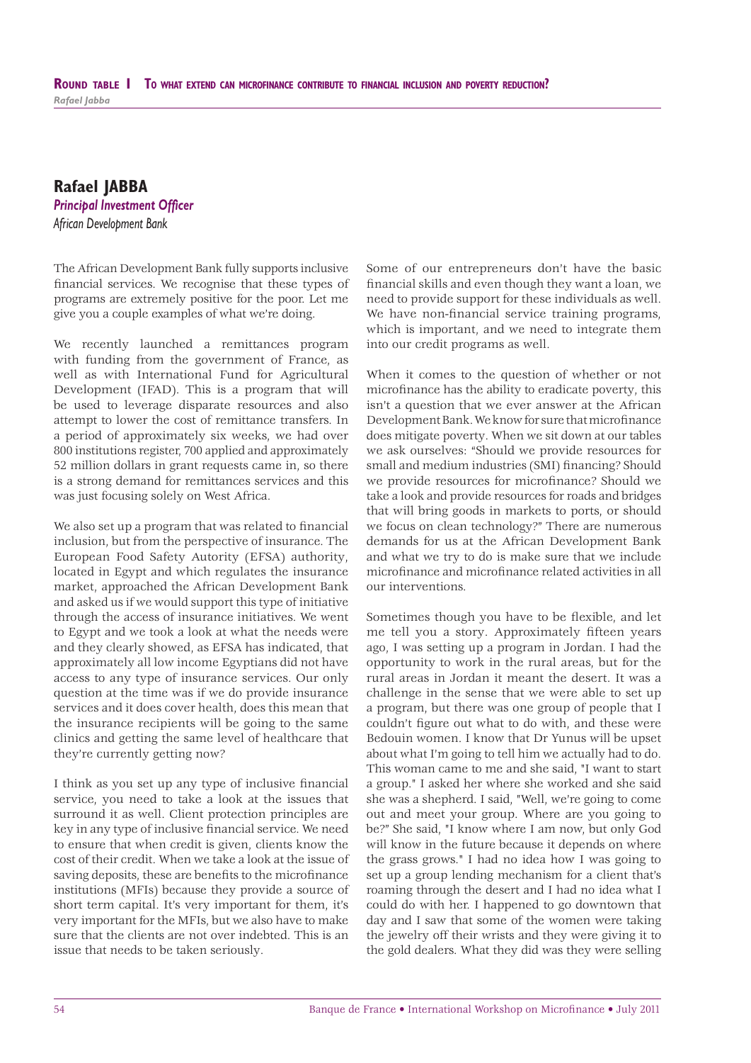## Rafael JABBA

*Principal Investment Officer*

*African Development Bank*

The African Development Bank fully supports inclusive financial services. We recognise that these types of programs are extremely positive for the poor. Let me give you a couple examples of what we're doing.

We recently launched a remittances program with funding from the government of France, as well as with International Fund for Agricultural Development (IFAD). This is a program that will be used to leverage disparate resources and also attempt to lower the cost of remittance transfers. In a period of approximately six weeks, we had over 800 institutions register, 700 applied and approximately 52 million dollars in grant requests came in, so there is a strong demand for remittances services and this was just focusing solely on West Africa.

We also set up a program that was related to financial inclusion, but from the perspective of insurance. The European Food Safety Autority (EFSA) authority, located in Egypt and which regulates the insurance market, approached the African Development Bank and asked us if we would support this type of initiative through the access of insurance initiatives. We went to Egypt and we took a look at what the needs were and they clearly showed, as EFSA has indicated, that approximately all low income Egyptians did not have access to any type of insurance services. Our only question at the time was if we do provide insurance services and it does cover health, does this mean that the insurance recipients will be going to the same clinics and getting the same level of healthcare that they're currently getting now?

I think as you set up any type of inclusive financial service, you need to take a look at the issues that surround it as well. Client protection principles are key in any type of inclusive financial service. We need to ensure that when credit is given, clients know the cost of their credit. When we take a look at the issue of saving deposits, these are benefits to the microfinance institutions (MFIs) because they provide a source of short term capital. It's very important for them, it's very important for the MFIs, but we also have to make sure that the clients are not over indebted. This is an issue that needs to be taken seriously.

Some of our entrepreneurs don't have the basic financial skills and even though they want a loan, we need to provide support for these individuals as well. We have non-financial service training programs, which is important, and we need to integrate them into our credit programs as well.

When it comes to the question of whether or not microfinance has the ability to eradicate poverty, this isn't a question that we ever answer at the African Development Bank. We know for sure that microfinance does mitigate poverty. When we sit down at our tables we ask ourselves: "Should we provide resources for small and medium industries (SMI) financing? Should we provide resources for microfinance? Should we take a look and provide resources for roads and bridges that will bring goods in markets to ports, or should we focus on clean technology?" There are numerous demands for us at the African Development Bank and what we try to do is make sure that we include microfinance and microfinance related activities in all our interventions.

Sometimes though you have to be flexible, and let me tell you a story. Approximately fifteen years ago, I was setting up a program in Jordan. I had the opportunity to work in the rural areas, but for the rural areas in Jordan it meant the desert. It was a challenge in the sense that we were able to set up a program, but there was one group of people that I couldn't figure out what to do with, and these were Bedouin women. I know that Dr Yunus will be upset about what I'm going to tell him we actually had to do. This woman came to me and she said, "I want to start a group." I asked her where she worked and she said she was a shepherd. I said, "Well, we're going to come out and meet your group. Where are you going to be?" She said, "I know where I am now, but only God will know in the future because it depends on where the grass grows." I had no idea how I was going to set up a group lending mechanism for a client that's roaming through the desert and I had no idea what I could do with her. I happened to go downtown that day and I saw that some of the women were taking the jewelry off their wrists and they were giving it to the gold dealers. What they did was they were selling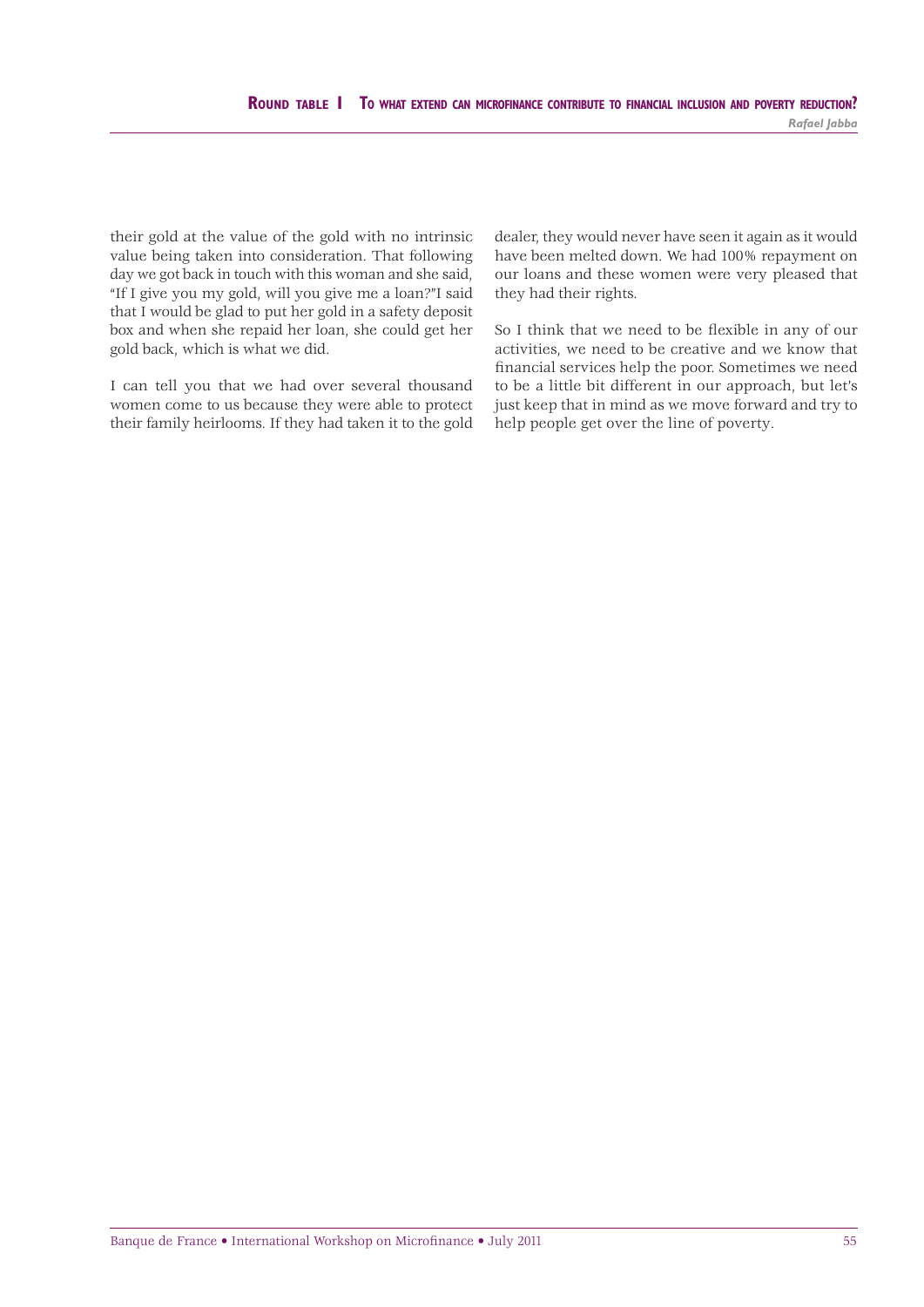their gold at the value of the gold with no intrinsic value being taken into consideration. That following day we got back in touch with this woman and she said, "If I give you my gold, will you give me a loan?"I said that I would be glad to put her gold in a safety deposit box and when she repaid her loan, she could get her gold back, which is what we did.

I can tell you that we had over several thousand women come to us because they were able to protect their family heirlooms. If they had taken it to the gold dealer, they would never have seen it again as it would have been melted down. We had 100% repayment on our loans and these women were very pleased that they had their rights.

So I think that we need to be flexible in any of our activities, we need to be creative and we know that financial services help the poor. Sometimes we need to be a little bit different in our approach, but let's just keep that in mind as we move forward and try to help people get over the line of poverty.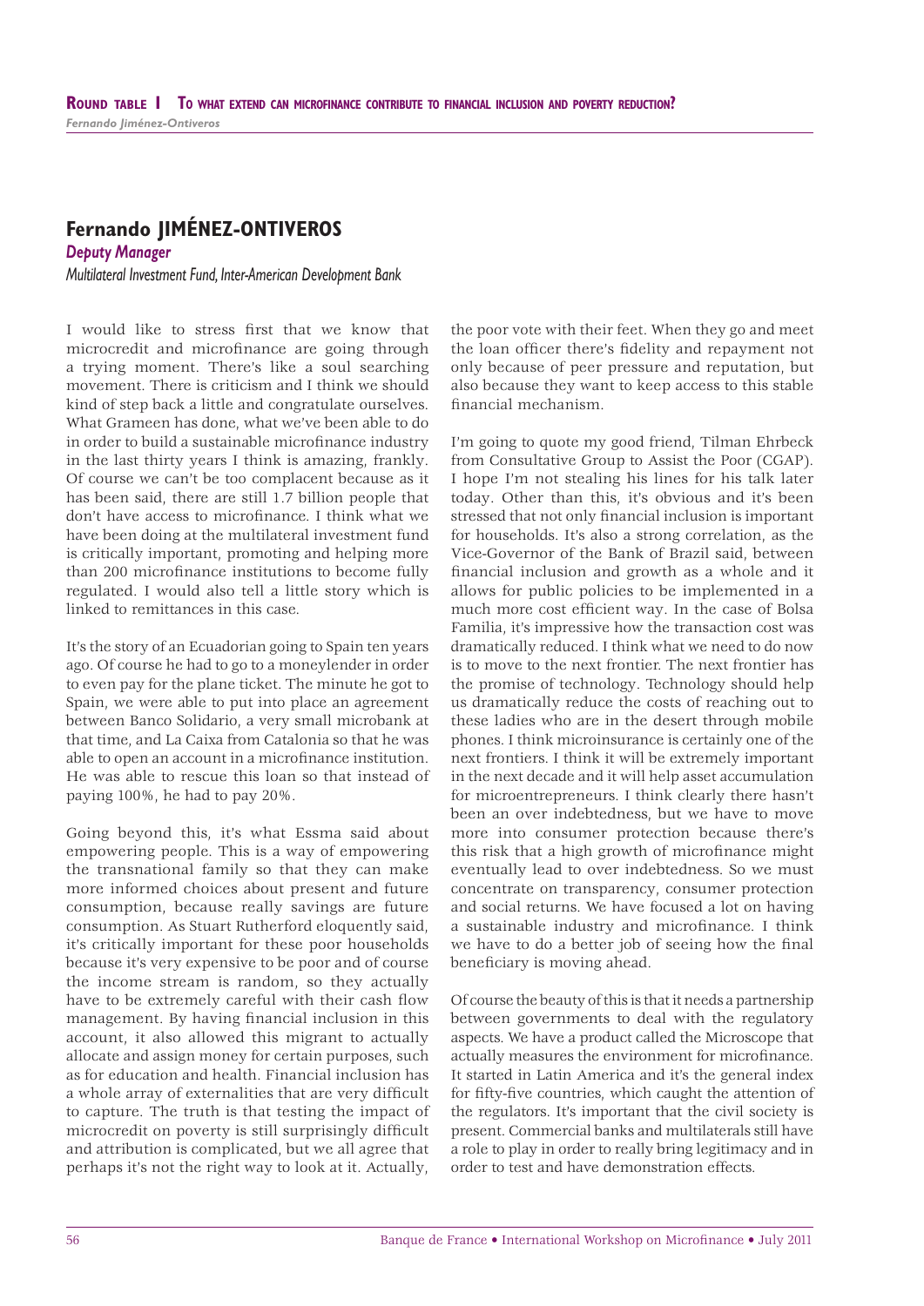## Fernando JIMÉNEZ-ONTIVEROS

*Deputy Manager*

*Multilateral Investment Fund, Inter-American Development Bank*

I would like to stress first that we know that microcredit and microfinance are going through a trying moment. There's like a soul searching movement. There is criticism and I think we should kind of step back a little and congratulate ourselves. What Grameen has done, what we've been able to do in order to build a sustainable microfinance industry in the last thirty years I think is amazing, frankly. Of course we can't be too complacent because as it has been said, there are still 1.7 billion people that don't have access to microfinance. I think what we have been doing at the multilateral investment fund is critically important, promoting and helping more than 200 microfinance institutions to become fully regulated. I would also tell a little story which is linked to remittances in this case.

It's the story of an Ecuadorian going to Spain ten years ago. Of course he had to go to a moneylender in order to even pay for the plane ticket. The minute he got to Spain, we were able to put into place an agreement between Banco Solidario, a very small microbank at that time, and La Caixa from Catalonia so that he was able to open an account in a microfinance institution. He was able to rescue this loan so that instead of paying 100%, he had to pay 20%.

Going beyond this, it's what Essma said about empowering people. This is a way of empowering the transnational family so that they can make more informed choices about present and future consumption, because really savings are future consumption. As Stuart Rutherford eloquently said, it's critically important for these poor households because it's very expensive to be poor and of course the income stream is random, so they actually have to be extremely careful with their cash flow management. By having financial inclusion in this account, it also allowed this migrant to actually allocate and assign money for certain purposes, such as for education and health. Financial inclusion has a whole array of externalities that are very difficult to capture. The truth is that testing the impact of microcredit on poverty is still surprisingly difficult and attribution is complicated, but we all agree that perhaps it's not the right way to look at it. Actually, the poor vote with their feet. When they go and meet the loan officer there's fidelity and repayment not only because of peer pressure and reputation, but also because they want to keep access to this stable financial mechanism.

I'm going to quote my good friend, Tilman Ehrbeck from Consultative Group to Assist the Poor (CGAP). I hope I'm not stealing his lines for his talk later today. Other than this, it's obvious and it's been stressed that not only financial inclusion is important for households. It's also a strong correlation, as the Vice-Governor of the Bank of Brazil said, between financial inclusion and growth as a whole and it allows for public policies to be implemented in a much more cost efficient way. In the case of Bolsa Familia, it's impressive how the transaction cost was dramatically reduced. I think what we need to do now is to move to the next frontier. The next frontier has the promise of technology. Technology should help us dramatically reduce the costs of reaching out to these ladies who are in the desert through mobile phones. I think microinsurance is certainly one of the next frontiers. I think it will be extremely important in the next decade and it will help asset accumulation for microentrepreneurs. I think clearly there hasn't been an over indebtedness, but we have to move more into consumer protection because there's this risk that a high growth of microfinance might eventually lead to over indebtedness. So we must concentrate on transparency, consumer protection and social returns. We have focused a lot on having a sustainable industry and microfinance. I think we have to do a better job of seeing how the final beneficiary is moving ahead.

Of course the beauty of this is that it needs a partnership between governments to deal with the regulatory aspects. We have a product called the Microscope that actually measures the environment for microfinance. It started in Latin America and it's the general index for fifty-five countries, which caught the attention of the regulators. It's important that the civil society is present. Commercial banks and multilaterals still have a role to play in order to really bring legitimacy and in order to test and have demonstration effects.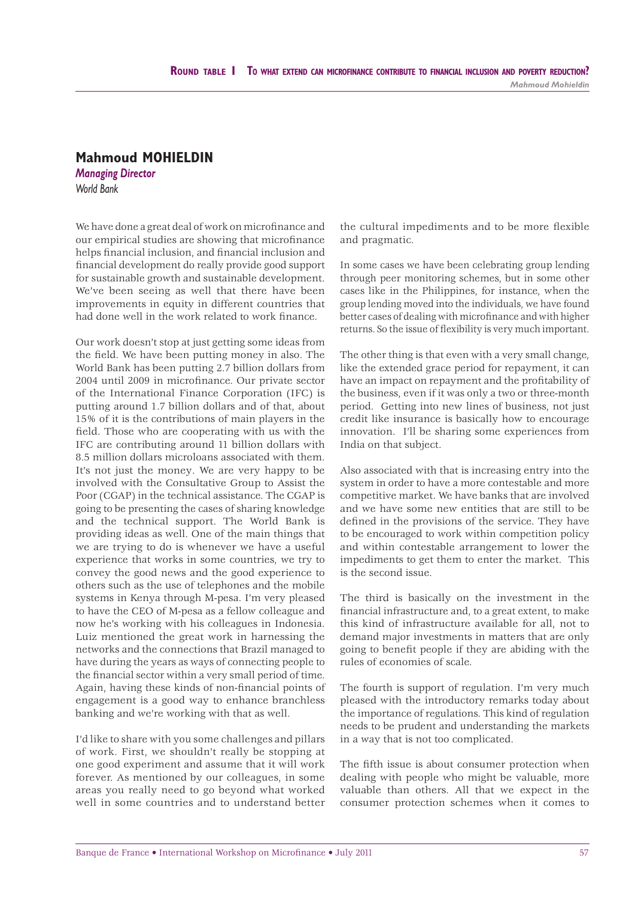## Mahmoud MOHIELDIN

*Managing Director*

*World Bank*

We have done a great deal of work on microfinance and our empirical studies are showing that microfinance helps financial inclusion, and financial inclusion and financial development do really provide good support for sustainable growth and sustainable development. We've been seeing as well that there have been improvements in equity in different countries that had done well in the work related to work finance.

Our work doesn't stop at just getting some ideas from the field. We have been putting money in also. The World Bank has been putting 2.7 billion dollars from 2004 until 2009 in microfinance. Our private sector of the International Finance Corporation (IFC) is putting around 1.7 billion dollars and of that, about 15% of it is the contributions of main players in the field. Those who are cooperating with us with the IFC are contributing around 11 billion dollars with 8.5 million dollars microloans associated with them. It's not just the money. We are very happy to be involved with the Consultative Group to Assist the Poor (CGAP) in the technical assistance. The CGAP is going to be presenting the cases of sharing knowledge and the technical support. The World Bank is providing ideas as well. One of the main things that we are trying to do is whenever we have a useful experience that works in some countries, we try to convey the good news and the good experience to others such as the use of telephones and the mobile systems in Kenya through M-pesa. I'm very pleased to have the CEO of M-pesa as a fellow colleague and now he's working with his colleagues in Indonesia. Luiz mentioned the great work in harnessing the networks and the connections that Brazil managed to have during the years as ways of connecting people to the financial sector within a very small period of time. Again, having these kinds of non-financial points of engagement is a good way to enhance branchless banking and we're working with that as well.

I'd like to share with you some challenges and pillars of work. First, we shouldn't really be stopping at one good experiment and assume that it will work forever. As mentioned by our colleagues, in some areas you really need to go beyond what worked well in some countries and to understand better the cultural impediments and to be more flexible and pragmatic.

In some cases we have been celebrating group lending through peer monitoring schemes, but in some other cases like in the Philippines, for instance, when the group lending moved into the individuals, we have found better cases of dealing with microfinance and with higher returns. So the issue of flexibility is very much important.

The other thing is that even with a very small change, like the extended grace period for repayment, it can have an impact on repayment and the profitability of the business, even if it was only a two or three-month period. Getting into new lines of business, not just credit like insurance is basically how to encourage innovation. I'll be sharing some experiences from India on that subject.

Also associated with that is increasing entry into the system in order to have a more contestable and more competitive market. We have banks that are involved and we have some new entities that are still to be defined in the provisions of the service. They have to be encouraged to work within competition policy and within contestable arrangement to lower the impediments to get them to enter the market. This is the second issue.

The third is basically on the investment in the financial infrastructure and, to a great extent, to make this kind of infrastructure available for all, not to demand major investments in matters that are only going to benefit people if they are abiding with the rules of economies of scale.

The fourth is support of regulation. I'm very much pleased with the introductory remarks today about the importance of regulations. This kind of regulation needs to be prudent and understanding the markets in a way that is not too complicated.

The fifth issue is about consumer protection when dealing with people who might be valuable, more valuable than others. All that we expect in the consumer protection schemes when it comes to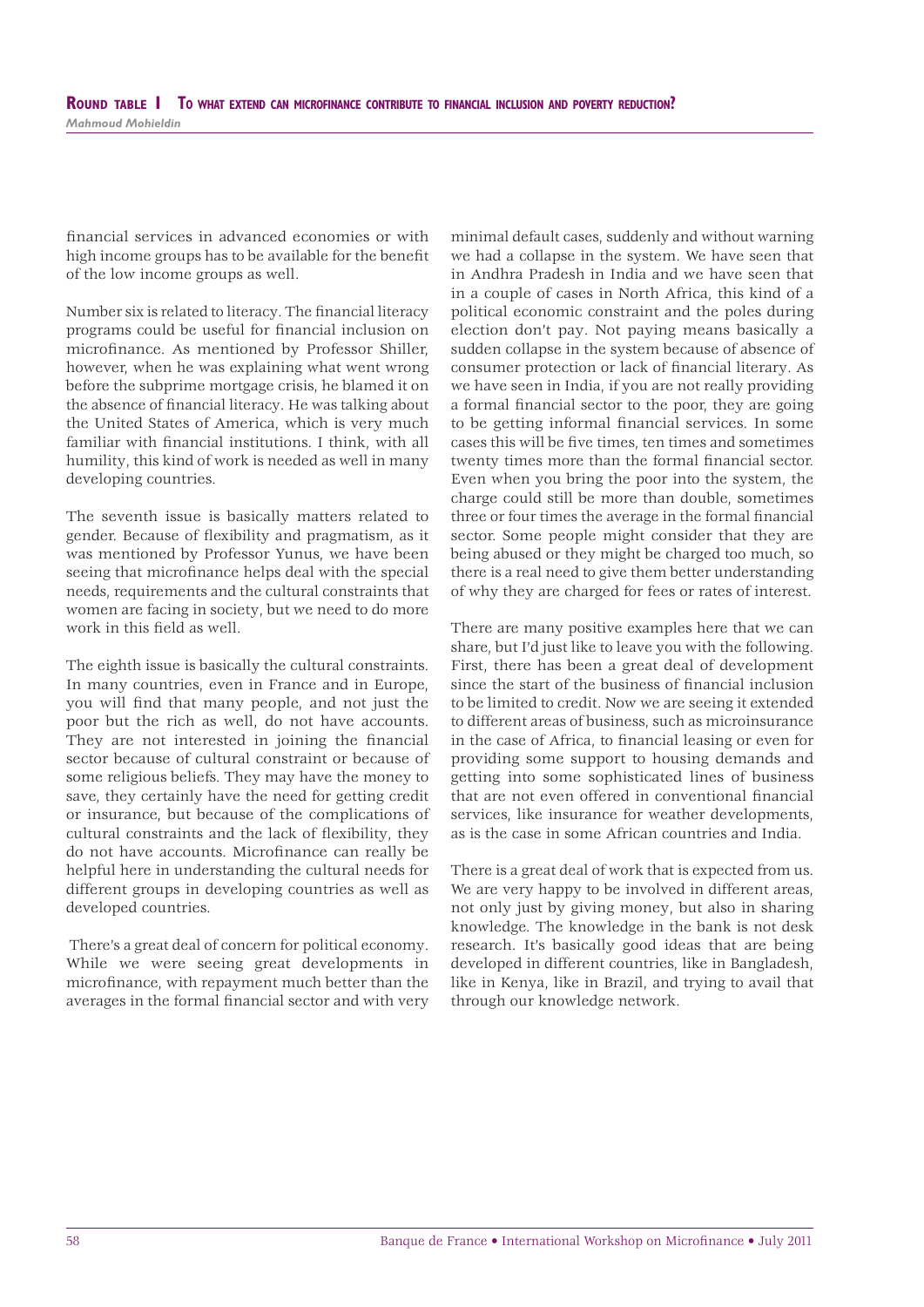financial services in advanced economies or with high income groups has to be available for the benefit of the low income groups as well.

Number six is related to literacy. The financial literacy programs could be useful for financial inclusion on microfinance. As mentioned by Professor Shiller, however, when he was explaining what went wrong before the subprime mortgage crisis, he blamed it on the absence of financial literacy. He was talking about the United States of America, which is very much familiar with financial institutions. I think, with all humility, this kind of work is needed as well in many developing countries.

The seventh issue is basically matters related to gender. Because of flexibility and pragmatism, as it was mentioned by Professor Yunus, we have been seeing that microfinance helps deal with the special needs, requirements and the cultural constraints that women are facing in society, but we need to do more work in this field as well.

The eighth issue is basically the cultural constraints. In many countries, even in France and in Europe, you will find that many people, and not just the poor but the rich as well, do not have accounts. They are not interested in joining the financial sector because of cultural constraint or because of some religious beliefs. They may have the money to save, they certainly have the need for getting credit or insurance, but because of the complications of cultural constraints and the lack of flexibility, they do not have accounts. Microfinance can really be helpful here in understanding the cultural needs for different groups in developing countries as well as developed countries.

There's a great deal of concern for political economy. While we were seeing great developments in microfinance, with repayment much better than the averages in the formal financial sector and with very minimal default cases, suddenly and without warning we had a collapse in the system. We have seen that in Andhra Pradesh in India and we have seen that in a couple of cases in North Africa, this kind of a political economic constraint and the poles during election don't pay. Not paying means basically a sudden collapse in the system because of absence of consumer protection or lack of financial literary. As we have seen in India, if you are not really providing a formal financial sector to the poor, they are going to be getting informal financial services. In some cases this will be five times, ten times and sometimes twenty times more than the formal financial sector. Even when you bring the poor into the system, the charge could still be more than double, sometimes three or four times the average in the formal financial sector. Some people might consider that they are being abused or they might be charged too much, so there is a real need to give them better understanding of why they are charged for fees or rates of interest.

There are many positive examples here that we can share, but I'd just like to leave you with the following. First, there has been a great deal of development since the start of the business of financial inclusion to be limited to credit. Now we are seeing it extended to different areas of business, such as microinsurance in the case of Africa, to financial leasing or even for providing some support to housing demands and getting into some sophisticated lines of business that are not even offered in conventional financial services, like insurance for weather developments, as is the case in some African countries and India.

There is a great deal of work that is expected from us. We are very happy to be involved in different areas, not only just by giving money, but also in sharing knowledge. The knowledge in the bank is not desk research. It's basically good ideas that are being developed in different countries, like in Bangladesh, like in Kenya, like in Brazil, and trying to avail that through our knowledge network.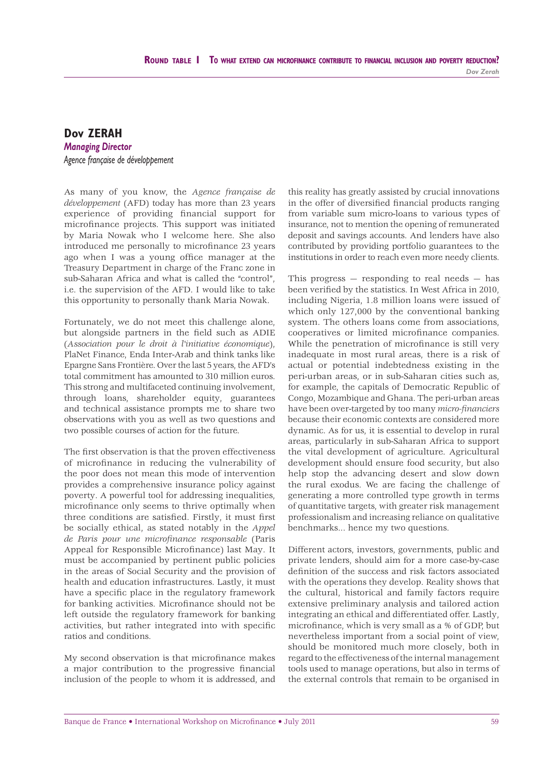## Dov ZERAH

*Managing Director*

*Agence française de développement*

As many of you know, the *Agence française de développement* (AFD) today has more than 23 years experience of providing financial support for microfinance projects. This support was initiated by Maria Nowak who I welcome here. She also introduced me personally to microfinance 23 years ago when I was a young office manager at the Treasury Department in charge of the Franc zone in sub-Saharan Africa and what is called the "control", i.e. the supervision of the AFD. I would like to take this opportunity to personally thank Maria Nowak.

Fortunately, we do not meet this challenge alone, but alongside partners in the field such as ADIE (*Association pour le droit à l'initiative économique*), PlaNet Finance, Enda Inter-Arab and think tanks like Epargne Sans Frontière. Over the last 5 years, the AFD's total commitment has amounted to 310 million euros. This strong and multifaceted continuing involvement, through loans, shareholder equity, guarantees and technical assistance prompts me to share two observations with you as well as two questions and two possible courses of action for the future.

The first observation is that the proven effectiveness of microfinance in reducing the vulnerability of the poor does not mean this mode of intervention provides a comprehensive insurance policy against poverty. A powerful tool for addressing inequalities, microfinance only seems to thrive optimally when three conditions are satisfied. Firstly, it must first be socially ethical, as stated notably in the *Appel de Paris pour une microfinance responsable* (Paris Appeal for Responsible Microfinance) last May. It must be accompanied by pertinent public policies in the areas of Social Security and the provision of health and education infrastructures. Lastly, it must have a specific place in the regulatory framework for banking activities. Microfinance should not be left outside the regulatory framework for banking activities, but rather integrated into with specific ratios and conditions.

My second observation is that microfinance makes a major contribution to the progressive financial inclusion of the people to whom it is addressed, and this reality has greatly assisted by crucial innovations in the offer of diversified financial products ranging from variable sum micro-loans to various types of insurance, not to mention the opening of remunerated deposit and savings accounts. And lenders have also contributed by providing portfolio guarantees to the institutions in order to reach even more needy clients.

This progress — responding to real needs — has been verified by the statistics. In West Africa in 2010, including Nigeria, 1.8 million loans were issued of which only 127,000 by the conventional banking system. The others loans come from associations, cooperatives or limited microfinance companies. While the penetration of microfinance is still very inadequate in most rural areas, there is a risk of actual or potential indebtedness existing in the peri-urban areas, or in sub-Saharan cities such as, for example, the capitals of Democratic Republic of Congo, Mozambique and Ghana. The peri-urban areas have been over-targeted by too many *micro-financiers* because their economic contexts are considered more dynamic. As for us, it is essential to develop in rural areas, particularly in sub-Saharan Africa to support the vital development of agriculture. Agricultural development should ensure food security, but also help stop the advancing desert and slow down the rural exodus. We are facing the challenge of generating a more controlled type growth in terms of quantitative targets, with greater risk management professionalism and increasing reliance on qualitative benchmarks... hence my two questions.

Different actors, investors, governments, public and private lenders, should aim for a more case-by-case definition of the success and risk factors associated with the operations they develop. Reality shows that the cultural, historical and family factors require extensive preliminary analysis and tailored action integrating an ethical and differentiated offer. Lastly, microfinance, which is very small as a % of GDP, but nevertheless important from a social point of view, should be monitored much more closely, both in regard to the effectiveness of the internal management tools used to manage operations, but also in terms of the external controls that remain to be organised in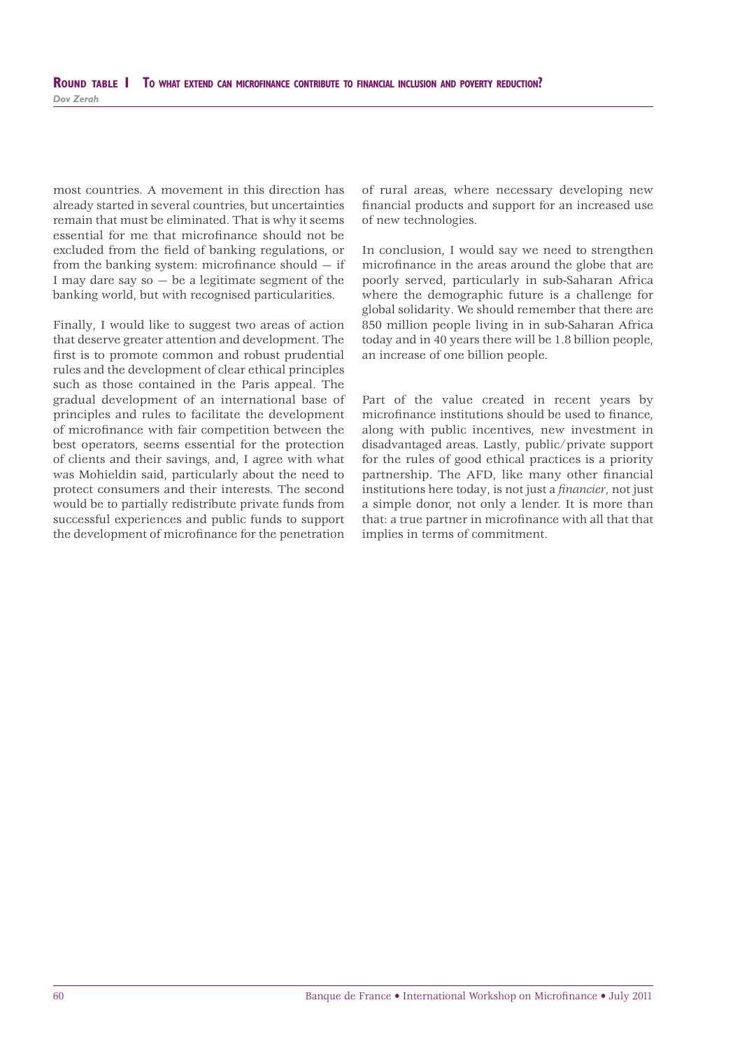most countries. A movement in this direction has already started in several countries, but uncertainties remain that must be eliminated. That is why it seems essential for me that microfinance should not be excluded from the field of banking regulations, or from the banking system: microfinance should — if I may dare say so — be a legitimate segment of the banking world, but with recognised particularities.

Finally, I would like to suggest two areas of action that deserve greater attention and development. The first is to promote common and robust prudential rules and the development of clear ethical principles such as those contained in the Paris appeal. The gradual development of an international base of principles and rules to facilitate the development of microfinance with fair competition between the best operators, seems essential for the protection of clients and their savings, and, I agree with what was Mohieldin said, particularly about the need to protect consumers and their interests. The second would be to partially redistribute private funds from successful experiences and public funds to support the development of microfinance for the penetration of rural areas, where necessary developing new financial products and support for an increased use of new technologies.

In conclusion, I would say we need to strengthen microfinance in the areas around the globe that are poorly served, particularly in sub-Saharan Africa where the demographic future is a challenge for global solidarity. We should remember that there are 850 million people living in in sub-Saharan Africa today and in 40 years there will be 1.8 billion people, an increase of one billion people.

Part of the value created in recent years by microfinance institutions should be used to finance, along with public incentives, new investment in disadvantaged areas. Lastly, public/private support for the rules of good ethical practices is a priority partnership. The AFD, like many other financial institutions here today, is not just a *financier*, not just a simple donor, not only a lender. It is more than that: a true partner in microfinance with all that that implies in terms of commitment.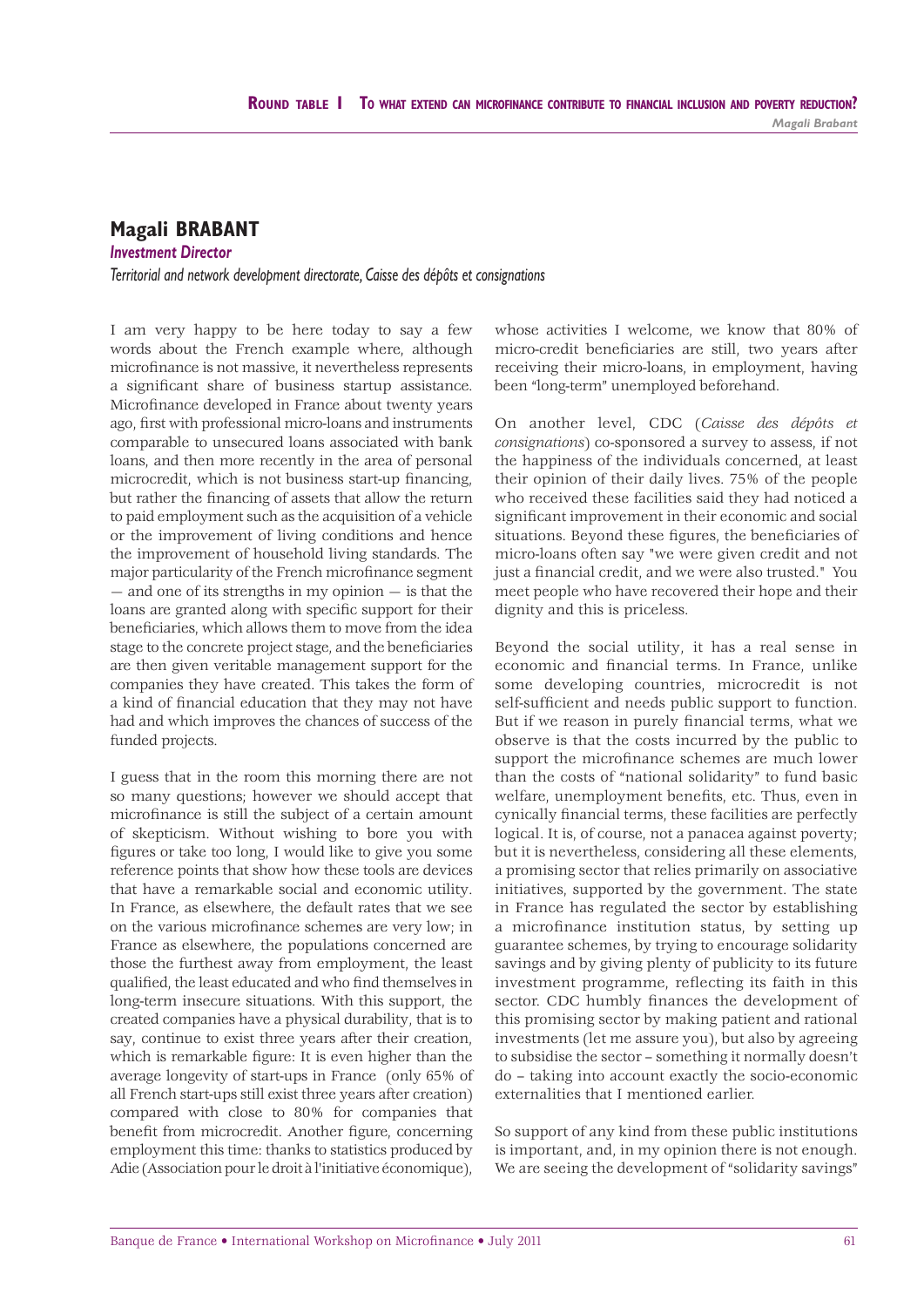## Magali BRABANT

***Investment Director***

*Territorial and network development directorate, Caisse des dépôts et consignations*

I am very happy to be here today to say a few words about the French example where, although microfinance is not massive, it nevertheless represents a significant share of business startup assistance. Microfinance developed in France about twenty years ago, first with professional micro-loans and instruments comparable to unsecured loans associated with bank loans, and then more recently in the area of personal microcredit, which is not business start-up financing, but rather the financing of assets that allow the return to paid employment such as the acquisition of a vehicle or the improvement of living conditions and hence the improvement of household living standards. The major particularity of the French microfinance segment — and one of its strengths in my opinion — is that the loans are granted along with specific support for their beneficiaries, which allows them to move from the idea stage to the concrete project stage, and the beneficiaries are then given veritable management support for the companies they have created. This takes the form of a kind of financial education that they may not have had and which improves the chances of success of the funded projects.

I guess that in the room this morning there are not so many questions; however we should accept that microfinance is still the subject of a certain amount of skepticism. Without wishing to bore you with figures or take too long, I would like to give you some reference points that show how these tools are devices that have a remarkable social and economic utility. In France, as elsewhere, the default rates that we see on the various microfinance schemes are very low; in France as elsewhere, the populations concerned are those the furthest away from employment, the least qualified, the least educated and who find themselves in long-term insecure situations. With this support, the created companies have a physical durability, that is to say, continue to exist three years after their creation, which is remarkable figure: It is even higher than the average longevity of start-ups in France (only 65% of all French start-ups still exist three years after creation) compared with close to 80% for companies that benefit from microcredit. Another figure, concerning employment this time: thanks to statistics produced by Adie (Association pour le droit à l'initiative économique), whose activities I welcome, we know that 80% of micro-credit beneficiaries are still, two years after receiving their micro-loans, in employment, having been "long-term" unemployed beforehand.

On another level, CDC (*Caisse des dépôts et consignations*) co-sponsored a survey to assess, if not the happiness of the individuals concerned, at least their opinion of their daily lives. 75% of the people who received these facilities said they had noticed a significant improvement in their economic and social situations. Beyond these figures, the beneficiaries of micro-loans often say "we were given credit and not just a financial credit, and we were also trusted." You meet people who have recovered their hope and their dignity and this is priceless.

Beyond the social utility, it has a real sense in economic and financial terms. In France, unlike some developing countries, microcredit is not self-sufficient and needs public support to function. But if we reason in purely financial terms, what we observe is that the costs incurred by the public to support the microfinance schemes are much lower than the costs of "national solidarity" to fund basic welfare, unemployment benefits, etc. Thus, even in cynically financial terms, these facilities are perfectly logical. It is, of course, not a panacea against poverty; but it is nevertheless, considering all these elements, a promising sector that relies primarily on associative initiatives, supported by the government. The state in France has regulated the sector by establishing a microfinance institution status, by setting up guarantee schemes, by trying to encourage solidarity savings and by giving plenty of publicity to its future investment programme, reflecting its faith in this sector. CDC humbly finances the development of this promising sector by making patient and rational investments (let me assure you), but also by agreeing to subsidise the sector – something it normally doesn't do – taking into account exactly the socio-economic externalities that I mentioned earlier.

So support of any kind from these public institutions is important, and, in my opinion there is not enough. We are seeing the development of "solidarity savings"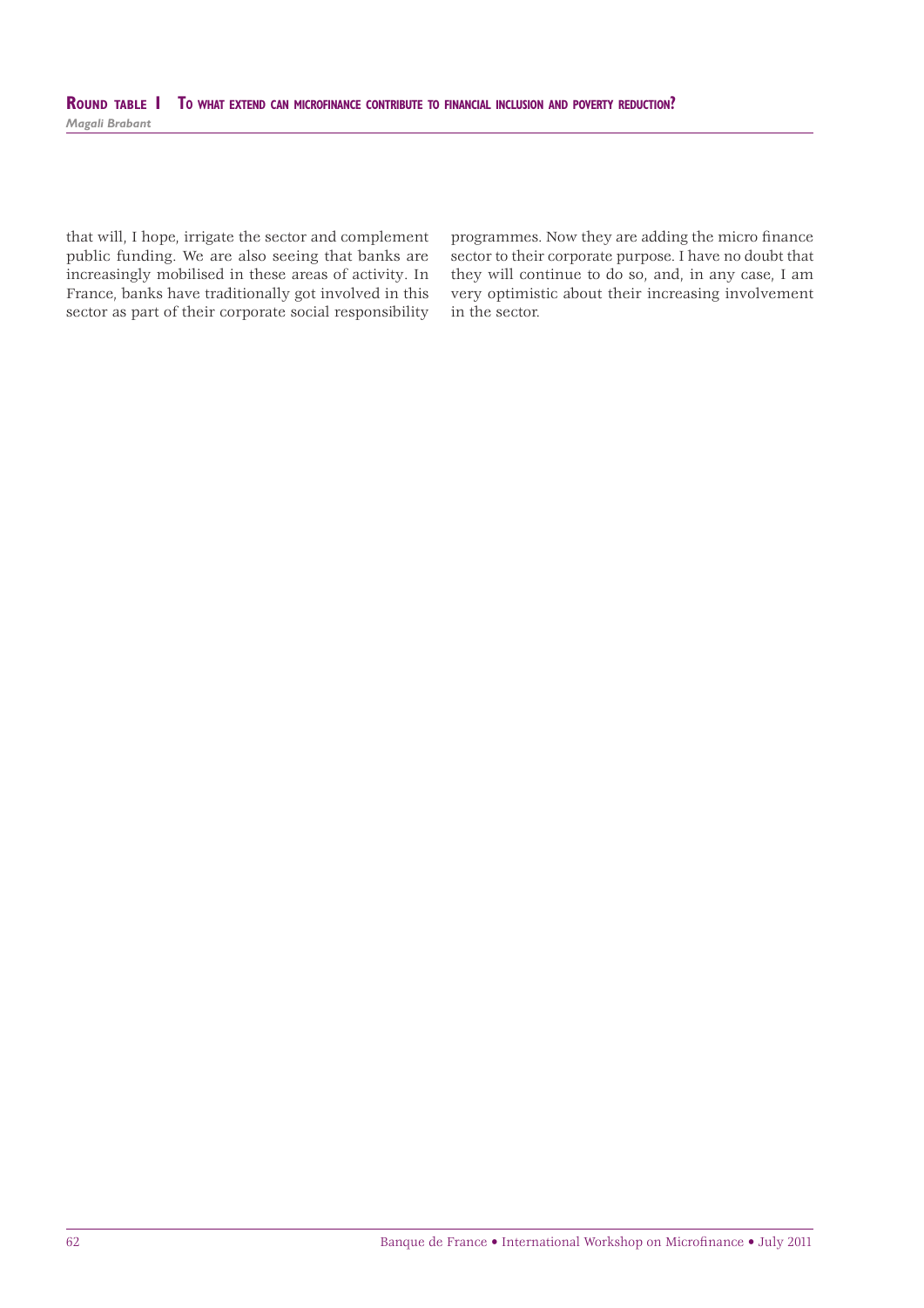that will, I hope, irrigate the sector and complement public funding. We are also seeing that banks are increasingly mobilised in these areas of activity. In France, banks have traditionally got involved in this sector as part of their corporate social responsibility programmes. Now they are adding the micro finance sector to their corporate purpose. I have no doubt that they will continue to do so, and, in any case, I am very optimistic about their increasing involvement in the sector.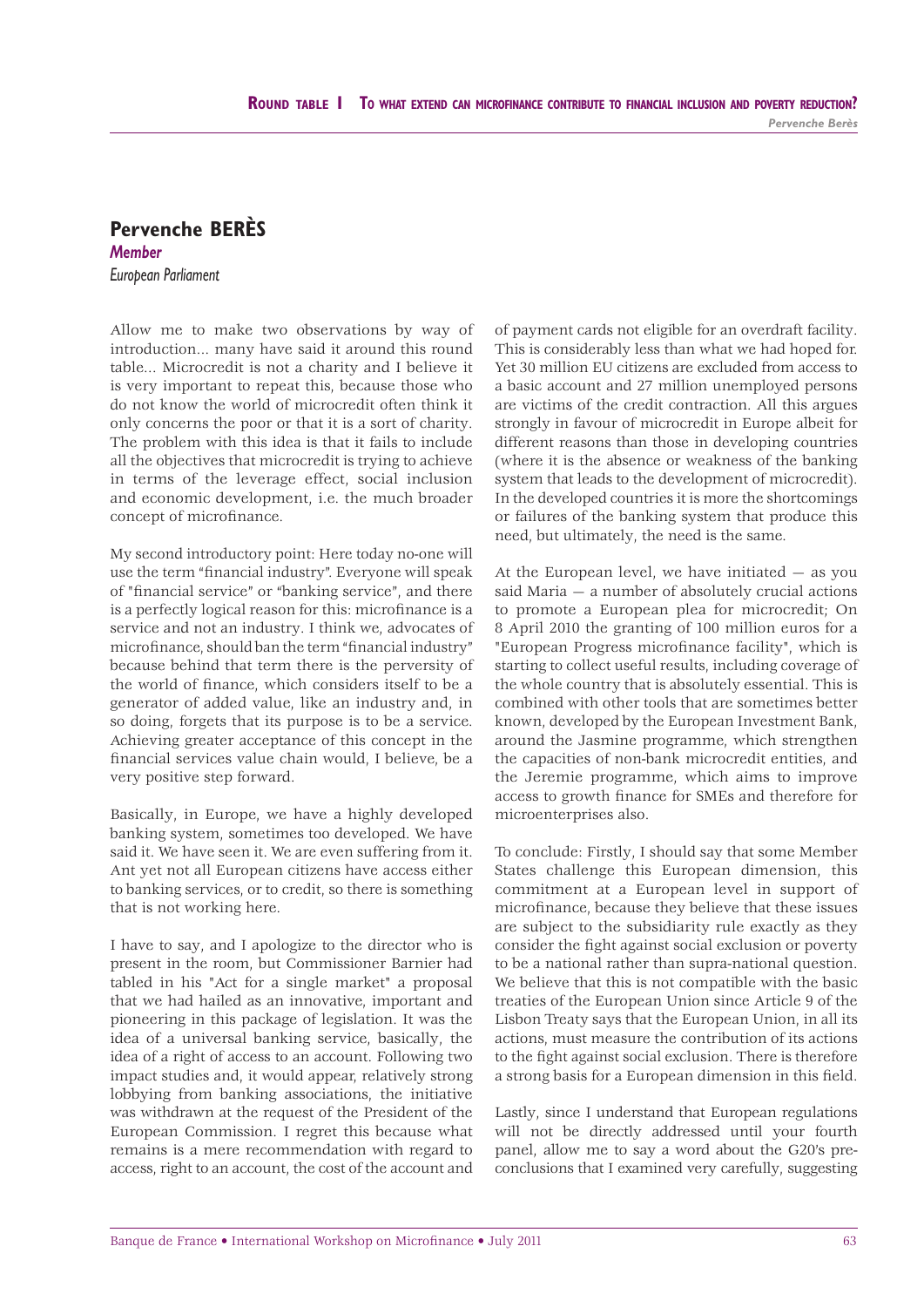## Pervenche BERÈS

*Member*

*European Parliament*

Allow me to make two observations by way of introduction... many have said it around this round table... Microcredit is not a charity and I believe it is very important to repeat this, because those who do not know the world of microcredit often think it only concerns the poor or that it is a sort of charity. The problem with this idea is that it fails to include all the objectives that microcredit is trying to achieve in terms of the leverage effect, social inclusion and economic development, i.e. the much broader concept of microfinance.

My second introductory point: Here today no-one will use the term "financial industry". Everyone will speak of "financial service" or "banking service", and there is a perfectly logical reason for this: microfinance is a service and not an industry. I think we, advocates of microfinance, should ban the term "financial industry" because behind that term there is the perversity of the world of finance, which considers itself to be a generator of added value, like an industry and, in so doing, forgets that its purpose is to be a service. Achieving greater acceptance of this concept in the financial services value chain would, I believe, be a very positive step forward.

Basically, in Europe, we have a highly developed banking system, sometimes too developed. We have said it. We have seen it. We are even suffering from it. Ant yet not all European citizens have access either to banking services, or to credit, so there is something that is not working here.

I have to say, and I apologize to the director who is present in the room, but Commissioner Barnier had tabled in his "Act for a single market" a proposal that we had hailed as an innovative, important and pioneering in this package of legislation. It was the idea of a universal banking service, basically, the idea of a right of access to an account. Following two impact studies and, it would appear, relatively strong lobbying from banking associations, the initiative was withdrawn at the request of the President of the European Commission. I regret this because what remains is a mere recommendation with regard to access, right to an account, the cost of the account and of payment cards not eligible for an overdraft facility. This is considerably less than what we had hoped for. Yet 30 million EU citizens are excluded from access to a basic account and 27 million unemployed persons are victims of the credit contraction. All this argues strongly in favour of microcredit in Europe albeit for different reasons than those in developing countries (where it is the absence or weakness of the banking system that leads to the development of microcredit). In the developed countries it is more the shortcomings or failures of the banking system that produce this need, but ultimately, the need is the same.

At the European level, we have initiated — as you said Maria — a number of absolutely crucial actions to promote a European plea for microcredit; On 8 April 2010 the granting of 100 million euros for a "European Progress microfinance facility", which is starting to collect useful results, including coverage of the whole country that is absolutely essential. This is combined with other tools that are sometimes better known, developed by the European Investment Bank, around the Jasmine programme, which strengthen the capacities of non-bank microcredit entities, and the Jeremie programme, which aims to improve access to growth finance for SMEs and therefore for microenterprises also.

To conclude: Firstly, I should say that some Member States challenge this European dimension, this commitment at a European level in support of microfinance, because they believe that these issues are subject to the subsidiarity rule exactly as they consider the fight against social exclusion or poverty to be a national rather than supra-national question. We believe that this is not compatible with the basic treaties of the European Union since Article 9 of the Lisbon Treaty says that the European Union, in all its actions, must measure the contribution of its actions to the fight against social exclusion. There is therefore a strong basis for a European dimension in this field.

Lastly, since I understand that European regulations will not be directly addressed until your fourth panel, allow me to say a word about the G20's pre-conclusions that I examined very carefully, suggesting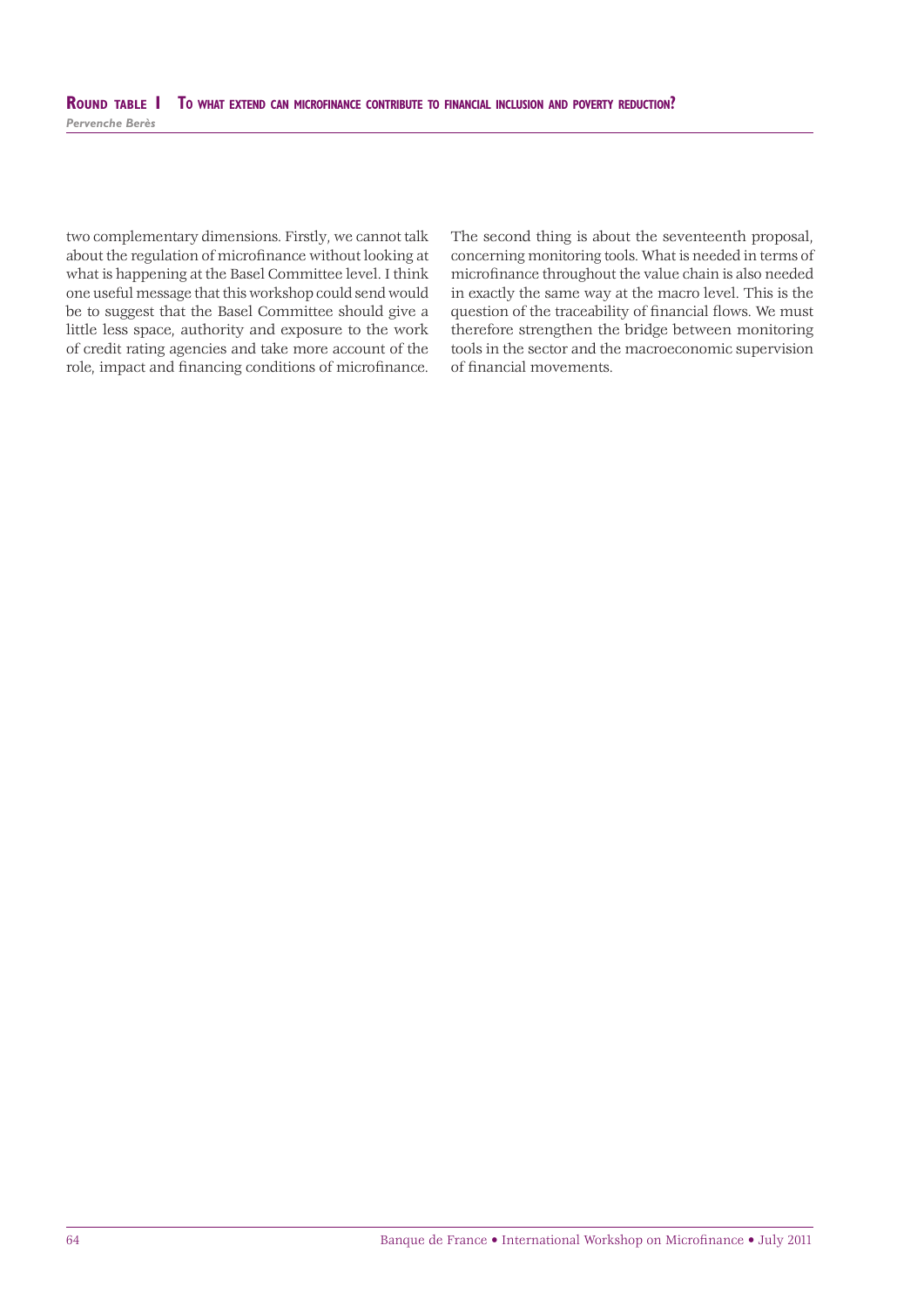two complementary dimensions. Firstly, we cannot talk about the regulation of microfinance without looking at what is happening at the Basel Committee level. I think one useful message that this workshop could send would be to suggest that the Basel Committee should give a little less space, authority and exposure to the work of credit rating agencies and take more account of the role, impact and financing conditions of microfinance.

The second thing is about the seventeenth proposal, concerning monitoring tools. What is needed in terms of microfinance throughout the value chain is also needed in exactly the same way at the macro level. This is the question of the traceability of financial flows. We must therefore strengthen the bridge between monitoring tools in the sector and the macroeconomic supervision of financial movements.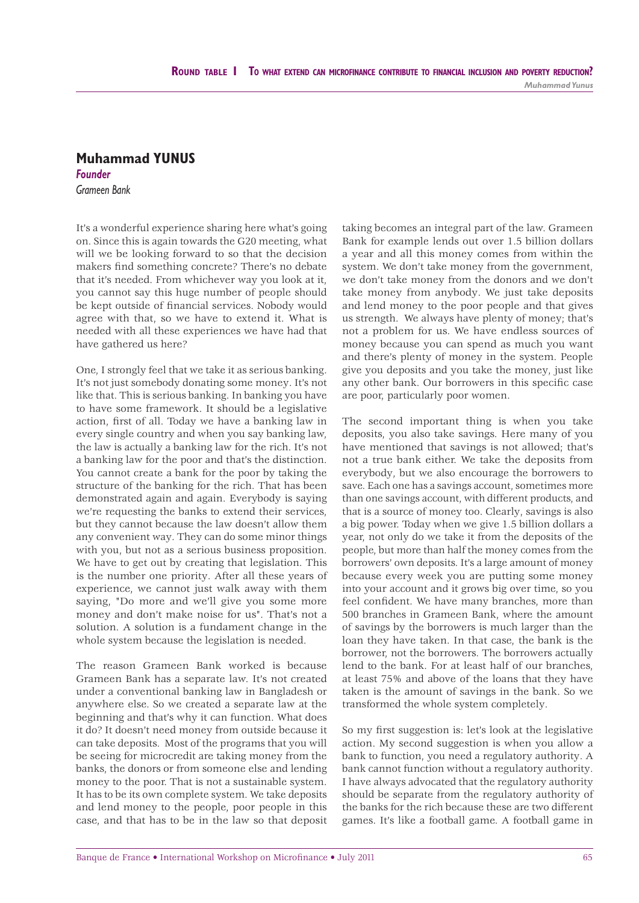## Muhammad YUNUS

***Founder***

*Grameen Bank*

It's a wonderful experience sharing here what's going on. Since this is again towards the G20 meeting, what will we be looking forward to so that the decision makers find something concrete? There's no debate that it's needed. From whichever way you look at it, you cannot say this huge number of people should be kept outside of financial services. Nobody would agree with that, so we have to extend it. What is needed with all these experiences we have had that have gathered us here?

One, I strongly feel that we take it as serious banking. It's not just somebody donating some money. It's not like that. This is serious banking. In banking you have to have some framework. It should be a legislative action, first of all. Today we have a banking law in every single country and when you say banking law, the law is actually a banking law for the rich. It's not a banking law for the poor and that's the distinction. You cannot create a bank for the poor by taking the structure of the banking for the rich. That has been demonstrated again and again. Everybody is saying we're requesting the banks to extend their services, but they cannot because the law doesn't allow them any convenient way. They can do some minor things with you, but not as a serious business proposition. We have to get out by creating that legislation. This is the number one priority. After all these years of experience, we cannot just walk away with them saying, "Do more and we'll give you some more money and don't make noise for us". That's not a solution. A solution is a fundament change in the whole system because the legislation is needed.

The reason Grameen Bank worked is because Grameen Bank has a separate law. It's not created under a conventional banking law in Bangladesh or anywhere else. So we created a separate law at the beginning and that's why it can function. What does it do? It doesn't need money from outside because it can take deposits. Most of the programs that you will be seeing for microcredit are taking money from the banks, the donors or from someone else and lending money to the poor. That is not a sustainable system. It has to be its own complete system. We take deposits and lend money to the people, poor people in this case, and that has to be in the law so that deposit taking becomes an integral part of the law. Grameen Bank for example lends out over 1.5 billion dollars a year and all this money comes from within the system. We don't take money from the government, we don't take money from the donors and we don't take money from anybody. We just take deposits and lend money to the poor people and that gives us strength. We always have plenty of money; that's not a problem for us. We have endless sources of money because you can spend as much you want and there's plenty of money in the system. People give you deposits and you take the money, just like any other bank. Our borrowers in this specific case are poor, particularly poor women.

The second important thing is when you take deposits, you also take savings. Here many of you have mentioned that savings is not allowed; that's not a true bank either. We take the deposits from everybody, but we also encourage the borrowers to save. Each one has a savings account, sometimes more than one savings account, with different products, and that is a source of money too. Clearly, savings is also a big power. Today when we give 1.5 billion dollars a year, not only do we take it from the deposits of the people, but more than half the money comes from the borrowers' own deposits. It's a large amount of money because every week you are putting some money into your account and it grows big over time, so you feel confident. We have many branches, more than 500 branches in Grameen Bank, where the amount of savings by the borrowers is much larger than the loan they have taken. In that case, the bank is the borrower, not the borrowers. The borrowers actually lend to the bank. For at least half of our branches, at least 75% and above of the loans that they have taken is the amount of savings in the bank. So we transformed the whole system completely.

So my first suggestion is: let's look at the legislative action. My second suggestion is when you allow a bank to function, you need a regulatory authority. A bank cannot function without a regulatory authority. I have always advocated that the regulatory authority should be separate from the regulatory authority of the banks for the rich because these are two different games. It's like a football game. A football game in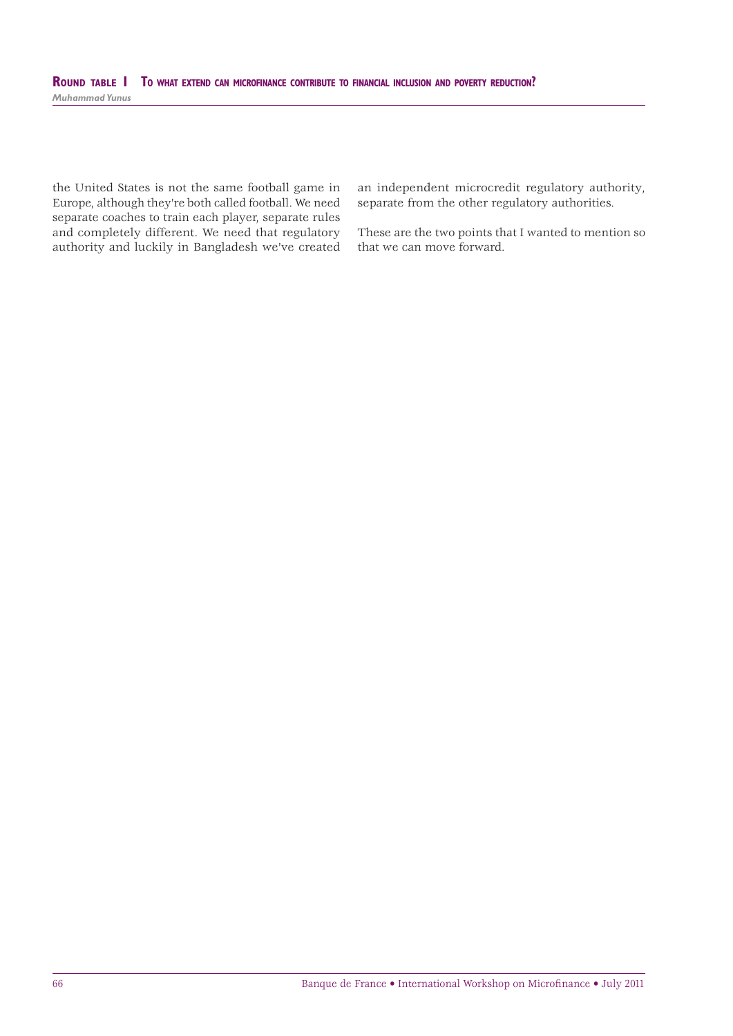the United States is not the same football game in Europe, although they're both called football. We need separate coaches to train each player, separate rules and completely different. We need that regulatory authority and luckily in Bangladesh we've created an independent microcredit regulatory authority, separate from the other regulatory authorities.

These are the two points that I wanted to mention so that we can move forward.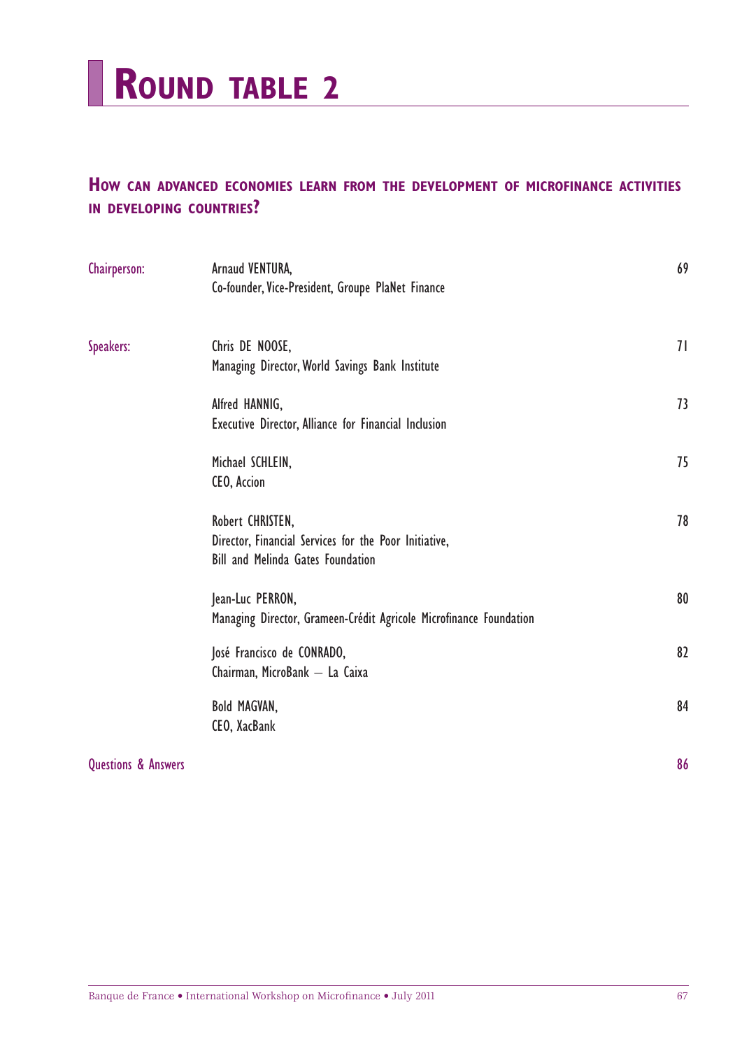# Round table 2

## How can advanced economies learn from the development of microfinance activities in developing countries?

| | | |
|---|---|---|
| Chairperson: | Arnaud VENTURA,<br>Co-founder, Vice-President, Groupe PlaNet Finance | 69 |
| Speakers: | Chris DE NOOSE,<br>Managing Director, World Savings Bank Institute | 71 |
| | Alfred HANNIG,<br>Executive Director, Alliance for Financial Inclusion | 73 |
| | Michael SCHLEIN,<br>CEO, Accion | 75 |
| | Robert CHRISTEN,<br>Director, Financial Services for the Poor Initiative,<br>Bill and Melinda Gates Foundation | 78 |
| | Jean-Luc PERRON,<br>Managing Director, Grameen-Crédit Agricole Microfinance Foundation | 80 |
| | José Francisco de CONRADO,<br>Chairman, MicroBank – La Caixa | 82 |
| | Bold MAGVAN,<br>CEO, XacBank | 84 |
| Questions & Answers | | 86 |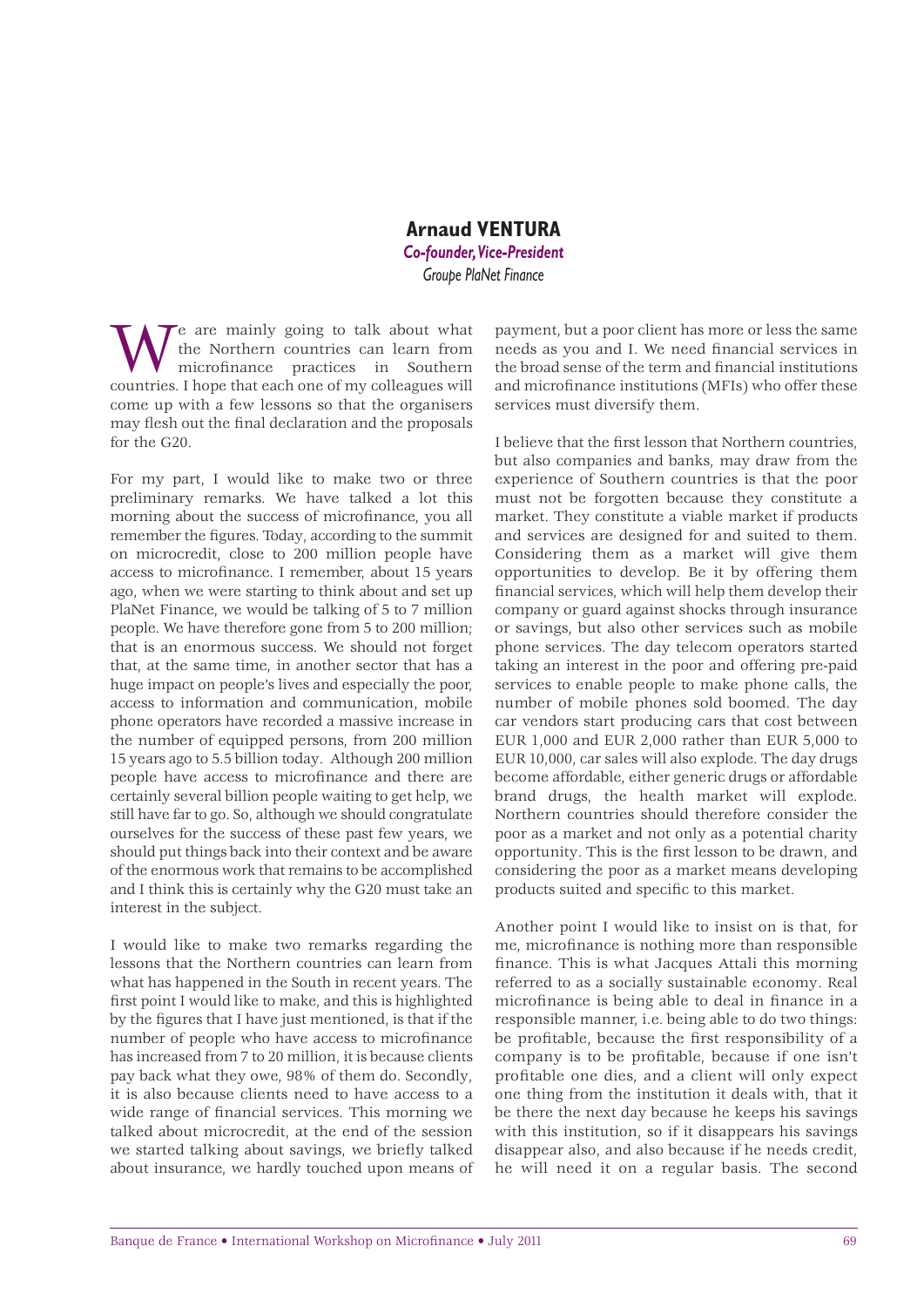## Arnaud VENTURA

***Co-founder, Vice-President***

*Groupe PlaNet Finance*

We are mainly going to talk about what the Northern countries can learn from microfinance practices in Southern countries. I hope that each one of my colleagues will come up with a few lessons so that the organisers may flesh out the final declaration and the proposals for the G20.

For my part, I would like to make two or three preliminary remarks. We have talked a lot this morning about the success of microfinance, you all remember the figures. Today, according to the summit on microcredit, close to 200 million people have access to microfinance. I remember, about 15 years ago, when we were starting to think about and set up PlaNet Finance, we would be talking of 5 to 7 million people. We have therefore gone from 5 to 200 million; that is an enormous success. We should not forget that, at the same time, in another sector that has a huge impact on people's lives and especially the poor, access to information and communication, mobile phone operators have recorded a massive increase in the number of equipped persons, from 200 million 15 years ago to 5.5 billion today. Although 200 million people have access to microfinance and there are certainly several billion people waiting to get help, we still have far to go. So, although we should congratulate ourselves for the success of these past few years, we should put things back into their context and be aware of the enormous work that remains to be accomplished and I think this is certainly why the G20 must take an interest in the subject.

I would like to make two remarks regarding the lessons that the Northern countries can learn from what has happened in the South in recent years. The first point I would like to make, and this is highlighted by the figures that I have just mentioned, is that if the number of people who have access to microfinance has increased from 7 to 20 million, it is because clients pay back what they owe, 98% of them do. Secondly, it is also because clients need to have access to a wide range of financial services. This morning we talked about microcredit, at the end of the session we started talking about savings, we briefly talked about insurance, we hardly touched upon means of payment, but a poor client has more or less the same needs as you and I. We need financial services in the broad sense of the term and financial institutions and microfinance institutions (MFIs) who offer these services must diversify them.

I believe that the first lesson that Northern countries, but also companies and banks, may draw from the experience of Southern countries is that the poor must not be forgotten because they constitute a market. They constitute a viable market if products and services are designed for and suited to them. Considering them as a market will give them opportunities to develop. Be it by offering them financial services, which will help them develop their company or guard against shocks through insurance or savings, but also other services such as mobile phone services. The day telecom operators started taking an interest in the poor and offering pre-paid services to enable people to make phone calls, the number of mobile phones sold boomed. The day car vendors start producing cars that cost between EUR 1,000 and EUR 2,000 rather than EUR 5,000 to EUR 10,000, car sales will also explode. The day drugs become affordable, either generic drugs or affordable brand drugs, the health market will explode. Northern countries should therefore consider the poor as a market and not only as a potential charity opportunity. This is the first lesson to be drawn, and considering the poor as a market means developing products suited and specific to this market.

Another point I would like to insist on is that, for me, microfinance is nothing more than responsible finance. This is what Jacques Attali this morning referred to as a socially sustainable economy. Real microfinance is being able to deal in finance in a responsible manner, i.e. being able to do two things: be profitable, because the first responsibility of a company is to be profitable, because if one isn't profitable one dies, and a client will only expect one thing from the institution it deals with, that it be there the next day because he keeps his savings with this institution, so if it disappears his savings disappear also, and also because if he needs credit, he will need it on a regular basis. The second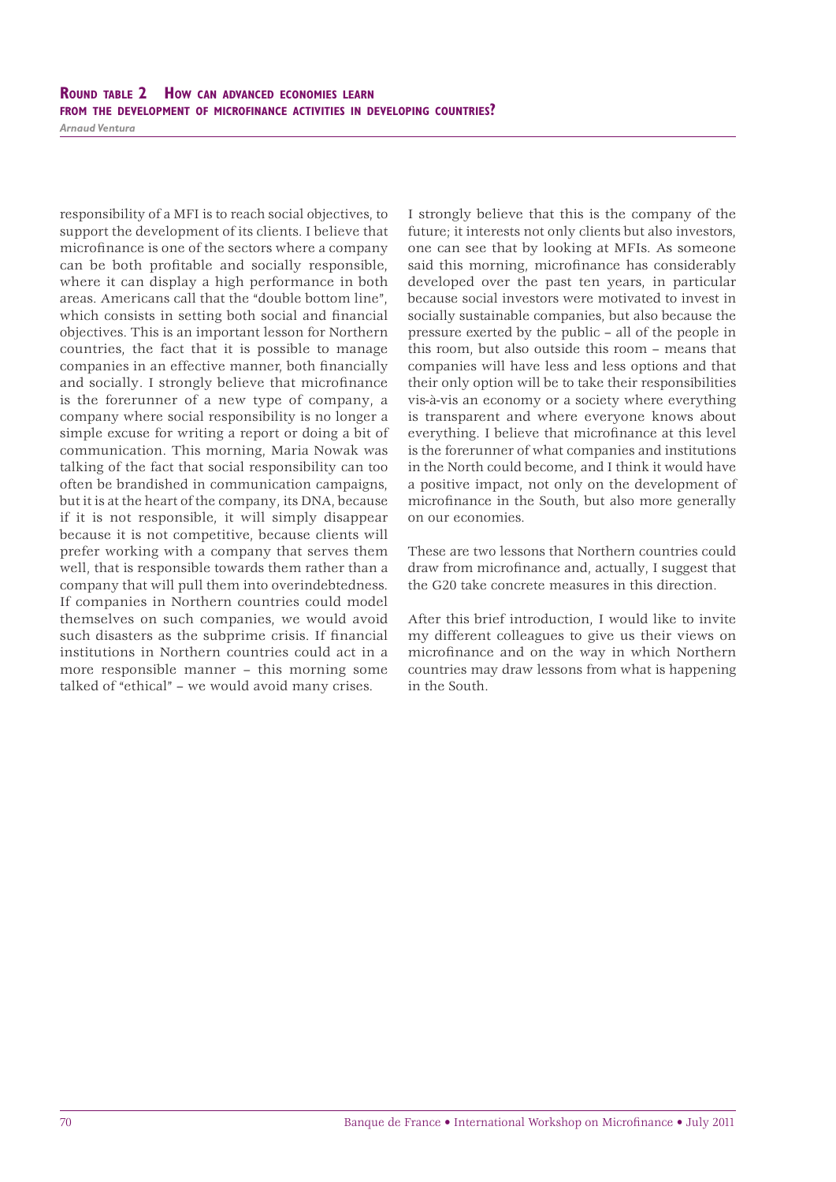responsibility of a MFI is to reach social objectives, to support the development of its clients. I believe that microfinance is one of the sectors where a company can be both profitable and socially responsible, where it can display a high performance in both areas. Americans call that the "double bottom line", which consists in setting both social and financial objectives. This is an important lesson for Northern countries, the fact that it is possible to manage companies in an effective manner, both financially and socially. I strongly believe that microfinance is the forerunner of a new type of company, a company where social responsibility is no longer a simple excuse for writing a report or doing a bit of communication. This morning, Maria Nowak was talking of the fact that social responsibility can too often be brandished in communication campaigns, but it is at the heart of the company, its DNA, because if it is not responsible, it will simply disappear because it is not competitive, because clients will prefer working with a company that serves them well, that is responsible towards them rather than a company that will pull them into overindebtedness. If companies in Northern countries could model themselves on such companies, we would avoid such disasters as the subprime crisis. If financial institutions in Northern countries could act in a more responsible manner – this morning some talked of "ethical" – we would avoid many crises.

I strongly believe that this is the company of the future; it interests not only clients but also investors, one can see that by looking at MFIs. As someone said this morning, microfinance has considerably developed over the past ten years, in particular because social investors were motivated to invest in socially sustainable companies, but also because the pressure exerted by the public – all of the people in this room, but also outside this room – means that companies will have less and less options and that their only option will be to take their responsibilities vis-à-vis an economy or a society where everything is transparent and where everyone knows about everything. I believe that microfinance at this level is the forerunner of what companies and institutions in the North could become, and I think it would have a positive impact, not only on the development of microfinance in the South, but also more generally on our economies.

These are two lessons that Northern countries could draw from microfinance and, actually, I suggest that the G20 take concrete measures in this direction.

After this brief introduction, I would like to invite my different colleagues to give us their views on microfinance and on the way in which Northern countries may draw lessons from what is happening in the South.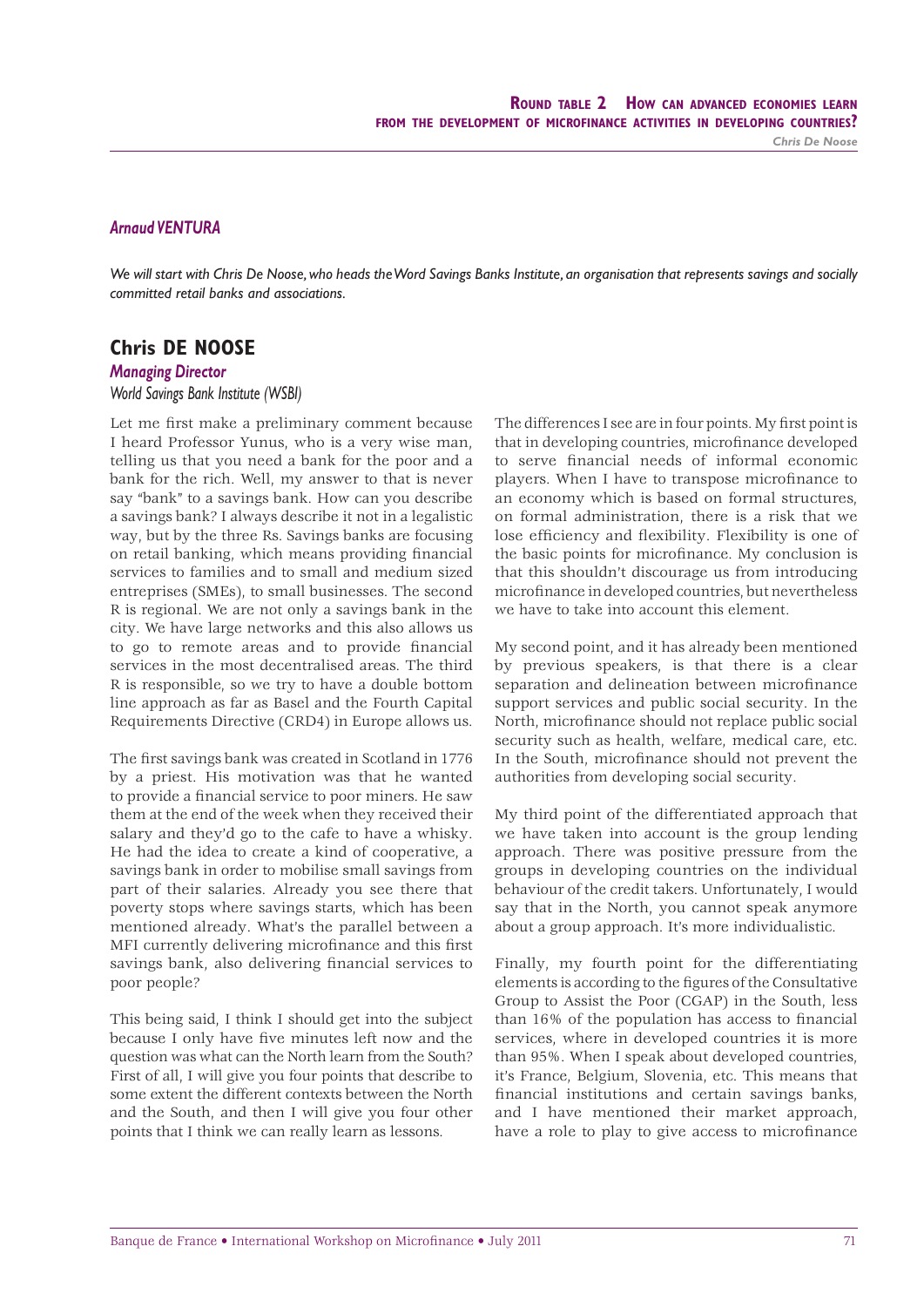### Arnaud VENTURA

*We will start with Chris De Noose, who heads the Word Savings Banks Institute, an organisation that represents savings and socially committed retail banks and associations.*

## Chris DE NOOSE

***Managing Director***

*World Savings Bank Institute (WSBI)*

Let me first make a preliminary comment because I heard Professor Yunus, who is a very wise man, telling us that you need a bank for the poor and a bank for the rich. Well, my answer to that is never say "bank" to a savings bank. How can you describe a savings bank? I always describe it not in a legalistic way, but by the three Rs. Savings banks are focusing on retail banking, which means providing financial services to families and to small and medium sized entreprises (SMEs), to small businesses. The second R is regional. We are not only a savings bank in the city. We have large networks and this also allows us to go to remote areas and to provide financial services in the most decentralised areas. The third R is responsible, so we try to have a double bottom line approach as far as Basel and the Fourth Capital Requirements Directive (CRD4) in Europe allows us.

The first savings bank was created in Scotland in 1776 by a priest. His motivation was that he wanted to provide a financial service to poor miners. He saw them at the end of the week when they received their salary and they'd go to the cafe to have a whisky. He had the idea to create a kind of cooperative, a savings bank in order to mobilise small savings from part of their salaries. Already you see there that poverty stops where savings starts, which has been mentioned already. What's the parallel between a MFI currently delivering microfinance and this first savings bank, also delivering financial services to poor people?

This being said, I think I should get into the subject because I only have five minutes left now and the question was what can the North learn from the South? First of all, I will give you four points that describe to some extent the different contexts between the North and the South, and then I will give you four other points that I think we can really learn as lessons.

The differences I see are in four points. My first point is that in developing countries, microfinance developed to serve financial needs of informal economic players. When I have to transpose microfinance to an economy which is based on formal structures, on formal administration, there is a risk that we lose efficiency and flexibility. Flexibility is one of the basic points for microfinance. My conclusion is that this shouldn't discourage us from introducing microfinance in developed countries, but nevertheless we have to take into account this element.

My second point, and it has already been mentioned by previous speakers, is that there is a clear separation and delineation between microfinance support services and public social security. In the North, microfinance should not replace public social security such as health, welfare, medical care, etc. In the South, microfinance should not prevent the authorities from developing social security.

My third point of the differentiated approach that we have taken into account is the group lending approach. There was positive pressure from the groups in developing countries on the individual behaviour of the credit takers. Unfortunately, I would say that in the North, you cannot speak anymore about a group approach. It's more individualistic.

Finally, my fourth point for the differentiating elements is according to the figures of the Consultative Group to Assist the Poor (CGAP) in the South, less than 16% of the population has access to financial services, where in developed countries it is more than 95%. When I speak about developed countries, it's France, Belgium, Slovenia, etc. This means that financial institutions and certain savings banks, and I have mentioned their market approach, have a role to play to give access to microfinance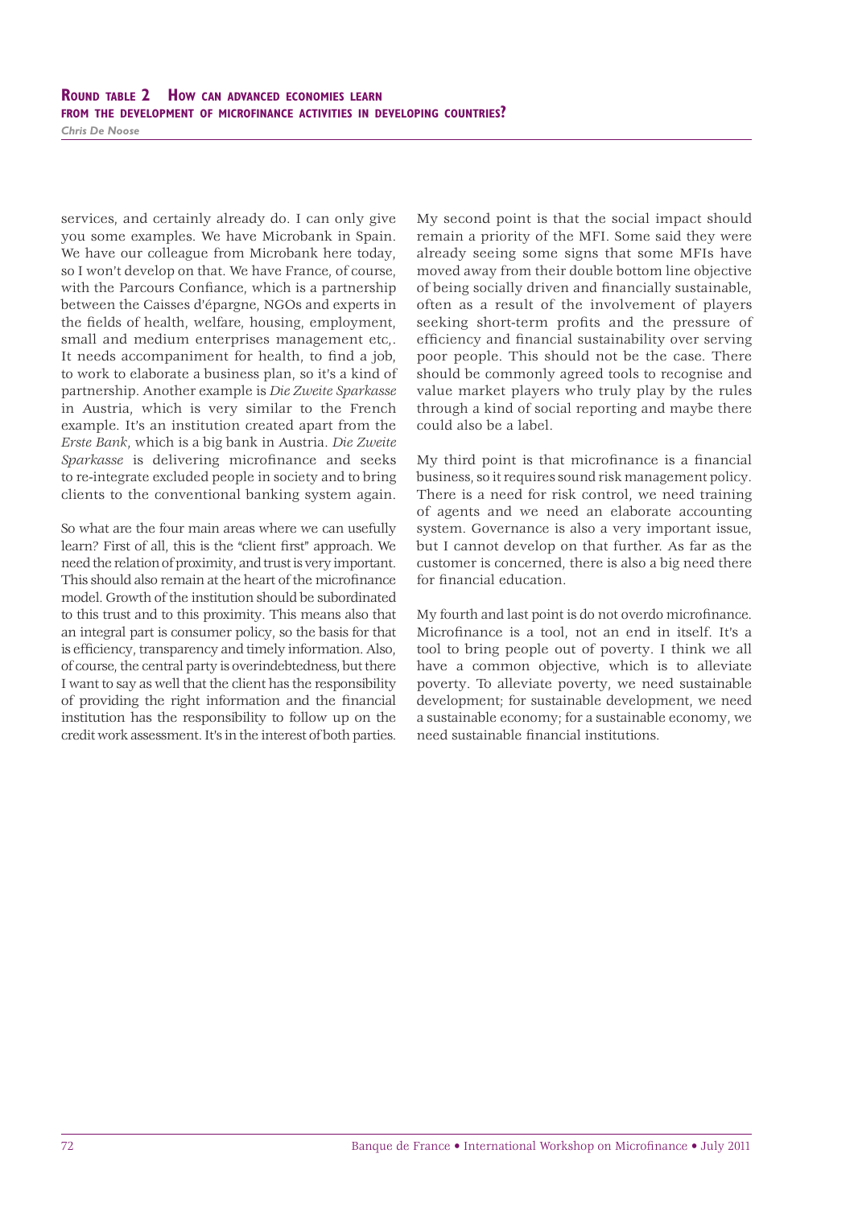services, and certainly already do. I can only give you some examples. We have Microbank in Spain. We have our colleague from Microbank here today, so I won't develop on that. We have France, of course, with the Parcours Confiance, which is a partnership between the Caisses d'épargne, NGOs and experts in the fields of health, welfare, housing, employment, small and medium enterprises management etc,. It needs accompaniment for health, to find a job, to work to elaborate a business plan, so it's a kind of partnership. Another example is *Die Zweite Sparkasse* in Austria, which is very similar to the French example. It's an institution created apart from the *Erste Bank*, which is a big bank in Austria. *Die Zweite Sparkasse* is delivering microfinance and seeks to re-integrate excluded people in society and to bring clients to the conventional banking system again.

So what are the four main areas where we can usefully learn? First of all, this is the "client first" approach. We need the relation of proximity, and trust is very important. This should also remain at the heart of the microfinance model. Growth of the institution should be subordinated to this trust and to this proximity. This means also that an integral part is consumer policy, so the basis for that is efficiency, transparency and timely information. Also, of course, the central party is overindebtedness, but there I want to say as well that the client has the responsibility of providing the right information and the financial institution has the responsibility to follow up on the credit work assessment. It's in the interest of both parties.

My second point is that the social impact should remain a priority of the MFI. Some said they were already seeing some signs that some MFIs have moved away from their double bottom line objective of being socially driven and financially sustainable, often as a result of the involvement of players seeking short-term profits and the pressure of efficiency and financial sustainability over serving poor people. This should not be the case. There should be commonly agreed tools to recognise and value market players who truly play by the rules through a kind of social reporting and maybe there could also be a label.

My third point is that microfinance is a financial business, so it requires sound risk management policy. There is a need for risk control, we need training of agents and we need an elaborate accounting system. Governance is also a very important issue, but I cannot develop on that further. As far as the customer is concerned, there is also a big need there for financial education.

My fourth and last point is do not overdo microfinance. Microfinance is a tool, not an end in itself. It's a tool to bring people out of poverty. I think we all have a common objective, which is to alleviate poverty. To alleviate poverty, we need sustainable development; for sustainable development, we need a sustainable economy; for a sustainable economy, we need sustainable financial institutions.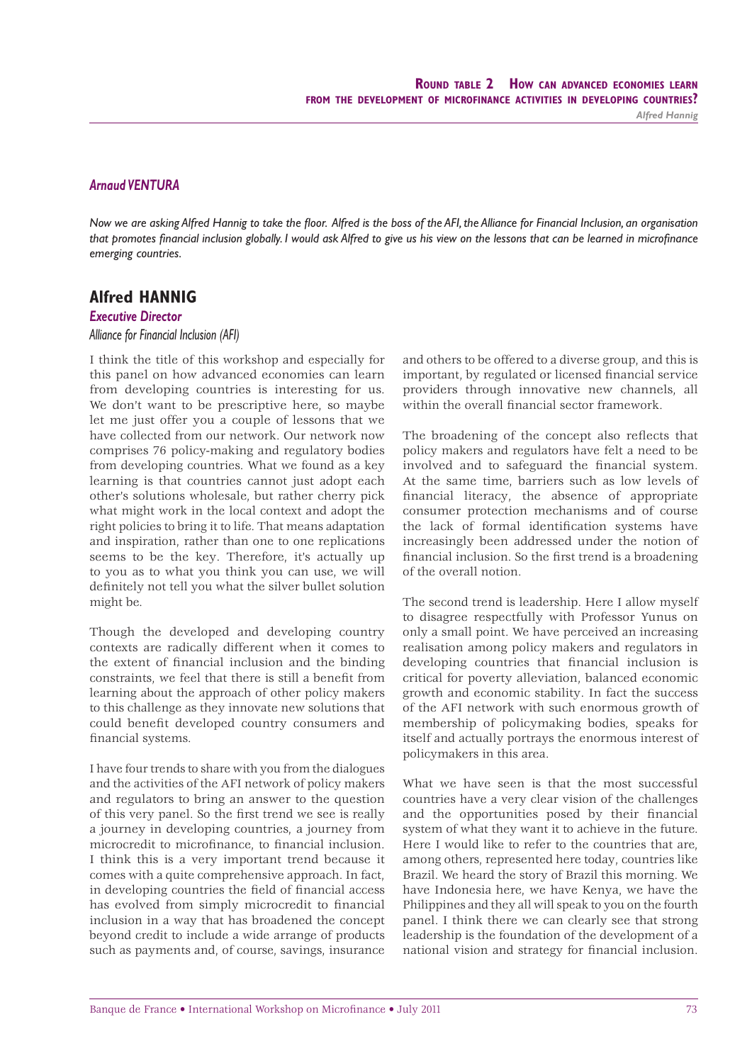### *Arnaud VENTURA*

*Now we are asking Alfred Hannig to take the floor. Alfred is the boss of the AFI, the Alliance for Financial Inclusion, an organisation that promotes financial inclusion globally. I would ask Alfred to give us his view on the lessons that can be learned in microfinance emerging countries.*

## Alfred HANNIG

***Executive Director***

*Alliance for Financial Inclusion (AFI)*

I think the title of this workshop and especially for this panel on how advanced economies can learn from developing countries is interesting for us. We don't want to be prescriptive here, so maybe let me just offer you a couple of lessons that we have collected from our network. Our network now comprises 76 policy-making and regulatory bodies from developing countries. What we found as a key learning is that countries cannot just adopt each other's solutions wholesale, but rather cherry pick what might work in the local context and adopt the right policies to bring it to life. That means adaptation and inspiration, rather than one to one replications seems to be the key. Therefore, it's actually up to you as to what you think you can use, we will definitely not tell you what the silver bullet solution might be.

Though the developed and developing country contexts are radically different when it comes to the extent of financial inclusion and the binding constraints, we feel that there is still a benefit from learning about the approach of other policy makers to this challenge as they innovate new solutions that could benefit developed country consumers and financial systems.

I have four trends to share with you from the dialogues and the activities of the AFI network of policy makers and regulators to bring an answer to the question of this very panel. So the first trend we see is really a journey in developing countries, a journey from microcredit to microfinance, to financial inclusion. I think this is a very important trend because it comes with a quite comprehensive approach. In fact, in developing countries the field of financial access has evolved from simply microcredit to financial inclusion in a way that has broadened the concept beyond credit to include a wide arrange of products such as payments and, of course, savings, insurance and others to be offered to a diverse group, and this is important, by regulated or licensed financial service providers through innovative new channels, all within the overall financial sector framework.

The broadening of the concept also reflects that policy makers and regulators have felt a need to be involved and to safeguard the financial system. At the same time, barriers such as low levels of financial literacy, the absence of appropriate consumer protection mechanisms and of course the lack of formal identification systems have increasingly been addressed under the notion of financial inclusion. So the first trend is a broadening of the overall notion.

The second trend is leadership. Here I allow myself to disagree respectfully with Professor Yunus on only a small point. We have perceived an increasing realisation among policy makers and regulators in developing countries that financial inclusion is critical for poverty alleviation, balanced economic growth and economic stability. In fact the success of the AFI network with such enormous growth of membership of policymaking bodies, speaks for itself and actually portrays the enormous interest of policymakers in this area.

What we have seen is that the most successful countries have a very clear vision of the challenges and the opportunities posed by their financial system of what they want it to achieve in the future. Here I would like to refer to the countries that are, among others, represented here today, countries like Brazil. We heard the story of Brazil this morning. We have Indonesia here, we have Kenya, we have the Philippines and they all will speak to you on the fourth panel. I think there we can clearly see that strong leadership is the foundation of the development of a national vision and strategy for financial inclusion.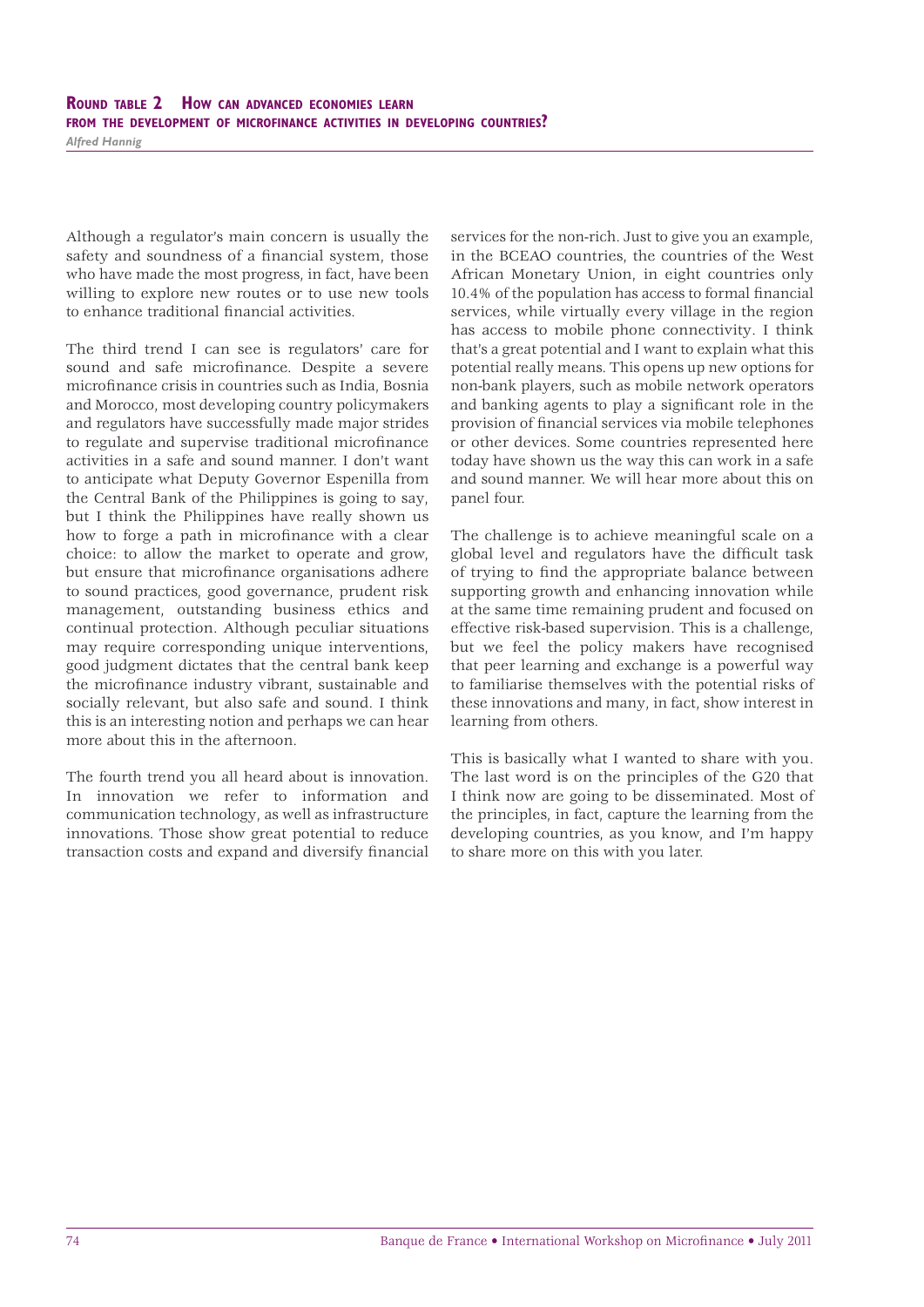Although a regulator's main concern is usually the safety and soundness of a financial system, those who have made the most progress, in fact, have been willing to explore new routes or to use new tools to enhance traditional financial activities.

The third trend I can see is regulators' care for sound and safe microfinance. Despite a severe microfinance crisis in countries such as India, Bosnia and Morocco, most developing country policymakers and regulators have successfully made major strides to regulate and supervise traditional microfinance activities in a safe and sound manner. I don't want to anticipate what Deputy Governor Espenilla from the Central Bank of the Philippines is going to say, but I think the Philippines have really shown us how to forge a path in microfinance with a clear choice: to allow the market to operate and grow, but ensure that microfinance organisations adhere to sound practices, good governance, prudent risk management, outstanding business ethics and continual protection. Although peculiar situations may require corresponding unique interventions, good judgment dictates that the central bank keep the microfinance industry vibrant, sustainable and socially relevant, but also safe and sound. I think this is an interesting notion and perhaps we can hear more about this in the afternoon.

The fourth trend you all heard about is innovation. In innovation we refer to information and communication technology, as well as infrastructure innovations. Those show great potential to reduce transaction costs and expand and diversify financial services for the non-rich. Just to give you an example, in the BCEAO countries, the countries of the West African Monetary Union, in eight countries only 10.4% of the population has access to formal financial services, while virtually every village in the region has access to mobile phone connectivity. I think that's a great potential and I want to explain what this potential really means. This opens up new options for non-bank players, such as mobile network operators and banking agents to play a significant role in the provision of financial services via mobile telephones or other devices. Some countries represented here today have shown us the way this can work in a safe and sound manner. We will hear more about this on panel four.

The challenge is to achieve meaningful scale on a global level and regulators have the difficult task of trying to find the appropriate balance between supporting growth and enhancing innovation while at the same time remaining prudent and focused on effective risk-based supervision. This is a challenge, but we feel the policy makers have recognised that peer learning and exchange is a powerful way to familiarise themselves with the potential risks of these innovations and many, in fact, show interest in learning from others.

This is basically what I wanted to share with you. The last word is on the principles of the G20 that I think now are going to be disseminated. Most of the principles, in fact, capture the learning from the developing countries, as you know, and I'm happy to share more on this with you later.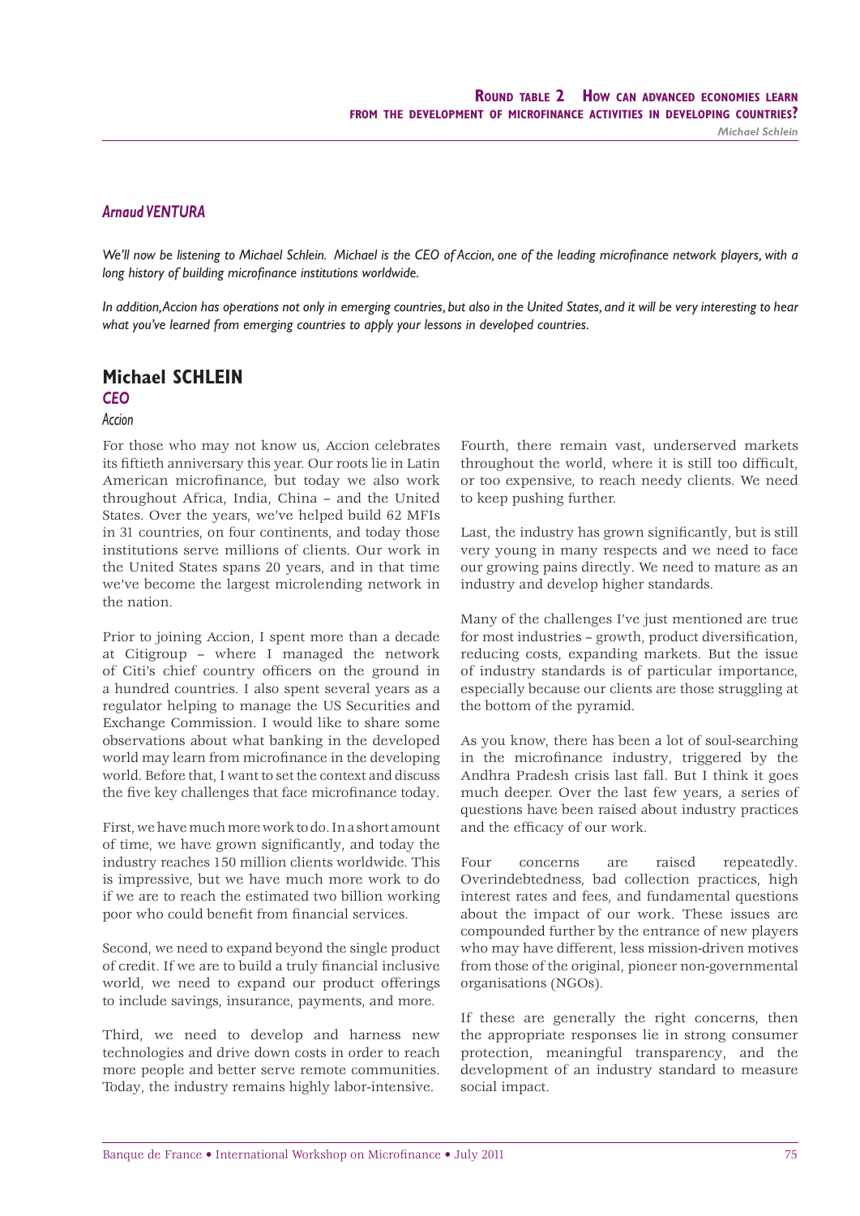### Arnaud VENTURA

*We'll now be listening to Michael Schlein. Michael is the CEO of Accion, one of the leading microfinance network players, with a long history of building microfinance institutions worldwide.*

*In addition, Accion has operations not only in emerging countries, but also in the United States, and it will be very interesting to hear what you've learned from emerging countries to apply your lessons in developed countries.*

## Michael SCHLEIN

***CEO***

*Accion*

For those who may not know us, Accion celebrates its fiftieth anniversary this year. Our roots lie in Latin American microfinance, but today we also work throughout Africa, India, China – and the United States. Over the years, we've helped build 62 MFIs in 31 countries, on four continents, and today those institutions serve millions of clients. Our work in the United States spans 20 years, and in that time we've become the largest microlending network in the nation.

Prior to joining Accion, I spent more than a decade at Citigroup – where I managed the network of Citi's chief country officers on the ground in a hundred countries. I also spent several years as a regulator helping to manage the US Securities and Exchange Commission. I would like to share some observations about what banking in the developed world may learn from microfinance in the developing world. Before that, I want to set the context and discuss the five key challenges that face microfinance today.

First, we have much more work to do. In a short amount of time, we have grown significantly, and today the industry reaches 150 million clients worldwide. This is impressive, but we have much more work to do if we are to reach the estimated two billion working poor who could benefit from financial services.

Second, we need to expand beyond the single product of credit. If we are to build a truly financial inclusive world, we need to expand our product offerings to include savings, insurance, payments, and more.

Third, we need to develop and harness new technologies and drive down costs in order to reach more people and better serve remote communities. Today, the industry remains highly labor-intensive.

Fourth, there remain vast, underserved markets throughout the world, where it is still too difficult, or too expensive, to reach needy clients. We need to keep pushing further.

Last, the industry has grown significantly, but is still very young in many respects and we need to face our growing pains directly. We need to mature as an industry and develop higher standards.

Many of the challenges I've just mentioned are true for most industries – growth, product diversification, reducing costs, expanding markets. But the issue of industry standards is of particular importance, especially because our clients are those struggling at the bottom of the pyramid.

As you know, there has been a lot of soul-searching in the microfinance industry, triggered by the Andhra Pradesh crisis last fall. But I think it goes much deeper. Over the last few years, a series of questions have been raised about industry practices and the efficacy of our work.

Four concerns are raised repeatedly. Overindebtedness, bad collection practices, high interest rates and fees, and fundamental questions about the impact of our work. These issues are compounded further by the entrance of new players who may have different, less mission-driven motives from those of the original, pioneer non-governmental organisations (NGOs).

If these are generally the right concerns, then the appropriate responses lie in strong consumer protection, meaningful transparency, and the development of an industry standard to measure social impact.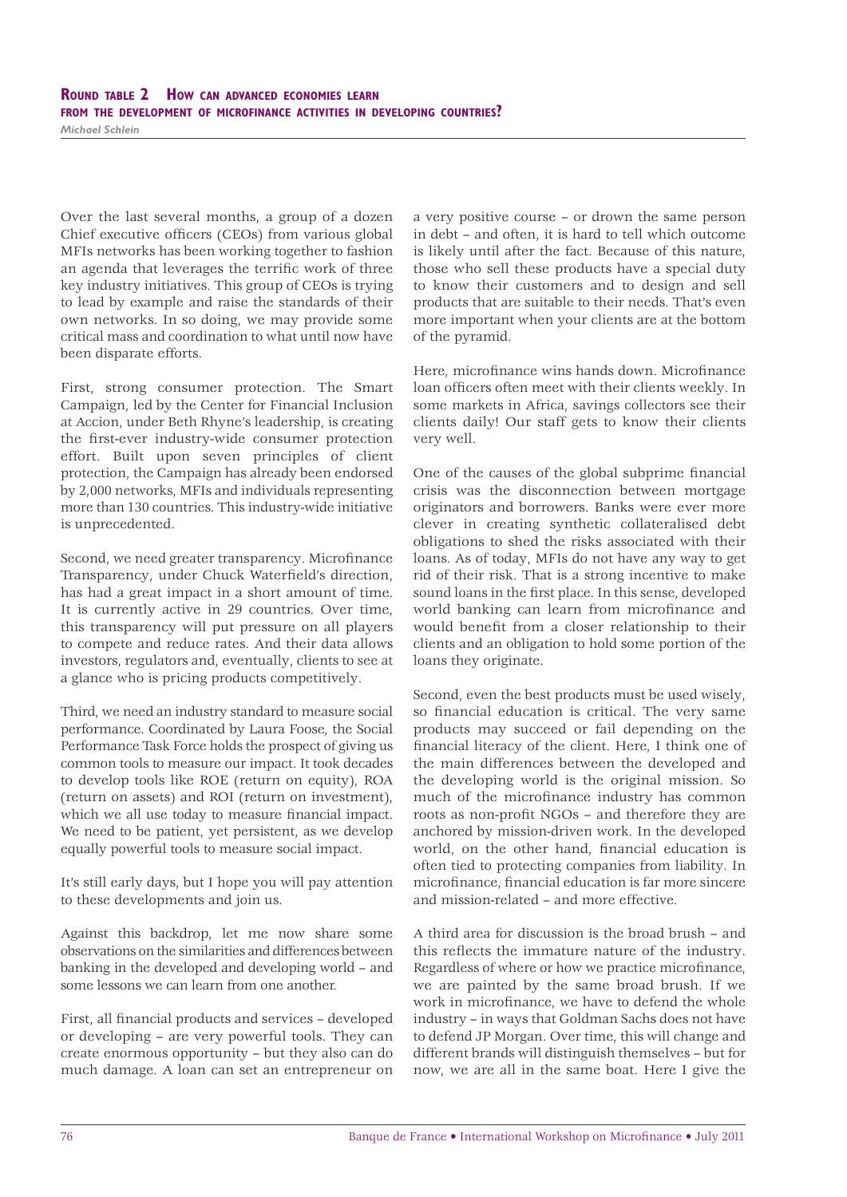Over the last several months, a group of a dozen Chief executive officers (CEOs) from various global MFIs networks has been working together to fashion an agenda that leverages the terrific work of three key industry initiatives. This group of CEOs is trying to lead by example and raise the standards of their own networks. In so doing, we may provide some critical mass and coordination to what until now have been disparate efforts.

First, strong consumer protection. The Smart Campaign, led by the Center for Financial Inclusion at Accion, under Beth Rhyne's leadership, is creating the first-ever industry-wide consumer protection effort. Built upon seven principles of client protection, the Campaign has already been endorsed by 2,000 networks, MFIs and individuals representing more than 130 countries. This industry-wide initiative is unprecedented.

Second, we need greater transparency. Microfinance Transparency, under Chuck Waterfield's direction, has had a great impact in a short amount of time. It is currently active in 29 countries. Over time, this transparency will put pressure on all players to compete and reduce rates. And their data allows investors, regulators and, eventually, clients to see at a glance who is pricing products competitively.

Third, we need an industry standard to measure social performance. Coordinated by Laura Foose, the Social Performance Task Force holds the prospect of giving us common tools to measure our impact. It took decades to develop tools like ROE (return on equity), ROA (return on assets) and ROI (return on investment), which we all use today to measure financial impact. We need to be patient, yet persistent, as we develop equally powerful tools to measure social impact.

It's still early days, but I hope you will pay attention to these developments and join us.

Against this backdrop, let me now share some observations on the similarities and differences between banking in the developed and developing world – and some lessons we can learn from one another.

First, all financial products and services – developed or developing – are very powerful tools. They can create enormous opportunity – but they also can do much damage. A loan can set an entrepreneur on a very positive course – or drown the same person in debt – and often, it is hard to tell which outcome is likely until after the fact. Because of this nature, those who sell these products have a special duty to know their customers and to design and sell products that are suitable to their needs. That's even more important when your clients are at the bottom of the pyramid.

Here, microfinance wins hands down. Microfinance loan officers often meet with their clients weekly. In some markets in Africa, savings collectors see their clients daily! Our staff gets to know their clients very well.

One of the causes of the global subprime financial crisis was the disconnection between mortgage originators and borrowers. Banks were ever more clever in creating synthetic collateralised debt obligations to shed the risks associated with their loans. As of today, MFIs do not have any way to get rid of their risk. That is a strong incentive to make sound loans in the first place. In this sense, developed world banking can learn from microfinance and would benefit from a closer relationship to their clients and an obligation to hold some portion of the loans they originate.

Second, even the best products must be used wisely, so financial education is critical. The very same products may succeed or fail depending on the financial literacy of the client. Here, I think one of the main differences between the developed and the developing world is the original mission. So much of the microfinance industry has common roots as non-profit NGOs – and therefore they are anchored by mission-driven work. In the developed world, on the other hand, financial education is often tied to protecting companies from liability. In microfinance, financial education is far more sincere and mission-related – and more effective.

A third area for discussion is the broad brush – and this reflects the immature nature of the industry. Regardless of where or how we practice microfinance, we are painted by the same broad brush. If we work in microfinance, we have to defend the whole industry – in ways that Goldman Sachs does not have to defend JP Morgan. Over time, this will change and different brands will distinguish themselves – but for now, we are all in the same boat. Here I give the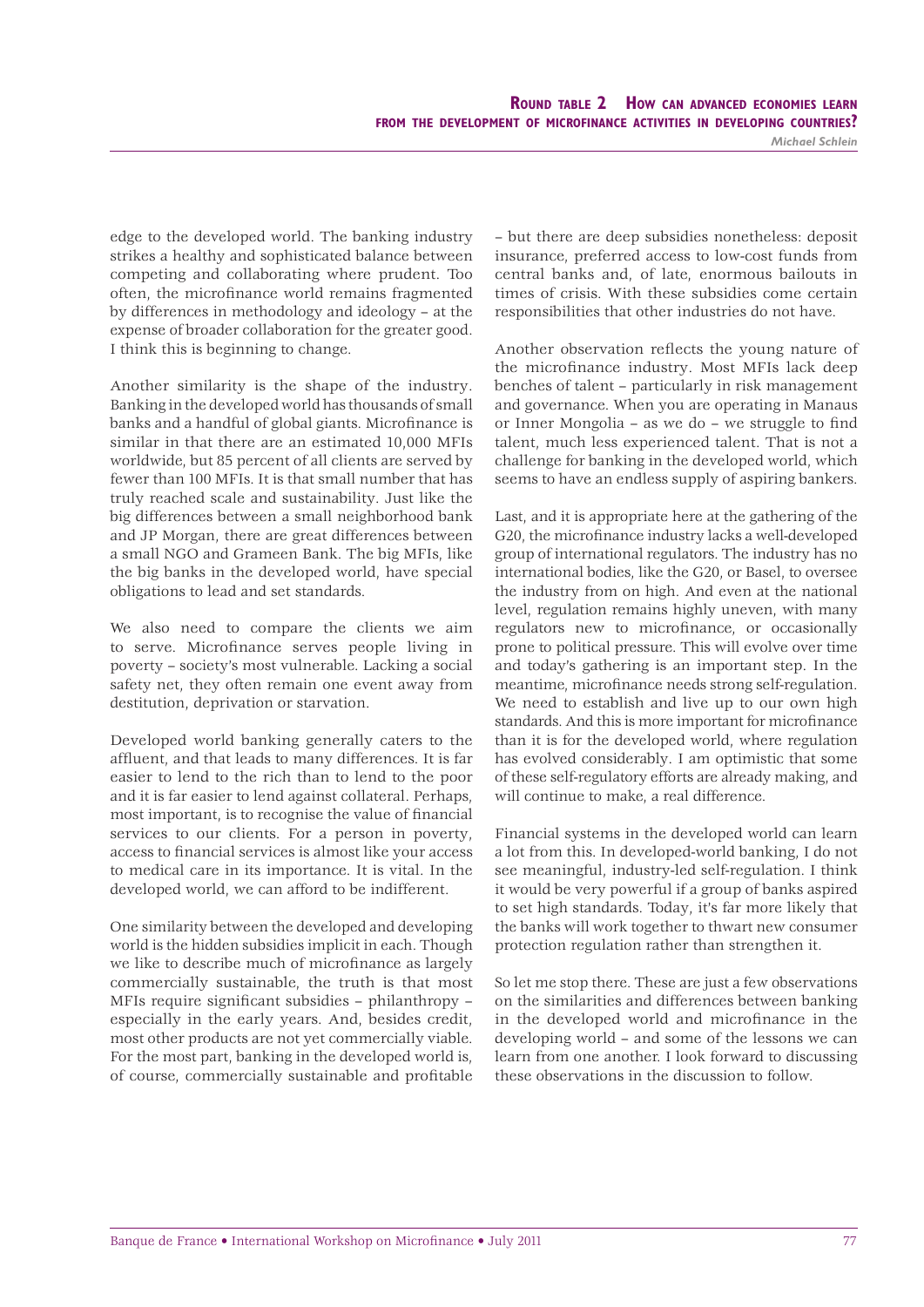edge to the developed world. The banking industry strikes a healthy and sophisticated balance between competing and collaborating where prudent. Too often, the microfinance world remains fragmented by differences in methodology and ideology – at the expense of broader collaboration for the greater good. I think this is beginning to change.

Another similarity is the shape of the industry. Banking in the developed world has thousands of small banks and a handful of global giants. Microfinance is similar in that there are an estimated 10,000 MFIs worldwide, but 85 percent of all clients are served by fewer than 100 MFIs. It is that small number that has truly reached scale and sustainability. Just like the big differences between a small neighborhood bank and JP Morgan, there are great differences between a small NGO and Grameen Bank. The big MFIs, like the big banks in the developed world, have special obligations to lead and set standards.

We also need to compare the clients we aim to serve. Microfinance serves people living in poverty – society's most vulnerable. Lacking a social safety net, they often remain one event away from destitution, deprivation or starvation.

Developed world banking generally caters to the affluent, and that leads to many differences. It is far easier to lend to the rich than to lend to the poor and it is far easier to lend against collateral. Perhaps, most important, is to recognise the value of financial services to our clients. For a person in poverty, access to financial services is almost like your access to medical care in its importance. It is vital. In the developed world, we can afford to be indifferent.

One similarity between the developed and developing world is the hidden subsidies implicit in each. Though we like to describe much of microfinance as largely commercially sustainable, the truth is that most MFIs require significant subsidies – philanthropy – especially in the early years. And, besides credit, most other products are not yet commercially viable. For the most part, banking in the developed world is, of course, commercially sustainable and profitable – but there are deep subsidies nonetheless: deposit insurance, preferred access to low-cost funds from central banks and, of late, enormous bailouts in times of crisis. With these subsidies come certain responsibilities that other industries do not have.

Another observation reflects the young nature of the microfinance industry. Most MFIs lack deep benches of talent – particularly in risk management and governance. When you are operating in Manaus or Inner Mongolia – as we do – we struggle to find talent, much less experienced talent. That is not a challenge for banking in the developed world, which seems to have an endless supply of aspiring bankers.

Last, and it is appropriate here at the gathering of the G20, the microfinance industry lacks a well-developed group of international regulators. The industry has no international bodies, like the G20, or Basel, to oversee the industry from on high. And even at the national level, regulation remains highly uneven, with many regulators new to microfinance, or occasionally prone to political pressure. This will evolve over time and today's gathering is an important step. In the meantime, microfinance needs strong self-regulation. We need to establish and live up to our own high standards. And this is more important for microfinance than it is for the developed world, where regulation has evolved considerably. I am optimistic that some of these self-regulatory efforts are already making, and will continue to make, a real difference.

Financial systems in the developed world can learn a lot from this. In developed-world banking, I do not see meaningful, industry-led self-regulation. I think it would be very powerful if a group of banks aspired to set high standards. Today, it's far more likely that the banks will work together to thwart new consumer protection regulation rather than strengthen it.

So let me stop there. These are just a few observations on the similarities and differences between banking in the developed world and microfinance in the developing world – and some of the lessons we can learn from one another. I look forward to discussing these observations in the discussion to follow.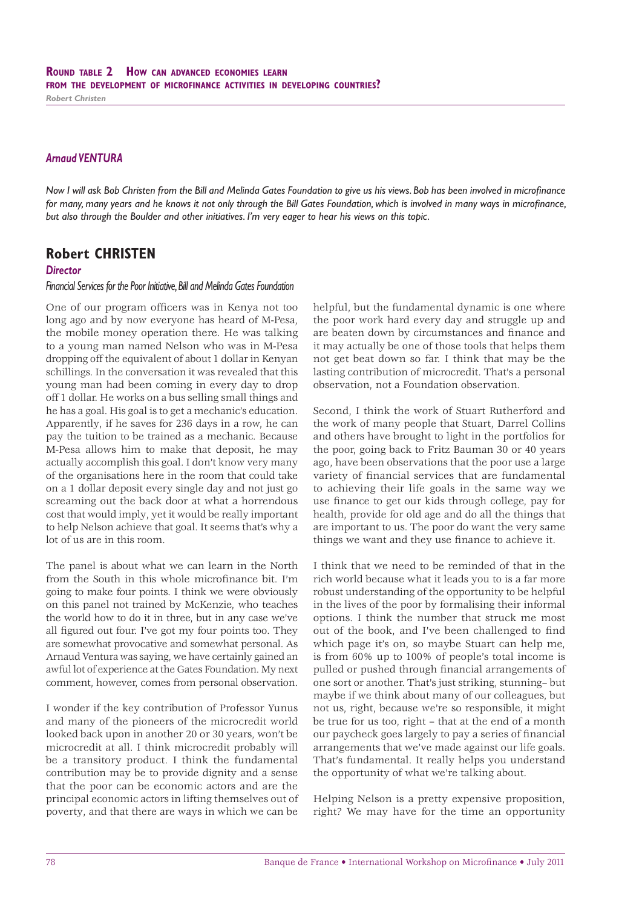### *Arnaud VENTURA*

*Now I will ask Bob Christen from the Bill and Melinda Gates Foundation to give us his views. Bob has been involved in microfinance for many, many years and he knows it not only through the Bill Gates Foundation, which is involved in many ways in microfinance, but also through the Boulder and other initiatives. I'm very eager to hear his views on this topic.*

## Robert CHRISTEN

***Director***

*Financial Services for the Poor Initiative, Bill and Melinda Gates Foundation*

One of our program officers was in Kenya not too long ago and by now everyone has heard of M-Pesa, the mobile money operation there. He was talking to a young man named Nelson who was in M-Pesa dropping off the equivalent of about 1 dollar in Kenyan schillings. In the conversation it was revealed that this young man had been coming in every day to drop off 1 dollar. He works on a bus selling small things and he has a goal. His goal is to get a mechanic's education. Apparently, if he saves for 236 days in a row, he can pay the tuition to be trained as a mechanic. Because M-Pesa allows him to make that deposit, he may actually accomplish this goal. I don't know very many of the organisations here in the room that could take on a 1 dollar deposit every single day and not just go screaming out the back door at what a horrendous cost that would imply, yet it would be really important to help Nelson achieve that goal. It seems that's why a lot of us are in this room.

The panel is about what we can learn in the North from the South in this whole microfinance bit. I'm going to make four points. I think we were obviously on this panel not trained by McKenzie, who teaches the world how to do it in three, but in any case we've all figured out four. I've got my four points too. They are somewhat provocative and somewhat personal. As Arnaud Ventura was saying, we have certainly gained an awful lot of experience at the Gates Foundation. My next comment, however, comes from personal observation.

I wonder if the key contribution of Professor Yunus and many of the pioneers of the microcredit world looked back upon in another 20 or 30 years, won't be microcredit at all. I think microcredit probably will be a transitory product. I think the fundamental contribution may be to provide dignity and a sense that the poor can be economic actors and are the principal economic actors in lifting themselves out of poverty, and that there are ways in which we can be helpful, but the fundamental dynamic is one where the poor work hard every day and struggle up and are beaten down by circumstances and finance and it may actually be one of those tools that helps them not get beat down so far. I think that may be the lasting contribution of microcredit. That's a personal observation, not a Foundation observation.

Second, I think the work of Stuart Rutherford and the work of many people that Stuart, Darrel Collins and others have brought to light in the portfolios for the poor, going back to Fritz Bauman 30 or 40 years ago, have been observations that the poor use a large variety of financial services that are fundamental to achieving their life goals in the same way we use finance to get our kids through college, pay for health, provide for old age and do all the things that are important to us. The poor do want the very same things we want and they use finance to achieve it.

I think that we need to be reminded of that in the rich world because what it leads you to is a far more robust understanding of the opportunity to be helpful in the lives of the poor by formalising their informal options. I think the number that struck me most out of the book, and I've been challenged to find which page it's on, so maybe Stuart can help me, is from 60% up to 100% of people's total income is pulled or pushed through financial arrangements of one sort or another. That's just striking, stunning– but maybe if we think about many of our colleagues, but not us, right, because we're so responsible, it might be true for us too, right – that at the end of a month our paycheck goes largely to pay a series of financial arrangements that we've made against our life goals. That's fundamental. It really helps you understand the opportunity of what we're talking about.

Helping Nelson is a pretty expensive proposition, right? We may have for the time an opportunity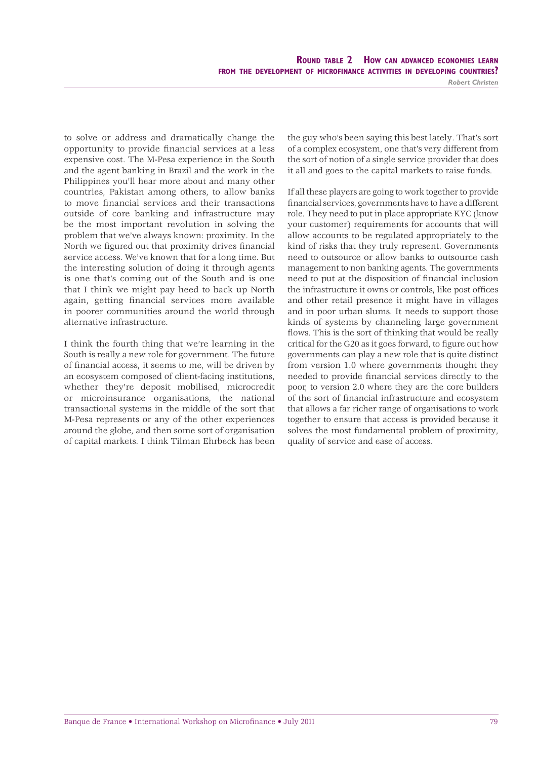to solve or address and dramatically change the opportunity to provide financial services at a less expensive cost. The M-Pesa experience in the South and the agent banking in Brazil and the work in the Philippines you'll hear more about and many other countries, Pakistan among others, to allow banks to move financial services and their transactions outside of core banking and infrastructure may be the most important revolution in solving the problem that we've always known: proximity. In the North we figured out that proximity drives financial service access. We've known that for a long time. But the interesting solution of doing it through agents is one that's coming out of the South and is one that I think we might pay heed to back up North again, getting financial services more available in poorer communities around the world through alternative infrastructure.

I think the fourth thing that we're learning in the South is really a new role for government. The future of financial access, it seems to me, will be driven by an ecosystem composed of client-facing institutions, whether they're deposit mobilised, microcredit or microinsurance organisations, the national transactional systems in the middle of the sort that M-Pesa represents or any of the other experiences around the globe, and then some sort of organisation of capital markets. I think Tilman Ehrbeck has been the guy who's been saying this best lately. That's sort of a complex ecosystem, one that's very different from the sort of notion of a single service provider that does it all and goes to the capital markets to raise funds.

If all these players are going to work together to provide financial services, governments have to have a different role. They need to put in place appropriate KYC (know your customer) requirements for accounts that will allow accounts to be regulated appropriately to the kind of risks that they truly represent. Governments need to outsource or allow banks to outsource cash management to non banking agents. The governments need to put at the disposition of financial inclusion the infrastructure it owns or controls, like post offices and other retail presence it might have in villages and in poor urban slums. It needs to support those kinds of systems by channeling large government flows. This is the sort of thinking that would be really critical for the G20 as it goes forward, to figure out how governments can play a new role that is quite distinct from version 1.0 where governments thought they needed to provide financial services directly to the poor, to version 2.0 where they are the core builders of the sort of financial infrastructure and ecosystem that allows a far richer range of organisations to work together to ensure that access is provided because it solves the most fundamental problem of proximity, quality of service and ease of access.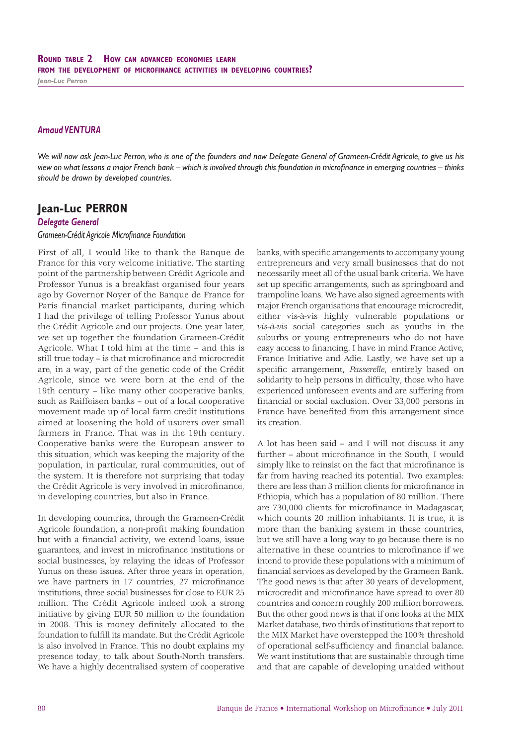### *Arnaud VENTURA*

*We will now ask Jean-Luc Perron, who is one of the founders and now Delegate General of Grameen-Crédit Agricole, to give us his view on what lessons a major French bank – which is involved through this foundation in microfinance in emerging countries – thinks should be drawn by developed countries.*

## Jean-Luc PERRON

***Delegate General***

*Grameen-Crédit Agricole Microfinance Foundation*

First of all, I would like to thank the Banque de France for this very welcome initiative. The starting point of the partnership between Crédit Agricole and Professor Yunus is a breakfast organised four years ago by Governor Noyer of the Banque de France for Paris financial market participants, during which I had the privilege of telling Professor Yunus about the Crédit Agricole and our projects. One year later, we set up together the foundation Grameen-Crédit Agricole. What I told him at the time – and this is still true today – is that microfinance and microcredit are, in a way, part of the genetic code of the Crédit Agricole, since we were born at the end of the 19th century – like many other cooperative banks, such as Raiffeisen banks – out of a local cooperative movement made up of local farm credit institutions aimed at loosening the hold of usurers over small farmers in France. That was in the 19th century. Cooperative banks were the European answer to this situation, which was keeping the majority of the population, in particular, rural communities, out of the system. It is therefore not surprising that today the Crédit Agricole is very involved in microfinance, in developing countries, but also in France.

In developing countries, through the Grameen-Crédit Agricole foundation, a non-profit making foundation but with a financial activity, we extend loans, issue guarantees, and invest in microfinance institutions or social businesses, by relaying the ideas of Professor Yunus on these issues. After three years in operation, we have partners in 17 countries, 27 microfinance institutions, three social businesses for close to EUR 25 million. The Crédit Agricole indeed took a strong initiative by giving EUR 50 million to the foundation in 2008. This is money definitely allocated to the foundation to fulfill its mandate. But the Crédit Agricole is also involved in France. This no doubt explains my presence today, to talk about South-North transfers. We have a highly decentralised system of cooperative banks, with specific arrangements to accompany young entrepreneurs and very small businesses that do not necessarily meet all of the usual bank criteria. We have set up specific arrangements, such as springboard and trampoline loans. We have also signed agreements with major French organisations that encourage microcredit, either vis-à-vis highly vulnerable populations or *vis-à-vis* social categories such as youths in the suburbs or young entrepreneurs who do not have easy access to financing. I have in mind France Active, France Initiative and Adie. Lastly, we have set up a specific arrangement, *Passerelle*, entirely based on solidarity to help persons in difficulty, those who have experienced unforeseen events and are suffering from financial or social exclusion. Over 33,000 persons in France have benefited from this arrangement since its creation.

A lot has been said – and I will not discuss it any further – about microfinance in the South, I would simply like to reinsist on the fact that microfinance is far from having reached its potential. Two examples: there are less than 3 million clients for microfinance in Ethiopia, which has a population of 80 million. There are 730,000 clients for microfinance in Madagascar, which counts 20 million inhabitants. It is true, it is more than the banking system in these countries, but we still have a long way to go because there is no alternative in these countries to microfinance if we intend to provide these populations with a minimum of financial services as developed by the Grameen Bank. The good news is that after 30 years of development, microcredit and microfinance have spread to over 80 countries and concern roughly 200 million borrowers. But the other good news is that if one looks at the MIX Market database, two thirds of institutions that report to the MIX Market have overstepped the 100% threshold of operational self-sufficiency and financial balance. We want institutions that are sustainable through time and that are capable of developing unaided without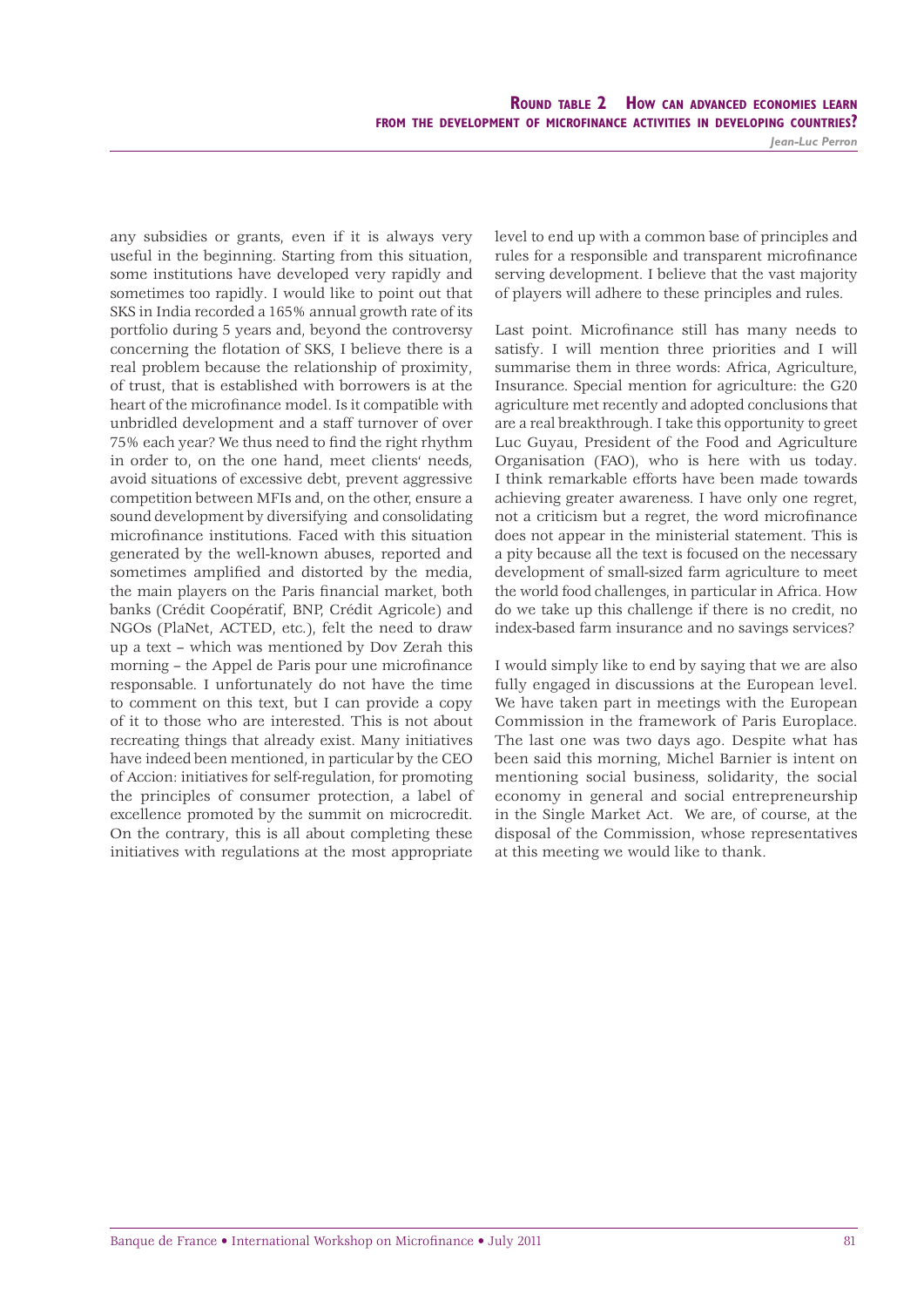any subsidies or grants, even if it is always very useful in the beginning. Starting from this situation, some institutions have developed very rapidly and sometimes too rapidly. I would like to point out that SKS in India recorded a 165% annual growth rate of its portfolio during 5 years and, beyond the controversy concerning the flotation of SKS, I believe there is a real problem because the relationship of proximity, of trust, that is established with borrowers is at the heart of the microfinance model. Is it compatible with unbridled development and a staff turnover of over 75% each year? We thus need to find the right rhythm in order to, on the one hand, meet clients' needs, avoid situations of excessive debt, prevent aggressive competition between MFIs and, on the other, ensure a sound development by diversifying and consolidating microfinance institutions. Faced with this situation generated by the well-known abuses, reported and sometimes amplified and distorted by the media, the main players on the Paris financial market, both banks (Crédit Coopératif, BNP, Crédit Agricole) and NGOs (PlaNet, ACTED, etc.), felt the need to draw up a text – which was mentioned by Dov Zerah this morning – the Appel de Paris pour une microfinance responsable. I unfortunately do not have the time to comment on this text, but I can provide a copy of it to those who are interested. This is not about recreating things that already exist. Many initiatives have indeed been mentioned, in particular by the CEO of Accion: initiatives for self-regulation, for promoting the principles of consumer protection, a label of excellence promoted by the summit on microcredit. On the contrary, this is all about completing these initiatives with regulations at the most appropriate level to end up with a common base of principles and rules for a responsible and transparent microfinance serving development. I believe that the vast majority of players will adhere to these principles and rules.

Last point. Microfinance still has many needs to satisfy. I will mention three priorities and I will summarise them in three words: Africa, Agriculture, Insurance. Special mention for agriculture: the G20 agriculture met recently and adopted conclusions that are a real breakthrough. I take this opportunity to greet Luc Guyau, President of the Food and Agriculture Organisation (FAO), who is here with us today. I think remarkable efforts have been made towards achieving greater awareness. I have only one regret, not a criticism but a regret, the word microfinance does not appear in the ministerial statement. This is a pity because all the text is focused on the necessary development of small-sized farm agriculture to meet the world food challenges, in particular in Africa. How do we take up this challenge if there is no credit, no index-based farm insurance and no savings services?

I would simply like to end by saying that we are also fully engaged in discussions at the European level. We have taken part in meetings with the European Commission in the framework of Paris Europlace. The last one was two days ago. Despite what has been said this morning, Michel Barnier is intent on mentioning social business, solidarity, the social economy in general and social entrepreneurship in the Single Market Act. We are, of course, at the disposal of the Commission, whose representatives at this meeting we would like to thank.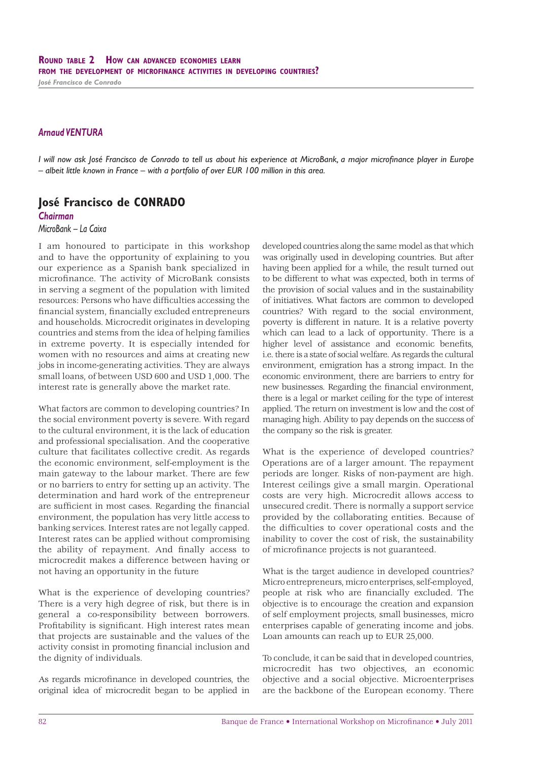### Arnaud VENTURA

*I will now ask José Francisco de Conrado to tell us about his experience at MicroBank, a major microfinance player in Europe – albeit little known in France – with a portfolio of over EUR 100 million in this area.*

## José Francisco de CONRADO

*Chairman*

*MicroBank – La Caixa*

I am honoured to participate in this workshop and to have the opportunity of explaining to you our experience as a Spanish bank specialized in microfinance. The activity of MicroBank consists in serving a segment of the population with limited resources: Persons who have difficulties accessing the financial system, financially excluded entrepreneurs and households. Microcredit originates in developing countries and stems from the idea of helping families in extreme poverty. It is especially intended for women with no resources and aims at creating new jobs in income-generating activities. They are always small loans, of between USD 600 and USD 1,000. The interest rate is generally above the market rate.

What factors are common to developing countries? In the social environment poverty is severe. With regard to the cultural environment, it is the lack of education and professional specialisation. And the cooperative culture that facilitates collective credit. As regards the economic environment, self-employment is the main gateway to the labour market. There are few or no barriers to entry for setting up an activity. The determination and hard work of the entrepreneur are sufficient in most cases. Regarding the financial environment, the population has very little access to banking services. Interest rates are not legally capped. Interest rates can be applied without compromising the ability of repayment. And finally access to microcredit makes a difference between having or not having an opportunity in the future

What is the experience of developing countries? There is a very high degree of risk, but there is in general a co-responsibility between borrowers. Profitability is significant. High interest rates mean that projects are sustainable and the values of the activity consist in promoting financial inclusion and the dignity of individuals.

As regards microfinance in developed countries, the original idea of microcredit began to be applied in developed countries along the same model as that which was originally used in developing countries. But after having been applied for a while, the result turned out to be different to what was expected, both in terms of the provision of social values and in the sustainability of initiatives. What factors are common to developed countries? With regard to the social environment, poverty is different in nature. It is a relative poverty which can lead to a lack of opportunity. There is a higher level of assistance and economic benefits, i.e. there is a state of social welfare. As regards the cultural environment, emigration has a strong impact. In the economic environment, there are barriers to entry for new businesses. Regarding the financial environment, there is a legal or market ceiling for the type of interest applied. The return on investment is low and the cost of managing high. Ability to pay depends on the success of the company so the risk is greater.

What is the experience of developed countries? Operations are of a larger amount. The repayment periods are longer. Risks of non-payment are high. Interest ceilings give a small margin. Operational costs are very high. Microcredit allows access to unsecured credit. There is normally a support service provided by the collaborating entities. Because of the difficulties to cover operational costs and the inability to cover the cost of risk, the sustainability of microfinance projects is not guaranteed.

What is the target audience in developed countries? Micro entrepreneurs, micro enterprises, self-employed, people at risk who are financially excluded. The objective is to encourage the creation and expansion of self employment projects, small businesses, micro enterprises capable of generating income and jobs. Loan amounts can reach up to EUR 25,000.

To conclude, it can be said that in developed countries, microcredit has two objectives, an economic objective and a social objective. Microenterprises are the backbone of the European economy. There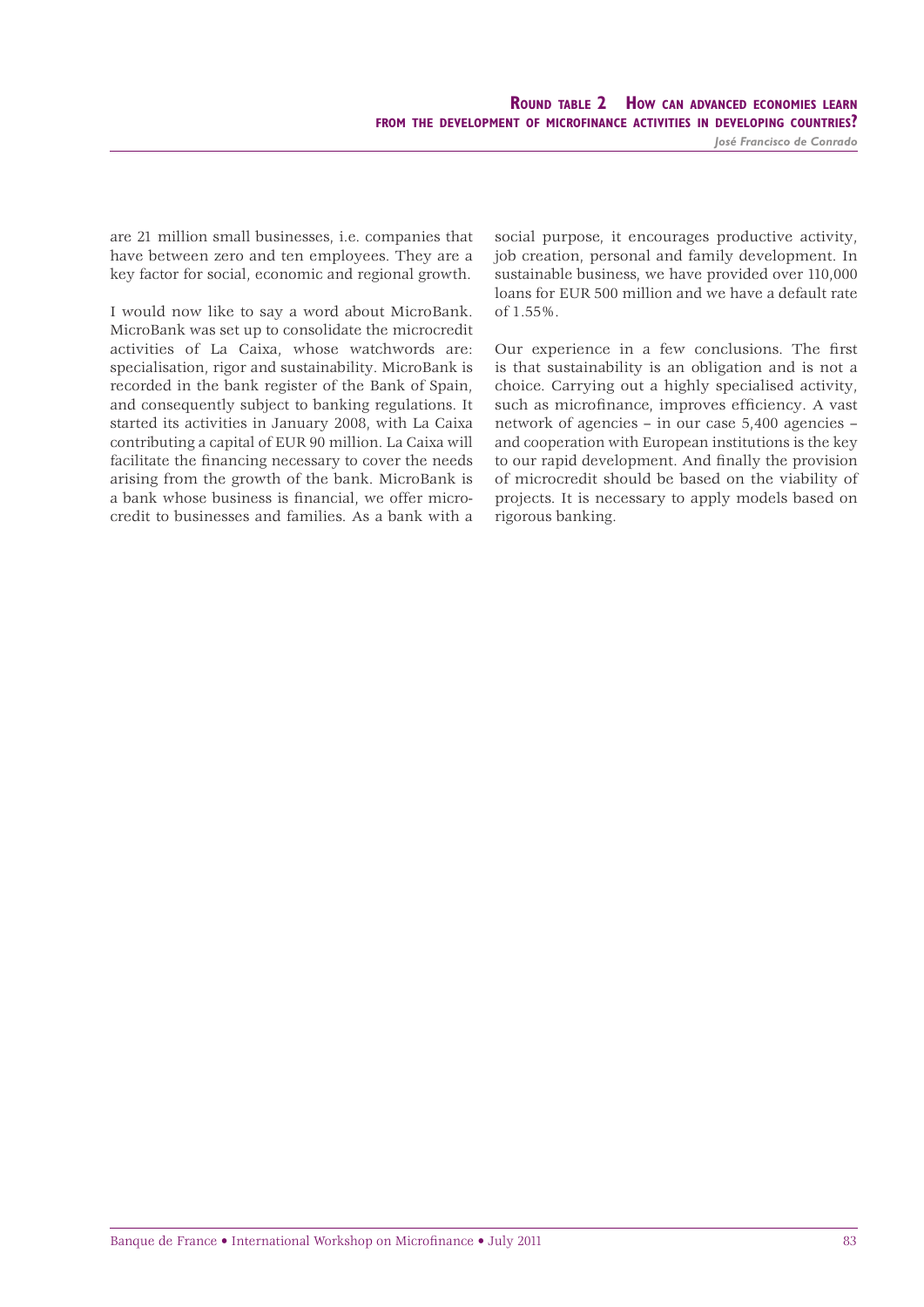are 21 million small businesses, i.e. companies that have between zero and ten employees. They are a key factor for social, economic and regional growth.

I would now like to say a word about MicroBank. MicroBank was set up to consolidate the microcredit activities of La Caixa, whose watchwords are: specialisation, rigor and sustainability. MicroBank is recorded in the bank register of the Bank of Spain, and consequently subject to banking regulations. It started its activities in January 2008, with La Caixa contributing a capital of EUR 90 million. La Caixa will facilitate the financing necessary to cover the needs arising from the growth of the bank. MicroBank is a bank whose business is financial, we offer microcredit to businesses and families. As a bank with a social purpose, it encourages productive activity, job creation, personal and family development. In sustainable business, we have provided over 110,000 loans for EUR 500 million and we have a default rate of 1.55%.

Our experience in a few conclusions. The first is that sustainability is an obligation and is not a choice. Carrying out a highly specialised activity, such as microfinance, improves efficiency. A vast network of agencies – in our case 5,400 agencies – and cooperation with European institutions is the key to our rapid development. And finally the provision of microcredit should be based on the viability of projects. It is necessary to apply models based on rigorous banking.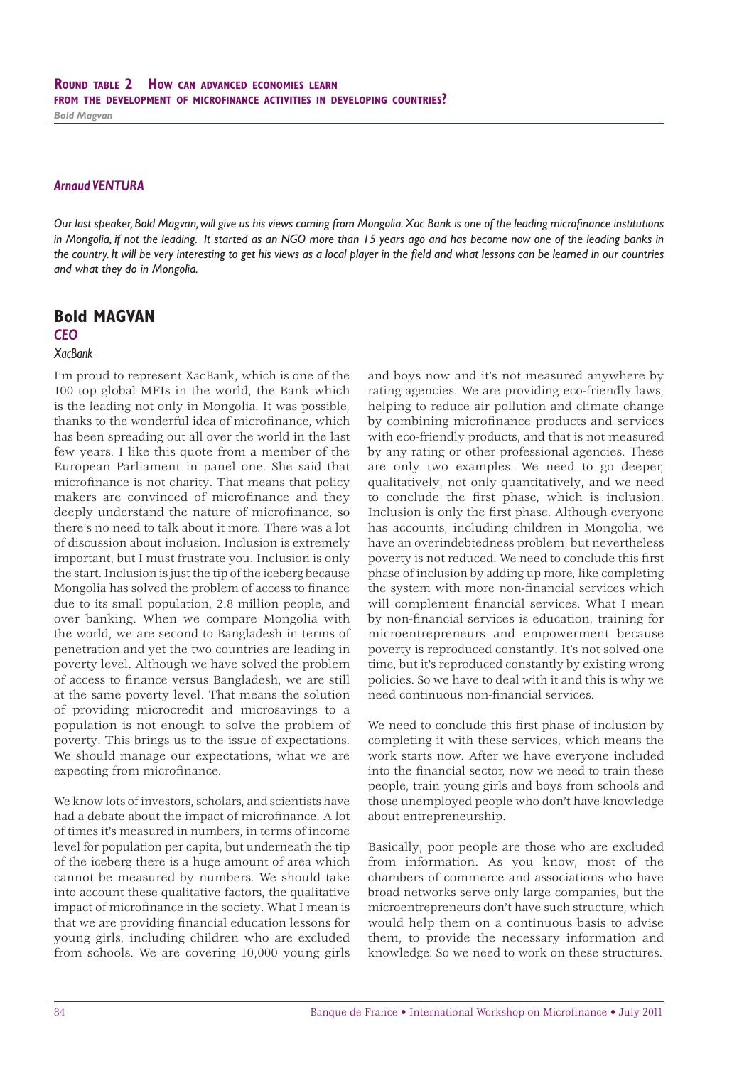## Arnaud VENTURA

*Our last speaker, Bold Magvan, will give us his views coming from Mongolia. Xac Bank is one of the leading microfinance institutions in Mongolia, if not the leading. It started as an NGO more than 15 years ago and has become now one of the leading banks in the country. It will be very interesting to get his views as a local player in the field and what lessons can be learned in our countries and what they do in Mongolia.*

## Bold MAGVAN

***CEO***

*XacBank*

I'm proud to represent XacBank, which is one of the 100 top global MFIs in the world, the Bank which is the leading not only in Mongolia. It was possible, thanks to the wonderful idea of microfinance, which has been spreading out all over the world in the last few years. I like this quote from a member of the European Parliament in panel one. She said that microfinance is not charity. That means that policy makers are convinced of microfinance and they deeply understand the nature of microfinance, so there's no need to talk about it more. There was a lot of discussion about inclusion. Inclusion is extremely important, but I must frustrate you. Inclusion is only the start. Inclusion is just the tip of the iceberg because Mongolia has solved the problem of access to finance due to its small population, 2.8 million people, and over banking. When we compare Mongolia with the world, we are second to Bangladesh in terms of penetration and yet the two countries are leading in poverty level. Although we have solved the problem of access to finance versus Bangladesh, we are still at the same poverty level. That means the solution of providing microcredit and microsavings to a population is not enough to solve the problem of poverty. This brings us to the issue of expectations. We should manage our expectations, what we are expecting from microfinance.

We know lots of investors, scholars, and scientists have had a debate about the impact of microfinance. A lot of times it's measured in numbers, in terms of income level for population per capita, but underneath the tip of the iceberg there is a huge amount of area which cannot be measured by numbers. We should take into account these qualitative factors, the qualitative impact of microfinance in the society. What I mean is that we are providing financial education lessons for young girls, including children who are excluded from schools. We are covering 10,000 young girls and boys now and it's not measured anywhere by rating agencies. We are providing eco-friendly laws, helping to reduce air pollution and climate change by combining microfinance products and services with eco-friendly products, and that is not measured by any rating or other professional agencies. These are only two examples. We need to go deeper, qualitatively, not only quantitatively, and we need to conclude the first phase, which is inclusion. Inclusion is only the first phase. Although everyone has accounts, including children in Mongolia, we have an overindebtedness problem, but nevertheless poverty is not reduced. We need to conclude this first phase of inclusion by adding up more, like completing the system with more non-financial services which will complement financial services. What I mean by non-financial services is education, training for microentrepreneurs and empowerment because poverty is reproduced constantly. It's not solved one time, but it's reproduced constantly by existing wrong policies. So we have to deal with it and this is why we need continuous non-financial services.

We need to conclude this first phase of inclusion by completing it with these services, which means the work starts now. After we have everyone included into the financial sector, now we need to train these people, train young girls and boys from schools and those unemployed people who don't have knowledge about entrepreneurship.

Basically, poor people are those who are excluded from information. As you know, most of the chambers of commerce and associations who have broad networks serve only large companies, but the microentrepreneurs don't have such structure, which would help them on a continuous basis to advise them, to provide the necessary information and knowledge. So we need to work on these structures.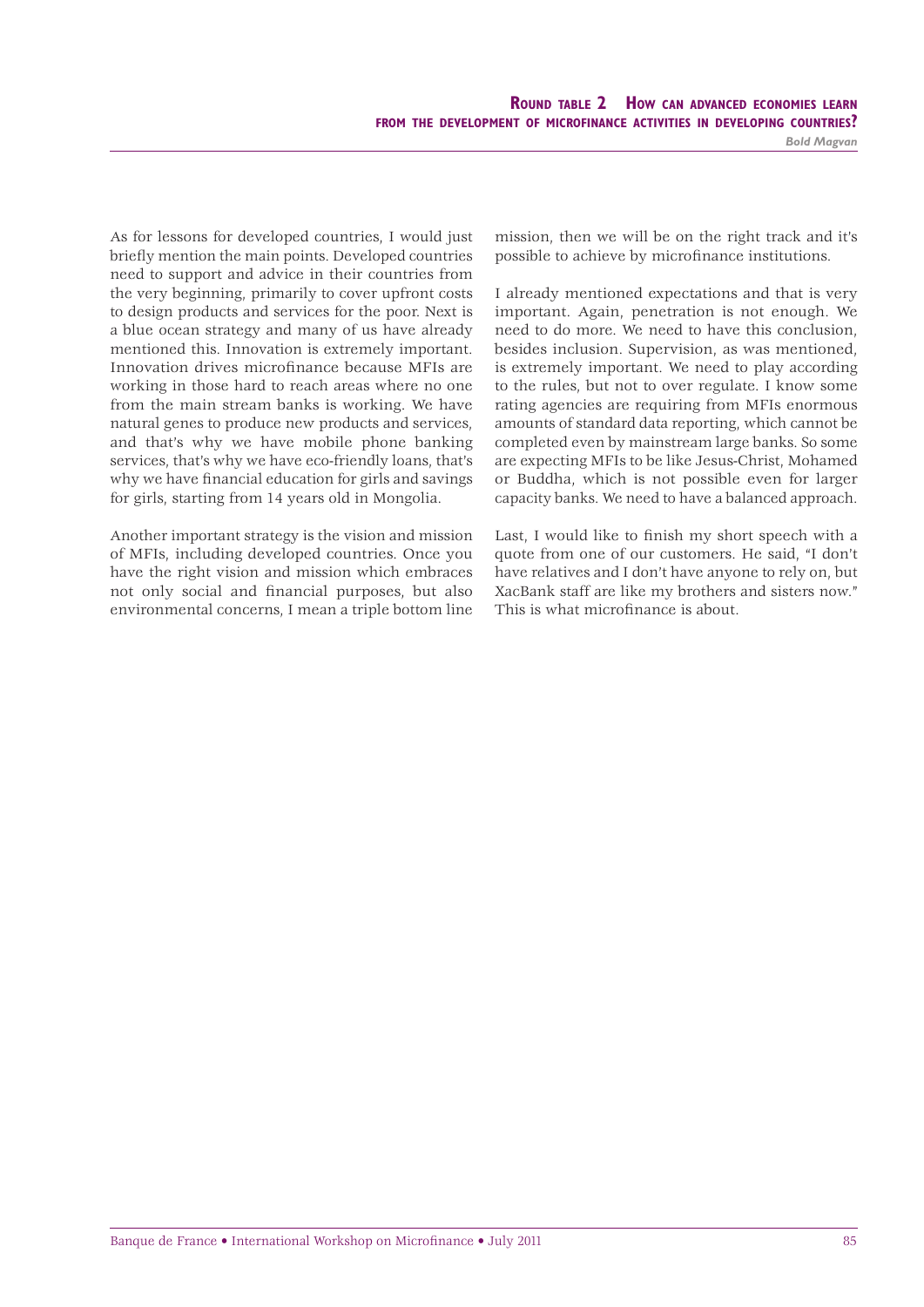As for lessons for developed countries, I would just briefly mention the main points. Developed countries need to support and advice in their countries from the very beginning, primarily to cover upfront costs to design products and services for the poor. Next is a blue ocean strategy and many of us have already mentioned this. Innovation is extremely important. Innovation drives microfinance because MFIs are working in those hard to reach areas where no one from the main stream banks is working. We have natural genes to produce new products and services, and that's why we have mobile phone banking services, that's why we have eco-friendly loans, that's why we have financial education for girls and savings for girls, starting from 14 years old in Mongolia.

Another important strategy is the vision and mission of MFIs, including developed countries. Once you have the right vision and mission which embraces not only social and financial purposes, but also environmental concerns, I mean a triple bottom line mission, then we will be on the right track and it's possible to achieve by microfinance institutions.

I already mentioned expectations and that is very important. Again, penetration is not enough. We need to do more. We need to have this conclusion, besides inclusion. Supervision, as was mentioned, is extremely important. We need to play according to the rules, but not to over regulate. I know some rating agencies are requiring from MFIs enormous amounts of standard data reporting, which cannot be completed even by mainstream large banks. So some are expecting MFIs to be like Jesus-Christ, Mohamed or Buddha, which is not possible even for larger capacity banks. We need to have a balanced approach.

Last, I would like to finish my short speech with a quote from one of our customers. He said, "I don't have relatives and I don't have anyone to rely on, but XacBank staff are like my brothers and sisters now." This is what microfinance is about.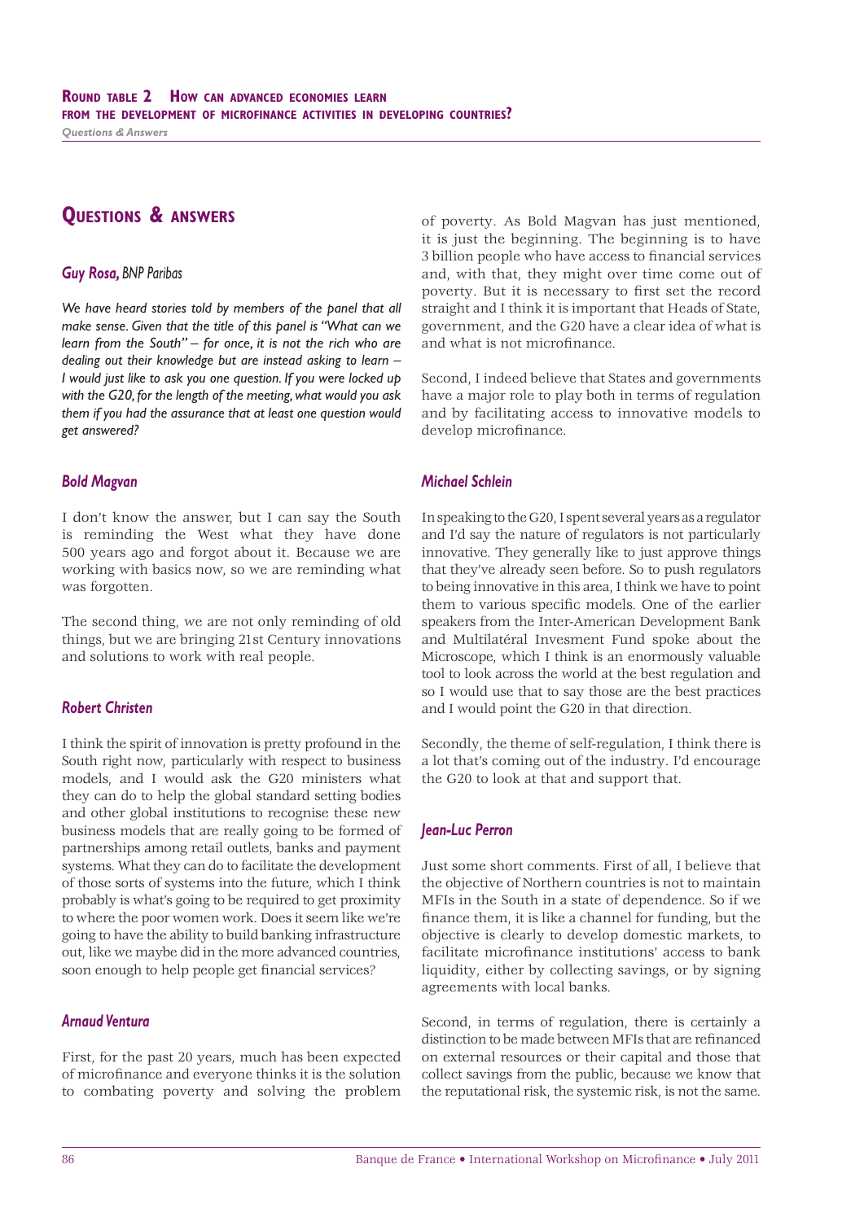# Questions & answers

### *Guy Rosa, BNP Paribas*

*We have heard stories told by members of the panel that all make sense. Given that the title of this panel is "What can we learn from the South" – for once, it is not the rich who are dealing out their knowledge but are instead asking to learn – I would just like to ask you one question. If you were locked up with the G20, for the length of the meeting, what would you ask them if you had the assurance that at least one question would get answered?*

### *Bold Magvan*

I don't know the answer, but I can say the South is reminding the West what they have done 500 years ago and forgot about it. Because we are working with basics now, so we are reminding what was forgotten.

The second thing, we are not only reminding of old things, but we are bringing 21st Century innovations and solutions to work with real people.

### *Robert Christen*

I think the spirit of innovation is pretty profound in the South right now, particularly with respect to business models, and I would ask the G20 ministers what they can do to help the global standard setting bodies and other global institutions to recognise these new business models that are really going to be formed of partnerships among retail outlets, banks and payment systems. What they can do to facilitate the development of those sorts of systems into the future, which I think probably is what's going to be required to get proximity to where the poor women work. Does it seem like we're going to have the ability to build banking infrastructure out, like we maybe did in the more advanced countries, soon enough to help people get financial services?

### *Arnaud Ventura*

First, for the past 20 years, much has been expected of microfinance and everyone thinks it is the solution to combating poverty and solving the problem of poverty. As Bold Magvan has just mentioned, it is just the beginning. The beginning is to have 3 billion people who have access to financial services and, with that, they might over time come out of poverty. But it is necessary to first set the record straight and I think it is important that Heads of State, government, and the G20 have a clear idea of what is and what is not microfinance.

Second, I indeed believe that States and governments have a major role to play both in terms of regulation and by facilitating access to innovative models to develop microfinance.

### *Michael Schlein*

In speaking to the G20, I spent several years as a regulator and I'd say the nature of regulators is not particularly innovative. They generally like to just approve things that they've already seen before. So to push regulators to being innovative in this area, I think we have to point them to various specific models. One of the earlier speakers from the Inter-American Development Bank and Multilatéral Invesment Fund spoke about the Microscope, which I think is an enormously valuable tool to look across the world at the best regulation and so I would use that to say those are the best practices and I would point the G20 in that direction.

Secondly, the theme of self-regulation, I think there is a lot that's coming out of the industry. I'd encourage the G20 to look at that and support that.

### *Jean-Luc Perron*

Just some short comments. First of all, I believe that the objective of Northern countries is not to maintain MFIs in the South in a state of dependence. So if we finance them, it is like a channel for funding, but the objective is clearly to develop domestic markets, to facilitate microfinance institutions' access to bank liquidity, either by collecting savings, or by signing agreements with local banks.

Second, in terms of regulation, there is certainly a distinction to be made between MFIs that are refinanced on external resources or their capital and those that collect savings from the public, because we know that the reputational risk, the systemic risk, is not the same.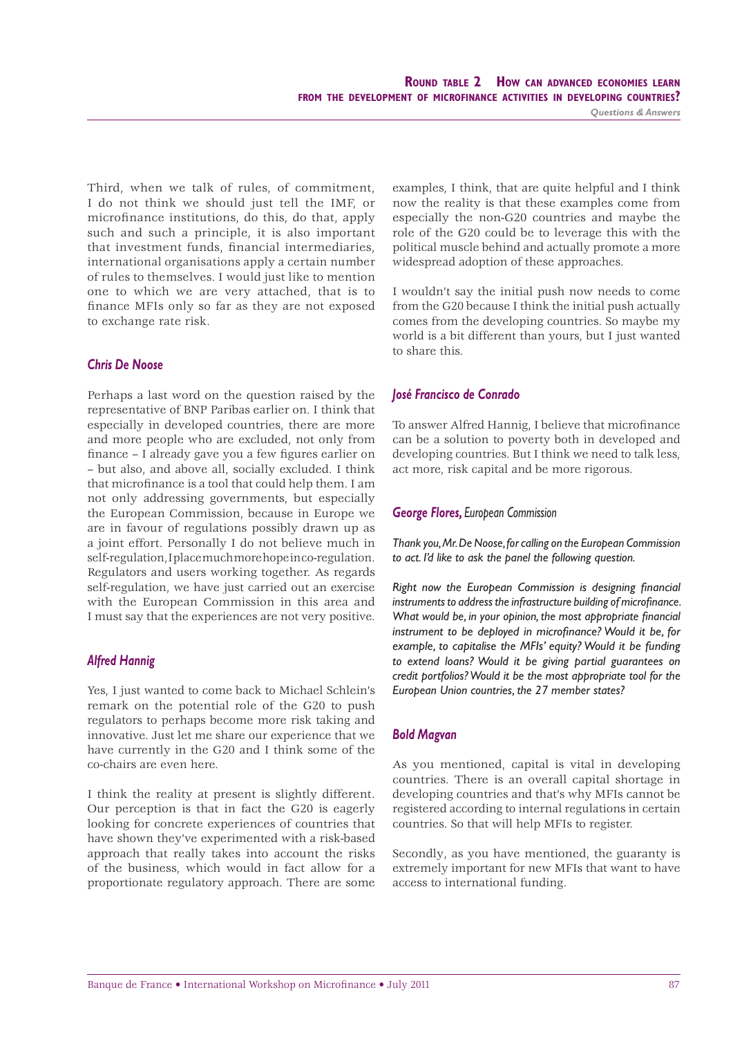Third, when we talk of rules, of commitment, I do not think we should just tell the IMF, or microfinance institutions, do this, do that, apply such and such a principle, it is also important that investment funds, financial intermediaries, international organisations apply a certain number of rules to themselves. I would just like to mention one to which we are very attached, that is to finance MFIs only so far as they are not exposed to exchange rate risk.

### *Chris De Noose*

Perhaps a last word on the question raised by the representative of BNP Paribas earlier on. I think that especially in developed countries, there are more and more people who are excluded, not only from finance – I already gave you a few figures earlier on – but also, and above all, socially excluded. I think that microfinance is a tool that could help them. I am not only addressing governments, but especially the European Commission, because in Europe we are in favour of regulations possibly drawn up as a joint effort. Personally I do not believe much in self-regulation, I place much more hope in co-regulation. Regulators and users working together. As regards self-regulation, we have just carried out an exercise with the European Commission in this area and I must say that the experiences are not very positive.

### *Alfred Hannig*

Yes, I just wanted to come back to Michael Schlein's remark on the potential role of the G20 to push regulators to perhaps become more risk taking and innovative. Just let me share our experience that we have currently in the G20 and I think some of the co-chairs are even here.

I think the reality at present is slightly different. Our perception is that in fact the G20 is eagerly looking for concrete experiences of countries that have shown they've experimented with a risk-based approach that really takes into account the risks of the business, which would in fact allow for a proportionate regulatory approach. There are some examples, I think, that are quite helpful and I think now the reality is that these examples come from especially the non-G20 countries and maybe the role of the G20 could be to leverage this with the political muscle behind and actually promote a more widespread adoption of these approaches.

I wouldn't say the initial push now needs to come from the G20 because I think the initial push actually comes from the developing countries. So maybe my world is a bit different than yours, but I just wanted to share this.

### *José Francisco de Conrado*

To answer Alfred Hannig, I believe that microfinance can be a solution to poverty both in developed and developing countries. But I think we need to talk less, act more, risk capital and be more rigorous.

### *George Flores, European Commission*

*Thank you, Mr. De Noose, for calling on the European Commission to act. I'd like to ask the panel the following question.*

*Right now the European Commission is designing financial instruments to address the infrastructure building of microfinance. What would be, in your opinion, the most appropriate financial instrument to be deployed in microfinance? Would it be, for example, to capitalise the MFIs' equity? Would it be funding to extend loans? Would it be giving partial guarantees on credit portfolios? Would it be the most appropriate tool for the European Union countries, the 27 member states?*

### *Bold Magvan*

As you mentioned, capital is vital in developing countries. There is an overall capital shortage in developing countries and that's why MFIs cannot be registered according to internal regulations in certain countries. So that will help MFIs to register.

Secondly, as you have mentioned, the guaranty is extremely important for new MFIs that want to have access to international funding.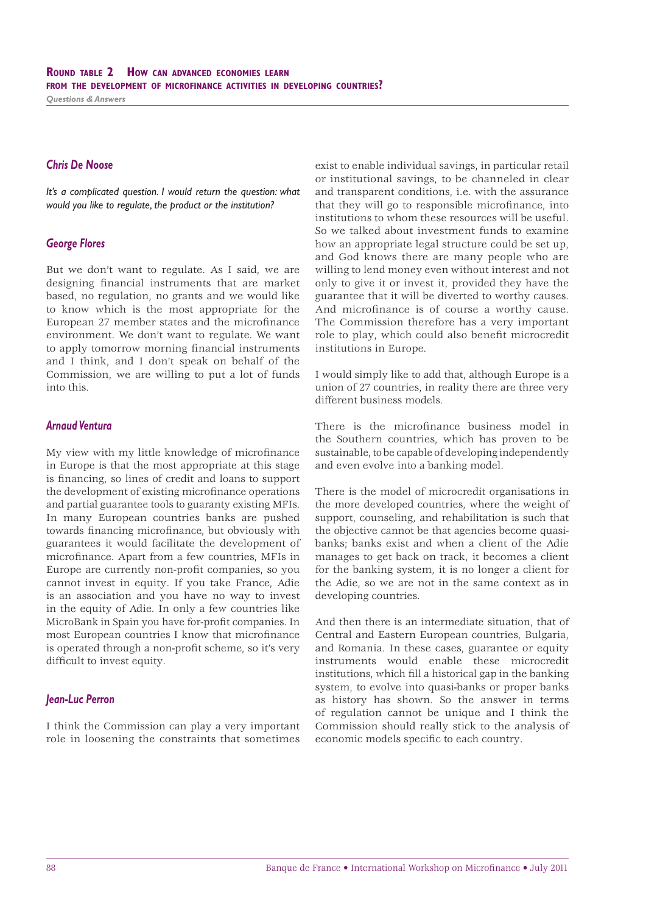### Chris De Noose

*It's a complicated question. I would return the question: what would you like to regulate, the product or the institution?*

### George Flores

But we don't want to regulate. As I said, we are designing financial instruments that are market based, no regulation, no grants and we would like to know which is the most appropriate for the European 27 member states and the microfinance environment. We don't want to regulate. We want to apply tomorrow morning financial instruments and I think, and I don't speak on behalf of the Commission, we are willing to put a lot of funds into this.

### Arnaud Ventura

My view with my little knowledge of microfinance in Europe is that the most appropriate at this stage is financing, so lines of credit and loans to support the development of existing microfinance operations and partial guarantee tools to guaranty existing MFIs. In many European countries banks are pushed towards financing microfinance, but obviously with guarantees it would facilitate the development of microfinance. Apart from a few countries, MFIs in Europe are currently non-profit companies, so you cannot invest in equity. If you take France, Adie is an association and you have no way to invest in the equity of Adie. In only a few countries like MicroBank in Spain you have for-profit companies. In most European countries I know that microfinance is operated through a non-profit scheme, so it's very difficult to invest equity.

### Jean-Luc Perron

I think the Commission can play a very important role in loosening the constraints that sometimes exist to enable individual savings, in particular retail or institutional savings, to be channeled in clear and transparent conditions, i.e. with the assurance that they will go to responsible microfinance, into institutions to whom these resources will be useful. So we talked about investment funds to examine how an appropriate legal structure could be set up, and God knows there are many people who are willing to lend money even without interest and not only to give it or invest it, provided they have the guarantee that it will be diverted to worthy causes. And microfinance is of course a worthy cause. The Commission therefore has a very important role to play, which could also benefit microcredit institutions in Europe.

I would simply like to add that, although Europe is a union of 27 countries, in reality there are three very different business models.

There is the microfinance business model in the Southern countries, which has proven to be sustainable, to be capable of developing independently and even evolve into a banking model.

There is the model of microcredit organisations in the more developed countries, where the weight of support, counseling, and rehabilitation is such that the objective cannot be that agencies become quasi-banks; banks exist and when a client of the Adie manages to get back on track, it becomes a client for the banking system, it is no longer a client for the Adie, so we are not in the same context as in developing countries.

And then there is an intermediate situation, that of Central and Eastern European countries, Bulgaria, and Romania. In these cases, guarantee or equity instruments would enable these microcredit institutions, which fill a historical gap in the banking system, to evolve into quasi-banks or proper banks as history has shown. So the answer in terms of regulation cannot be unique and I think the Commission should really stick to the analysis of economic models specific to each country.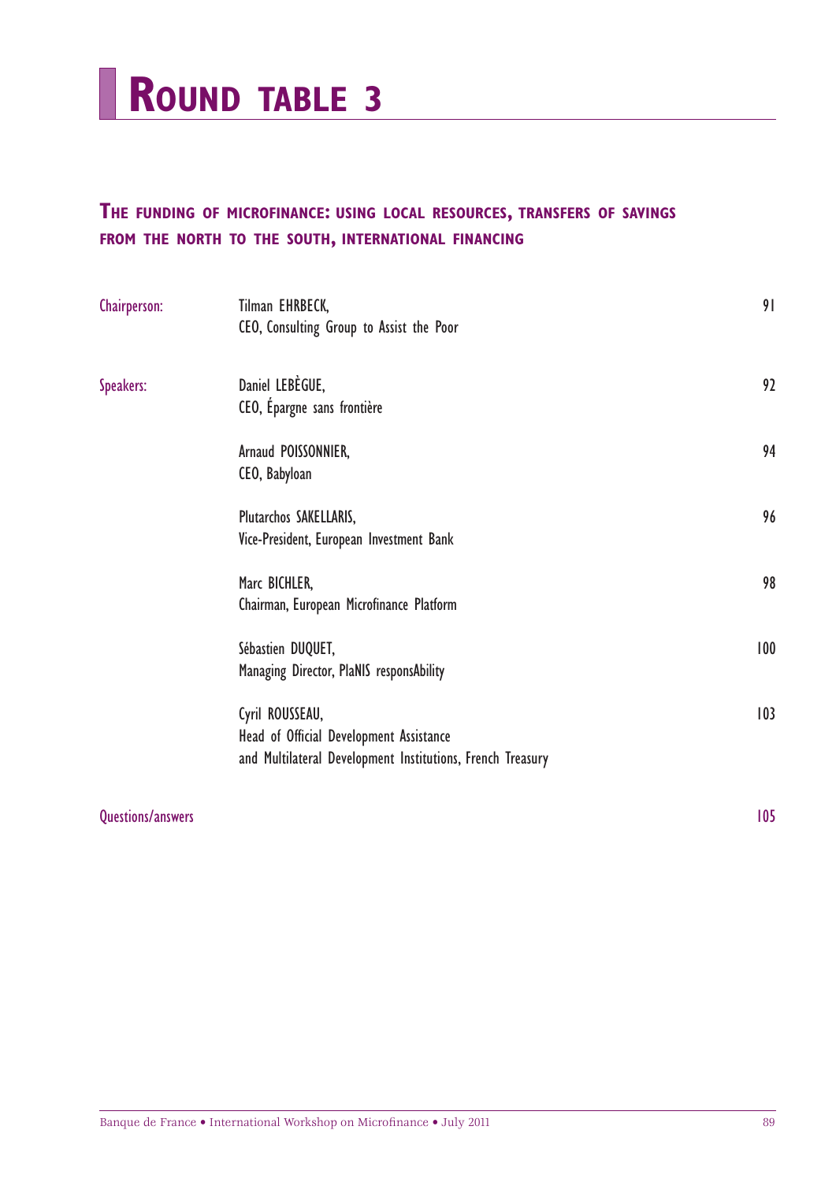# Round table 3

## The funding of microfinance: using local resources, transfers of savings from the north to the south, international financing

| | | |
|---|---|---|
| Chairperson: | Tilman EHRBECK,<br>CEO, Consulting Group to Assist the Poor | 91 |
| Speakers: | Daniel LEBÈGUE,<br>CEO, Épargne sans frontière | 92 |
| | Arnaud POISSONNIER,<br>CEO, Babyloan | 94 |
| | Plutarchos SAKELLARIS,<br>Vice-President, European Investment Bank | 96 |
| | Marc BICHLER,<br>Chairman, European Microfinance Platform | 98 |
| | Sébastien DUQUET,<br>Managing Director, PlaNIS responsAbility | 100 |
| | Cyril ROUSSEAU,<br>Head of Official Development Assistance<br>and Multilateral Development Institutions, French Treasury | 103 |
| Questions/answers | | 105 |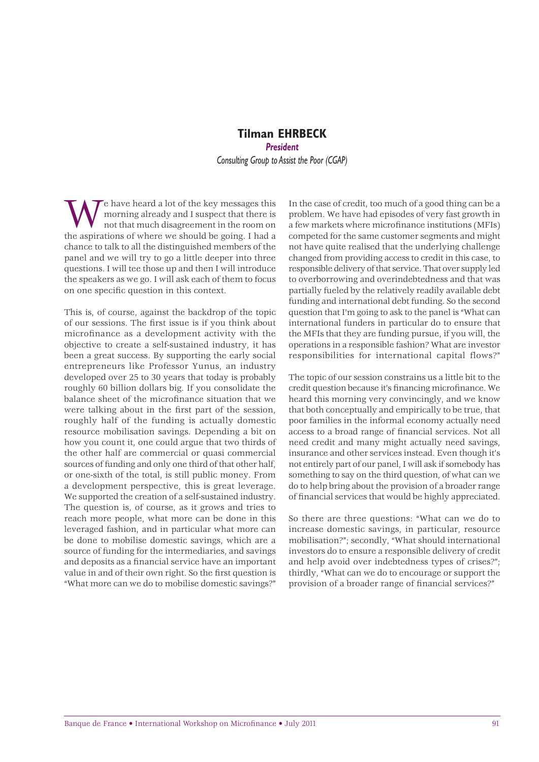## Tilman EHRBECK

***President***

*Consulting Group to Assist the Poor (CGAP)*

We have heard a lot of the key messages this morning already and I suspect that there is not that much disagreement in the room on the aspirations of where we should be going. I had a chance to talk to all the distinguished members of the panel and we will try to go a little deeper into three questions. I will tee those up and then I will introduce the speakers as we go. I will ask each of them to focus on one specific question in this context.

This is, of course, against the backdrop of the topic of our sessions. The first issue is if you think about microfinance as a development activity with the objective to create a self-sustained industry, it has been a great success. By supporting the early social entrepreneurs like Professor Yunus, an industry developed over 25 to 30 years that today is probably roughly 60 billion dollars big. If you consolidate the balance sheet of the microfinance situation that we were talking about in the first part of the session, roughly half of the funding is actually domestic resource mobilisation savings. Depending a bit on how you count it, one could argue that two thirds of the other half are commercial or quasi commercial sources of funding and only one third of that other half, or one-sixth of the total, is still public money. From a development perspective, this is great leverage. We supported the creation of a self-sustained industry. The question is, of course, as it grows and tries to reach more people, what more can be done in this leveraged fashion, and in particular what more can be done to mobilise domestic savings, which are a source of funding for the intermediaries, and savings and deposits as a financial service have an important value in and of their own right. So the first question is "What more can we do to mobilise domestic savings?"

In the case of credit, too much of a good thing can be a problem. We have had episodes of very fast growth in a few markets where microfinance institutions (MFIs) competed for the same customer segments and might not have quite realised that the underlying challenge changed from providing access to credit in this case, to responsible delivery of that service. That over supply led to overborrowing and overindebtedness and that was partially fueled by the relatively readily available debt funding and international debt funding. So the second question that I'm going to ask to the panel is "What can international funders in particular do to ensure that the MFIs that they are funding pursue, if you will, the operations in a responsible fashion? What are investor responsibilities for international capital flows?"

The topic of our session constrains us a little bit to the credit question because it's financing microfinance. We heard this morning very convincingly, and we know that both conceptually and empirically to be true, that poor families in the informal economy actually need access to a broad range of financial services. Not all need credit and many might actually need savings, insurance and other services instead. Even though it's not entirely part of our panel, I will ask if somebody has something to say on the third question, of what can we do to help bring about the provision of a broader range of financial services that would be highly appreciated.

So there are three questions: "What can we do to increase domestic savings, in particular, resource mobilisation?"; secondly, "What should international investors do to ensure a responsible delivery of credit and help avoid over indebtedness types of crises?"; thirdly, "What can we do to encourage or support the provision of a broader range of financial services?"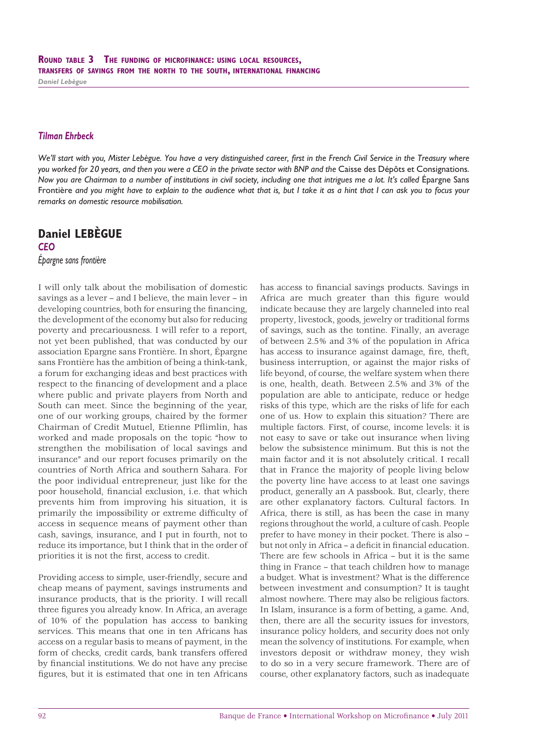### *Tilman Ehrbeck*

*We'll start with you, Mister Lebègue. You have a very distinguished career, first in the French Civil Service in the Treasury where you worked for 20 years, and then you were a CEO in the private sector with BNP and the* Caisse des Dépôts et Consignations. *Now you are Chairman to a number of institutions in civil society, including one that intrigues me a lot. It's called* Épargne Sans Frontière *and you might have to explain to the audience what that is, but I take it as a hint that I can ask you to focus your remarks on domestic resource mobilisation.*

## Daniel LEBÈGUE

***CEO***

*Épargne sans frontière*

I will only talk about the mobilisation of domestic savings as a lever – and I believe, the main lever – in developing countries, both for ensuring the financing, the development of the economy but also for reducing poverty and precariousness. I will refer to a report, not yet been published, that was conducted by our association Epargne sans Frontière. In short, Épargne sans Frontière has the ambition of being a think-tank, a forum for exchanging ideas and best practices with respect to the financing of development and a place where public and private players from North and South can meet. Since the beginning of the year, one of our working groups, chaired by the former Chairman of Credit Mutuel, Etienne Pflimlin, has worked and made proposals on the topic "how to strengthen the mobilisation of local savings and insurance" and our report focuses primarily on the countries of North Africa and southern Sahara. For the poor individual entrepreneur, just like for the poor household, financial exclusion, i.e. that which prevents him from improving his situation, it is primarily the impossibility or extreme difficulty of access in sequence means of payment other than cash, savings, insurance, and I put in fourth, not to reduce its importance, but I think that in the order of priorities it is not the first, access to credit.

Providing access to simple, user-friendly, secure and cheap means of payment, savings instruments and insurance products, that is the priority. I will recall three figures you already know. In Africa, an average of 10% of the population has access to banking services. This means that one in ten Africans has access on a regular basis to means of payment, in the form of checks, credit cards, bank transfers offered by financial institutions. We do not have any precise figures, but it is estimated that one in ten Africans has access to financial savings products. Savings in Africa are much greater than this figure would indicate because they are largely channeled into real property, livestock, goods, jewelry or traditional forms of savings, such as the tontine. Finally, an average of between 2.5% and 3% of the population in Africa has access to insurance against damage, fire, theft, business interruption, or against the major risks of life beyond, of course, the welfare system when there is one, health, death. Between 2.5% and 3% of the population are able to anticipate, reduce or hedge risks of this type, which are the risks of life for each one of us. How to explain this situation? There are multiple factors. First, of course, income levels: it is not easy to save or take out insurance when living below the subsistence minimum. But this is not the main factor and it is not absolutely critical. I recall that in France the majority of people living below the poverty line have access to at least one savings product, generally an A passbook. But, clearly, there are other explanatory factors. Cultural factors. In Africa, there is still, as has been the case in many regions throughout the world, a culture of cash. People prefer to have money in their pocket. There is also – but not only in Africa – a deficit in financial education. There are few schools in Africa – but it is the same thing in France – that teach children how to manage a budget. What is investment? What is the difference between investment and consumption? It is taught almost nowhere. There may also be religious factors. In Islam, insurance is a form of betting, a game. And, then, there are all the security issues for investors, insurance policy holders, and security does not only mean the solvency of institutions. For example, when investors deposit or withdraw money, they wish to do so in a very secure framework. There are of course, other explanatory factors, such as inadequate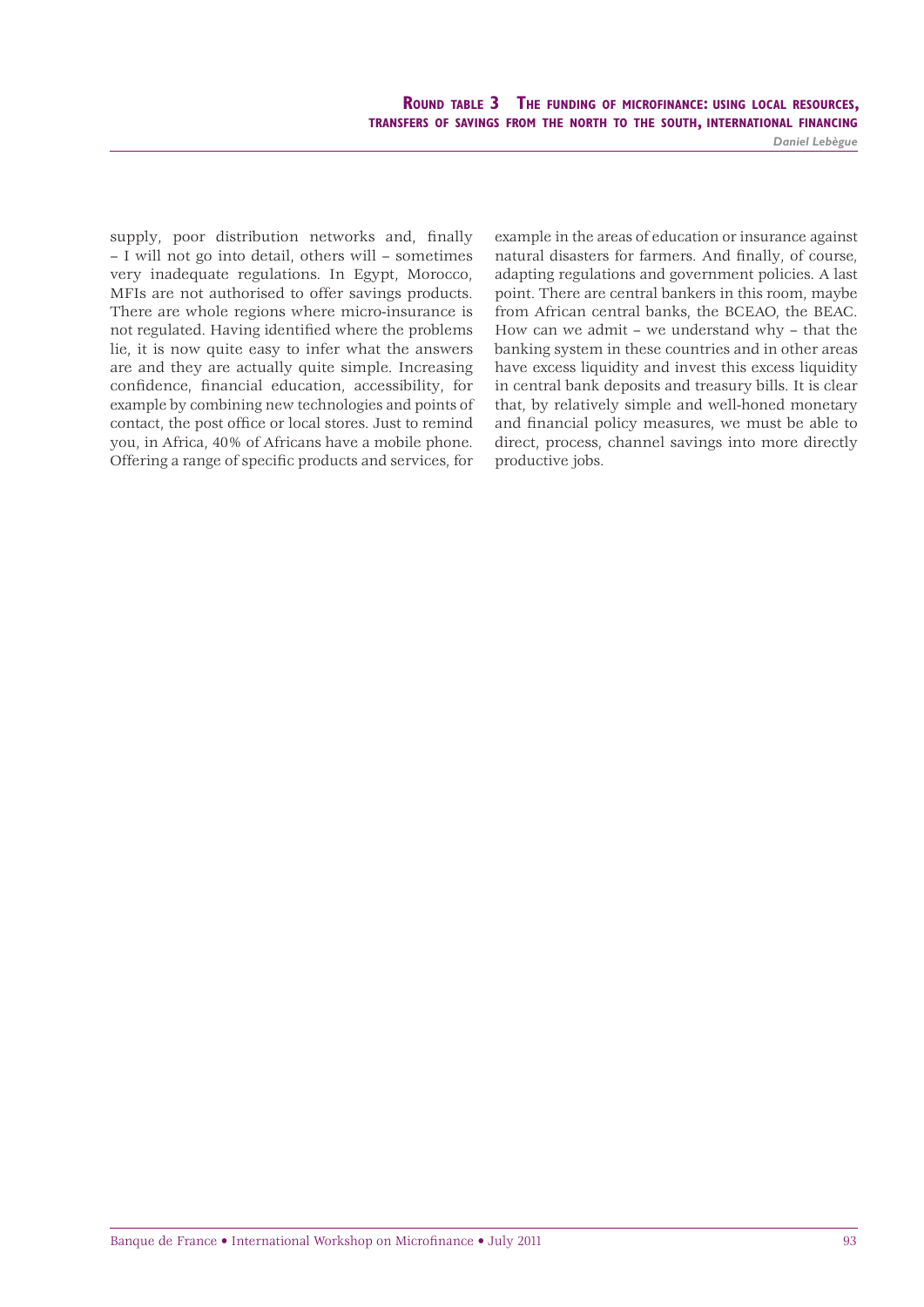supply, poor distribution networks and, finally – I will not go into detail, others will – sometimes very inadequate regulations. In Egypt, Morocco, MFIs are not authorised to offer savings products. There are whole regions where micro-insurance is not regulated. Having identified where the problems lie, it is now quite easy to infer what the answers are and they are actually quite simple. Increasing confidence, financial education, accessibility, for example by combining new technologies and points of contact, the post office or local stores. Just to remind you, in Africa, 40% of Africans have a mobile phone. Offering a range of specific products and services, for example in the areas of education or insurance against natural disasters for farmers. And finally, of course, adapting regulations and government policies. A last point. There are central bankers in this room, maybe from African central banks, the BCEAO, the BEAC. How can we admit – we understand why – that the banking system in these countries and in other areas have excess liquidity and invest this excess liquidity in central bank deposits and treasury bills. It is clear that, by relatively simple and well-honed monetary and financial policy measures, we must be able to direct, process, channel savings into more directly productive jobs.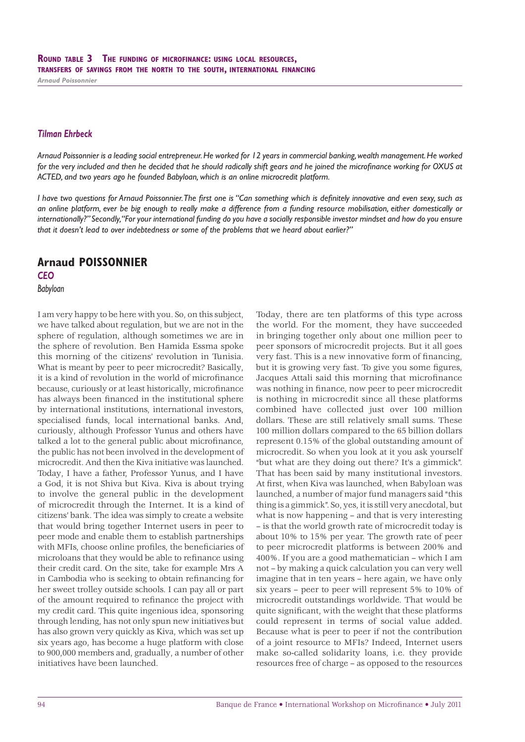### *Tilman Ehrbeck*

*Arnaud Poissonnier is a leading social entrepreneur. He worked for 12 years in commercial banking, wealth management. He worked for the very included and then he decided that he should radically shift gears and he joined the microfinance working for OXUS at ACTED, and two years ago he founded Babyloan, which is an online microcredit platform.*

*I have two questions for Arnaud Poissonnier. The first one is "Can something which is definitely innovative and even sexy, such as an online platform, ever be big enough to really make a difference from a funding resource mobilisation, either domestically or internationally?" Secondly, "For your international funding do you have a socially responsible investor mindset and how do you ensure that it doesn't lead to over indebtedness or some of the problems that we heard about earlier?"*

## Arnaud POISSONNIER

***CEO***

*Babyloan*

I am very happy to be here with you. So, on this subject, we have talked about regulation, but we are not in the sphere of regulation, although sometimes we are in the sphere of revolution. Ben Hamida Essma spoke this morning of the citizens' revolution in Tunisia. What is meant by peer to peer microcredit? Basically, it is a kind of revolution in the world of microfinance because, curiously or at least historically, microfinance has always been financed in the institutional sphere by international institutions, international investors, specialised funds, local international banks. And, curiously, although Professor Yunus and others have talked a lot to the general public about microfinance, the public has not been involved in the development of microcredit. And then the Kiva initiative was launched. Today, I have a father, Professor Yunus, and I have a God, it is not Shiva but Kiva. Kiva is about trying to involve the general public in the development of microcredit through the Internet. It is a kind of citizens' bank. The idea was simply to create a website that would bring together Internet users in peer to peer mode and enable them to establish partnerships with MFIs, choose online profiles, the beneficiaries of microloans that they would be able to refinance using their credit card. On the site, take for example Mrs A in Cambodia who is seeking to obtain refinancing for her sweet trolley outside schools. I can pay all or part of the amount required to refinance the project with my credit card. This quite ingenious idea, sponsoring through lending, has not only spun new initiatives but has also grown very quickly as Kiva, which was set up six years ago, has become a huge platform with close to 900,000 members and, gradually, a number of other initiatives have been launched.

Today, there are ten platforms of this type across the world. For the moment, they have succeeded in bringing together only about one million peer to peer sponsors of microcredit projects. But it all goes very fast. This is a new innovative form of financing, but it is growing very fast. To give you some figures, Jacques Attali said this morning that microfinance was nothing in finance, now peer to peer microcredit is nothing in microcredit since all these platforms combined have collected just over 100 million dollars. These are still relatively small sums. These 100 million dollars compared to the 65 billion dollars represent 0.15% of the global outstanding amount of microcredit. So when you look at it you ask yourself "but what are they doing out there? It's a gimmick". That has been said by many institutional investors. At first, when Kiva was launched, when Babyloan was launched, a number of major fund managers said "this thing is a gimmick". So, yes, it is still very anecdotal, but what is now happening – and that is very interesting – is that the world growth rate of microcredit today is about 10% to 15% per year. The growth rate of peer to peer microcredit platforms is between 200% and 400%. If you are a good mathematician – which I am not – by making a quick calculation you can very well imagine that in ten years – here again, we have only six years – peer to peer will represent 5% to 10% of microcredit outstandings worldwide. That would be quite significant, with the weight that these platforms could represent in terms of social value added. Because what is peer to peer if not the contribution of a joint resource to MFIs? Indeed, Internet users make so-called solidarity loans, i.e. they provide resources free of charge – as opposed to the resources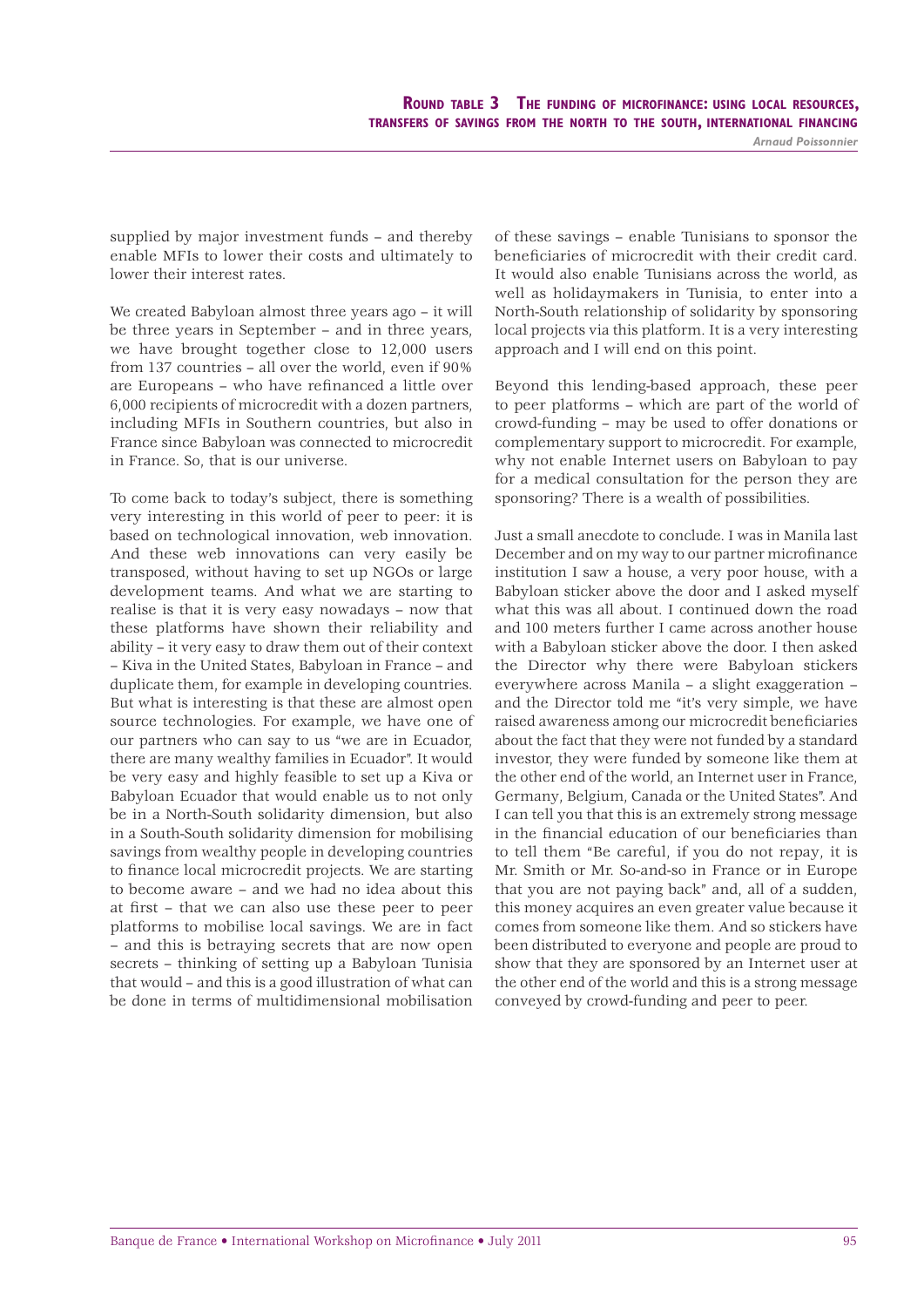supplied by major investment funds – and thereby enable MFIs to lower their costs and ultimately to lower their interest rates.

We created Babyloan almost three years ago – it will be three years in September – and in three years, we have brought together close to 12,000 users from 137 countries – all over the world, even if 90% are Europeans – who have refinanced a little over 6,000 recipients of microcredit with a dozen partners, including MFIs in Southern countries, but also in France since Babyloan was connected to microcredit in France. So, that is our universe.

To come back to today's subject, there is something very interesting in this world of peer to peer: it is based on technological innovation, web innovation. And these web innovations can very easily be transposed, without having to set up NGOs or large development teams. And what we are starting to realise is that it is very easy nowadays – now that these platforms have shown their reliability and ability – it very easy to draw them out of their context – Kiva in the United States, Babyloan in France – and duplicate them, for example in developing countries. But what is interesting is that these are almost open source technologies. For example, we have one of our partners who can say to us "we are in Ecuador, there are many wealthy families in Ecuador". It would be very easy and highly feasible to set up a Kiva or Babyloan Ecuador that would enable us to not only be in a North-South solidarity dimension, but also in a South-South solidarity dimension for mobilising savings from wealthy people in developing countries to finance local microcredit projects. We are starting to become aware – and we had no idea about this at first – that we can also use these peer to peer platforms to mobilise local savings. We are in fact – and this is betraying secrets that are now open secrets – thinking of setting up a Babyloan Tunisia that would – and this is a good illustration of what can be done in terms of multidimensional mobilisation of these savings – enable Tunisians to sponsor the beneficiaries of microcredit with their credit card. It would also enable Tunisians across the world, as well as holidaymakers in Tunisia, to enter into a North-South relationship of solidarity by sponsoring local projects via this platform. It is a very interesting approach and I will end on this point.

Beyond this lending-based approach, these peer to peer platforms – which are part of the world of crowd-funding – may be used to offer donations or complementary support to microcredit. For example, why not enable Internet users on Babyloan to pay for a medical consultation for the person they are sponsoring? There is a wealth of possibilities.

Just a small anecdote to conclude. I was in Manila last December and on my way to our partner microfinance institution I saw a house, a very poor house, with a Babyloan sticker above the door and I asked myself what this was all about. I continued down the road and 100 meters further I came across another house with a Babyloan sticker above the door. I then asked the Director why there were Babyloan stickers everywhere across Manila – a slight exaggeration – and the Director told me "it's very simple, we have raised awareness among our microcredit beneficiaries about the fact that they were not funded by a standard investor, they were funded by someone like them at the other end of the world, an Internet user in France, Germany, Belgium, Canada or the United States". And I can tell you that this is an extremely strong message in the financial education of our beneficiaries than to tell them "Be careful, if you do not repay, it is Mr. Smith or Mr. So-and-so in France or in Europe that you are not paying back" and, all of a sudden, this money acquires an even greater value because it comes from someone like them. And so stickers have been distributed to everyone and people are proud to show that they are sponsored by an Internet user at the other end of the world and this is a strong message conveyed by crowd-funding and peer to peer.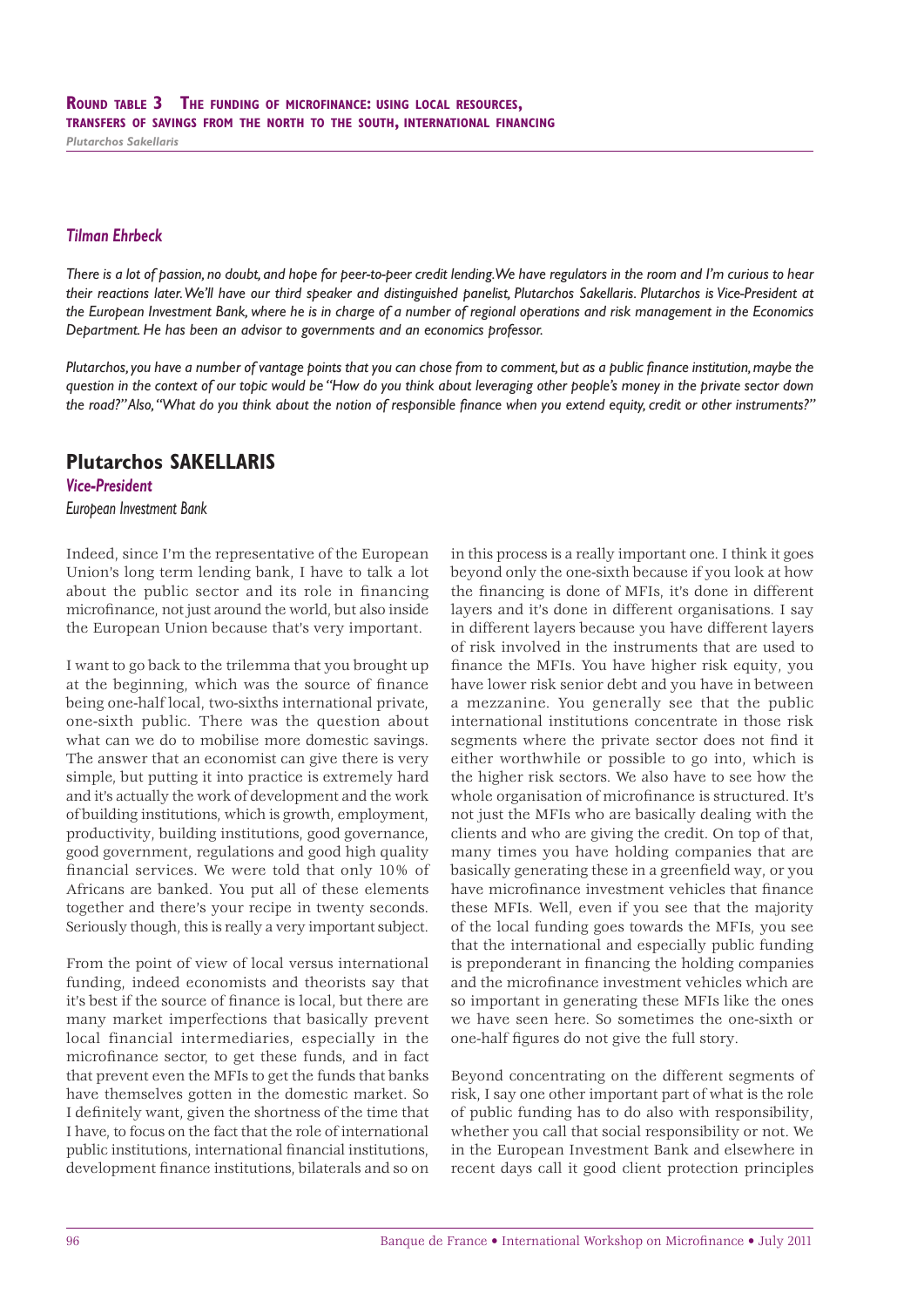### *Tilman Ehrbeck*

*There is a lot of passion, no doubt, and hope for peer-to-peer credit lending. We have regulators in the room and I'm curious to hear their reactions later. We'll have our third speaker and distinguished panelist, Plutarchos Sakellaris. Plutarchos is Vice-President at the European Investment Bank, where he is in charge of a number of regional operations and risk management in the Economics Department. He has been an advisor to governments and an economics professor.*

*Plutarchos, you have a number of vantage points that you can chose from to comment, but as a public finance institution, maybe the question in the context of our topic would be "How do you think about leveraging other people's money in the private sector down the road?" Also, "What do you think about the notion of responsible finance when you extend equity, credit or other instruments?"*

## Plutarchos SAKELLARIS

*Vice-President*

*European Investment Bank*

Indeed, since I'm the representative of the European Union's long term lending bank, I have to talk a lot about the public sector and its role in financing microfinance, not just around the world, but also inside the European Union because that's very important.

I want to go back to the trilemma that you brought up at the beginning, which was the source of finance being one-half local, two-sixths international private, one-sixth public. There was the question about what can we do to mobilise more domestic savings. The answer that an economist can give there is very simple, but putting it into practice is extremely hard and it's actually the work of development and the work of building institutions, which is growth, employment, productivity, building institutions, good governance, good government, regulations and good high quality financial services. We were told that only 10% of Africans are banked. You put all of these elements together and there's your recipe in twenty seconds. Seriously though, this is really a very important subject.

From the point of view of local versus international funding, indeed economists and theorists say that it's best if the source of finance is local, but there are many market imperfections that basically prevent local financial intermediaries, especially in the microfinance sector, to get these funds, and in fact that prevent even the MFIs to get the funds that banks have themselves gotten in the domestic market. So I definitely want, given the shortness of the time that I have, to focus on the fact that the role of international public institutions, international financial institutions, development finance institutions, bilaterals and so on in this process is a really important one. I think it goes beyond only the one-sixth because if you look at how the financing is done of MFIs, it's done in different layers and it's done in different organisations. I say in different layers because you have different layers of risk involved in the instruments that are used to finance the MFIs. You have higher risk equity, you have lower risk senior debt and you have in between a mezzanine. You generally see that the public international institutions concentrate in those risk segments where the private sector does not find it either worthwhile or possible to go into, which is the higher risk sectors. We also have to see how the whole organisation of microfinance is structured. It's not just the MFIs who are basically dealing with the clients and who are giving the credit. On top of that, many times you have holding companies that are basically generating these in a greenfield way, or you have microfinance investment vehicles that finance these MFIs. Well, even if you see that the majority of the local funding goes towards the MFIs, you see that the international and especially public funding is preponderant in financing the holding companies and the microfinance investment vehicles which are so important in generating these MFIs like the ones we have seen here. So sometimes the one-sixth or one-half figures do not give the full story.

Beyond concentrating on the different segments of risk, I say one other important part of what is the role of public funding has to do also with responsibility, whether you call that social responsibility or not. We in the European Investment Bank and elsewhere in recent days call it good client protection principles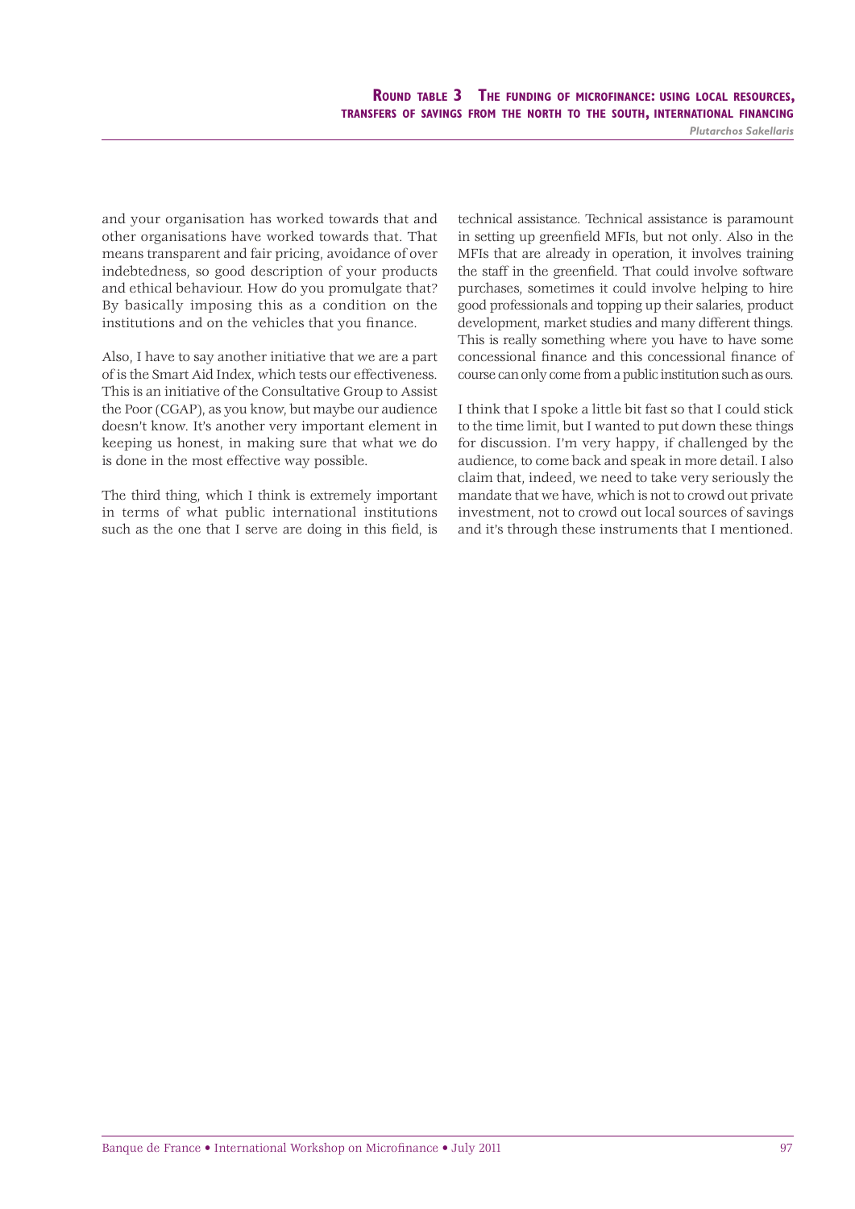and your organisation has worked towards that and other organisations have worked towards that. That means transparent and fair pricing, avoidance of over indebtedness, so good description of your products and ethical behaviour. How do you promulgate that? By basically imposing this as a condition on the institutions and on the vehicles that you finance.

Also, I have to say another initiative that we are a part of is the Smart Aid Index, which tests our effectiveness. This is an initiative of the Consultative Group to Assist the Poor (CGAP), as you know, but maybe our audience doesn't know. It's another very important element in keeping us honest, in making sure that what we do is done in the most effective way possible.

The third thing, which I think is extremely important in terms of what public international institutions such as the one that I serve are doing in this field, is technical assistance. Technical assistance is paramount in setting up greenfield MFIs, but not only. Also in the MFIs that are already in operation, it involves training the staff in the greenfield. That could involve software purchases, sometimes it could involve helping to hire good professionals and topping up their salaries, product development, market studies and many different things. This is really something where you have to have some concessional finance and this concessional finance of course can only come from a public institution such as ours.

I think that I spoke a little bit fast so that I could stick to the time limit, but I wanted to put down these things for discussion. I'm very happy, if challenged by the audience, to come back and speak in more detail. I also claim that, indeed, we need to take very seriously the mandate that we have, which is not to crowd out private investment, not to crowd out local sources of savings and it's through these instruments that I mentioned.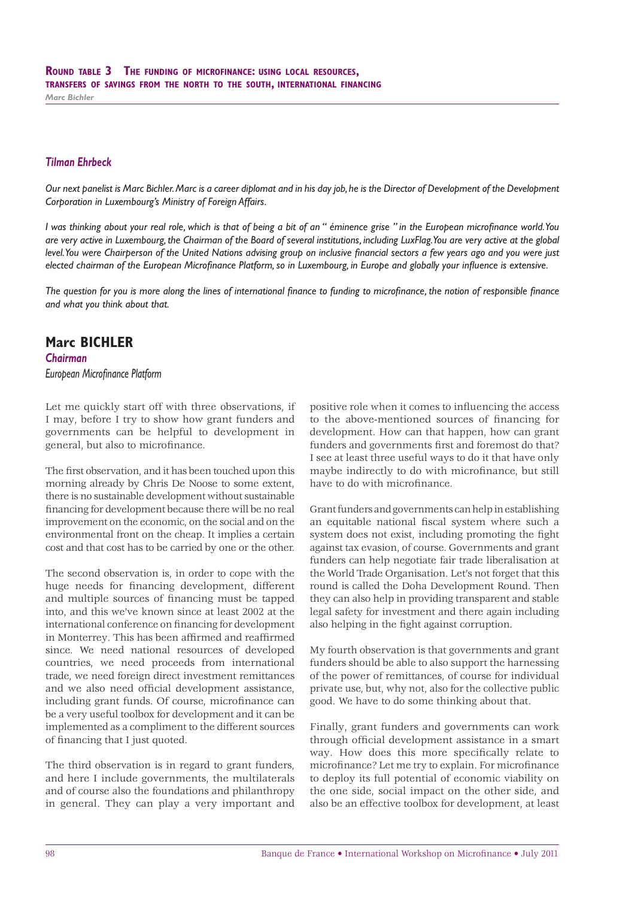### *Tilman Ehrbeck*

*Our next panelist is Marc Bichler. Marc is a career diplomat and in his day job, he is the Director of Development of the Development Corporation in Luxembourg's Ministry of Foreign Affairs.*

*I was thinking about your real role, which is that of being a bit of an " éminence grise " in the European microfinance world. You are very active in Luxembourg, the Chairman of the Board of several institutions, including LuxFlag. You are very active at the global level. You were Chairperson of the United Nations advising group on inclusive financial sectors a few years ago and you were just elected chairman of the European Microfinance Platform, so in Luxembourg, in Europe and globally your influence is extensive.*

*The question for you is more along the lines of international finance to funding to microfinance, the notion of responsible finance and what you think about that.*

## Marc BICHLER

***Chairman***

*European Microfinance Platform*

Let me quickly start off with three observations, if I may, before I try to show how grant funders and governments can be helpful to development in general, but also to microfinance.

The first observation, and it has been touched upon this morning already by Chris De Noose to some extent, there is no sustainable development without sustainable financing for development because there will be no real improvement on the economic, on the social and on the environmental front on the cheap. It implies a certain cost and that cost has to be carried by one or the other.

The second observation is, in order to cope with the huge needs for financing development, different and multiple sources of financing must be tapped into, and this we've known since at least 2002 at the international conference on financing for development in Monterrey. This has been affirmed and reaffirmed since. We need national resources of developed countries, we need proceeds from international trade, we need foreign direct investment remittances and we also need official development assistance, including grant funds. Of course, microfinance can be a very useful toolbox for development and it can be implemented as a compliment to the different sources of financing that I just quoted.

The third observation is in regard to grant funders, and here I include governments, the multilaterals and of course also the foundations and philanthropy in general. They can play a very important and positive role when it comes to influencing the access to the above-mentioned sources of financing for development. How can that happen, how can grant funders and governments first and foremost do that? I see at least three useful ways to do it that have only maybe indirectly to do with microfinance, but still have to do with microfinance.

Grant funders and governments can help in establishing an equitable national fiscal system where such a system does not exist, including promoting the fight against tax evasion, of course. Governments and grant funders can help negotiate fair trade liberalisation at the World Trade Organisation. Let's not forget that this round is called the Doha Development Round. Then they can also help in providing transparent and stable legal safety for investment and there again including also helping in the fight against corruption.

My fourth observation is that governments and grant funders should be able to also support the harnessing of the power of remittances, of course for individual private use, but, why not, also for the collective public good. We have to do some thinking about that.

Finally, grant funders and governments can work through official development assistance in a smart way. How does this more specifically relate to microfinance? Let me try to explain. For microfinance to deploy its full potential of economic viability on the one side, social impact on the other side, and also be an effective toolbox for development, at least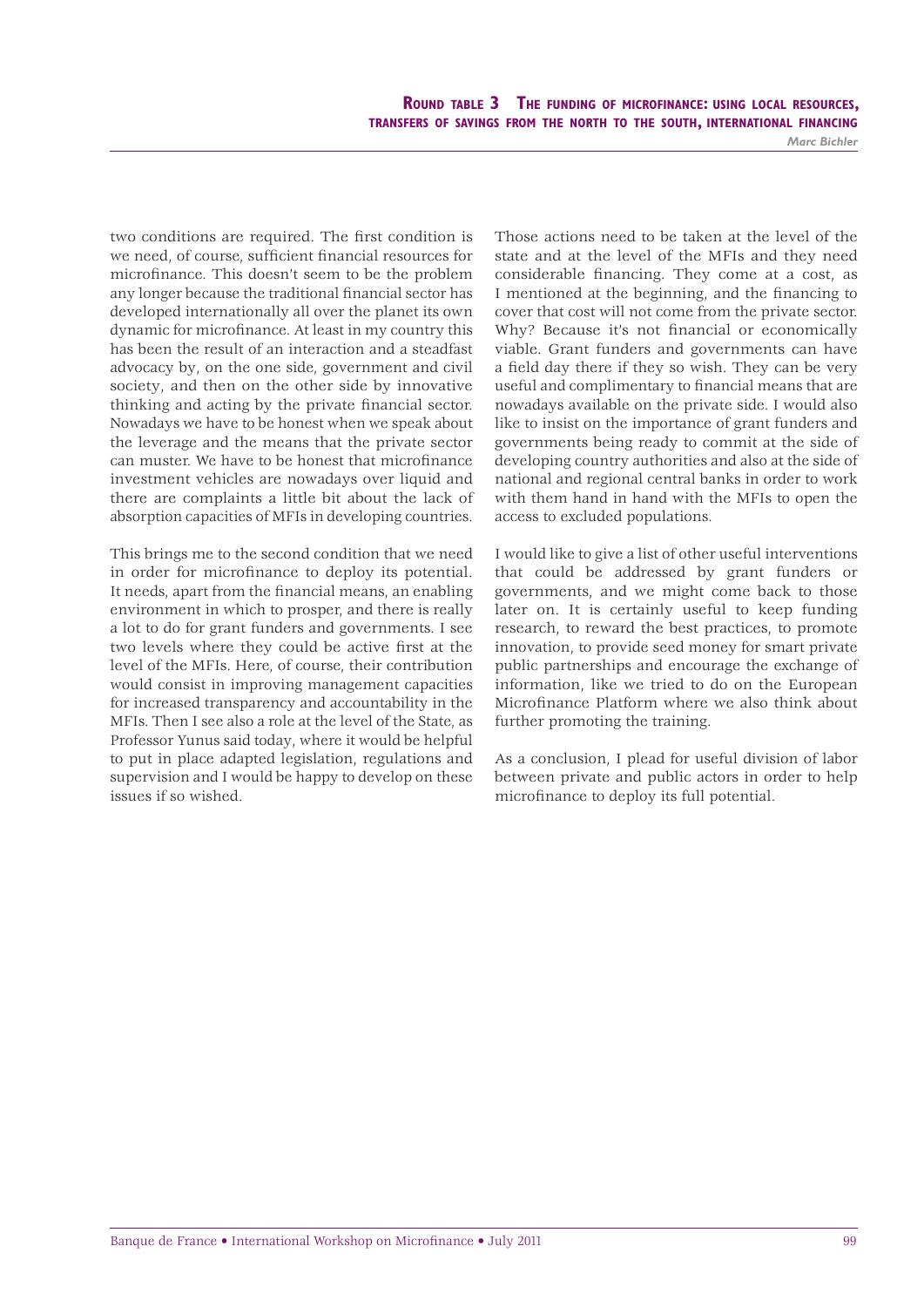two conditions are required. The first condition is we need, of course, sufficient financial resources for microfinance. This doesn't seem to be the problem any longer because the traditional financial sector has developed internationally all over the planet its own dynamic for microfinance. At least in my country this has been the result of an interaction and a steadfast advocacy by, on the one side, government and civil society, and then on the other side by innovative thinking and acting by the private financial sector. Nowadays we have to be honest when we speak about the leverage and the means that the private sector can muster. We have to be honest that microfinance investment vehicles are nowadays over liquid and there are complaints a little bit about the lack of absorption capacities of MFIs in developing countries.

This brings me to the second condition that we need in order for microfinance to deploy its potential. It needs, apart from the financial means, an enabling environment in which to prosper, and there is really a lot to do for grant funders and governments. I see two levels where they could be active first at the level of the MFIs. Here, of course, their contribution would consist in improving management capacities for increased transparency and accountability in the MFIs. Then I see also a role at the level of the State, as Professor Yunus said today, where it would be helpful to put in place adapted legislation, regulations and supervision and I would be happy to develop on these issues if so wished.

Those actions need to be taken at the level of the state and at the level of the MFIs and they need considerable financing. They come at a cost, as I mentioned at the beginning, and the financing to cover that cost will not come from the private sector. Why? Because it's not financial or economically viable. Grant funders and governments can have a field day there if they so wish. They can be very useful and complimentary to financial means that are nowadays available on the private side. I would also like to insist on the importance of grant funders and governments being ready to commit at the side of developing country authorities and also at the side of national and regional central banks in order to work with them hand in hand with the MFIs to open the access to excluded populations.

I would like to give a list of other useful interventions that could be addressed by grant funders or governments, and we might come back to those later on. It is certainly useful to keep funding research, to reward the best practices, to promote innovation, to provide seed money for smart private public partnerships and encourage the exchange of information, like we tried to do on the European Microfinance Platform where we also think about further promoting the training.

As a conclusion, I plead for useful division of labor between private and public actors in order to help microfinance to deploy its full potential.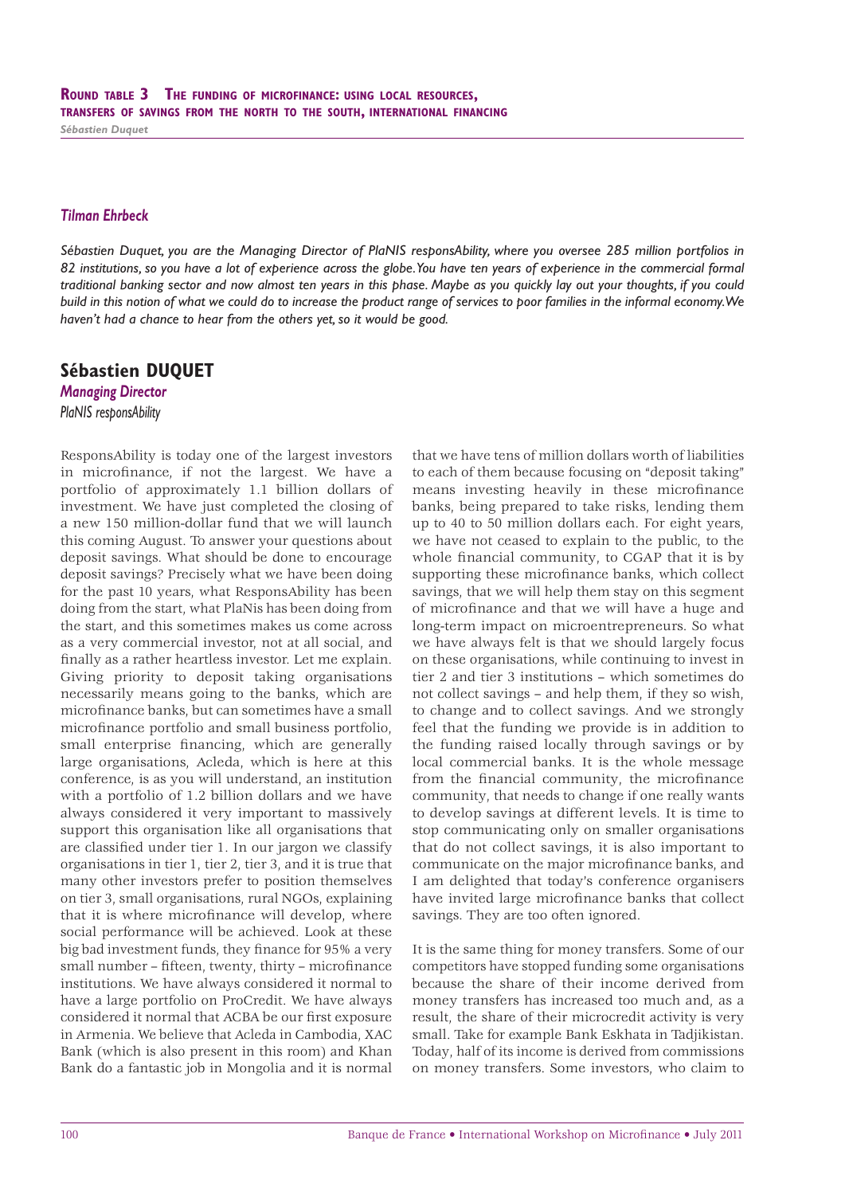### Tilman Ehrbeck

*Sébastien Duquet, you are the Managing Director of PlaNIS responsAbility, where you oversee 285 million portfolios in 82 institutions, so you have a lot of experience across the globe. You have ten years of experience in the commercial formal traditional banking sector and now almost ten years in this phase. Maybe as you quickly lay out your thoughts, if you could build in this notion of what we could do to increase the product range of services to poor families in the informal economy. We haven't had a chance to hear from the others yet, so it would be good.*

## Sébastien DUQUET

***Managing Director***

*PlaNIS responsAbility*

ResponsAbility is today one of the largest investors in microfinance, if not the largest. We have a portfolio of approximately 1.1 billion dollars of investment. We have just completed the closing of a new 150 million-dollar fund that we will launch this coming August. To answer your questions about deposit savings. What should be done to encourage deposit savings? Precisely what we have been doing for the past 10 years, what ResponsAbility has been doing from the start, what PlaNis has been doing from the start, and this sometimes makes us come across as a very commercial investor, not at all social, and finally as a rather heartless investor. Let me explain. Giving priority to deposit taking organisations necessarily means going to the banks, which are microfinance banks, but can sometimes have a small microfinance portfolio and small business portfolio, small enterprise financing, which are generally large organisations, Acleda, which is here at this conference, is as you will understand, an institution with a portfolio of 1.2 billion dollars and we have always considered it very important to massively support this organisation like all organisations that are classified under tier 1. In our jargon we classify organisations in tier 1, tier 2, tier 3, and it is true that many other investors prefer to position themselves on tier 3, small organisations, rural NGOs, explaining that it is where microfinance will develop, where social performance will be achieved. Look at these big bad investment funds, they finance for 95% a very small number – fifteen, twenty, thirty – microfinance institutions. We have always considered it normal to have a large portfolio on ProCredit. We have always considered it normal that ACBA be our first exposure in Armenia. We believe that Acleda in Cambodia, XAC Bank (which is also present in this room) and Khan Bank do a fantastic job in Mongolia and it is normal that we have tens of million dollars worth of liabilities to each of them because focusing on "deposit taking" means investing heavily in these microfinance banks, being prepared to take risks, lending them up to 40 to 50 million dollars each. For eight years, we have not ceased to explain to the public, to the whole financial community, to CGAP that it is by supporting these microfinance banks, which collect savings, that we will help them stay on this segment of microfinance and that we will have a huge and long-term impact on microentrepreneurs. So what we have always felt is that we should largely focus on these organisations, while continuing to invest in tier 2 and tier 3 institutions – which sometimes do not collect savings – and help them, if they so wish, to change and to collect savings. And we strongly feel that the funding we provide is in addition to the funding raised locally through savings or by local commercial banks. It is the whole message from the financial community, the microfinance community, that needs to change if one really wants to develop savings at different levels. It is time to stop communicating only on smaller organisations that do not collect savings, it is also important to communicate on the major microfinance banks, and I am delighted that today's conference organisers have invited large microfinance banks that collect savings. They are too often ignored.

It is the same thing for money transfers. Some of our competitors have stopped funding some organisations because the share of their income derived from money transfers has increased too much and, as a result, the share of their microcredit activity is very small. Take for example Bank Eskhata in Tadjikistan. Today, half of its income is derived from commissions on money transfers. Some investors, who claim to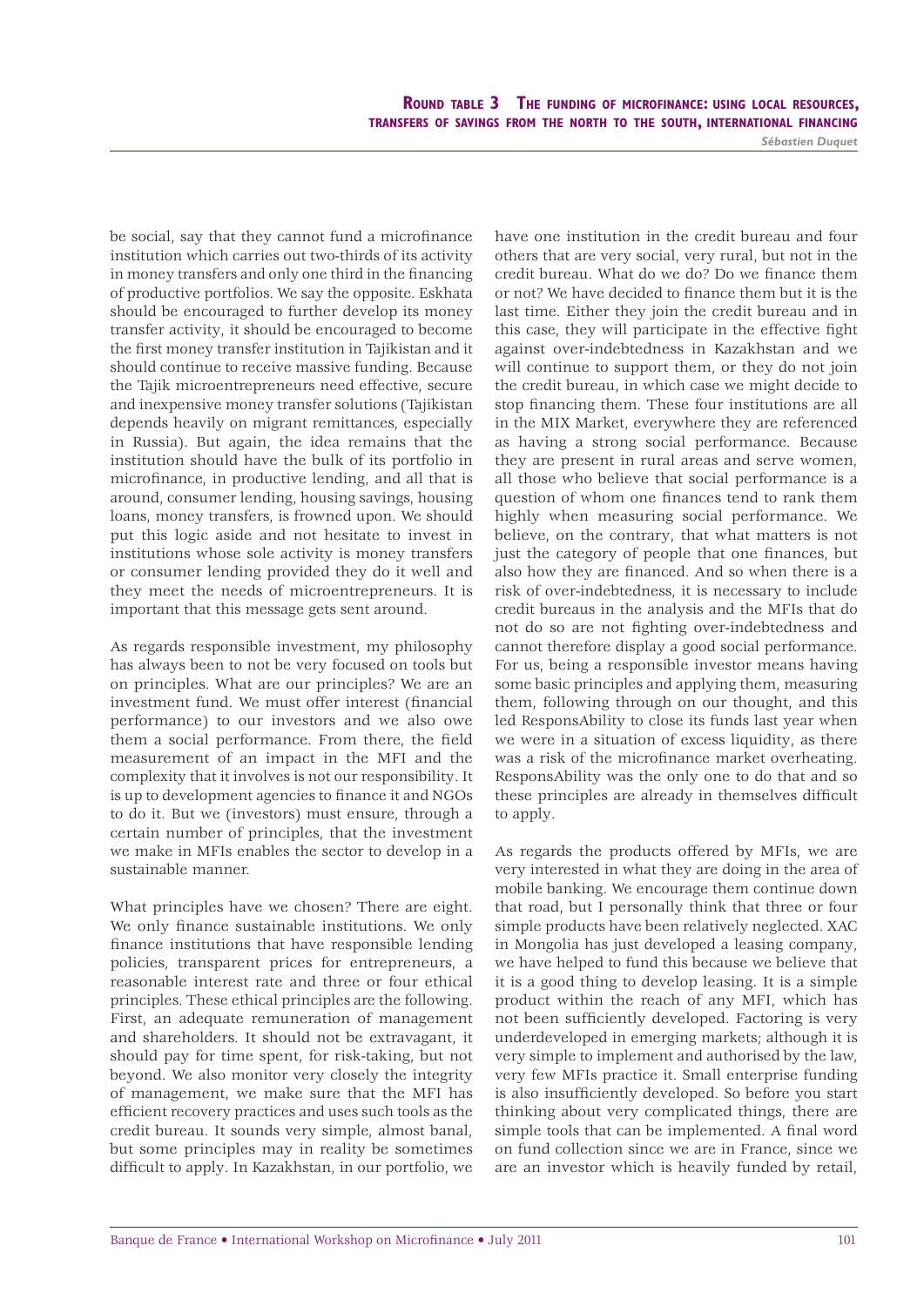be social, say that they cannot fund a microfinance institution which carries out two-thirds of its activity in money transfers and only one third in the financing of productive portfolios. We say the opposite. Eskhata should be encouraged to further develop its money transfer activity, it should be encouraged to become the first money transfer institution in Tajikistan and it should continue to receive massive funding. Because the Tajik microentrepreneurs need effective, secure and inexpensive money transfer solutions (Tajikistan depends heavily on migrant remittances, especially in Russia). But again, the idea remains that the institution should have the bulk of its portfolio in microfinance, in productive lending, and all that is around, consumer lending, housing savings, housing loans, money transfers, is frowned upon. We should put this logic aside and not hesitate to invest in institutions whose sole activity is money transfers or consumer lending provided they do it well and they meet the needs of microentrepreneurs. It is important that this message gets sent around.

As regards responsible investment, my philosophy has always been to not be very focused on tools but on principles. What are our principles? We are an investment fund. We must offer interest (financial performance) to our investors and we also owe them a social performance. From there, the field measurement of an impact in the MFI and the complexity that it involves is not our responsibility. It is up to development agencies to finance it and NGOs to do it. But we (investors) must ensure, through a certain number of principles, that the investment we make in MFIs enables the sector to develop in a sustainable manner.

What principles have we chosen? There are eight. We only finance sustainable institutions. We only finance institutions that have responsible lending policies, transparent prices for entrepreneurs, a reasonable interest rate and three or four ethical principles. These ethical principles are the following. First, an adequate remuneration of management and shareholders. It should not be extravagant, it should pay for time spent, for risk-taking, but not beyond. We also monitor very closely the integrity of management, we make sure that the MFI has efficient recovery practices and uses such tools as the credit bureau. It sounds very simple, almost banal, but some principles may in reality be sometimes difficult to apply. In Kazakhstan, in our portfolio, we have one institution in the credit bureau and four others that are very social, very rural, but not in the credit bureau. What do we do? Do we finance them or not? We have decided to finance them but it is the last time. Either they join the credit bureau and in this case, they will participate in the effective fight against over-indebtedness in Kazakhstan and we will continue to support them, or they do not join the credit bureau, in which case we might decide to stop financing them. These four institutions are all in the MIX Market, everywhere they are referenced as having a strong social performance. Because they are present in rural areas and serve women, all those who believe that social performance is a question of whom one finances tend to rank them highly when measuring social performance. We believe, on the contrary, that what matters is not just the category of people that one finances, but also how they are financed. And so when there is a risk of over-indebtedness, it is necessary to include credit bureaus in the analysis and the MFIs that do not do so are not fighting over-indebtedness and cannot therefore display a good social performance. For us, being a responsible investor means having some basic principles and applying them, measuring them, following through on our thought, and this led ResponsAbility to close its funds last year when we were in a situation of excess liquidity, as there was a risk of the microfinance market overheating. ResponsAbility was the only one to do that and so these principles are already in themselves difficult to apply.

As regards the products offered by MFIs, we are very interested in what they are doing in the area of mobile banking. We encourage them continue down that road, but I personally think that three or four simple products have been relatively neglected. XAC in Mongolia has just developed a leasing company, we have helped to fund this because we believe that it is a good thing to develop leasing. It is a simple product within the reach of any MFI, which has not been sufficiently developed. Factoring is very underdeveloped in emerging markets; although it is very simple to implement and authorised by the law, very few MFIs practice it. Small enterprise funding is also insufficiently developed. So before you start thinking about very complicated things, there are simple tools that can be implemented. A final word on fund collection since we are in France, since we are an investor which is heavily funded by retail,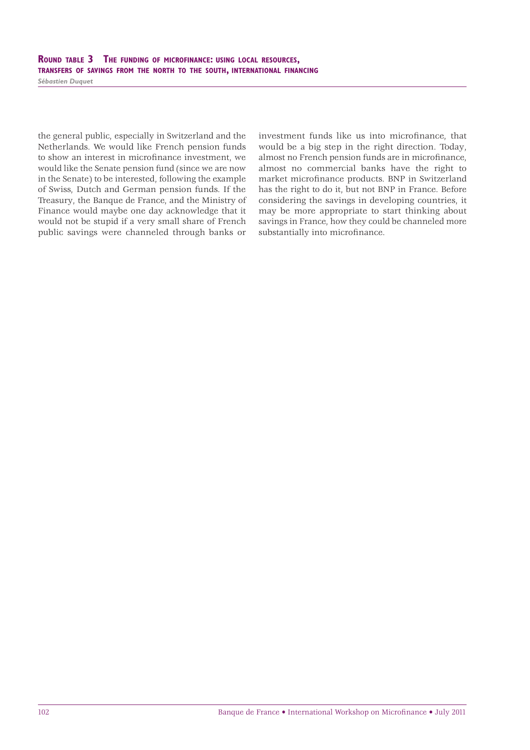the general public, especially in Switzerland and the Netherlands. We would like French pension funds to show an interest in microfinance investment, we would like the Senate pension fund (since we are now in the Senate) to be interested, following the example of Swiss, Dutch and German pension funds. If the Treasury, the Banque de France, and the Ministry of Finance would maybe one day acknowledge that it would not be stupid if a very small share of French public savings were channeled through banks or investment funds like us into microfinance, that would be a big step in the right direction. Today, almost no French pension funds are in microfinance, almost no commercial banks have the right to market microfinance products. BNP in Switzerland has the right to do it, but not BNP in France. Before considering the savings in developing countries, it may be more appropriate to start thinking about savings in France, how they could be channeled more substantially into microfinance.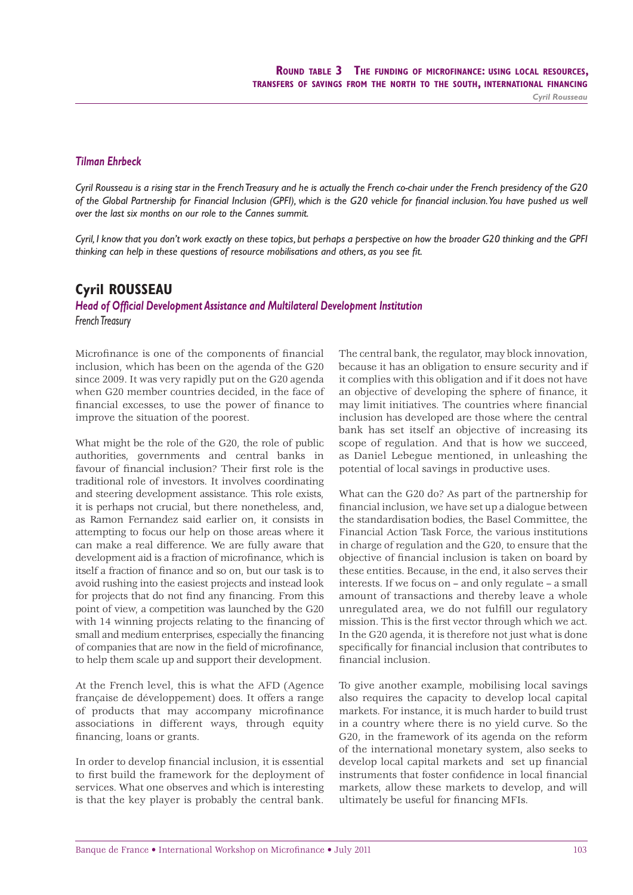### *Tilman Ehrbeck*

*Cyril Rousseau is a rising star in the French Treasury and he is actually the French co-chair under the French presidency of the G20 of the Global Partnership for Financial Inclusion (GPFI), which is the G20 vehicle for financial inclusion. You have pushed us well over the last six months on our role to the Cannes summit.*

*Cyril, I know that you don't work exactly on these topics, but perhaps a perspective on how the broader G20 thinking and the GPFI thinking can help in these questions of resource mobilisations and others, as you see fit.*

## Cyril ROUSSEAU

### *Head of Official Development Assistance and Multilateral Development Institution*

*French Treasury*

Microfinance is one of the components of financial inclusion, which has been on the agenda of the G20 since 2009. It was very rapidly put on the G20 agenda when G20 member countries decided, in the face of financial excesses, to use the power of finance to improve the situation of the poorest.

What might be the role of the G20, the role of public authorities, governments and central banks in favour of financial inclusion? Their first role is the traditional role of investors. It involves coordinating and steering development assistance. This role exists, it is perhaps not crucial, but there nonetheless, and, as Ramon Fernandez said earlier on, it consists in attempting to focus our help on those areas where it can make a real difference. We are fully aware that development aid is a fraction of microfinance, which is itself a fraction of finance and so on, but our task is to avoid rushing into the easiest projects and instead look for projects that do not find any financing. From this point of view, a competition was launched by the G20 with 14 winning projects relating to the financing of small and medium enterprises, especially the financing of companies that are now in the field of microfinance, to help them scale up and support their development.

At the French level, this is what the AFD (Agence française de développement) does. It offers a range of products that may accompany microfinance associations in different ways, through equity financing, loans or grants.

In order to develop financial inclusion, it is essential to first build the framework for the deployment of services. What one observes and which is interesting is that the key player is probably the central bank. The central bank, the regulator, may block innovation, because it has an obligation to ensure security and if it complies with this obligation and if it does not have an objective of developing the sphere of finance, it may limit initiatives. The countries where financial inclusion has developed are those where the central bank has set itself an objective of increasing its scope of regulation. And that is how we succeed, as Daniel Lebegue mentioned, in unleashing the potential of local savings in productive uses.

What can the G20 do? As part of the partnership for financial inclusion, we have set up a dialogue between the standardisation bodies, the Basel Committee, the Financial Action Task Force, the various institutions in charge of regulation and the G20, to ensure that the objective of financial inclusion is taken on board by these entities. Because, in the end, it also serves their interests. If we focus on – and only regulate – a small amount of transactions and thereby leave a whole unregulated area, we do not fulfill our regulatory mission. This is the first vector through which we act. In the G20 agenda, it is therefore not just what is done specifically for financial inclusion that contributes to financial inclusion.

To give another example, mobilising local savings also requires the capacity to develop local capital markets. For instance, it is much harder to build trust in a country where there is no yield curve. So the G20, in the framework of its agenda on the reform of the international monetary system, also seeks to develop local capital markets and set up financial instruments that foster confidence in local financial markets, allow these markets to develop, and will ultimately be useful for financing MFIs.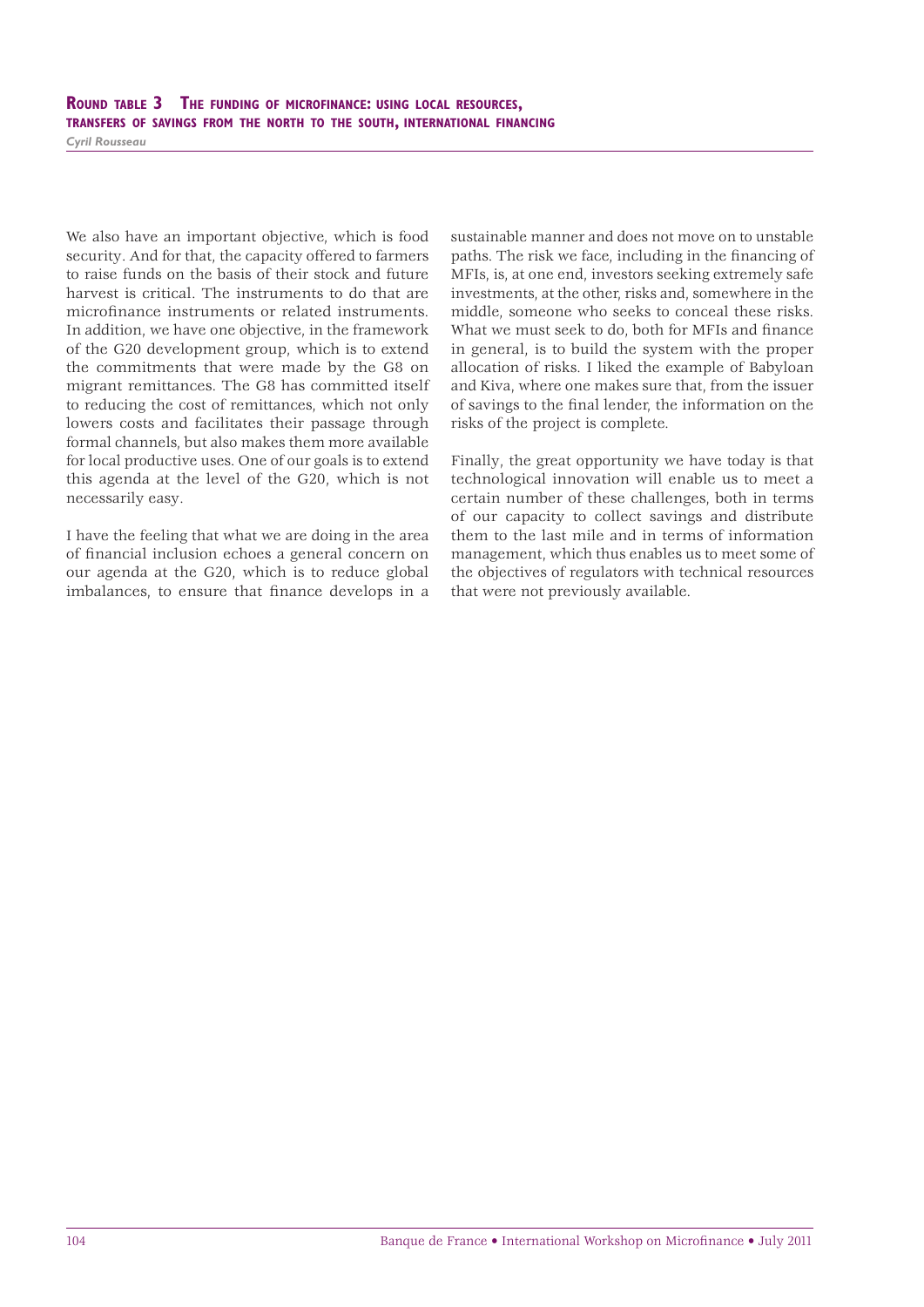We also have an important objective, which is food security. And for that, the capacity offered to farmers to raise funds on the basis of their stock and future harvest is critical. The instruments to do that are microfinance instruments or related instruments. In addition, we have one objective, in the framework of the G20 development group, which is to extend the commitments that were made by the G8 on migrant remittances. The G8 has committed itself to reducing the cost of remittances, which not only lowers costs and facilitates their passage through formal channels, but also makes them more available for local productive uses. One of our goals is to extend this agenda at the level of the G20, which is not necessarily easy.

I have the feeling that what we are doing in the area of financial inclusion echoes a general concern on our agenda at the G20, which is to reduce global imbalances, to ensure that finance develops in a sustainable manner and does not move on to unstable paths. The risk we face, including in the financing of MFIs, is, at one end, investors seeking extremely safe investments, at the other, risks and, somewhere in the middle, someone who seeks to conceal these risks. What we must seek to do, both for MFIs and finance in general, is to build the system with the proper allocation of risks. I liked the example of Babyloan and Kiva, where one makes sure that, from the issuer of savings to the final lender, the information on the risks of the project is complete.

Finally, the great opportunity we have today is that technological innovation will enable us to meet a certain number of these challenges, both in terms of our capacity to collect savings and distribute them to the last mile and in terms of information management, which thus enables us to meet some of the objectives of regulators with technical resources that were not previously available.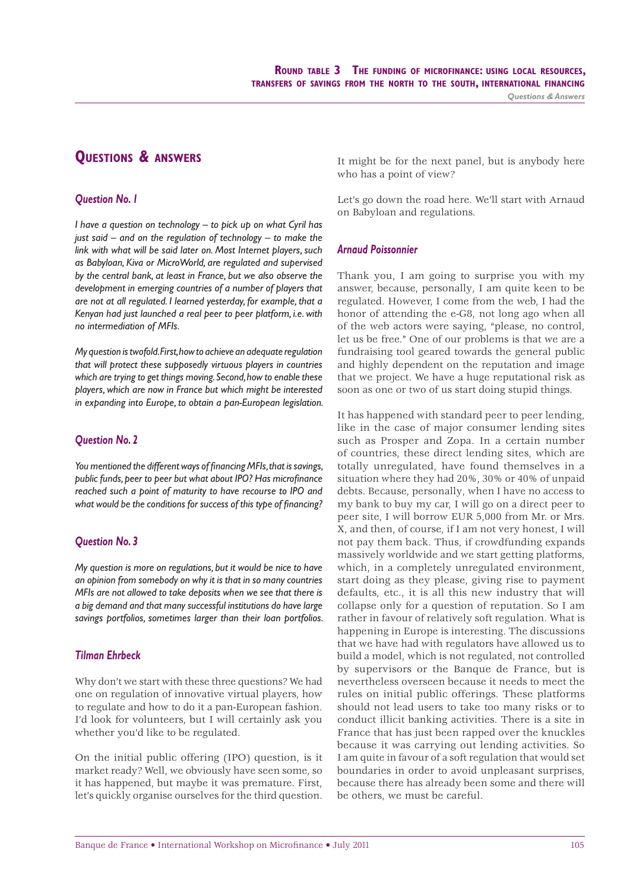## Questions & answers

### Question No. 1

*I have a question on technology – to pick up on what Cyril has just said – and on the regulation of technology – to make the link with what will be said later on. Most Internet players, such as Babyloan, Kiva or MicroWorld, are regulated and supervised by the central bank, at least in France, but we also observe the development in emerging countries of a number of players that are not at all regulated. I learned yesterday, for example, that a Kenyan had just launched a real peer to peer platform, i.e. with no intermediation of MFIs.*

*My question is twofold. First, how to achieve an adequate regulation that will protect these supposedly virtuous players in countries which are trying to get things moving. Second, how to enable these players, which are now in France but which might be interested in expanding into Europe, to obtain a pan-European legislation.*

### Question No. 2

*You mentioned the different ways of financing MFIs, that is savings, public funds, peer to peer but what about IPO? Has microfinance reached such a point of maturity to have recourse to IPO and what would be the conditions for success of this type of financing?*

### Question No. 3

*My question is more on regulations, but it would be nice to have an opinion from somebody on why it is that in so many countries MFIs are not allowed to take deposits when we see that there is a big demand and that many successful institutions do have large savings portfolios, sometimes larger than their loan portfolios.*

### Tilman Ehrbeck

Why don't we start with these three questions? We had one on regulation of innovative virtual players, how to regulate and how to do it a pan-European fashion. I'd look for volunteers, but I will certainly ask you whether you'd like to be regulated.

On the initial public offering (IPO) question, is it market ready? Well, we obviously have seen some, so it has happened, but maybe it was premature. First, let's quickly organise ourselves for the third question. It might be for the next panel, but is anybody here who has a point of view?

Let's go down the road here. We'll start with Arnaud on Babyloan and regulations.

### Arnaud Poissonnier

Thank you, I am going to surprise you with my answer, because, personally, I am quite keen to be regulated. However, I come from the web, I had the honor of attending the e-G8, not long ago when all of the web actors were saying, "please, no control, let us be free." One of our problems is that we are a fundraising tool geared towards the general public and highly dependent on the reputation and image that we project. We have a huge reputational risk as soon as one or two of us start doing stupid things.

It has happened with standard peer to peer lending, like in the case of major consumer lending sites such as Prosper and Zopa. In a certain number of countries, these direct lending sites, which are totally unregulated, have found themselves in a situation where they had 20%, 30% or 40% of unpaid debts. Because, personally, when I have no access to my bank to buy my car, I will go on a direct peer to peer site, I will borrow EUR 5,000 from Mr. or Mrs. X, and then, of course, if I am not very honest, I will not pay them back. Thus, if crowdfunding expands massively worldwide and we start getting platforms, which, in a completely unregulated environment, start doing as they please, giving rise to payment defaults, etc., it is all this new industry that will collapse only for a question of reputation. So I am rather in favour of relatively soft regulation. What is happening in Europe is interesting. The discussions that we have had with regulators have allowed us to build a model, which is not regulated, not controlled by supervisors or the Banque de France, but is nevertheless overseen because it needs to meet the rules on initial public offerings. These platforms should not lead users to take too many risks or to conduct illicit banking activities. There is a site in France that has just been rapped over the knuckles because it was carrying out lending activities. So I am quite in favour of a soft regulation that would set boundaries in order to avoid unpleasant surprises, because there has already been some and there will be others, we must be careful.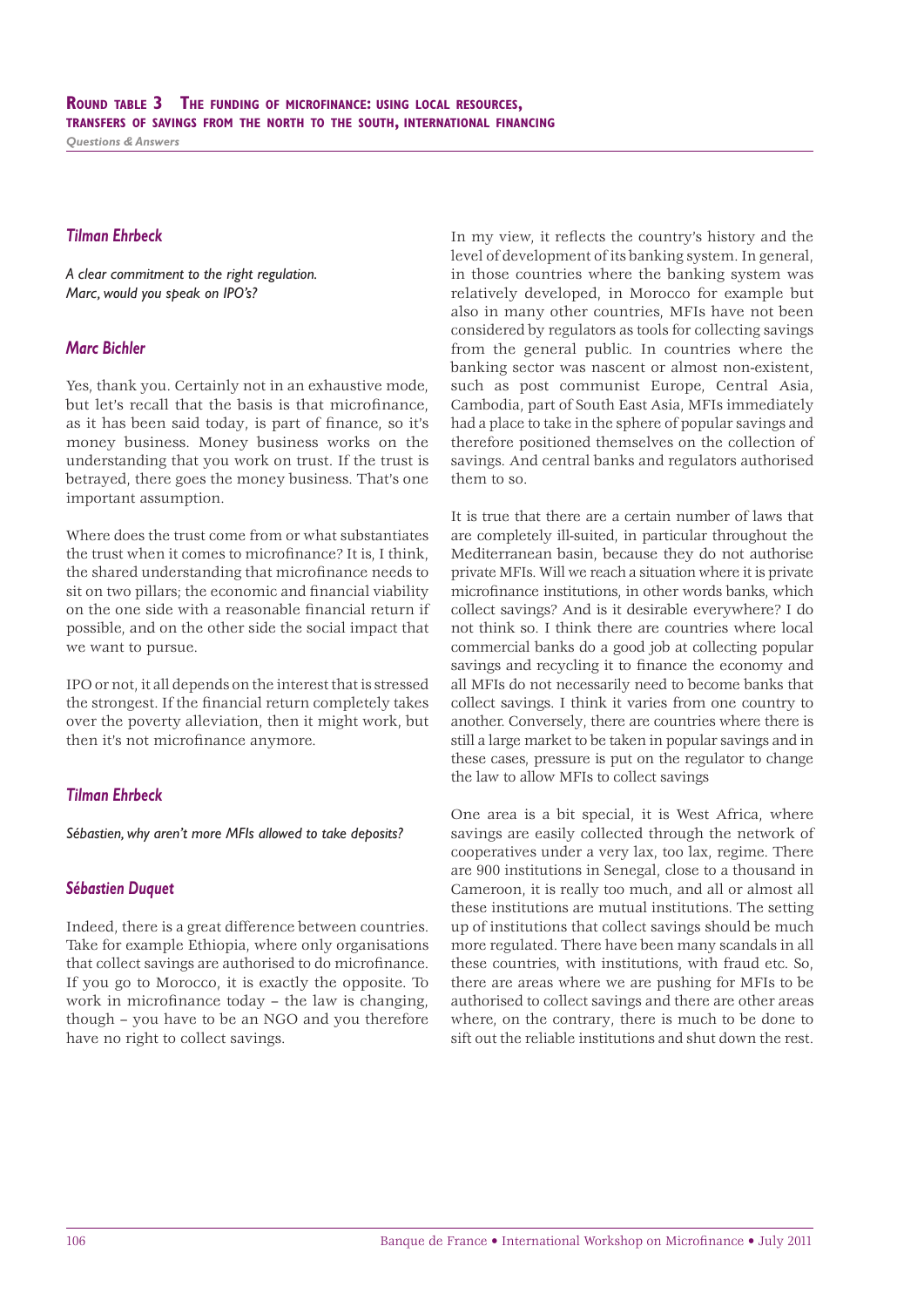### *Tilman Ehrbeck*

*A clear commitment to the right regulation. Marc, would you speak on IPO's?*

### *Marc Bichler*

Yes, thank you. Certainly not in an exhaustive mode, but let's recall that the basis is that microfinance, as it has been said today, is part of finance, so it's money business. Money business works on the understanding that you work on trust. If the trust is betrayed, there goes the money business. That's one important assumption.

Where does the trust come from or what substantiates the trust when it comes to microfinance? It is, I think, the shared understanding that microfinance needs to sit on two pillars; the economic and financial viability on the one side with a reasonable financial return if possible, and on the other side the social impact that we want to pursue.

IPO or not, it all depends on the interest that is stressed the strongest. If the financial return completely takes over the poverty alleviation, then it might work, but then it's not microfinance anymore.

### *Tilman Ehrbeck*

*Sébastien, why aren't more MFIs allowed to take deposits?*

### *Sébastien Duquet*

Indeed, there is a great difference between countries. Take for example Ethiopia, where only organisations that collect savings are authorised to do microfinance. If you go to Morocco, it is exactly the opposite. To work in microfinance today – the law is changing, though – you have to be an NGO and you therefore have no right to collect savings.

In my view, it reflects the country's history and the level of development of its banking system. In general, in those countries where the banking system was relatively developed, in Morocco for example but also in many other countries, MFIs have not been considered by regulators as tools for collecting savings from the general public. In countries where the banking sector was nascent or almost non-existent, such as post communist Europe, Central Asia, Cambodia, part of South East Asia, MFIs immediately had a place to take in the sphere of popular savings and therefore positioned themselves on the collection of savings. And central banks and regulators authorised them to so.

It is true that there are a certain number of laws that are completely ill-suited, in particular throughout the Mediterranean basin, because they do not authorise private MFIs. Will we reach a situation where it is private microfinance institutions, in other words banks, which collect savings? And is it desirable everywhere? I do not think so. I think there are countries where local commercial banks do a good job at collecting popular savings and recycling it to finance the economy and all MFIs do not necessarily need to become banks that collect savings. I think it varies from one country to another. Conversely, there are countries where there is still a large market to be taken in popular savings and in these cases, pressure is put on the regulator to change the law to allow MFIs to collect savings

One area is a bit special, it is West Africa, where savings are easily collected through the network of cooperatives under a very lax, too lax, regime. There are 900 institutions in Senegal, close to a thousand in Cameroon, it is really too much, and all or almost all these institutions are mutual institutions. The setting up of institutions that collect savings should be much more regulated. There have been many scandals in all these countries, with institutions, with fraud etc. So, there are areas where we are pushing for MFIs to be authorised to collect savings and there are other areas where, on the contrary, there is much to be done to sift out the reliable institutions and shut down the rest.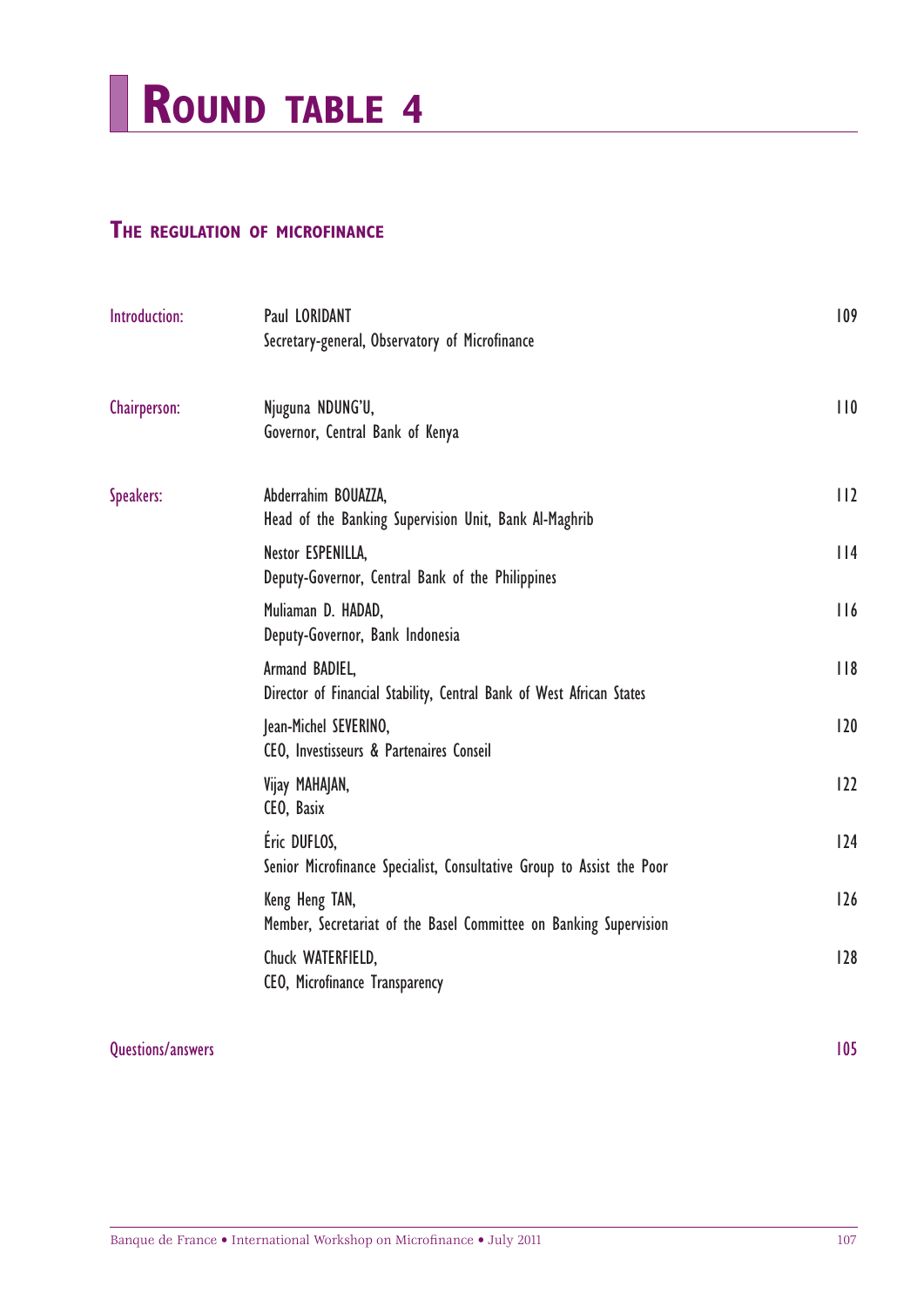# ROUND TABLE 4

## THE REGULATION OF MICROFINANCE

| | | |
|---|---|---|
| Introduction: | Paul LORIDANT<br>Secretary-general, Observatory of Microfinance | 109 |
| Chairperson: | Njuguna NDUNG'U,<br>Governor, Central Bank of Kenya | 110 |
| Speakers: | Abderrahim BOUAZZA,<br>Head of the Banking Supervision Unit, Bank Al-Maghrib | 112 |
| | Nestor ESPENILLA,<br>Deputy-Governor, Central Bank of the Philippines | 114 |
| | Muliaman D. HADAD,<br>Deputy-Governor, Bank Indonesia | 116 |
| | Armand BADIEL,<br>Director of Financial Stability, Central Bank of West African States | 118 |
| | Jean-Michel SEVERINO,<br>CEO, Investisseurs & Partenaires Conseil | 120 |
| | Vijay MAHAJAN,<br>CEO, Basix | 122 |
| | Éric DUFLOS,<br>Senior Microfinance Specialist, Consultative Group to Assist the Poor | 124 |
| | Keng Heng TAN,<br>Member, Secretariat of the Basel Committee on Banking Supervision | 126 |
| | Chuck WATERFIELD,<br>CEO, Microfinance Transparency | 128 |

Questions/answers 105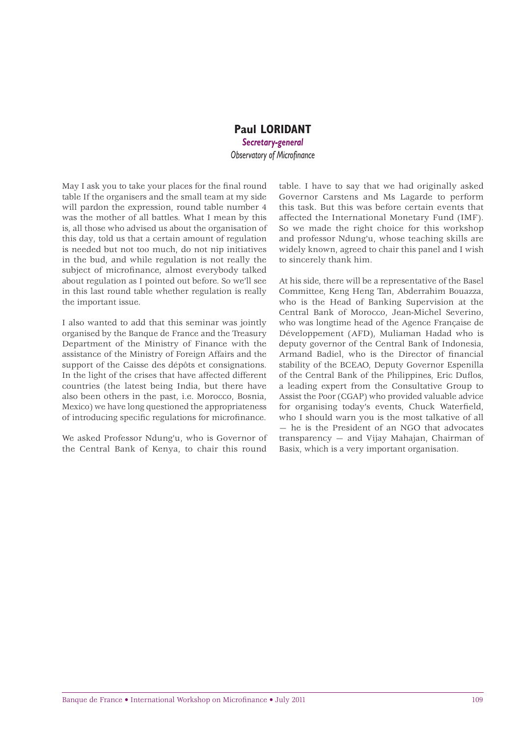## Paul LORIDANT

***Secretary-general***

*Observatory of Microfinance*

May I ask you to take your places for the final round table If the organisers and the small team at my side will pardon the expression, round table number 4 was the mother of all battles. What I mean by this is, all those who advised us about the organisation of this day, told us that a certain amount of regulation is needed but not too much, do not nip initiatives in the bud, and while regulation is not really the subject of microfinance, almost everybody talked about regulation as I pointed out before. So we'll see in this last round table whether regulation is really the important issue.

I also wanted to add that this seminar was jointly organised by the Banque de France and the Treasury Department of the Ministry of Finance with the assistance of the Ministry of Foreign Affairs and the support of the Caisse des dépôts et consignations. In the light of the crises that have affected different countries (the latest being India, but there have also been others in the past, i.e. Morocco, Bosnia, Mexico) we have long questioned the appropriateness of introducing specific regulations for microfinance.

We asked Professor Ndung'u, who is Governor of the Central Bank of Kenya, to chair this round table. I have to say that we had originally asked Governor Carstens and Ms Lagarde to perform this task. But this was before certain events that affected the International Monetary Fund (IMF). So we made the right choice for this workshop and professor Ndung'u, whose teaching skills are widely known, agreed to chair this panel and I wish to sincerely thank him.

At his side, there will be a representative of the Basel Committee, Keng Heng Tan, Abderrahim Bouazza, who is the Head of Banking Supervision at the Central Bank of Morocco, Jean-Michel Severino, who was longtime head of the Agence Française de Développement (AFD), Muliaman Hadad who is deputy governor of the Central Bank of Indonesia, Armand Badiel, who is the Director of financial stability of the BCEAO, Deputy Governor Espenilla of the Central Bank of the Philippines, Eric Duflos, a leading expert from the Consultative Group to Assist the Poor (CGAP) who provided valuable advice for organising today's events, Chuck Waterfield, who I should warn you is the most talkative of all — he is the President of an NGO that advocates transparency — and Vijay Mahajan, Chairman of Basix, which is a very important organisation.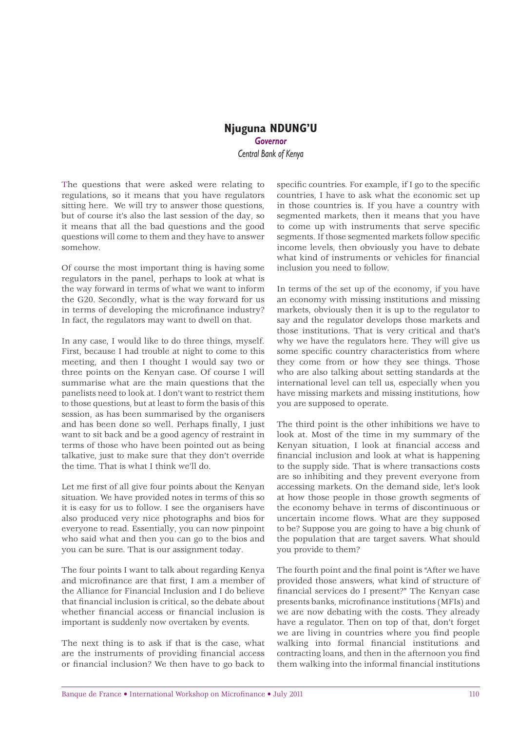## Njuguna NDUNG'U

***Governor***

*Central Bank of Kenya*

The questions that were asked were relating to regulations, so it means that you have regulators sitting here. We will try to answer those questions, but of course it's also the last session of the day, so it means that all the bad questions and the good questions will come to them and they have to answer somehow.

Of course the most important thing is having some regulators in the panel, perhaps to look at what is the way forward in terms of what we want to inform the G20. Secondly, what is the way forward for us in terms of developing the microfinance industry? In fact, the regulators may want to dwell on that.

In any case, I would like to do three things, myself. First, because I had trouble at night to come to this meeting, and then I thought I would say two or three points on the Kenyan case. Of course I will summarise what are the main questions that the panelists need to look at. I don't want to restrict them to those questions, but at least to form the basis of this session, as has been summarised by the organisers and has been done so well. Perhaps finally, I just want to sit back and be a good agency of restraint in terms of those who have been pointed out as being talkative, just to make sure that they don't override the time. That is what I think we'll do.

Let me first of all give four points about the Kenyan situation. We have provided notes in terms of this so it is easy for us to follow. I see the organisers have also produced very nice photographs and bios for everyone to read. Essentially, you can now pinpoint who said what and then you can go to the bios and you can be sure. That is our assignment today.

The four points I want to talk about regarding Kenya and microfinance are that first, I am a member of the Alliance for Financial Inclusion and I do believe that financial inclusion is critical, so the debate about whether financial access or financial inclusion is important is suddenly now overtaken by events.

The next thing is to ask if that is the case, what are the instruments of providing financial access or financial inclusion? We then have to go back to specific countries. For example, if I go to the specific countries, I have to ask what the economic set up in those countries is. If you have a country with segmented markets, then it means that you have to come up with instruments that serve specific segments. If those segmented markets follow specific income levels, then obviously you have to debate what kind of instruments or vehicles for financial inclusion you need to follow.

In terms of the set up of the economy, if you have an economy with missing institutions and missing markets, obviously then it is up to the regulator to say and the regulator develops those markets and those institutions. That is very critical and that's why we have the regulators here. They will give us some specific country characteristics from where they come from or how they see things. Those who are also talking about setting standards at the international level can tell us, especially when you have missing markets and missing institutions, how you are supposed to operate.

The third point is the other inhibitions we have to look at. Most of the time in my summary of the Kenyan situation, I look at financial access and financial inclusion and look at what is happening to the supply side. That is where transactions costs are so inhibiting and they prevent everyone from accessing markets. On the demand side, let's look at how those people in those growth segments of the economy behave in terms of discontinuous or uncertain income flows. What are they supposed to be? Suppose you are going to have a big chunk of the population that are target savers. What should you provide to them?

The fourth point and the final point is "After we have provided those answers, what kind of structure of financial services do I present?" The Kenyan case presents banks, microfinance institutions (MFIs) and we are now debating with the costs. They already have a regulator. Then on top of that, don't forget we are living in countries where you find people walking into formal financial institutions and contracting loans, and then in the afternoon you find them walking into the informal financial institutions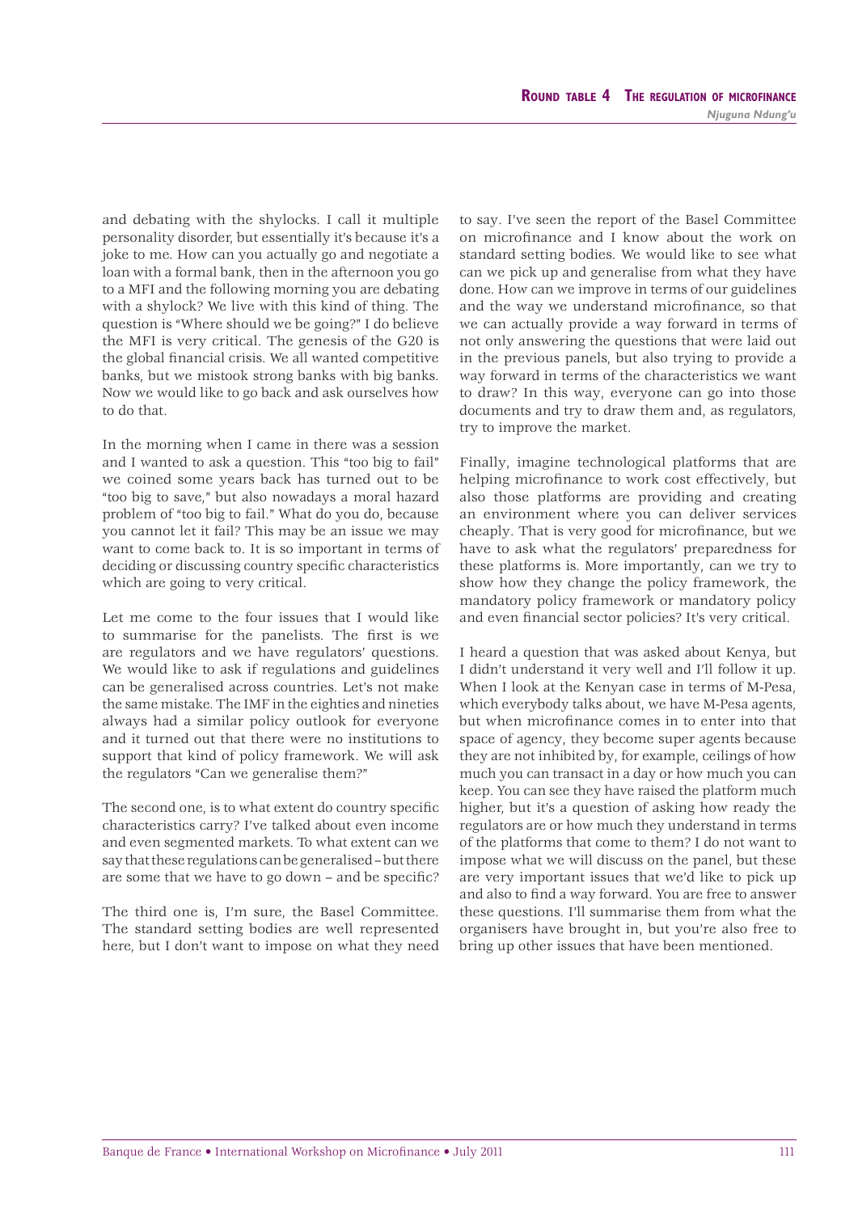and debating with the shylocks. I call it multiple personality disorder, but essentially it's because it's a joke to me. How can you actually go and negotiate a loan with a formal bank, then in the afternoon you go to a MFI and the following morning you are debating with a shylock? We live with this kind of thing. The question is "Where should we be going?" I do believe the MFI is very critical. The genesis of the G20 is the global financial crisis. We all wanted competitive banks, but we mistook strong banks with big banks. Now we would like to go back and ask ourselves how to do that.

In the morning when I came in there was a session and I wanted to ask a question. This "too big to fail" we coined some years back has turned out to be "too big to save," but also nowadays a moral hazard problem of "too big to fail." What do you do, because you cannot let it fail? This may be an issue we may want to come back to. It is so important in terms of deciding or discussing country specific characteristics which are going to very critical.

Let me come to the four issues that I would like to summarise for the panelists. The first is we are regulators and we have regulators' questions. We would like to ask if regulations and guidelines can be generalised across countries. Let's not make the same mistake. The IMF in the eighties and nineties always had a similar policy outlook for everyone and it turned out that there were no institutions to support that kind of policy framework. We will ask the regulators "Can we generalise them?"

The second one, is to what extent do country specific characteristics carry? I've talked about even income and even segmented markets. To what extent can we say that these regulations can be generalised – but there are some that we have to go down – and be specific?

The third one is, I'm sure, the Basel Committee. The standard setting bodies are well represented here, but I don't want to impose on what they need to say. I've seen the report of the Basel Committee on microfinance and I know about the work on standard setting bodies. We would like to see what can we pick up and generalise from what they have done. How can we improve in terms of our guidelines and the way we understand microfinance, so that we can actually provide a way forward in terms of not only answering the questions that were laid out in the previous panels, but also trying to provide a way forward in terms of the characteristics we want to draw? In this way, everyone can go into those documents and try to draw them and, as regulators, try to improve the market.

Finally, imagine technological platforms that are helping microfinance to work cost effectively, but also those platforms are providing and creating an environment where you can deliver services cheaply. That is very good for microfinance, but we have to ask what the regulators' preparedness for these platforms is. More importantly, can we try to show how they change the policy framework, the mandatory policy framework or mandatory policy and even financial sector policies? It's very critical.

I heard a question that was asked about Kenya, but I didn't understand it very well and I'll follow it up. When I look at the Kenyan case in terms of M-Pesa, which everybody talks about, we have M-Pesa agents, but when microfinance comes in to enter into that space of agency, they become super agents because they are not inhibited by, for example, ceilings of how much you can transact in a day or how much you can keep. You can see they have raised the platform much higher, but it's a question of asking how ready the regulators are or how much they understand in terms of the platforms that come to them? I do not want to impose what we will discuss on the panel, but these are very important issues that we'd like to pick up and also to find a way forward. You are free to answer these questions. I'll summarise them from what the organisers have brought in, but you're also free to bring up other issues that have been mentioned.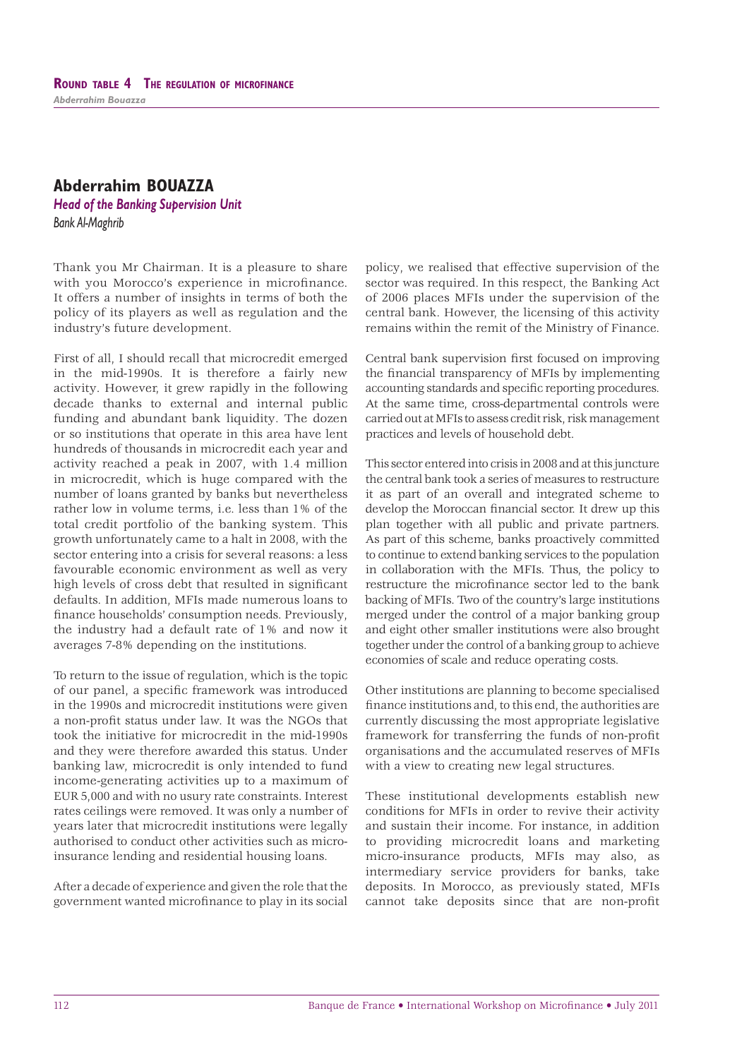## Abderrahim BOUAZZA

*Head of the Banking Supervision Unit*

Bank Al-Maghrib

Thank you Mr Chairman. It is a pleasure to share with you Morocco's experience in microfinance. It offers a number of insights in terms of both the policy of its players as well as regulation and the industry's future development.

First of all, I should recall that microcredit emerged in the mid-1990s. It is therefore a fairly new activity. However, it grew rapidly in the following decade thanks to external and internal public funding and abundant bank liquidity. The dozen or so institutions that operate in this area have lent hundreds of thousands in microcredit each year and activity reached a peak in 2007, with 1.4 million in microcredit, which is huge compared with the number of loans granted by banks but nevertheless rather low in volume terms, i.e. less than 1% of the total credit portfolio of the banking system. This growth unfortunately came to a halt in 2008, with the sector entering into a crisis for several reasons: a less favourable economic environment as well as very high levels of cross debt that resulted in significant defaults. In addition, MFIs made numerous loans to finance households' consumption needs. Previously, the industry had a default rate of 1% and now it averages 7-8% depending on the institutions.

To return to the issue of regulation, which is the topic of our panel, a specific framework was introduced in the 1990s and microcredit institutions were given a non-profit status under law. It was the NGOs that took the initiative for microcredit in the mid-1990s and they were therefore awarded this status. Under banking law, microcredit is only intended to fund income-generating activities up to a maximum of EUR 5,000 and with no usury rate constraints. Interest rates ceilings were removed. It was only a number of years later that microcredit institutions were legally authorised to conduct other activities such as micro-insurance lending and residential housing loans.

After a decade of experience and given the role that the government wanted microfinance to play in its social policy, we realised that effective supervision of the sector was required. In this respect, the Banking Act of 2006 places MFIs under the supervision of the central bank. However, the licensing of this activity remains within the remit of the Ministry of Finance.

Central bank supervision first focused on improving the financial transparency of MFIs by implementing accounting standards and specific reporting procedures. At the same time, cross-departmental controls were carried out at MFIs to assess credit risk, risk management practices and levels of household debt.

This sector entered into crisis in 2008 and at this juncture the central bank took a series of measures to restructure it as part of an overall and integrated scheme to develop the Moroccan financial sector. It drew up this plan together with all public and private partners. As part of this scheme, banks proactively committed to continue to extend banking services to the population in collaboration with the MFIs. Thus, the policy to restructure the microfinance sector led to the bank backing of MFIs. Two of the country's large institutions merged under the control of a major banking group and eight other smaller institutions were also brought together under the control of a banking group to achieve economies of scale and reduce operating costs.

Other institutions are planning to become specialised finance institutions and, to this end, the authorities are currently discussing the most appropriate legislative framework for transferring the funds of non-profit organisations and the accumulated reserves of MFIs with a view to creating new legal structures.

These institutional developments establish new conditions for MFIs in order to revive their activity and sustain their income. For instance, in addition to providing microcredit loans and marketing micro-insurance products, MFIs may also, as intermediary service providers for banks, take deposits. In Morocco, as previously stated, MFIs cannot take deposits since that are non-profit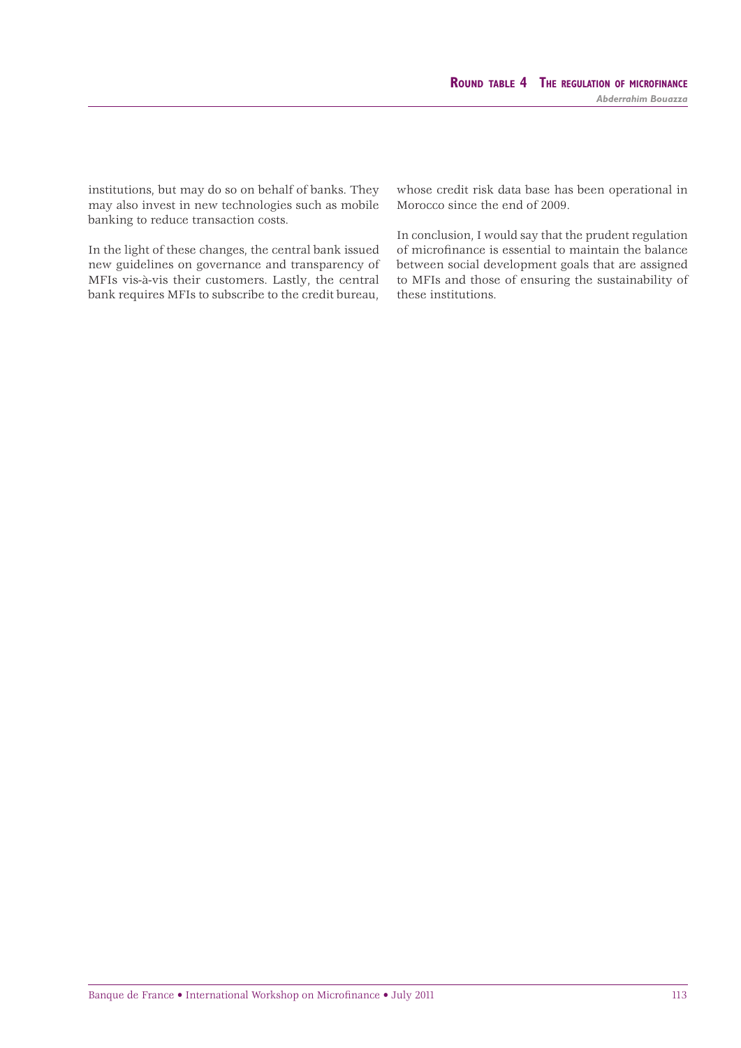institutions, but may do so on behalf of banks. They may also invest in new technologies such as mobile banking to reduce transaction costs.

In the light of these changes, the central bank issued new guidelines on governance and transparency of MFIs vis-à-vis their customers. Lastly, the central bank requires MFIs to subscribe to the credit bureau, whose credit risk data base has been operational in Morocco since the end of 2009.

In conclusion, I would say that the prudent regulation of microfinance is essential to maintain the balance between social development goals that are assigned to MFIs and those of ensuring the sustainability of these institutions.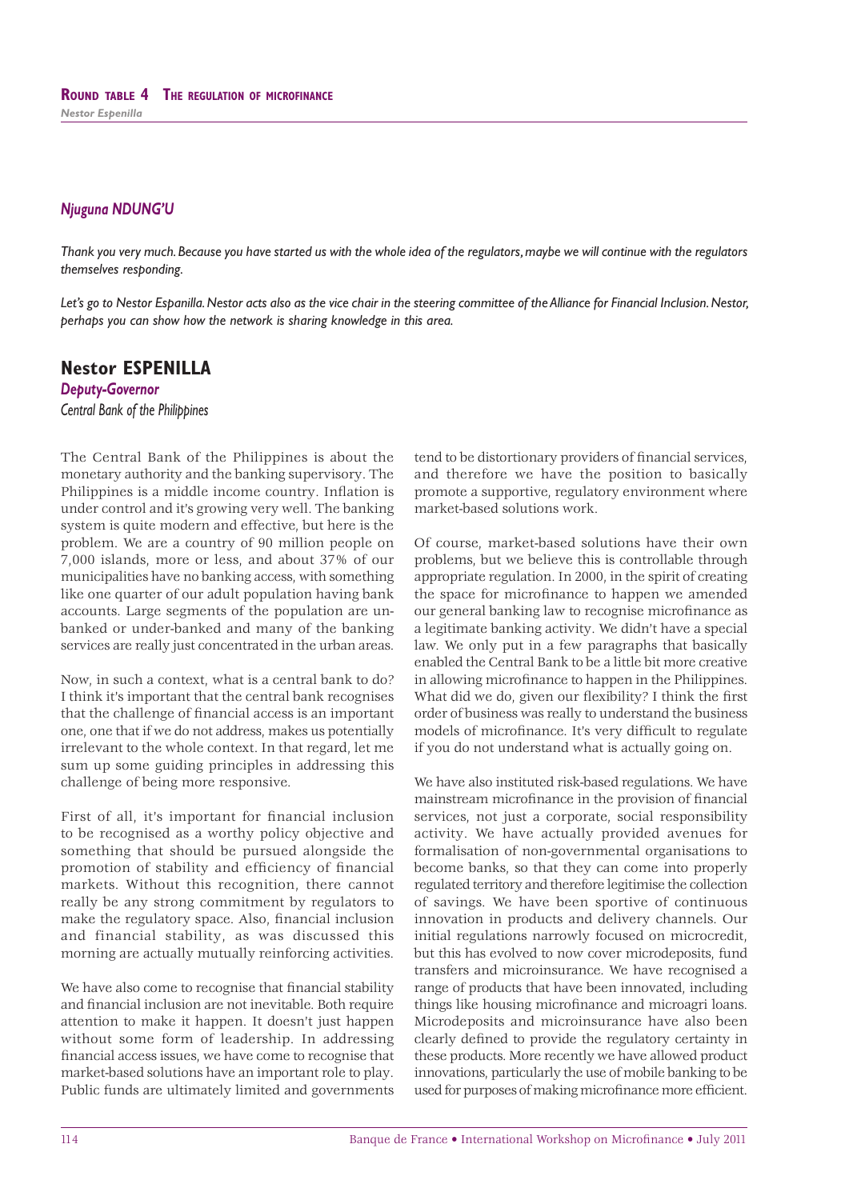### *Njuguna NDUNG'U*

*Thank you very much. Because you have started us with the whole idea of the regulators, maybe we will continue with the regulators themselves responding.*

*Let's go to Nestor Espanilla. Nestor acts also as the vice chair in the steering committee of the Alliance for Financial Inclusion. Nestor, perhaps you can show how the network is sharing knowledge in this area.*

## Nestor ESPENILLA

***Deputy-Governor***

*Central Bank of the Philippines*

The Central Bank of the Philippines is about the monetary authority and the banking supervisory. The Philippines is a middle income country. Inflation is under control and it's growing very well. The banking system is quite modern and effective, but here is the problem. We are a country of 90 million people on 7,000 islands, more or less, and about 37% of our municipalities have no banking access, with something like one quarter of our adult population having bank accounts. Large segments of the population are unbanked or under-banked and many of the banking services are really just concentrated in the urban areas.

Now, in such a context, what is a central bank to do? I think it's important that the central bank recognises that the challenge of financial access is an important one, one that if we do not address, makes us potentially irrelevant to the whole context. In that regard, let me sum up some guiding principles in addressing this challenge of being more responsive.

First of all, it's important for financial inclusion to be recognised as a worthy policy objective and something that should be pursued alongside the promotion of stability and efficiency of financial markets. Without this recognition, there cannot really be any strong commitment by regulators to make the regulatory space. Also, financial inclusion and financial stability, as was discussed this morning are actually mutually reinforcing activities.

We have also come to recognise that financial stability and financial inclusion are not inevitable. Both require attention to make it happen. It doesn't just happen without some form of leadership. In addressing financial access issues, we have come to recognise that market-based solutions have an important role to play. Public funds are ultimately limited and governments tend to be distortionary providers of financial services, and therefore we have the position to basically promote a supportive, regulatory environment where market-based solutions work.

Of course, market-based solutions have their own problems, but we believe this is controllable through appropriate regulation. In 2000, in the spirit of creating the space for microfinance to happen we amended our general banking law to recognise microfinance as a legitimate banking activity. We didn't have a special law. We only put in a few paragraphs that basically enabled the Central Bank to be a little bit more creative in allowing microfinance to happen in the Philippines. What did we do, given our flexibility? I think the first order of business was really to understand the business models of microfinance. It's very difficult to regulate if you do not understand what is actually going on.

We have also instituted risk-based regulations. We have mainstream microfinance in the provision of financial services, not just a corporate, social responsibility activity. We have actually provided avenues for formalisation of non-governmental organisations to become banks, so that they can come into properly regulated territory and therefore legitimise the collection of savings. We have been sportive of continuous innovation in products and delivery channels. Our initial regulations narrowly focused on microcredit, but this has evolved to now cover microdeposits, fund transfers and microinsurance. We have recognised a range of products that have been innovated, including things like housing microfinance and microagri loans. Microdeposits and microinsurance have also been clearly defined to provide the regulatory certainty in these products. More recently we have allowed product innovations, particularly the use of mobile banking to be used for purposes of making microfinance more efficient.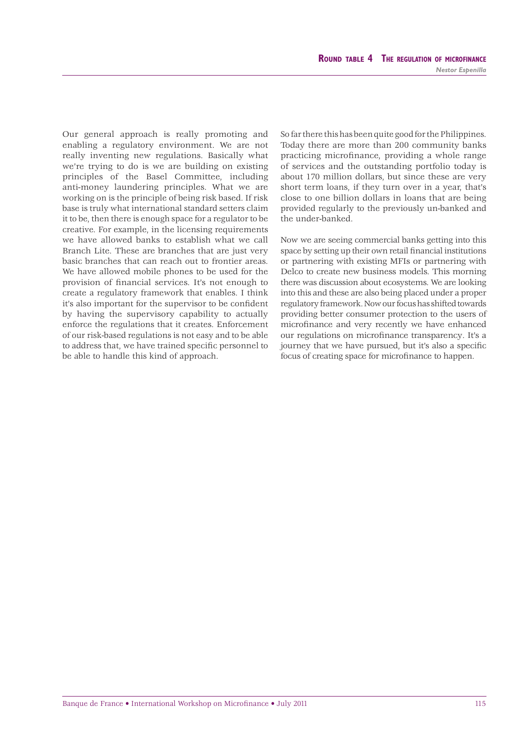Our general approach is really promoting and enabling a regulatory environment. We are not really inventing new regulations. Basically what we're trying to do is we are building on existing principles of the Basel Committee, including anti-money laundering principles. What we are working on is the principle of being risk based. If risk base is truly what international standard setters claim it to be, then there is enough space for a regulator to be creative. For example, in the licensing requirements we have allowed banks to establish what we call Branch Lite. These are branches that are just very basic branches that can reach out to frontier areas. We have allowed mobile phones to be used for the provision of financial services. It's not enough to create a regulatory framework that enables. I think it's also important for the supervisor to be confident by having the supervisory capability to actually enforce the regulations that it creates. Enforcement of our risk-based regulations is not easy and to be able to address that, we have trained specific personnel to be able to handle this kind of approach.

So far there this has been quite good for the Philippines. Today there are more than 200 community banks practicing microfinance, providing a whole range of services and the outstanding portfolio today is about 170 million dollars, but since these are very short term loans, if they turn over in a year, that's close to one billion dollars in loans that are being provided regularly to the previously un-banked and the under-banked.

Now we are seeing commercial banks getting into this space by setting up their own retail financial institutions or partnering with existing MFIs or partnering with Delco to create new business models. This morning there was discussion about ecosystems. We are looking into this and these are also being placed under a proper regulatory framework. Now our focus has shifted towards providing better consumer protection to the users of microfinance and very recently we have enhanced our regulations on microfinance transparency. It's a journey that we have pursued, but it's also a specific focus of creating space for microfinance to happen.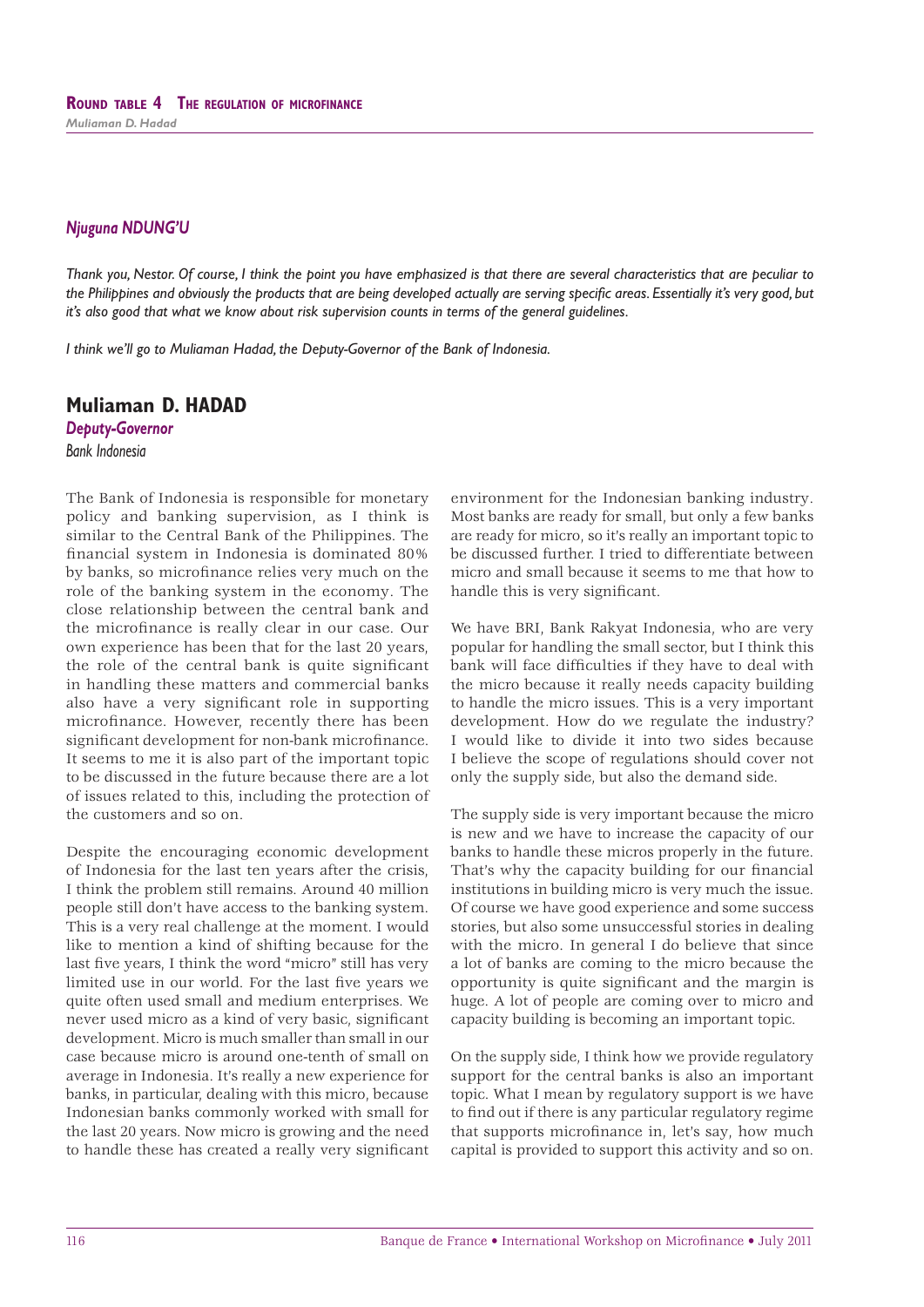### *Njuguna NDUNG'U*

*Thank you, Nestor. Of course, I think the point you have emphasized is that there are several characteristics that are peculiar to the Philippines and obviously the products that are being developed actually are serving specific areas. Essentially it's very good, but it's also good that what we know about risk supervision counts in terms of the general guidelines.*

*I think we'll go to Muliaman Hadad, the Deputy-Governor of the Bank of Indonesia.*

## Muliaman D. HADAD

***Deputy-Governor***

*Bank Indonesia*

The Bank of Indonesia is responsible for monetary policy and banking supervision, as I think is similar to the Central Bank of the Philippines. The financial system in Indonesia is dominated 80% by banks, so microfinance relies very much on the role of the banking system in the economy. The close relationship between the central bank and the microfinance is really clear in our case. Our own experience has been that for the last 20 years, the role of the central bank is quite significant in handling these matters and commercial banks also have a very significant role in supporting microfinance. However, recently there has been significant development for non-bank microfinance. It seems to me it is also part of the important topic to be discussed in the future because there are a lot of issues related to this, including the protection of the customers and so on.

Despite the encouraging economic development of Indonesia for the last ten years after the crisis, I think the problem still remains. Around 40 million people still don't have access to the banking system. This is a very real challenge at the moment. I would like to mention a kind of shifting because for the last five years, I think the word "micro" still has very limited use in our world. For the last five years we quite often used small and medium enterprises. We never used micro as a kind of very basic, significant development. Micro is much smaller than small in our case because micro is around one-tenth of small on average in Indonesia. It's really a new experience for banks, in particular, dealing with this micro, because Indonesian banks commonly worked with small for the last 20 years. Now micro is growing and the need to handle these has created a really very significant environment for the Indonesian banking industry. Most banks are ready for small, but only a few banks are ready for micro, so it's really an important topic to be discussed further. I tried to differentiate between micro and small because it seems to me that how to handle this is very significant.

We have BRI, Bank Rakyat Indonesia, who are very popular for handling the small sector, but I think this bank will face difficulties if they have to deal with the micro because it really needs capacity building to handle the micro issues. This is a very important development. How do we regulate the industry? I would like to divide it into two sides because I believe the scope of regulations should cover not only the supply side, but also the demand side.

The supply side is very important because the micro is new and we have to increase the capacity of our banks to handle these micros properly in the future. That's why the capacity building for our financial institutions in building micro is very much the issue. Of course we have good experience and some success stories, but also some unsuccessful stories in dealing with the micro. In general I do believe that since a lot of banks are coming to the micro because the opportunity is quite significant and the margin is huge. A lot of people are coming over to micro and capacity building is becoming an important topic.

On the supply side, I think how we provide regulatory support for the central banks is also an important topic. What I mean by regulatory support is we have to find out if there is any particular regulatory regime that supports microfinance in, let's say, how much capital is provided to support this activity and so on.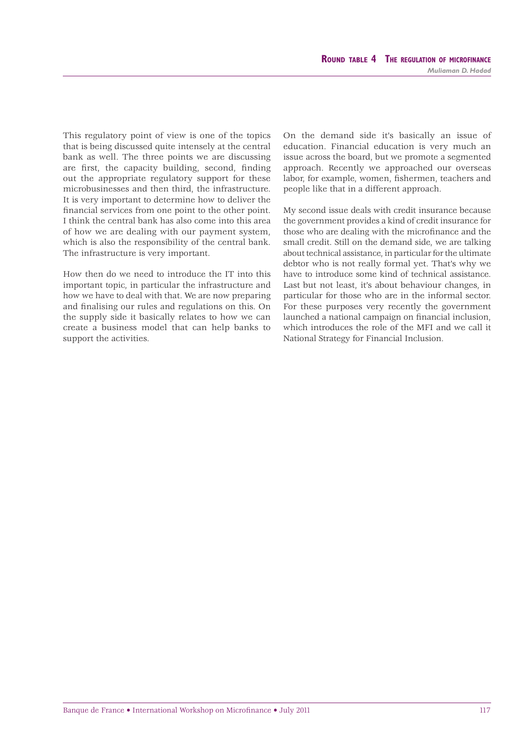This regulatory point of view is one of the topics that is being discussed quite intensely at the central bank as well. The three points we are discussing are first, the capacity building, second, finding out the appropriate regulatory support for these microbusinesses and then third, the infrastructure. It is very important to determine how to deliver the financial services from one point to the other point. I think the central bank has also come into this area of how we are dealing with our payment system, which is also the responsibility of the central bank. The infrastructure is very important.

How then do we need to introduce the IT into this important topic, in particular the infrastructure and how we have to deal with that. We are now preparing and finalising our rules and regulations on this. On the supply side it basically relates to how we can create a business model that can help banks to support the activities.

On the demand side it's basically an issue of education. Financial education is very much an issue across the board, but we promote a segmented approach. Recently we approached our overseas labor, for example, women, fishermen, teachers and people like that in a different approach.

My second issue deals with credit insurance because the government provides a kind of credit insurance for those who are dealing with the microfinance and the small credit. Still on the demand side, we are talking about technical assistance, in particular for the ultimate debtor who is not really formal yet. That's why we have to introduce some kind of technical assistance. Last but not least, it's about behaviour changes, in particular for those who are in the informal sector. For these purposes very recently the government launched a national campaign on financial inclusion, which introduces the role of the MFI and we call it National Strategy for Financial Inclusion.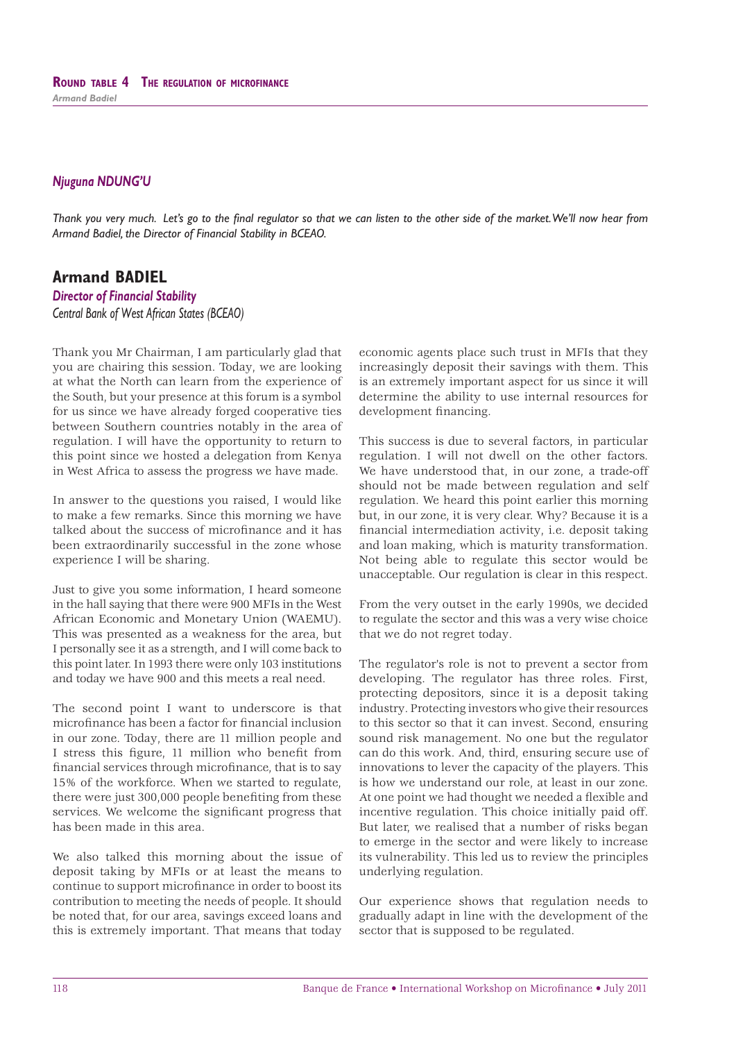### *Njuguna NDUNG'U*

*Thank you very much. Let's go to the final regulator so that we can listen to the other side of the market. We'll now hear from Armand Badiel, the Director of Financial Stability in BCEAO.*

## Armand BADIEL

***Director of Financial Stability***
*Central Bank of West African States (BCEAO)*

Thank you Mr Chairman, I am particularly glad that you are chairing this session. Today, we are looking at what the North can learn from the experience of the South, but your presence at this forum is a symbol for us since we have already forged cooperative ties between Southern countries notably in the area of regulation. I will have the opportunity to return to this point since we hosted a delegation from Kenya in West Africa to assess the progress we have made.

In answer to the questions you raised, I would like to make a few remarks. Since this morning we have talked about the success of microfinance and it has been extraordinarily successful in the zone whose experience I will be sharing.

Just to give you some information, I heard someone in the hall saying that there were 900 MFIs in the West African Economic and Monetary Union (WAEMU). This was presented as a weakness for the area, but I personally see it as a strength, and I will come back to this point later. In 1993 there were only 103 institutions and today we have 900 and this meets a real need.

The second point I want to underscore is that microfinance has been a factor for financial inclusion in our zone. Today, there are 11 million people and I stress this figure, 11 million who benefit from financial services through microfinance, that is to say 15% of the workforce. When we started to regulate, there were just 300,000 people benefiting from these services. We welcome the significant progress that has been made in this area.

We also talked this morning about the issue of deposit taking by MFIs or at least the means to continue to support microfinance in order to boost its contribution to meeting the needs of people. It should be noted that, for our area, savings exceed loans and this is extremely important. That means that today economic agents place such trust in MFIs that they increasingly deposit their savings with them. This is an extremely important aspect for us since it will determine the ability to use internal resources for development financing.

This success is due to several factors, in particular regulation. I will not dwell on the other factors. We have understood that, in our zone, a trade-off should not be made between regulation and self regulation. We heard this point earlier this morning but, in our zone, it is very clear. Why? Because it is a financial intermediation activity, i.e. deposit taking and loan making, which is maturity transformation. Not being able to regulate this sector would be unacceptable. Our regulation is clear in this respect.

From the very outset in the early 1990s, we decided to regulate the sector and this was a very wise choice that we do not regret today.

The regulator's role is not to prevent a sector from developing. The regulator has three roles. First, protecting depositors, since it is a deposit taking industry. Protecting investors who give their resources to this sector so that it can invest. Second, ensuring sound risk management. No one but the regulator can do this work. And, third, ensuring secure use of innovations to lever the capacity of the players. This is how we understand our role, at least in our zone. At one point we had thought we needed a flexible and incentive regulation. This choice initially paid off. But later, we realised that a number of risks began to emerge in the sector and were likely to increase its vulnerability. This led us to review the principles underlying regulation.

Our experience shows that regulation needs to gradually adapt in line with the development of the sector that is supposed to be regulated.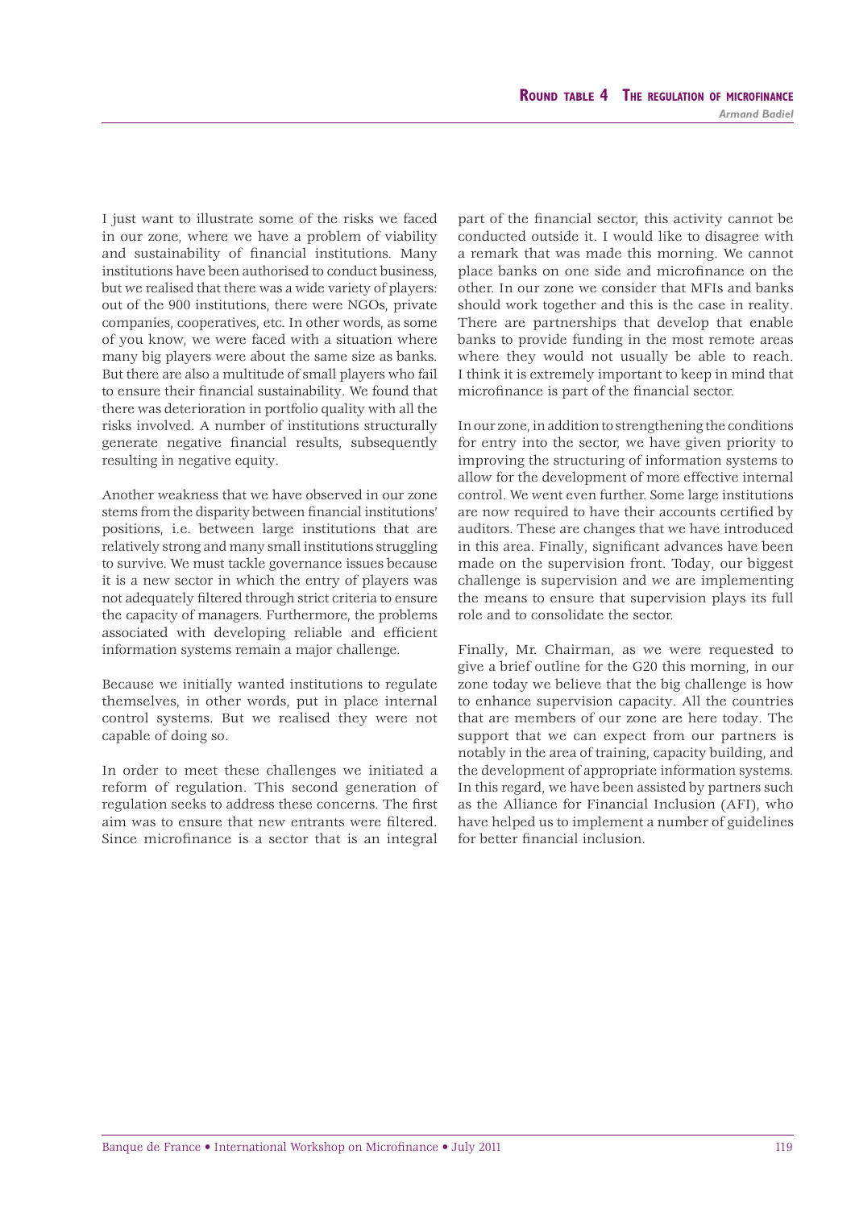I just want to illustrate some of the risks we faced in our zone, where we have a problem of viability and sustainability of financial institutions. Many institutions have been authorised to conduct business, but we realised that there was a wide variety of players: out of the 900 institutions, there were NGOs, private companies, cooperatives, etc. In other words, as some of you know, we were faced with a situation where many big players were about the same size as banks. But there are also a multitude of small players who fail to ensure their financial sustainability. We found that there was deterioration in portfolio quality with all the risks involved. A number of institutions structurally generate negative financial results, subsequently resulting in negative equity.

Another weakness that we have observed in our zone stems from the disparity between financial institutions' positions, i.e. between large institutions that are relatively strong and many small institutions struggling to survive. We must tackle governance issues because it is a new sector in which the entry of players was not adequately filtered through strict criteria to ensure the capacity of managers. Furthermore, the problems associated with developing reliable and efficient information systems remain a major challenge.

Because we initially wanted institutions to regulate themselves, in other words, put in place internal control systems. But we realised they were not capable of doing so.

In order to meet these challenges we initiated a reform of regulation. This second generation of regulation seeks to address these concerns. The first aim was to ensure that new entrants were filtered. Since microfinance is a sector that is an integral part of the financial sector, this activity cannot be conducted outside it. I would like to disagree with a remark that was made this morning. We cannot place banks on one side and microfinance on the other. In our zone we consider that MFIs and banks should work together and this is the case in reality. There are partnerships that develop that enable banks to provide funding in the most remote areas where they would not usually be able to reach. I think it is extremely important to keep in mind that microfinance is part of the financial sector.

In our zone, in addition to strengthening the conditions for entry into the sector, we have given priority to improving the structuring of information systems to allow for the development of more effective internal control. We went even further. Some large institutions are now required to have their accounts certified by auditors. These are changes that we have introduced in this area. Finally, significant advances have been made on the supervision front. Today, our biggest challenge is supervision and we are implementing the means to ensure that supervision plays its full role and to consolidate the sector.

Finally, Mr. Chairman, as we were requested to give a brief outline for the G20 this morning, in our zone today we believe that the big challenge is how to enhance supervision capacity. All the countries that are members of our zone are here today. The support that we can expect from our partners is notably in the area of training, capacity building, and the development of appropriate information systems. In this regard, we have been assisted by partners such as the Alliance for Financial Inclusion (AFI), who have helped us to implement a number of guidelines for better financial inclusion.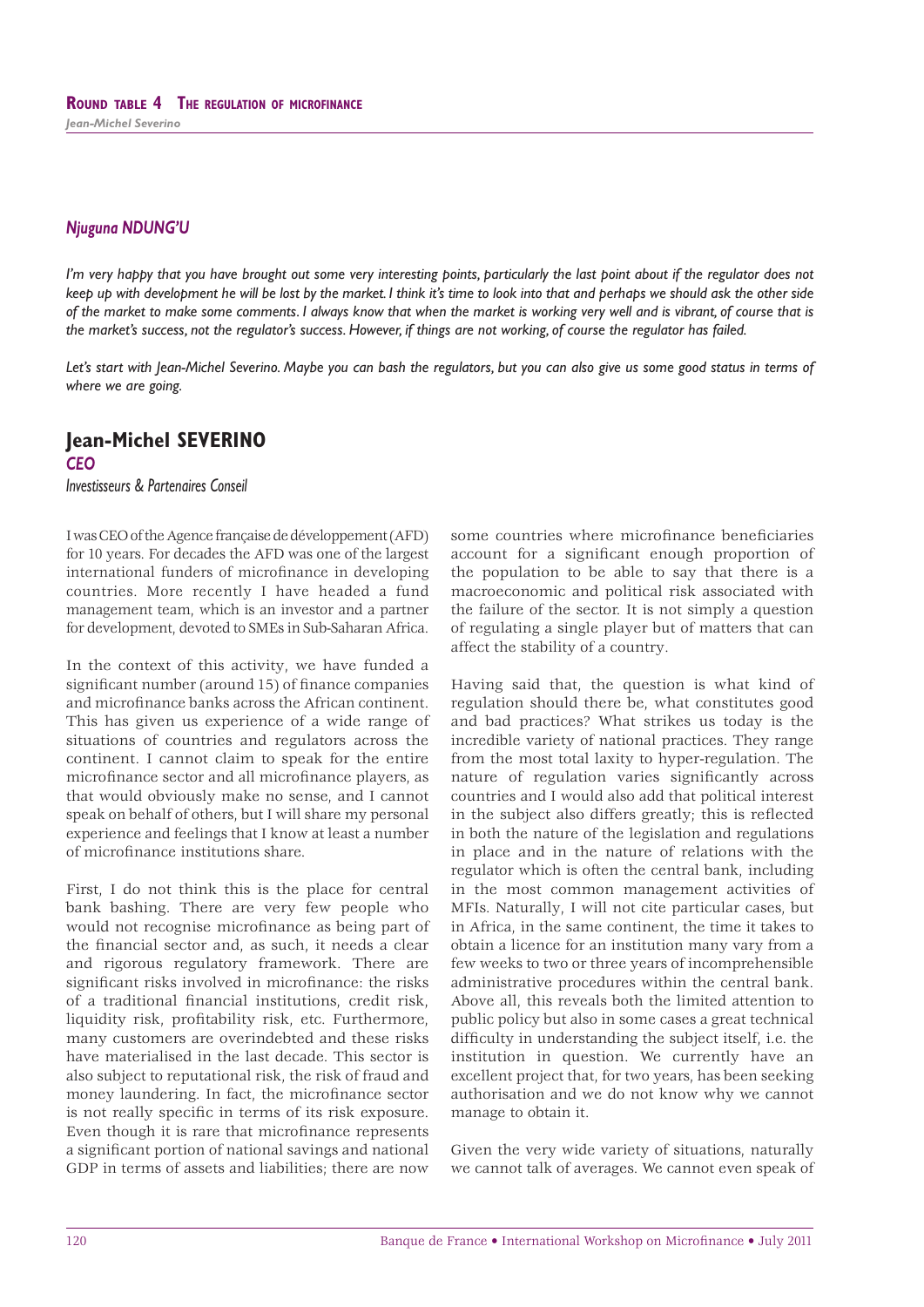### Njuguna NDUNG'U

*I'm very happy that you have brought out some very interesting points, particularly the last point about if the regulator does not keep up with development he will be lost by the market. I think it's time to look into that and perhaps we should ask the other side of the market to make some comments. I always know that when the market is working very well and is vibrant, of course that is the market's success, not the regulator's success. However, if things are not working, of course the regulator has failed.*

*Let's start with Jean-Michel Severino. Maybe you can bash the regulators, but you can also give us some good status in terms of where we are going.*

## Jean-Michel SEVERINO

***CEO***

*Investisseurs & Partenaires Conseil*

I was CEO of the Agence française de développement (AFD) for 10 years. For decades the AFD was one of the largest international funders of microfinance in developing countries. More recently I have headed a fund management team, which is an investor and a partner for development, devoted to SMEs in Sub-Saharan Africa.

In the context of this activity, we have funded a significant number (around 15) of finance companies and microfinance banks across the African continent. This has given us experience of a wide range of situations of countries and regulators across the continent. I cannot claim to speak for the entire microfinance sector and all microfinance players, as that would obviously make no sense, and I cannot speak on behalf of others, but I will share my personal experience and feelings that I know at least a number of microfinance institutions share.

First, I do not think this is the place for central bank bashing. There are very few people who would not recognise microfinance as being part of the financial sector and, as such, it needs a clear and rigorous regulatory framework. There are significant risks involved in microfinance: the risks of a traditional financial institutions, credit risk, liquidity risk, profitability risk, etc. Furthermore, many customers are overindebted and these risks have materialised in the last decade. This sector is also subject to reputational risk, the risk of fraud and money laundering. In fact, the microfinance sector is not really specific in terms of its risk exposure. Even though it is rare that microfinance represents a significant portion of national savings and national GDP in terms of assets and liabilities; there are now some countries where microfinance beneficiaries account for a significant enough proportion of the population to be able to say that there is a macroeconomic and political risk associated with the failure of the sector. It is not simply a question of regulating a single player but of matters that can affect the stability of a country.

Having said that, the question is what kind of regulation should there be, what constitutes good and bad practices? What strikes us today is the incredible variety of national practices. They range from the most total laxity to hyper-regulation. The nature of regulation varies significantly across countries and I would also add that political interest in the subject also differs greatly; this is reflected in both the nature of the legislation and regulations in place and in the nature of relations with the regulator which is often the central bank, including in the most common management activities of MFIs. Naturally, I will not cite particular cases, but in Africa, in the same continent, the time it takes to obtain a licence for an institution many vary from a few weeks to two or three years of incomprehensible administrative procedures within the central bank. Above all, this reveals both the limited attention to public policy but also in some cases a great technical difficulty in understanding the subject itself, i.e. the institution in question. We currently have an excellent project that, for two years, has been seeking authorisation and we do not know why we cannot manage to obtain it.

Given the very wide variety of situations, naturally we cannot talk of averages. We cannot even speak of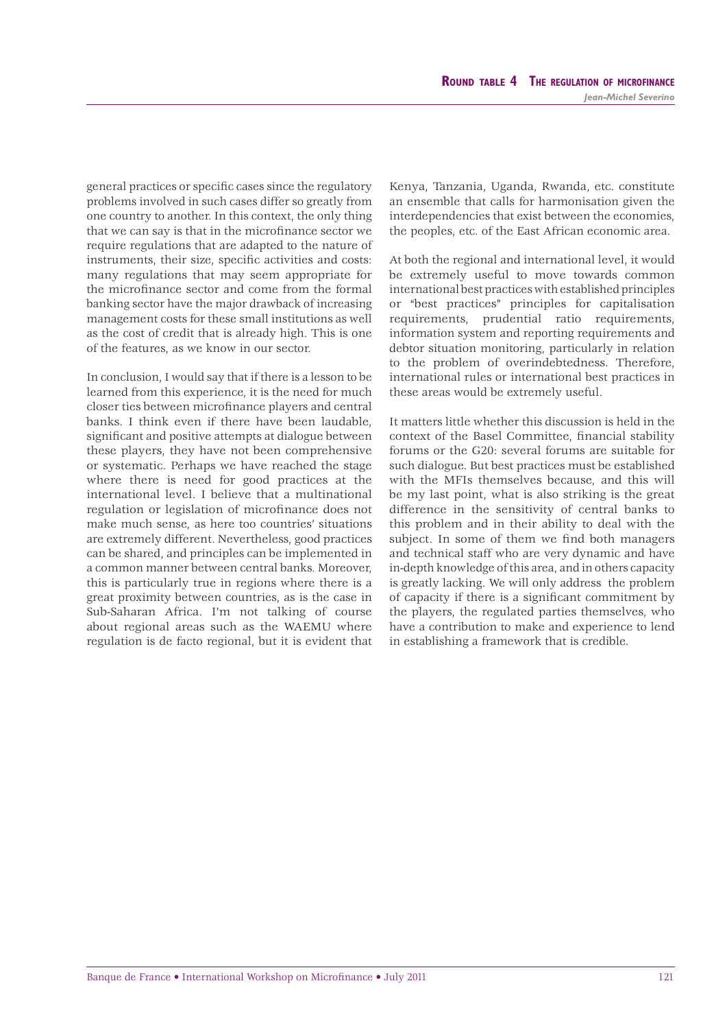general practices or specific cases since the regulatory problems involved in such cases differ so greatly from one country to another. In this context, the only thing that we can say is that in the microfinance sector we require regulations that are adapted to the nature of instruments, their size, specific activities and costs: many regulations that may seem appropriate for the microfinance sector and come from the formal banking sector have the major drawback of increasing management costs for these small institutions as well as the cost of credit that is already high. This is one of the features, as we know in our sector.

In conclusion, I would say that if there is a lesson to be learned from this experience, it is the need for much closer ties between microfinance players and central banks. I think even if there have been laudable, significant and positive attempts at dialogue between these players, they have not been comprehensive or systematic. Perhaps we have reached the stage where there is need for good practices at the international level. I believe that a multinational regulation or legislation of microfinance does not make much sense, as here too countries' situations are extremely different. Nevertheless, good practices can be shared, and principles can be implemented in a common manner between central banks. Moreover, this is particularly true in regions where there is a great proximity between countries, as is the case in Sub-Saharan Africa. I'm not talking of course about regional areas such as the WAEMU where regulation is de facto regional, but it is evident that Kenya, Tanzania, Uganda, Rwanda, etc. constitute an ensemble that calls for harmonisation given the interdependencies that exist between the economies, the peoples, etc. of the East African economic area.

At both the regional and international level, it would be extremely useful to move towards common international best practices with established principles or "best practices" principles for capitalisation requirements, prudential ratio requirements, information system and reporting requirements and debtor situation monitoring, particularly in relation to the problem of overindebtedness. Therefore, international rules or international best practices in these areas would be extremely useful.

It matters little whether this discussion is held in the context of the Basel Committee, financial stability forums or the G20: several forums are suitable for such dialogue. But best practices must be established with the MFIs themselves because, and this will be my last point, what is also striking is the great difference in the sensitivity of central banks to this problem and in their ability to deal with the subject. In some of them we find both managers and technical staff who are very dynamic and have in-depth knowledge of this area, and in others capacity is greatly lacking. We will only address the problem of capacity if there is a significant commitment by the players, the regulated parties themselves, who have a contribution to make and experience to lend in establishing a framework that is credible.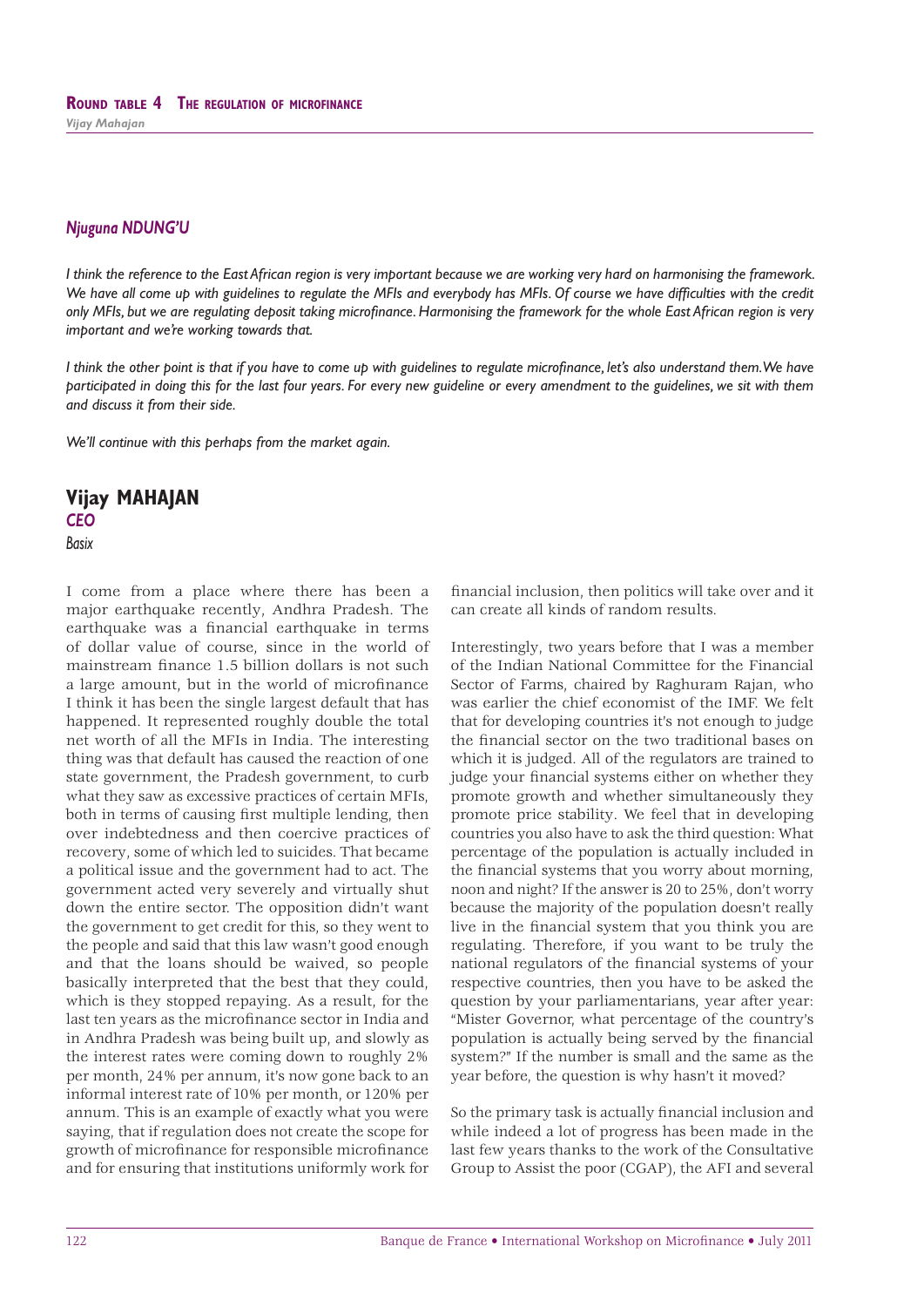### *Njuguna NDUNG'U*

*I think the reference to the East African region is very important because we are working very hard on harmonising the framework. We have all come up with guidelines to regulate the MFIs and everybody has MFIs. Of course we have difficulties with the credit only MFIs, but we are regulating deposit taking microfinance. Harmonising the framework for the whole East African region is very important and we're working towards that.*

*I think the other point is that if you have to come up with guidelines to regulate microfinance, let's also understand them. We have participated in doing this for the last four years. For every new guideline or every amendment to the guidelines, we sit with them and discuss it from their side.*

*We'll continue with this perhaps from the market again.*

## Vijay MAHAJAN

***CEO***

*Basix*

I come from a place where there has been a major earthquake recently, Andhra Pradesh. The earthquake was a financial earthquake in terms of dollar value of course, since in the world of mainstream finance 1.5 billion dollars is not such a large amount, but in the world of microfinance I think it has been the single largest default that has happened. It represented roughly double the total net worth of all the MFIs in India. The interesting thing was that default has caused the reaction of one state government, the Pradesh government, to curb what they saw as excessive practices of certain MFIs, both in terms of causing first multiple lending, then over indebtedness and then coercive practices of recovery, some of which led to suicides. That became a political issue and the government had to act. The government acted very severely and virtually shut down the entire sector. The opposition didn't want the government to get credit for this, so they went to the people and said that this law wasn't good enough and that the loans should be waived, so people basically interpreted that the best that they could, which is they stopped repaying. As a result, for the last ten years as the microfinance sector in India and in Andhra Pradesh was being built up, and slowly as the interest rates were coming down to roughly 2% per month, 24% per annum, it's now gone back to an informal interest rate of 10% per month, or 120% per annum. This is an example of exactly what you were saying, that if regulation does not create the scope for growth of microfinance for responsible microfinance and for ensuring that institutions uniformly work for financial inclusion, then politics will take over and it can create all kinds of random results.

Interestingly, two years before that I was a member of the Indian National Committee for the Financial Sector of Farms, chaired by Raghuram Rajan, who was earlier the chief economist of the IMF. We felt that for developing countries it's not enough to judge the financial sector on the two traditional bases on which it is judged. All of the regulators are trained to judge your financial systems either on whether they promote growth and whether simultaneously they promote price stability. We feel that in developing countries you also have to ask the third question: What percentage of the population is actually included in the financial systems that you worry about morning, noon and night? If the answer is 20 to 25%, don't worry because the majority of the population doesn't really live in the financial system that you think you are regulating. Therefore, if you want to be truly the national regulators of the financial systems of your respective countries, then you have to be asked the question by your parliamentarians, year after year: "Mister Governor, what percentage of the country's population is actually being served by the financial system?" If the number is small and the same as the year before, the question is why hasn't it moved?

So the primary task is actually financial inclusion and while indeed a lot of progress has been made in the last few years thanks to the work of the Consultative Group to Assist the poor (CGAP), the AFI and several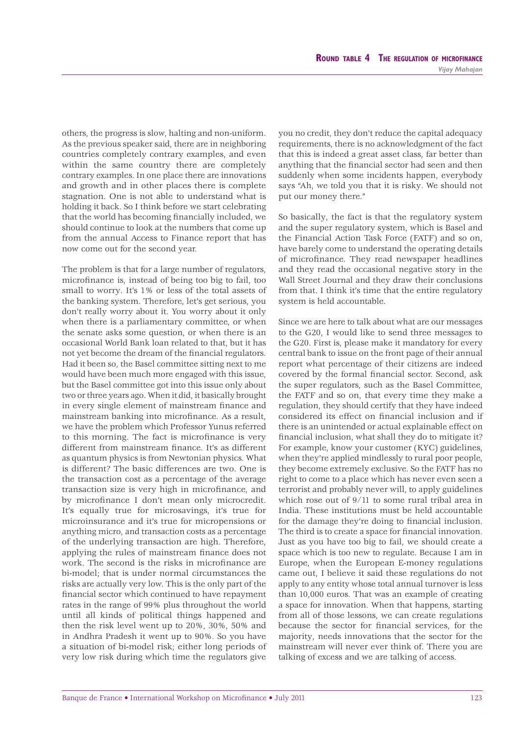others, the progress is slow, halting and non-uniform. As the previous speaker said, there are in neighboring countries completely contrary examples, and even within the same country there are completely contrary examples. In one place there are innovations and growth and in other places there is complete stagnation. One is not able to understand what is holding it back. So I think before we start celebrating that the world has becoming financially included, we should continue to look at the numbers that come up from the annual Access to Finance report that has now come out for the second year.

The problem is that for a large number of regulators, microfinance is, instead of being too big to fail, too small to worry. It's 1% or less of the total assets of the banking system. Therefore, let's get serious, you don't really worry about it. You worry about it only when there is a parliamentary committee, or when the senate asks some question, or when there is an occasional World Bank loan related to that, but it has not yet become the dream of the financial regulators. Had it been so, the Basel committee sitting next to me would have been much more engaged with this issue, but the Basel committee got into this issue only about two or three years ago. When it did, it basically brought in every single element of mainstream finance and mainstream banking into microfinance. As a result, we have the problem which Professor Yunus referred to this morning. The fact is microfinance is very different from mainstream finance. It's as different as quantum physics is from Newtonian physics. What is different? The basic differences are two. One is the transaction cost as a percentage of the average transaction size is very high in microfinance, and by microfinance I don't mean only microcredit. It's equally true for microsavings, it's true for microinsurance and it's true for micropensions or anything micro, and transaction costs as a percentage of the underlying transaction are high. Therefore, applying the rules of mainstream finance does not work. The second is the risks in microfinance are bi-model; that is under normal circumstances the risks are actually very low. This is the only part of the financial sector which continued to have repayment rates in the range of 99% plus throughout the world until all kinds of political things happened and then the risk level went up to 20%, 30%, 50% and in Andhra Pradesh it went up to 90%. So you have a situation of bi-model risk; either long periods of very low risk during which time the regulators give you no credit, they don't reduce the capital adequacy requirements, there is no acknowledgment of the fact that this is indeed a great asset class, far better than anything that the financial sector had seen and then suddenly when some incidents happen, everybody says "Ah, we told you that it is risky. We should not put our money there."

So basically, the fact is that the regulatory system and the super regulatory system, which is Basel and the Financial Action Task Force (FATF) and so on, have barely come to understand the operating details of microfinance. They read newspaper headlines and they read the occasional negative story in the Wall Street Journal and they draw their conclusions from that. I think it's time that the entire regulatory system is held accountable.

Since we are here to talk about what are our messages to the G20, I would like to send three messages to the G20. First is, please make it mandatory for every central bank to issue on the front page of their annual report what percentage of their citizens are indeed covered by the formal financial sector. Second, ask the super regulators, such as the Basel Committee, the FATF and so on, that every time they make a regulation, they should certify that they have indeed considered its effect on financial inclusion and if there is an unintended or actual explainable effect on financial inclusion, what shall they do to mitigate it? For example, know your customer (KYC) guidelines, when they're applied mindlessly to rural poor people, they become extremely exclusive. So the FATF has no right to come to a place which has never even seen a terrorist and probably never will, to apply guidelines which rose out of 9/11 to some rural tribal area in India. These institutions must be held accountable for the damage they're doing to financial inclusion. The third is to create a space for financial innovation. Just as you have too big to fail, we should create a space which is too new to regulate. Because I am in Europe, when the European E-money regulations came out, I believe it said these regulations do not apply to any entity whose total annual turnover is less than 10,000 euros. That was an example of creating a space for innovation. When that happens, starting from all of those lessons, we can create regulations because the sector for financial services, for the majority, needs innovations that the sector for the mainstream will never ever think of. There you are talking of excess and we are talking of access.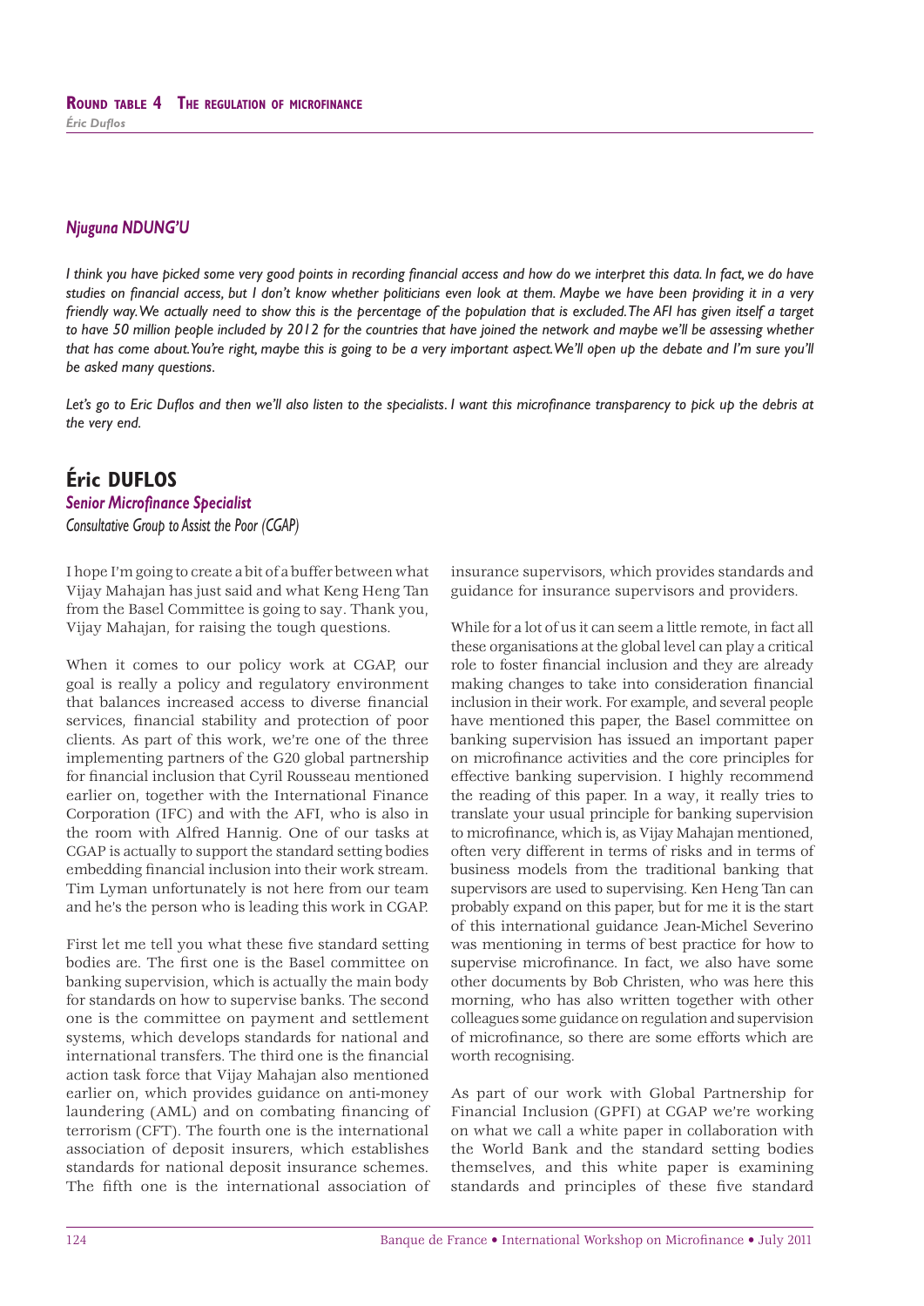### *Njuguna NDUNG'U*

*I think you have picked some very good points in recording financial access and how do we interpret this data. In fact, we do have studies on financial access, but I don't know whether politicians even look at them. Maybe we have been providing it in a very friendly way. We actually need to show this is the percentage of the population that is excluded. The AFI has given itself a target to have 50 million people included by 2012 for the countries that have joined the network and maybe we'll be assessing whether that has come about. You're right, maybe this is going to be a very important aspect. We'll open up the debate and I'm sure you'll be asked many questions.*

*Let's go to Eric Duflos and then we'll also listen to the specialists. I want this microfinance transparency to pick up the debris at the very end.*

## Éric DUFLOS

***Senior Microfinance Specialist***

*Consultative Group to Assist the Poor (CGAP)*

I hope I'm going to create a bit of a buffer between what Vijay Mahajan has just said and what Keng Heng Tan from the Basel Committee is going to say. Thank you, Vijay Mahajan, for raising the tough questions.

When it comes to our policy work at CGAP, our goal is really a policy and regulatory environment that balances increased access to diverse financial services, financial stability and protection of poor clients. As part of this work, we're one of the three implementing partners of the G20 global partnership for financial inclusion that Cyril Rousseau mentioned earlier on, together with the International Finance Corporation (IFC) and with the AFI, who is also in the room with Alfred Hannig. One of our tasks at CGAP is actually to support the standard setting bodies embedding financial inclusion into their work stream. Tim Lyman unfortunately is not here from our team and he's the person who is leading this work in CGAP.

First let me tell you what these five standard setting bodies are. The first one is the Basel committee on banking supervision, which is actually the main body for standards on how to supervise banks. The second one is the committee on payment and settlement systems, which develops standards for national and international transfers. The third one is the financial action task force that Vijay Mahajan also mentioned earlier on, which provides guidance on anti-money laundering (AML) and on combating financing of terrorism (CFT). The fourth one is the international association of deposit insurers, which establishes standards for national deposit insurance schemes. The fifth one is the international association of insurance supervisors, which provides standards and guidance for insurance supervisors and providers.

While for a lot of us it can seem a little remote, in fact all these organisations at the global level can play a critical role to foster financial inclusion and they are already making changes to take into consideration financial inclusion in their work. For example, and several people have mentioned this paper, the Basel committee on banking supervision has issued an important paper on microfinance activities and the core principles for effective banking supervision. I highly recommend the reading of this paper. In a way, it really tries to translate your usual principle for banking supervision to microfinance, which is, as Vijay Mahajan mentioned, often very different in terms of risks and in terms of business models from the traditional banking that supervisors are used to supervising. Ken Heng Tan can probably expand on this paper, but for me it is the start of this international guidance Jean-Michel Severino was mentioning in terms of best practice for how to supervise microfinance. In fact, we also have some other documents by Bob Christen, who was here this morning, who has also written together with other colleagues some guidance on regulation and supervision of microfinance, so there are some efforts which are worth recognising.

As part of our work with Global Partnership for Financial Inclusion (GPFI) at CGAP we're working on what we call a white paper in collaboration with the World Bank and the standard setting bodies themselves, and this white paper is examining standards and principles of these five standard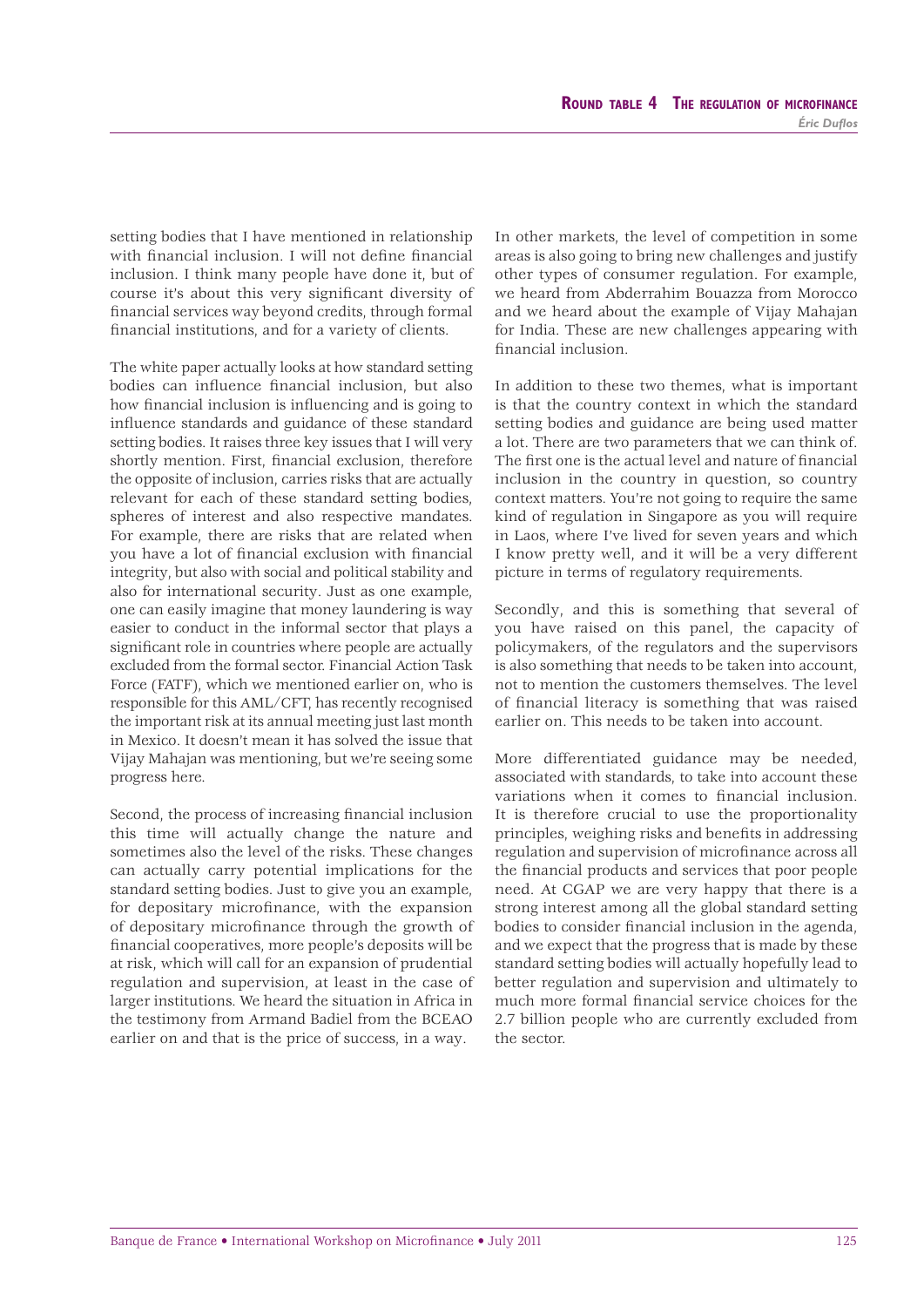setting bodies that I have mentioned in relationship with financial inclusion. I will not define financial inclusion. I think many people have done it, but of course it's about this very significant diversity of financial services way beyond credits, through formal financial institutions, and for a variety of clients.

The white paper actually looks at how standard setting bodies can influence financial inclusion, but also how financial inclusion is influencing and is going to influence standards and guidance of these standard setting bodies. It raises three key issues that I will very shortly mention. First, financial exclusion, therefore the opposite of inclusion, carries risks that are actually relevant for each of these standard setting bodies, spheres of interest and also respective mandates. For example, there are risks that are related when you have a lot of financial exclusion with financial integrity, but also with social and political stability and also for international security. Just as one example, one can easily imagine that money laundering is way easier to conduct in the informal sector that plays a significant role in countries where people are actually excluded from the formal sector. Financial Action Task Force (FATF), which we mentioned earlier on, who is responsible for this AML/CFT, has recently recognised the important risk at its annual meeting just last month in Mexico. It doesn't mean it has solved the issue that Vijay Mahajan was mentioning, but we're seeing some progress here.

Second, the process of increasing financial inclusion this time will actually change the nature and sometimes also the level of the risks. These changes can actually carry potential implications for the standard setting bodies. Just to give you an example, for depositary microfinance, with the expansion of depositary microfinance through the growth of financial cooperatives, more people's deposits will be at risk, which will call for an expansion of prudential regulation and supervision, at least in the case of larger institutions. We heard the situation in Africa in the testimony from Armand Badiel from the BCEAO earlier on and that is the price of success, in a way.

In other markets, the level of competition in some areas is also going to bring new challenges and justify other types of consumer regulation. For example, we heard from Abderrahim Bouazza from Morocco and we heard about the example of Vijay Mahajan for India. These are new challenges appearing with financial inclusion.

In addition to these two themes, what is important is that the country context in which the standard setting bodies and guidance are being used matter a lot. There are two parameters that we can think of. The first one is the actual level and nature of financial inclusion in the country in question, so country context matters. You're not going to require the same kind of regulation in Singapore as you will require in Laos, where I've lived for seven years and which I know pretty well, and it will be a very different picture in terms of regulatory requirements.

Secondly, and this is something that several of you have raised on this panel, the capacity of policymakers, of the regulators and the supervisors is also something that needs to be taken into account, not to mention the customers themselves. The level of financial literacy is something that was raised earlier on. This needs to be taken into account.

More differentiated guidance may be needed, associated with standards, to take into account these variations when it comes to financial inclusion. It is therefore crucial to use the proportionality principles, weighing risks and benefits in addressing regulation and supervision of microfinance across all the financial products and services that poor people need. At CGAP we are very happy that there is a strong interest among all the global standard setting bodies to consider financial inclusion in the agenda, and we expect that the progress that is made by these standard setting bodies will actually hopefully lead to better regulation and supervision and ultimately to much more formal financial service choices for the 2.7 billion people who are currently excluded from the sector.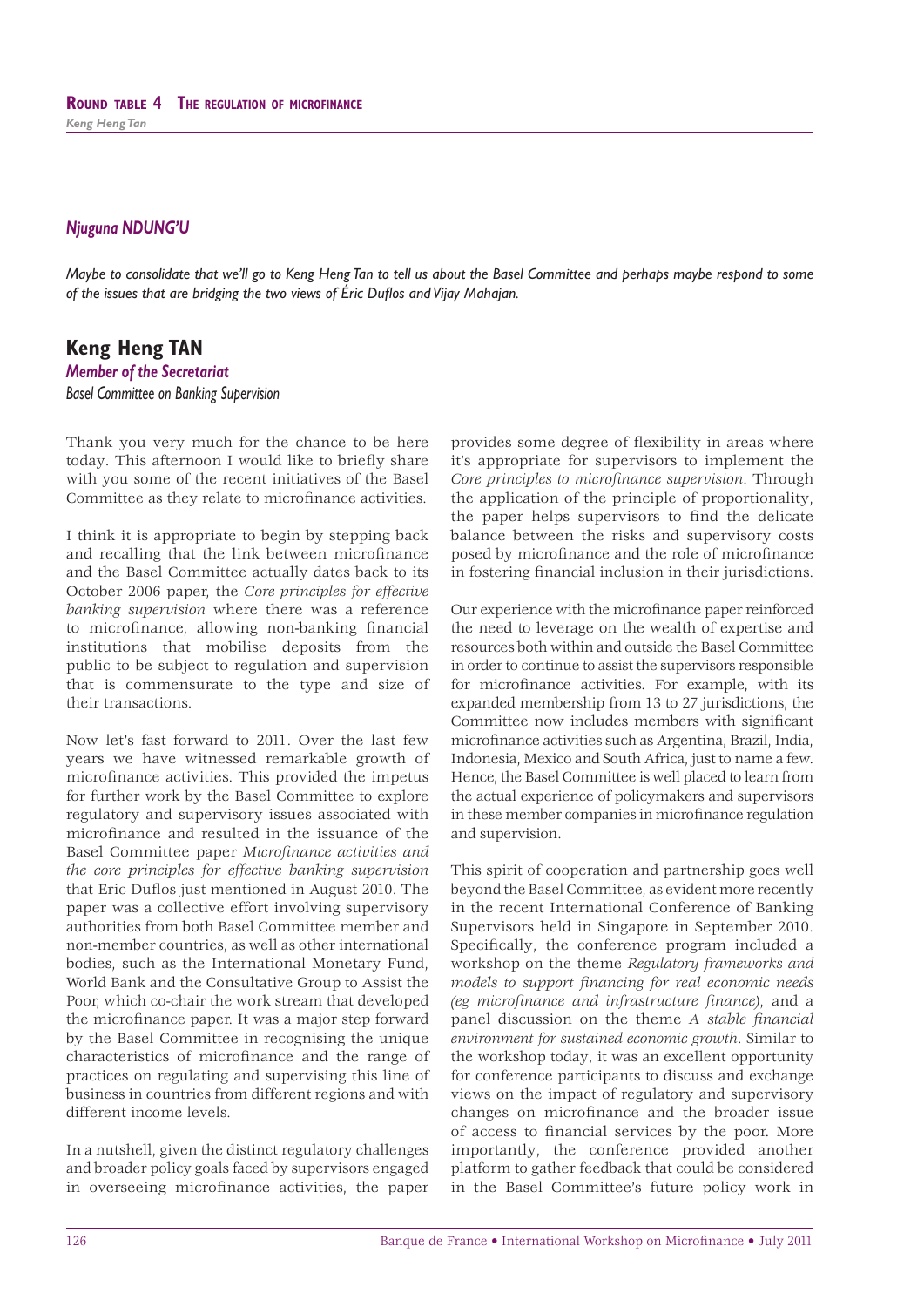### *Njuguna NDUNG'U*

*Maybe to consolidate that we'll go to Keng Heng Tan to tell us about the Basel Committee and perhaps maybe respond to some of the issues that are bridging the two views of Éric Duflos and Vijay Mahajan.*

## Keng Heng TAN

***Member of the Secretariat***

*Basel Committee on Banking Supervision*

Thank you very much for the chance to be here today. This afternoon I would like to briefly share with you some of the recent initiatives of the Basel Committee as they relate to microfinance activities.

I think it is appropriate to begin by stepping back and recalling that the link between microfinance and the Basel Committee actually dates back to its October 2006 paper, the *Core principles for effective banking supervision* where there was a reference to microfinance, allowing non-banking financial institutions that mobilise deposits from the public to be subject to regulation and supervision that is commensurate to the type and size of their transactions.

Now let's fast forward to 2011. Over the last few years we have witnessed remarkable growth of microfinance activities. This provided the impetus for further work by the Basel Committee to explore regulatory and supervisory issues associated with microfinance and resulted in the issuance of the Basel Committee paper *Microfinance activities and the core principles for effective banking supervision* that Eric Duflos just mentioned in August 2010. The paper was a collective effort involving supervisory authorities from both Basel Committee member and non-member countries, as well as other international bodies, such as the International Monetary Fund, World Bank and the Consultative Group to Assist the Poor, which co-chair the work stream that developed the microfinance paper. It was a major step forward by the Basel Committee in recognising the unique characteristics of microfinance and the range of practices on regulating and supervising this line of business in countries from different regions and with different income levels.

In a nutshell, given the distinct regulatory challenges and broader policy goals faced by supervisors engaged in overseeing microfinance activities, the paper provides some degree of flexibility in areas where it's appropriate for supervisors to implement the *Core principles to microfinance supervision*. Through the application of the principle of proportionality, the paper helps supervisors to find the delicate balance between the risks and supervisory costs posed by microfinance and the role of microfinance in fostering financial inclusion in their jurisdictions.

Our experience with the microfinance paper reinforced the need to leverage on the wealth of expertise and resources both within and outside the Basel Committee in order to continue to assist the supervisors responsible for microfinance activities. For example, with its expanded membership from 13 to 27 jurisdictions, the Committee now includes members with significant microfinance activities such as Argentina, Brazil, India, Indonesia, Mexico and South Africa, just to name a few. Hence, the Basel Committee is well placed to learn from the actual experience of policymakers and supervisors in these member companies in microfinance regulation and supervision.

This spirit of cooperation and partnership goes well beyond the Basel Committee, as evident more recently in the recent International Conference of Banking Supervisors held in Singapore in September 2010. Specifically, the conference program included a workshop on the theme *Regulatory frameworks and models to support financing for real economic needs (eg microfinance and infrastructure finance)*, and a panel discussion on the theme *A stable financial environment for sustained economic growth*. Similar to the workshop today, it was an excellent opportunity for conference participants to discuss and exchange views on the impact of regulatory and supervisory changes on microfinance and the broader issue of access to financial services by the poor. More importantly, the conference provided another platform to gather feedback that could be considered in the Basel Committee's future policy work in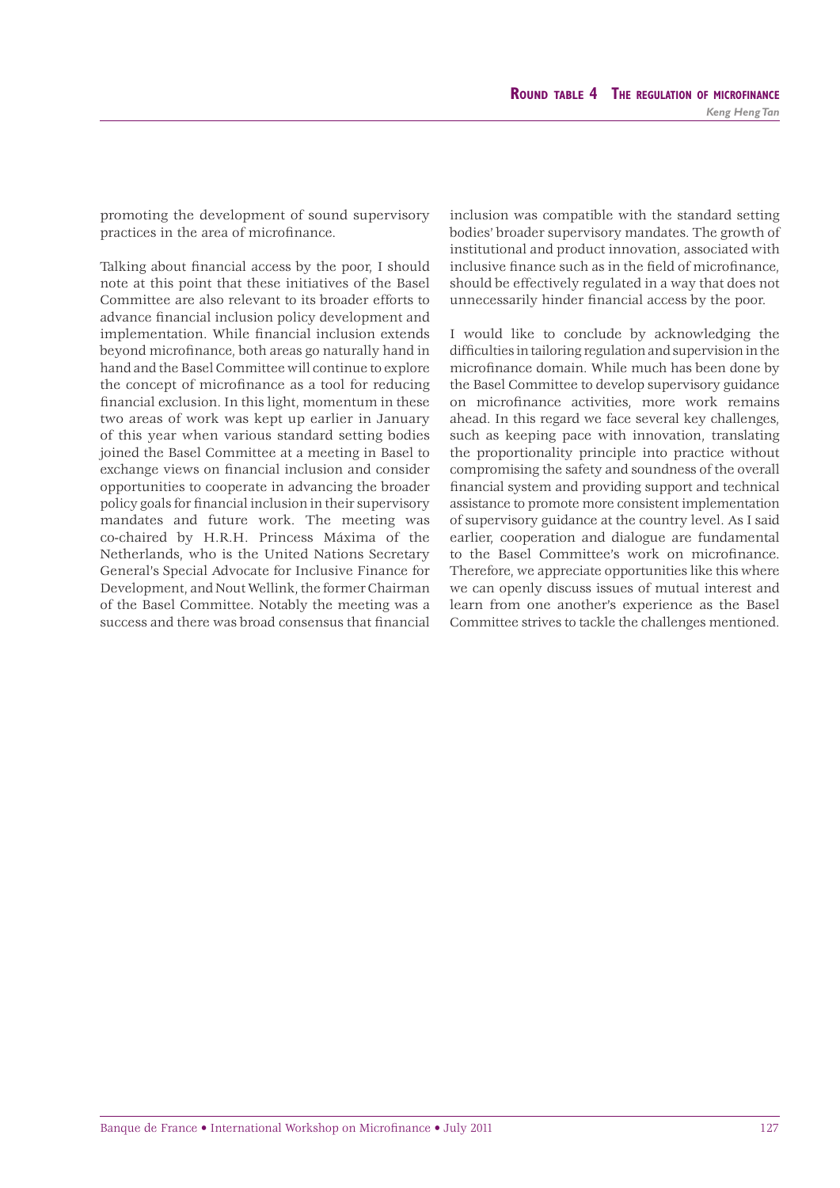promoting the development of sound supervisory practices in the area of microfinance.

Talking about financial access by the poor, I should note at this point that these initiatives of the Basel Committee are also relevant to its broader efforts to advance financial inclusion policy development and implementation. While financial inclusion extends beyond microfinance, both areas go naturally hand in hand and the Basel Committee will continue to explore the concept of microfinance as a tool for reducing financial exclusion. In this light, momentum in these two areas of work was kept up earlier in January of this year when various standard setting bodies joined the Basel Committee at a meeting in Basel to exchange views on financial inclusion and consider opportunities to cooperate in advancing the broader policy goals for financial inclusion in their supervisory mandates and future work. The meeting was co-chaired by H.R.H. Princess Máxima of the Netherlands, who is the United Nations Secretary General's Special Advocate for Inclusive Finance for Development, and Nout Wellink, the former Chairman of the Basel Committee. Notably the meeting was a success and there was broad consensus that financial inclusion was compatible with the standard setting bodies' broader supervisory mandates. The growth of institutional and product innovation, associated with inclusive finance such as in the field of microfinance, should be effectively regulated in a way that does not unnecessarily hinder financial access by the poor.

I would like to conclude by acknowledging the difficulties in tailoring regulation and supervision in the microfinance domain. While much has been done by the Basel Committee to develop supervisory guidance on microfinance activities, more work remains ahead. In this regard we face several key challenges, such as keeping pace with innovation, translating the proportionality principle into practice without compromising the safety and soundness of the overall financial system and providing support and technical assistance to promote more consistent implementation of supervisory guidance at the country level. As I said earlier, cooperation and dialogue are fundamental to the Basel Committee's work on microfinance. Therefore, we appreciate opportunities like this where we can openly discuss issues of mutual interest and learn from one another's experience as the Basel Committee strives to tackle the challenges mentioned.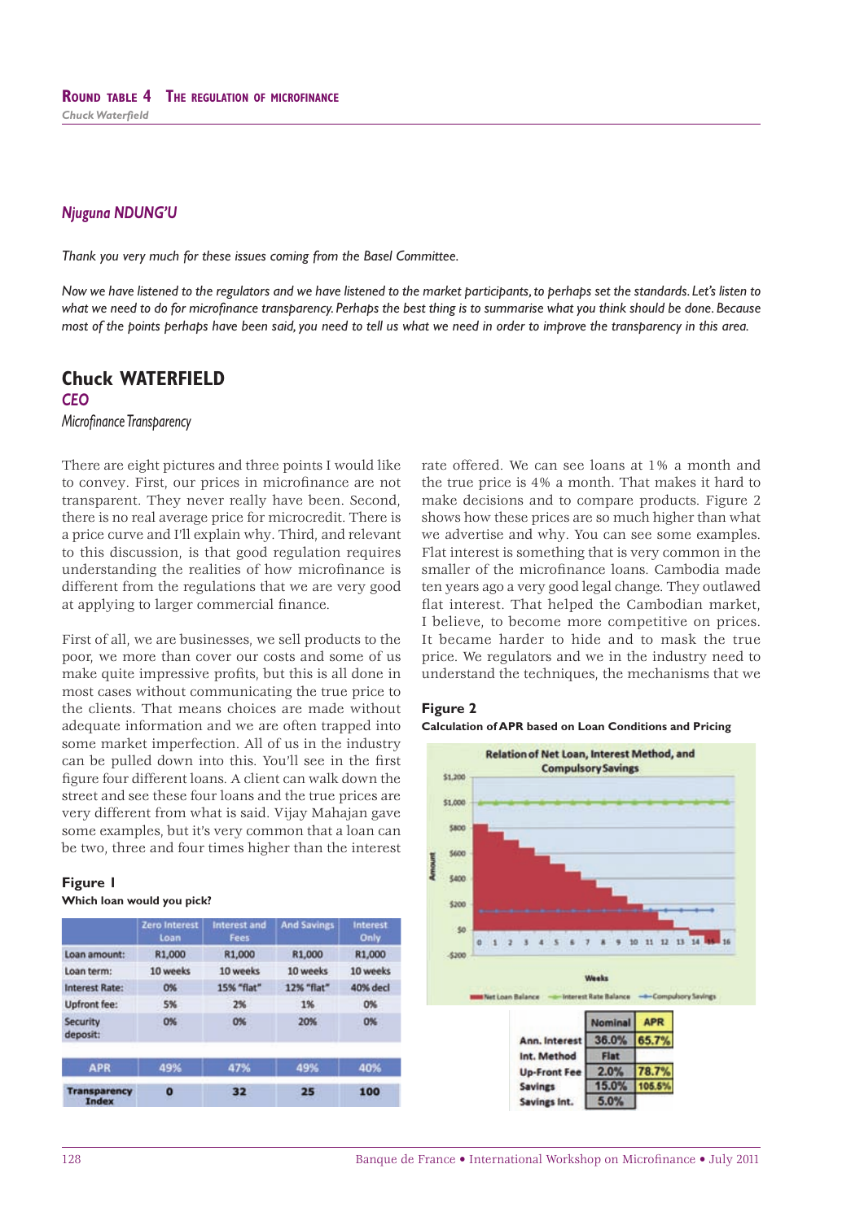## Njuguna NDUNG'U

*Thank you very much for these issues coming from the Basel Committee.*

*Now we have listened to the regulators and we have listened to the market participants, to perhaps set the standards. Let's listen to what we need to do for microfinance transparency. Perhaps the best thing is to summarise what you think should be done. Because most of the points perhaps have been said, you need to tell us what we need in order to improve the transparency in this area.*

## Chuck WATERFIELD

***CEO***

*Microfinance Transparency*

There are eight pictures and three points I would like to convey. First, our prices in microfinance are not transparent. They never really have been. Second, there is no real average price for microcredit. There is a price curve and I'll explain why. Third, and relevant to this discussion, is that good regulation requires understanding the realities of how microfinance is different from the regulations that we are very good at applying to larger commercial finance.

First of all, we are businesses, we sell products to the poor, we more than cover our costs and some of us make quite impressive profits, but this is all done in most cases without communicating the true price to the clients. That means choices are made without adequate information and we are often trapped into some market imperfection. All of us in the industry can be pulled down into this. You'll see in the first figure four different loans. A client can walk down the street and see these four loans and the true prices are very different from what is said. Vijay Mahajan gave some examples, but it's very common that a loan can be two, three and four times higher than the interest rate offered. We can see loans at 1% a month and the true price is 4% a month. That makes it hard to make decisions and to compare products. Figure 2 shows how these prices are so much higher than what we advertise and why. You can see some examples. Flat interest is something that is very common in the smaller of the microfinance loans. Cambodia made ten years ago a very good legal change. They outlawed flat interest. That helped the Cambodian market, I believe, to become more competitive on prices. It became harder to hide and to mask the true price. We regulators and we in the industry need to understand the techniques, the mechanisms that we

**Figure 1**

**Which loan would you pick?**

| | Zero Interest Loan | Interest and Fees | And Savings | Interest Only |
|---|---|---|---|---|
| Loan amount: | R1,000 | R1,000 | R1,000 | R1,000 |
| Loan term: | 10 weeks | 10 weeks | 10 weeks | 10 weeks |
| Interest Rate: | 0% | 15% "flat" | 12% "flat" | 40% decl |
| Upfront fee: | 5% | 2% | 1% | 0% |
| Security deposit: | 0% | 0% | 20% | 0% |
| APR | 49% | 47% | 49% | 40% |
| Transparency Index | 0 | 32 | 25 | 100 |

**Figure 2**

**Calculation of APR based on Loan Conditions and Pricing**

Relation of Net Loan, Interest Method, and Compulsory Savings

| | Nominal | APR |
|---|---|---|
| Ann. Interest | 36.0% | 65.7% |
| Int. Method | Flat | |
| Up-Front Fee | 2.0% | 78.7% |
| Savings | 15.0% | 105.6% |
| Savings Int. | 5.0% | |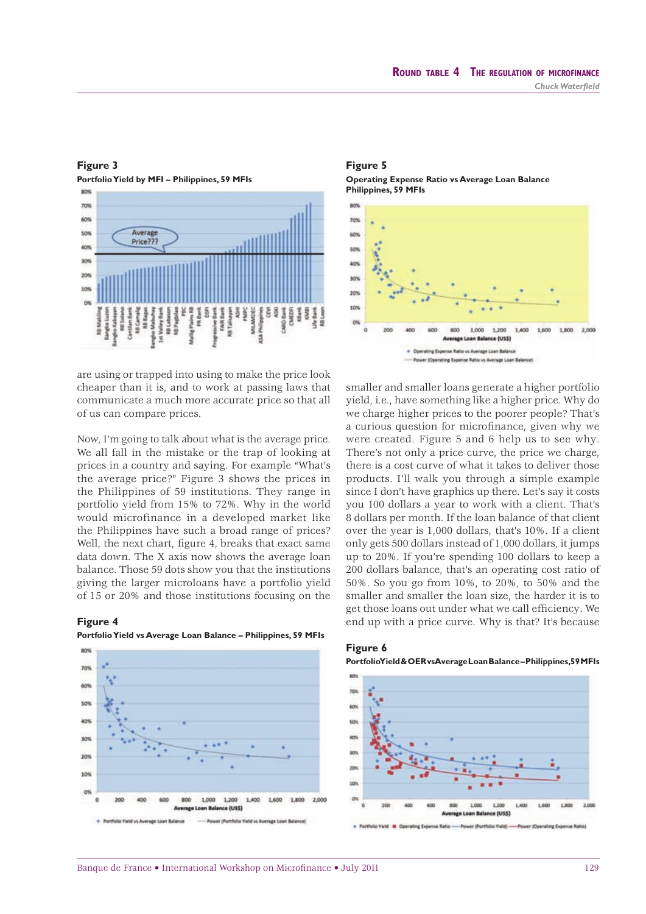**Figure 3**

**Portfolio Yield by MFI – Philippines, 59 MFIs**

are using or trapped into using to make the price look cheaper than it is, and to work at passing laws that communicate a much more accurate price so that all of us can compare prices.

Now, I'm going to talk about what is the average price. We all fall in the mistake or the trap of looking at prices in a country and saying. For example "What's the average price?" Figure 3 shows the prices in the Philippines of 59 institutions. They range in portfolio yield from 15% to 72%. Why in the world would microfinance in a developed market like the Philippines have such a broad range of prices? Well, the next chart, figure 4, breaks that exact same data down. The X axis now shows the average loan balance. Those 59 dots show you that the institutions giving the larger microloans have a portfolio yield of 15 or 20% and those institutions focusing on the smaller and smaller loans generate a higher portfolio yield, i.e., have something like a higher price. Why do we charge higher prices to the poorer people? That's a curious question for microfinance, given why we were created. Figure 5 and 6 help us to see why. There's not only a price curve, the price we charge, there is a cost curve of what it takes to deliver those products. I'll walk you through a simple example since I don't have graphics up there. Let's say it costs you 100 dollars a year to work with a client. That's 8 dollars per month. If the loan balance of that client over the year is 1,000 dollars, that's 10%. If a client only gets 500 dollars instead of 1,000 dollars, it jumps up to 20%. If you're spending 100 dollars to keep a 200 dollars balance, that's an operating cost ratio of 50%. So you go from 10%, to 20%, to 50% and the smaller and smaller the loan size, the harder it is to get those loans out under what we call efficiency. We end up with a price curve. Why is that? It's because

**Figure 4**

**Portfolio Yield vs Average Loan Balance – Philippines, 59 MFIs**

**Figure 5**

**Operating Expense Ratio vs Average Loan Balance Philippines, 59 MFIs**

**Figure 6**

**Portfolio Yield & OER vs Average Loan Balance – Philippines, 59 MFIs**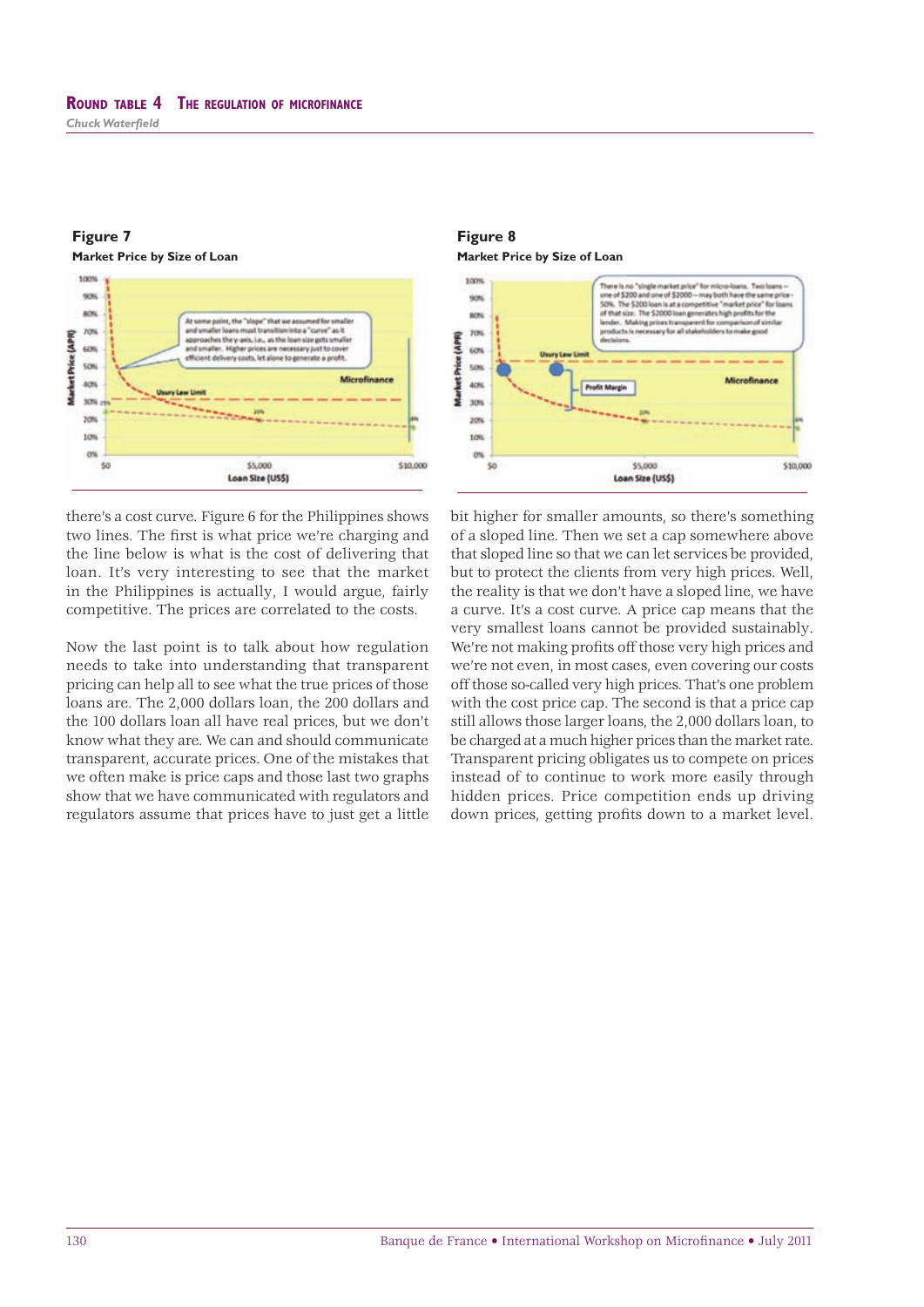**Figure 7**

**Market Price by Size of Loan**

**Figure 8**

**Market Price by Size of Loan**

there's a cost curve. Figure 6 for the Philippines shows two lines. The first is what price we're charging and the line below is what is the cost of delivering that loan. It's very interesting to see that the market in the Philippines is actually, I would argue, fairly competitive. The prices are correlated to the costs.

Now the last point is to talk about how regulation needs to take into understanding that transparent pricing can help all to see what the true prices of those loans are. The 2,000 dollars loan, the 200 dollars and the 100 dollars loan all have real prices, but we don't know what they are. We can and should communicate transparent, accurate prices. One of the mistakes that we often make is price caps and those last two graphs show that we have communicated with regulators and regulators assume that prices have to just get a little bit higher for smaller amounts, so there's something of a sloped line. Then we set a cap somewhere above that sloped line so that we can let services be provided, but to protect the clients from very high prices. Well, the reality is that we don't have a sloped line, we have a curve. It's a cost curve. A price cap means that the very smallest loans cannot be provided sustainably. We're not making profits off those very high prices and we're not even, in most cases, even covering our costs off those so-called very high prices. That's one problem with the cost price cap. The second is that a price cap still allows those larger loans, the 2,000 dollars loan, to be charged at a much higher prices than the market rate. Transparent pricing obligates us to compete on prices instead of to continue to work more easily through hidden prices. Price competition ends up driving down prices, getting profits down to a market level.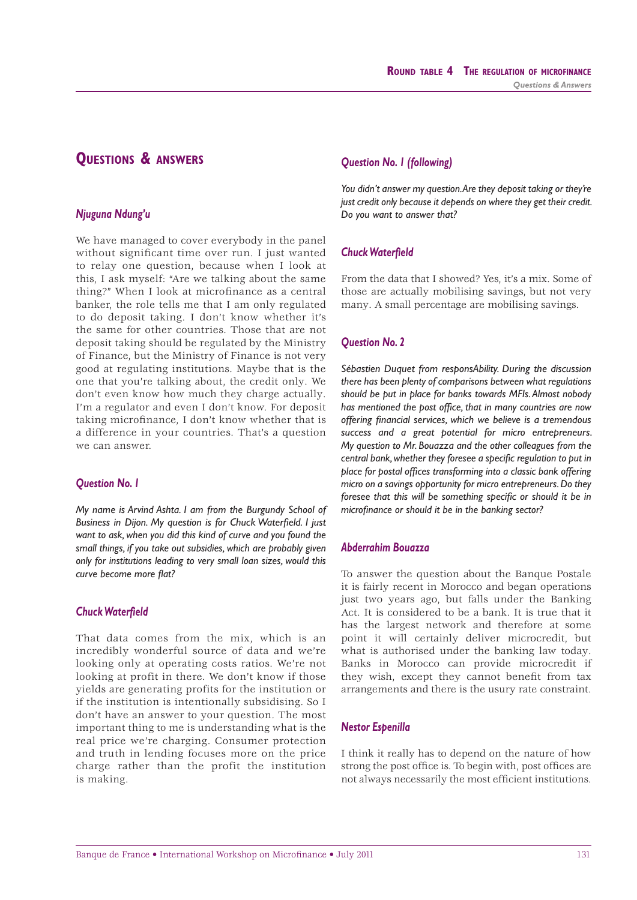# Questions & answers

### *Njuguna Ndung'u*

We have managed to cover everybody in the panel without significant time over run. I just wanted to relay one question, because when I look at this, I ask myself: "Are we talking about the same thing?" When I look at microfinance as a central banker, the role tells me that I am only regulated to do deposit taking. I don't know whether it's the same for other countries. Those that are not deposit taking should be regulated by the Ministry of Finance, but the Ministry of Finance is not very good at regulating institutions. Maybe that is the one that you're talking about, the credit only. We don't even know how much they charge actually. I'm a regulator and even I don't know. For deposit taking microfinance, I don't know whether that is a difference in your countries. That's a question we can answer.

### *Question No. 1*

*My name is Arvind Ashta. I am from the Burgundy School of Business in Dijon. My question is for Chuck Waterfield. I just want to ask, when you did this kind of curve and you found the small things, if you take out subsidies, which are probably given only for institutions leading to very small loan sizes, would this curve become more flat?*

### *Chuck Waterfield*

That data comes from the mix, which is an incredibly wonderful source of data and we're looking only at operating costs ratios. We're not looking at profit in there. We don't know if those yields are generating profits for the institution or if the institution is intentionally subsidising. So I don't have an answer to your question. The most important thing to me is understanding what is the real price we're charging. Consumer protection and truth in lending focuses more on the price charge rather than the profit the institution is making.

### *Question No. 1 (following)*

*You didn't answer my question. Are they deposit taking or they're just credit only because it depends on where they get their credit. Do you want to answer that?*

### *Chuck Waterfield*

From the data that I showed? Yes, it's a mix. Some of those are actually mobilising savings, but not very many. A small percentage are mobilising savings.

### *Question No. 2*

*Sébastien Duquet from responsAbility. During the discussion there has been plenty of comparisons between what regulations should be put in place for banks towards MFIs. Almost nobody has mentioned the post office, that in many countries are now offering financial services, which we believe is a tremendous success and a great potential for micro entrepreneurs. My question to Mr. Bouazza and the other colleagues from the central bank, whether they foresee a specific regulation to put in place for postal offices transforming into a classic bank offering micro on a savings opportunity for micro entrepreneurs. Do they foresee that this will be something specific or should it be in microfinance or should it be in the banking sector?*

### *Abderrahim Bouazza*

To answer the question about the Banque Postale it is fairly recent in Morocco and began operations just two years ago, but falls under the Banking Act. It is considered to be a bank. It is true that it has the largest network and therefore at some point it will certainly deliver microcredit, but what is authorised under the banking law today. Banks in Morocco can provide microcredit if they wish, except they cannot benefit from tax arrangements and there is the usury rate constraint.

### *Nestor Espenilla*

I think it really has to depend on the nature of how strong the post office is. To begin with, post offices are not always necessarily the most efficient institutions.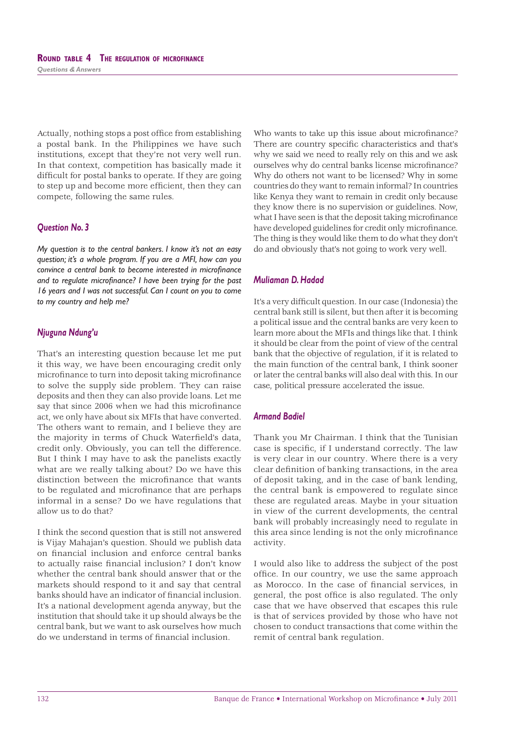Actually, nothing stops a post office from establishing a postal bank. In the Philippines we have such institutions, except that they're not very well run. In that context, competition has basically made it difficult for postal banks to operate. If they are going to step up and become more efficient, then they can compete, following the same rules.

### *Question No. 3*

*My question is to the central bankers. I know it's not an easy question; it's a whole program. If you are a MFI, how can you convince a central bank to become interested in microfinance and to regulate microfinance? I have been trying for the past 16 years and I was not successful. Can I count on you to come to my country and help me?*

### *Njuguna Ndung'u*

That's an interesting question because let me put it this way, we have been encouraging credit only microfinance to turn into deposit taking microfinance to solve the supply side problem. They can raise deposits and then they can also provide loans. Let me say that since 2006 when we had this microfinance act, we only have about six MFIs that have converted. The others want to remain, and I believe they are the majority in terms of Chuck Waterfield's data, credit only. Obviously, you can tell the difference. But I think I may have to ask the panelists exactly what are we really talking about? Do we have this distinction between the microfinance that wants to be regulated and microfinance that are perhaps informal in a sense? Do we have regulations that allow us to do that?

I think the second question that is still not answered is Vijay Mahajan's question. Should we publish data on financial inclusion and enforce central banks to actually raise financial inclusion? I don't know whether the central bank should answer that or the markets should respond to it and say that central banks should have an indicator of financial inclusion. It's a national development agenda anyway, but the institution that should take it up should always be the central bank, but we want to ask ourselves how much do we understand in terms of financial inclusion.

Who wants to take up this issue about microfinance? There are country specific characteristics and that's why we said we need to really rely on this and we ask ourselves why do central banks license microfinance? Why do others not want to be licensed? Why in some countries do they want to remain informal? In countries like Kenya they want to remain in credit only because they know there is no supervision or guidelines. Now, what I have seen is that the deposit taking microfinance have developed guidelines for credit only microfinance. The thing is they would like them to do what they don't do and obviously that's not going to work very well.

### *Muliaman D. Hadad*

It's a very difficult question. In our case (Indonesia) the central bank still is silent, but then after it is becoming a political issue and the central banks are very keen to learn more about the MFIs and things like that. I think it should be clear from the point of view of the central bank that the objective of regulation, if it is related to the main function of the central bank, I think sooner or later the central banks will also deal with this. In our case, political pressure accelerated the issue.

### *Armand Badiel*

Thank you Mr Chairman. I think that the Tunisian case is specific, if I understand correctly. The law is very clear in our country. Where there is a very clear definition of banking transactions, in the area of deposit taking, and in the case of bank lending, the central bank is empowered to regulate since these are regulated areas. Maybe in your situation in view of the current developments, the central bank will probably increasingly need to regulate in this area since lending is not the only microfinance activity.

I would also like to address the subject of the post office. In our country, we use the same approach as Morocco. In the case of financial services, in general, the post office is also regulated. The only case that we have observed that escapes this rule is that of services provided by those who have not chosen to conduct transactions that come within the remit of central bank regulation.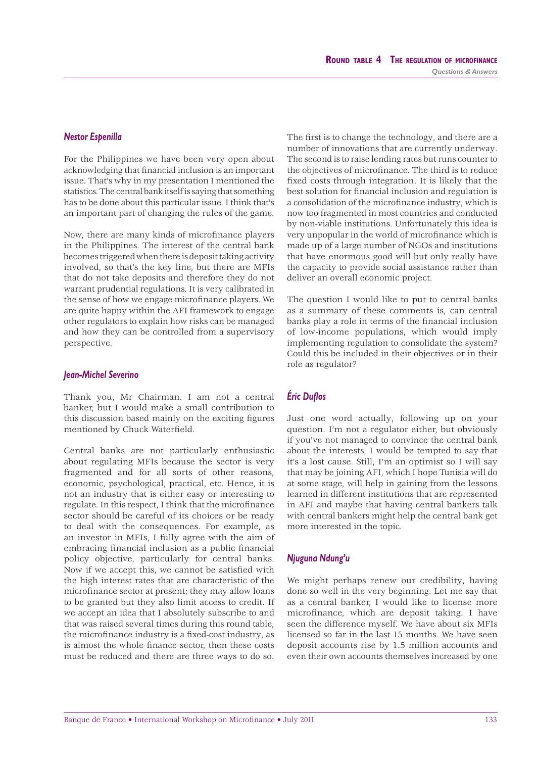### *Nestor Espenilla*

For the Philippines we have been very open about acknowledging that financial inclusion is an important issue. That's why in my presentation I mentioned the statistics. The central bank itself is saying that something has to be done about this particular issue. I think that's an important part of changing the rules of the game.

Now, there are many kinds of microfinance players in the Philippines. The interest of the central bank becomes triggered when there is deposit taking activity involved, so that's the key line, but there are MFIs that do not take deposits and therefore they do not warrant prudential regulations. It is very calibrated in the sense of how we engage microfinance players. We are quite happy within the AFI framework to engage other regulators to explain how risks can be managed and how they can be controlled from a supervisory perspective.

### *Jean-Michel Severino*

Thank you, Mr Chairman. I am not a central banker, but I would make a small contribution to this discussion based mainly on the exciting figures mentioned by Chuck Waterfield.

Central banks are not particularly enthusiastic about regulating MFIs because the sector is very fragmented and for all sorts of other reasons, economic, psychological, practical, etc. Hence, it is not an industry that is either easy or interesting to regulate. In this respect, I think that the microfinance sector should be careful of its choices or be ready to deal with the consequences. For example, as an investor in MFIs, I fully agree with the aim of embracing financial inclusion as a public financial policy objective, particularly for central banks. Now if we accept this, we cannot be satisfied with the high interest rates that are characteristic of the microfinance sector at present; they may allow loans to be granted but they also limit access to credit. If we accept an idea that I absolutely subscribe to and that was raised several times during this round table, the microfinance industry is a fixed-cost industry, as is almost the whole finance sector, then these costs must be reduced and there are three ways to do so. The first is to change the technology, and there are a number of innovations that are currently underway. The second is to raise lending rates but runs counter to the objectives of microfinance. The third is to reduce fixed costs through integration. It is likely that the best solution for financial inclusion and regulation is a consolidation of the microfinance industry, which is now too fragmented in most countries and conducted by non-viable institutions. Unfortunately this idea is very unpopular in the world of microfinance which is made up of a large number of NGOs and institutions that have enormous good will but only really have the capacity to provide social assistance rather than deliver an overall economic project.

The question I would like to put to central banks as a summary of these comments is, can central banks play a role in terms of the financial inclusion of low-income populations, which would imply implementing regulation to consolidate the system? Could this be included in their objectives or in their role as regulator?

### *Éric Duflos*

Just one word actually, following up on your question. I'm not a regulator either, but obviously if you've not managed to convince the central bank about the interests, I would be tempted to say that it's a lost cause. Still, I'm an optimist so I will say that may be joining AFI, which I hope Tunisia will do at some stage, will help in gaining from the lessons learned in different institutions that are represented in AFI and maybe that having central bankers talk with central bankers might help the central bank get more interested in the topic.

### *Njuguna Ndung'u*

We might perhaps renew our credibility, having done so well in the very beginning. Let me say that as a central banker, I would like to license more microfinance, which are deposit taking. I have seen the difference myself. We have about six MFIs licensed so far in the last 15 months. We have seen deposit accounts rise by 1.5 million accounts and even their own accounts themselves increased by one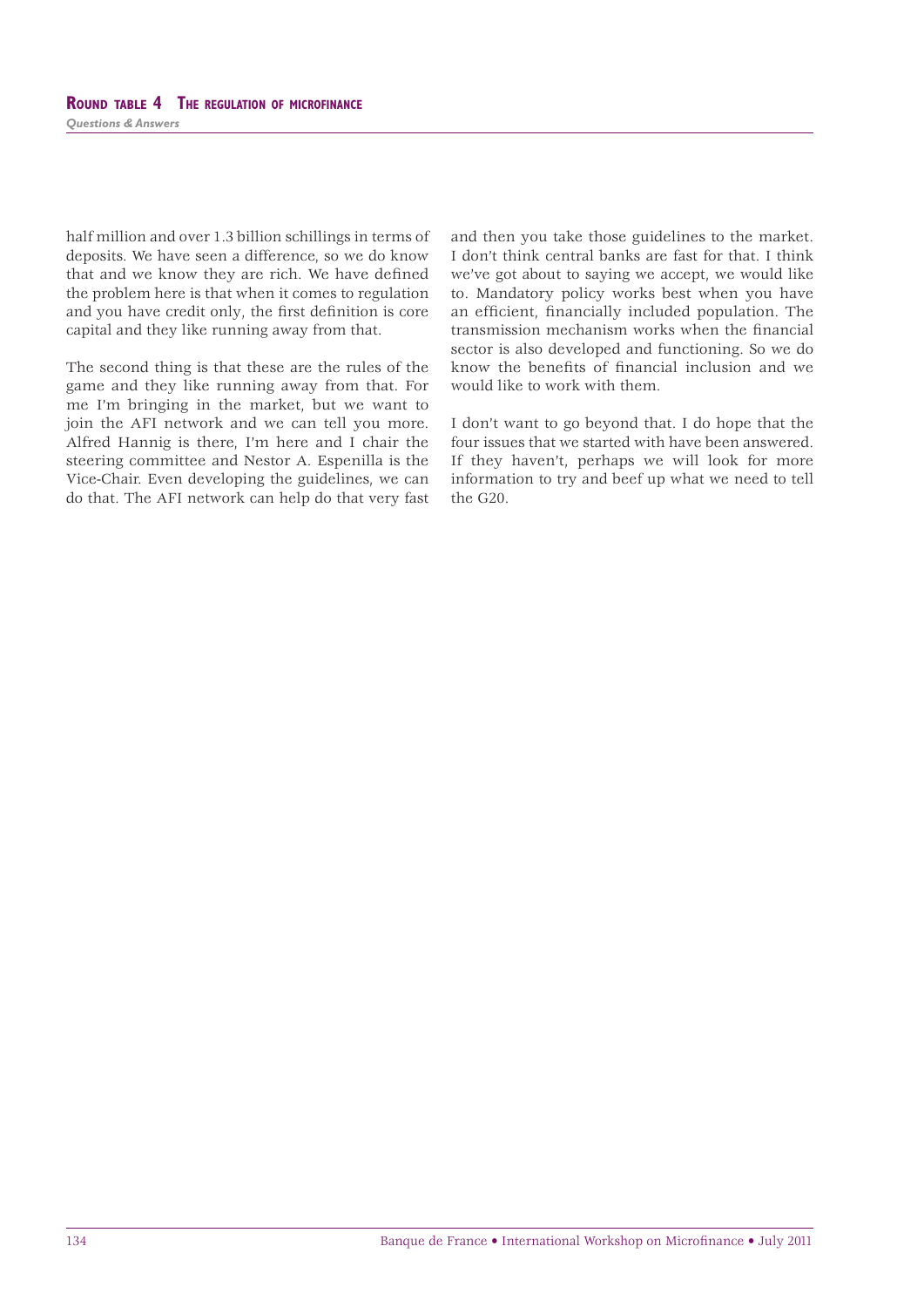half million and over 1.3 billion schillings in terms of deposits. We have seen a difference, so we do know that and we know they are rich. We have defined the problem here is that when it comes to regulation and you have credit only, the first definition is core capital and they like running away from that.

The second thing is that these are the rules of the game and they like running away from that. For me I'm bringing in the market, but we want to join the AFI network and we can tell you more. Alfred Hannig is there, I'm here and I chair the steering committee and Nestor A. Espenilla is the Vice-Chair. Even developing the guidelines, we can do that. The AFI network can help do that very fast and then you take those guidelines to the market. I don't think central banks are fast for that. I think we've got about to saying we accept, we would like to. Mandatory policy works best when you have an efficient, financially included population. The transmission mechanism works when the financial sector is also developed and functioning. So we do know the benefits of financial inclusion and we would like to work with them.

I don't want to go beyond that. I do hope that the four issues that we started with have been answered. If they haven't, perhaps we will look for more information to try and beef up what we need to tell the G20.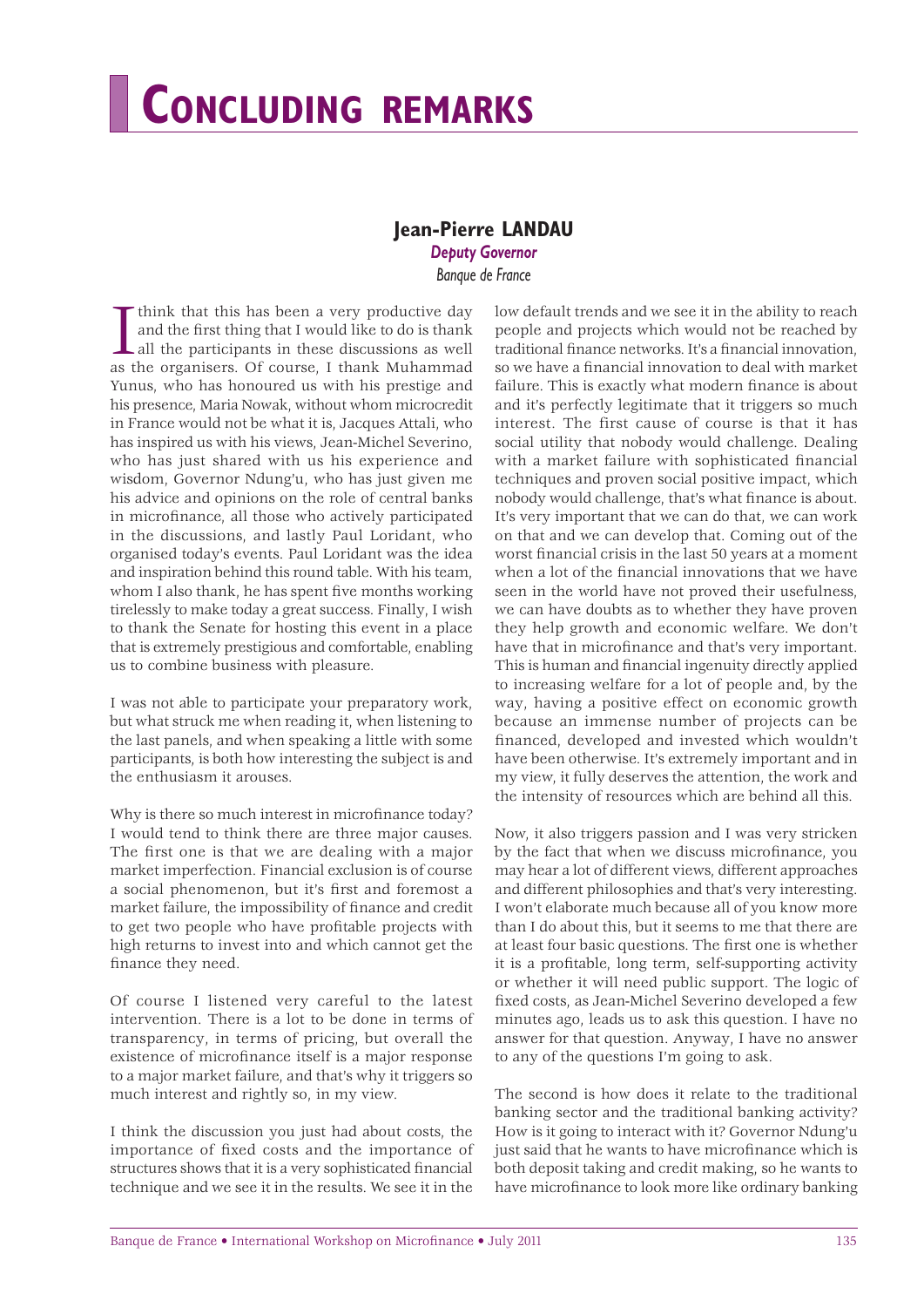# Concluding remarks

**Jean-Pierre LANDAU**
*Deputy Governor*
*Banque de France*

I think that this has been a very productive day and the first thing that I would like to do is thank all the participants in these discussions as well as the organisers. Of course, I thank Muhammad Yunus, who has honoured us with his prestige and his presence, Maria Nowak, without whom microcredit in France would not be what it is, Jacques Attali, who has inspired us with his views, Jean-Michel Severino, who has just shared with us his experience and wisdom, Governor Ndung'u, who has just given me his advice and opinions on the role of central banks in microfinance, all those who actively participated in the discussions, and lastly Paul Loridant, who organised today's events. Paul Loridant was the idea and inspiration behind this round table. With his team, whom I also thank, he has spent five months working tirelessly to make today a great success. Finally, I wish to thank the Senate for hosting this event in a place that is extremely prestigious and comfortable, enabling us to combine business with pleasure.

I was not able to participate your preparatory work, but what struck me when reading it, when listening to the last panels, and when speaking a little with some participants, is both how interesting the subject is and the enthusiasm it arouses.

Why is there so much interest in microfinance today? I would tend to think there are three major causes. The first one is that we are dealing with a major market imperfection. Financial exclusion is of course a social phenomenon, but it's first and foremost a market failure, the impossibility of finance and credit to get two people who have profitable projects with high returns to invest into and which cannot get the finance they need.

Of course I listened very careful to the latest intervention. There is a lot to be done in terms of transparency, in terms of pricing, but overall the existence of microfinance itself is a major response to a major market failure, and that's why it triggers so much interest and rightly so, in my view.

I think the discussion you just had about costs, the importance of fixed costs and the importance of structures shows that it is a very sophisticated financial technique and we see it in the results. We see it in the low default trends and we see it in the ability to reach people and projects which would not be reached by traditional finance networks. It's a financial innovation, so we have a financial innovation to deal with market failure. This is exactly what modern finance is about and it's perfectly legitimate that it triggers so much interest. The first cause of course is that it has social utility that nobody would challenge. Dealing with a market failure with sophisticated financial techniques and proven social positive impact, which nobody would challenge, that's what finance is about. It's very important that we can do that, we can work on that and we can develop that. Coming out of the worst financial crisis in the last 50 years at a moment when a lot of the financial innovations that we have seen in the world have not proved their usefulness, we can have doubts as to whether they have proven they help growth and economic welfare. We don't have that in microfinance and that's very important. This is human and financial ingenuity directly applied to increasing welfare for a lot of people and, by the way, having a positive effect on economic growth because an immense number of projects can be financed, developed and invested which wouldn't have been otherwise. It's extremely important and in my view, it fully deserves the attention, the work and the intensity of resources which are behind all this.

Now, it also triggers passion and I was very stricken by the fact that when we discuss microfinance, you may hear a lot of different views, different approaches and different philosophies and that's very interesting. I won't elaborate much because all of you know more than I do about this, but it seems to me that there are at least four basic questions. The first one is whether it is a profitable, long term, self-supporting activity or whether it will need public support. The logic of fixed costs, as Jean-Michel Severino developed a few minutes ago, leads us to ask this question. I have no answer for that question. Anyway, I have no answer to any of the questions I'm going to ask.

The second is how does it relate to the traditional banking sector and the traditional banking activity? How is it going to interact with it? Governor Ndung'u just said that he wants to have microfinance which is both deposit taking and credit making, so he wants to have microfinance to look more like ordinary banking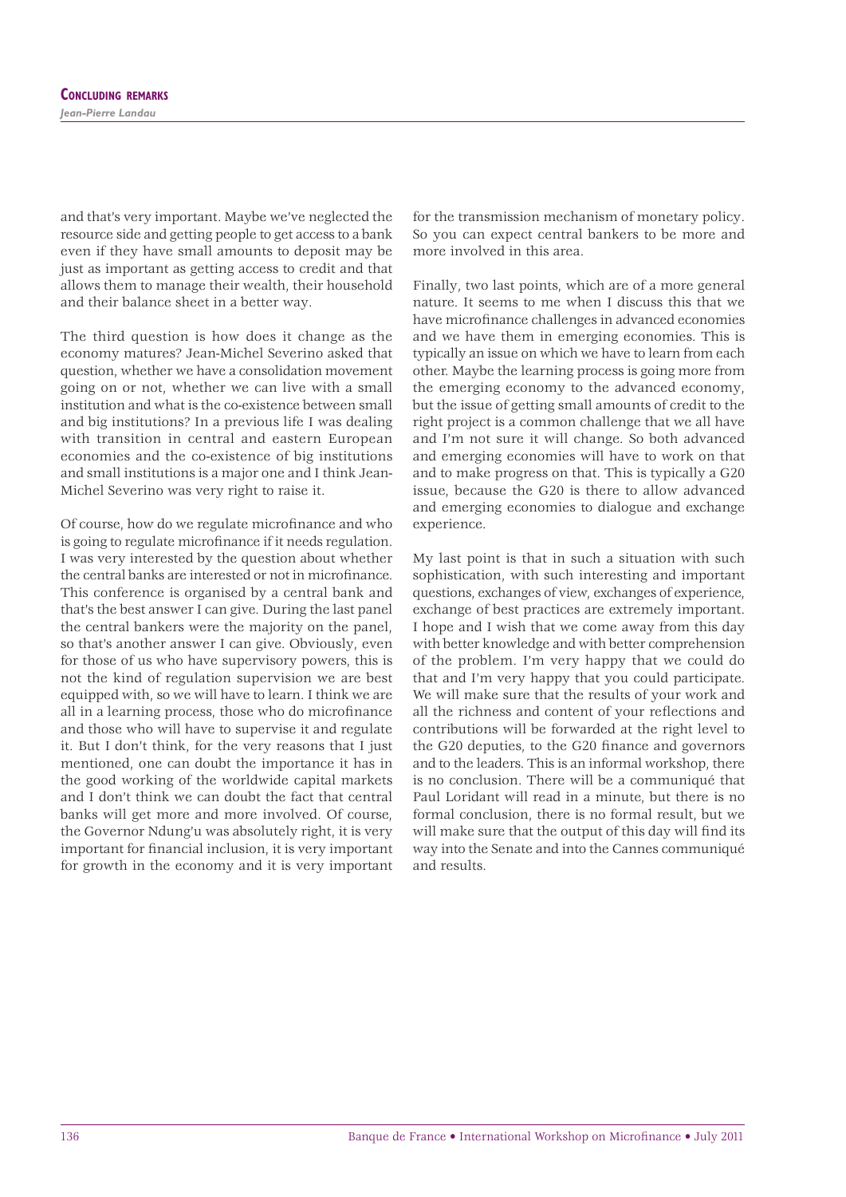and that's very important. Maybe we've neglected the resource side and getting people to get access to a bank even if they have small amounts to deposit may be just as important as getting access to credit and that allows them to manage their wealth, their household and their balance sheet in a better way.

The third question is how does it change as the economy matures? Jean-Michel Severino asked that question, whether we have a consolidation movement going on or not, whether we can live with a small institution and what is the co-existence between small and big institutions? In a previous life I was dealing with transition in central and eastern European economies and the co-existence of big institutions and small institutions is a major one and I think Jean-Michel Severino was very right to raise it.

Of course, how do we regulate microfinance and who is going to regulate microfinance if it needs regulation. I was very interested by the question about whether the central banks are interested or not in microfinance. This conference is organised by a central bank and that's the best answer I can give. During the last panel the central bankers were the majority on the panel, so that's another answer I can give. Obviously, even for those of us who have supervisory powers, this is not the kind of regulation supervision we are best equipped with, so we will have to learn. I think we are all in a learning process, those who do microfinance and those who will have to supervise it and regulate it. But I don't think, for the very reasons that I just mentioned, one can doubt the importance it has in the good working of the worldwide capital markets and I don't think we can doubt the fact that central banks will get more and more involved. Of course, the Governor Ndung'u was absolutely right, it is very important for financial inclusion, it is very important for growth in the economy and it is very important for the transmission mechanism of monetary policy. So you can expect central bankers to be more and more involved in this area.

Finally, two last points, which are of a more general nature. It seems to me when I discuss this that we have microfinance challenges in advanced economies and we have them in emerging economies. This is typically an issue on which we have to learn from each other. Maybe the learning process is going more from the emerging economy to the advanced economy, but the issue of getting small amounts of credit to the right project is a common challenge that we all have and I'm not sure it will change. So both advanced and emerging economies will have to work on that and to make progress on that. This is typically a G20 issue, because the G20 is there to allow advanced and emerging economies to dialogue and exchange experience.

My last point is that in such a situation with such sophistication, with such interesting and important questions, exchanges of view, exchanges of experience, exchange of best practices are extremely important. I hope and I wish that we come away from this day with better knowledge and with better comprehension of the problem. I'm very happy that we could do that and I'm very happy that you could participate. We will make sure that the results of your work and all the richness and content of your reflections and contributions will be forwarded at the right level to the G20 deputies, to the G20 finance and governors and to the leaders. This is an informal workshop, there is no conclusion. There will be a communiqué that Paul Loridant will read in a minute, but there is no formal conclusion, there is no formal result, but we will make sure that the output of this day will find its way into the Senate and into the Cannes communiqué and results.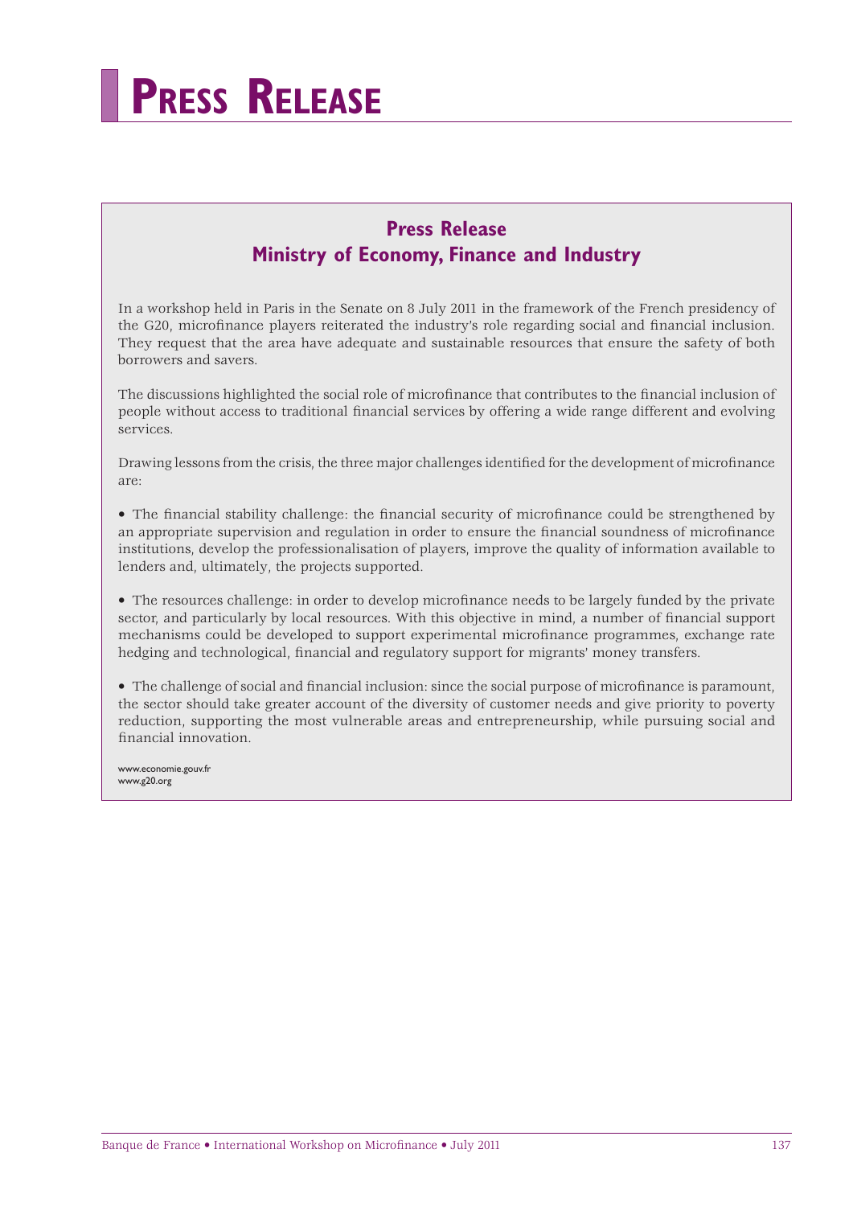# Press Release

## Press Release
## Ministry of Economy, Finance and Industry

In a workshop held in Paris in the Senate on 8 July 2011 in the framework of the French presidency of the G20, microfinance players reiterated the industry's role regarding social and financial inclusion. They request that the area have adequate and sustainable resources that ensure the safety of both borrowers and savers.

The discussions highlighted the social role of microfinance that contributes to the financial inclusion of people without access to traditional financial services by offering a wide range different and evolving services.

Drawing lessons from the crisis, the three major challenges identified for the development of microfinance are:

- The financial stability challenge: the financial security of microfinance could be strengthened by an appropriate supervision and regulation in order to ensure the financial soundness of microfinance institutions, develop the professionalisation of players, improve the quality of information available to lenders and, ultimately, the projects supported.

- The resources challenge: in order to develop microfinance needs to be largely funded by the private sector, and particularly by local resources. With this objective in mind, a number of financial support mechanisms could be developed to support experimental microfinance programmes, exchange rate hedging and technological, financial and regulatory support for migrants' money transfers.

- The challenge of social and financial inclusion: since the social purpose of microfinance is paramount, the sector should take greater account of the diversity of customer needs and give priority to poverty reduction, supporting the most vulnerable areas and entrepreneurship, while pursuing social and financial innovation.

www.economie.gouv.fr
www.g20.org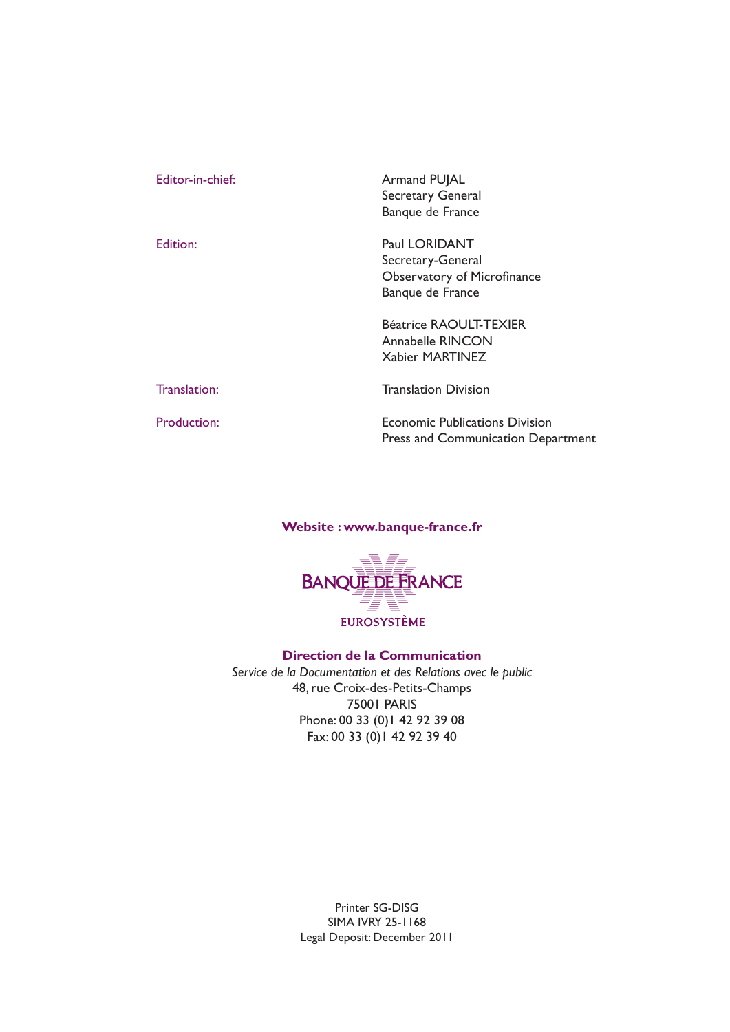| | |
|---|---|
| Editor-in-chief: | Armand PUJAL<br>Secretary General<br>Banque de France |
| Edition: | Paul LORIDANT<br>Secretary-General<br>Observatory of Microfinance<br>Banque de France |
| | Béatrice RAOULT-TEXIER<br>Annabelle RINCON<br>Xabier MARTINEZ |
| Translation: | Translation Division |
| Production: | Economic Publications Division<br>Press and Communication Department |

**Website : www.banque-france.fr**

BANQUE DE FRANCE

EUROSYSTÈME

**Direction de la Communication**

*Service de la Documentation et des Relations avec le public*

48, rue Croix-des-Petits-Champs

75001 PARIS

Phone: 00 33 (0)1 42 92 39 08

Fax: 00 33 (0)1 42 92 39 40

Printer SG-DISG

SIMA IVRY 25-1168

Legal Deposit: December 2011